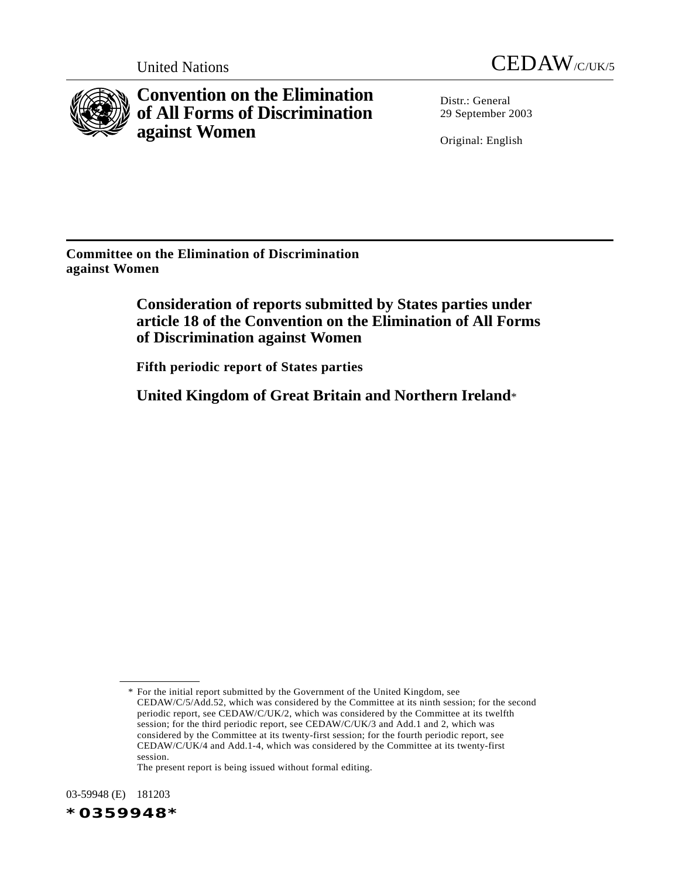United Nations

CEDAW/C/UK/5

# Convention on the Elimination of All Forms of Discrimination against Women

Distr.: General
29 September 2003

Original: English

**Committee on the Elimination of Discrimination against Women**

## Consideration of reports submitted by States parties under article 18 of the Convention on the Elimination of All Forms of Discrimination against Women

**Fifth periodic report of States parties**

## United Kingdom of Great Britain and Northern Ireland*

\* For the initial report submitted by the Government of the United Kingdom, see CEDAW/C/5/Add.52, which was considered by the Committee at its ninth session; for the second periodic report, see CEDAW/C/UK/2, which was considered by the Committee at its twelfth session; for the third periodic report, see CEDAW/C/UK/3 and Add.1 and 2, which was considered by the Committee at its twenty-first session; for the fourth periodic report, see CEDAW/C/UK/4 and Add.1-4, which was considered by the Committee at its twenty-first session.

The present report is being issued without formal editing.

03-59948 (E) 181203

*0359948*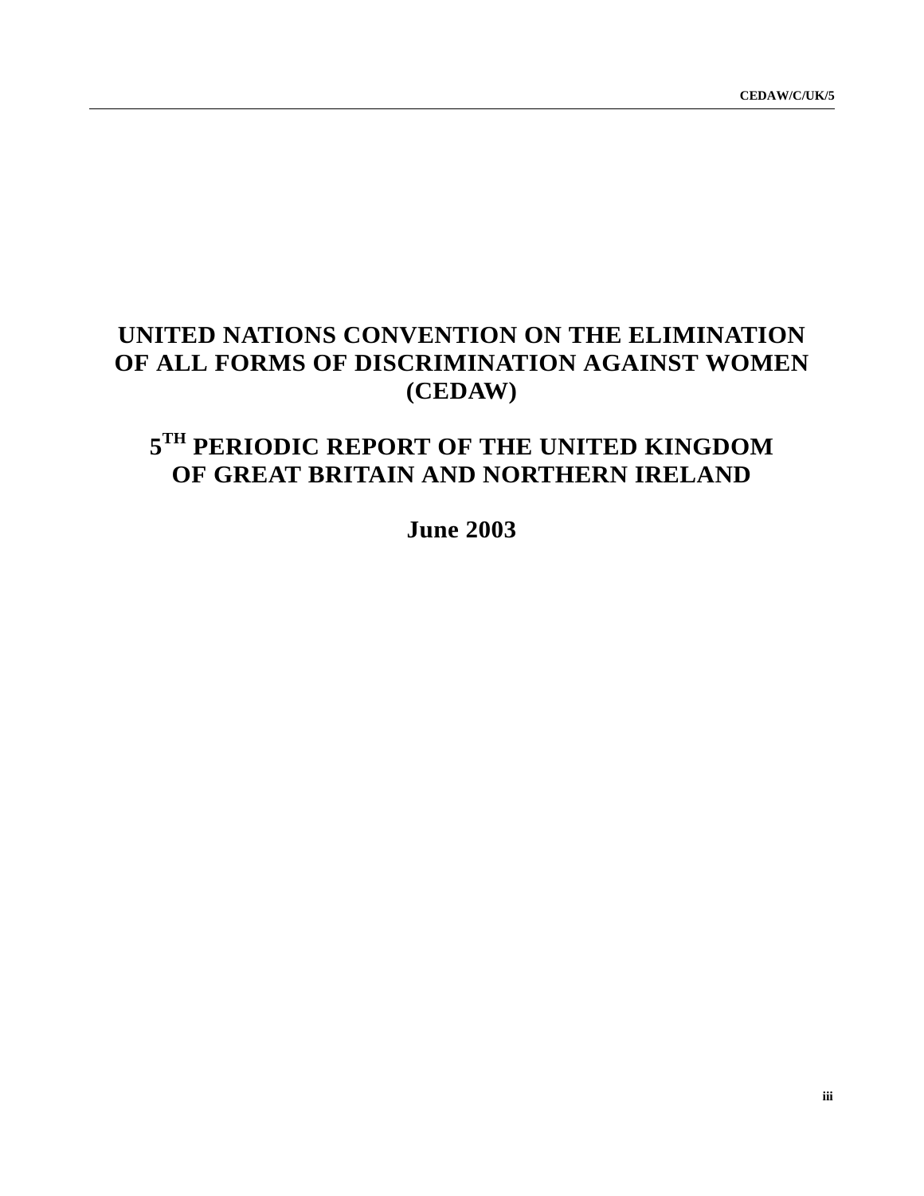# UNITED NATIONS CONVENTION ON THE ELIMINATION OF ALL FORMS OF DISCRIMINATION AGAINST WOMEN (CEDAW)

# 5TH PERIODIC REPORT OF THE UNITED KINGDOM OF GREAT BRITAIN AND NORTHERN IRELAND

**June 2003**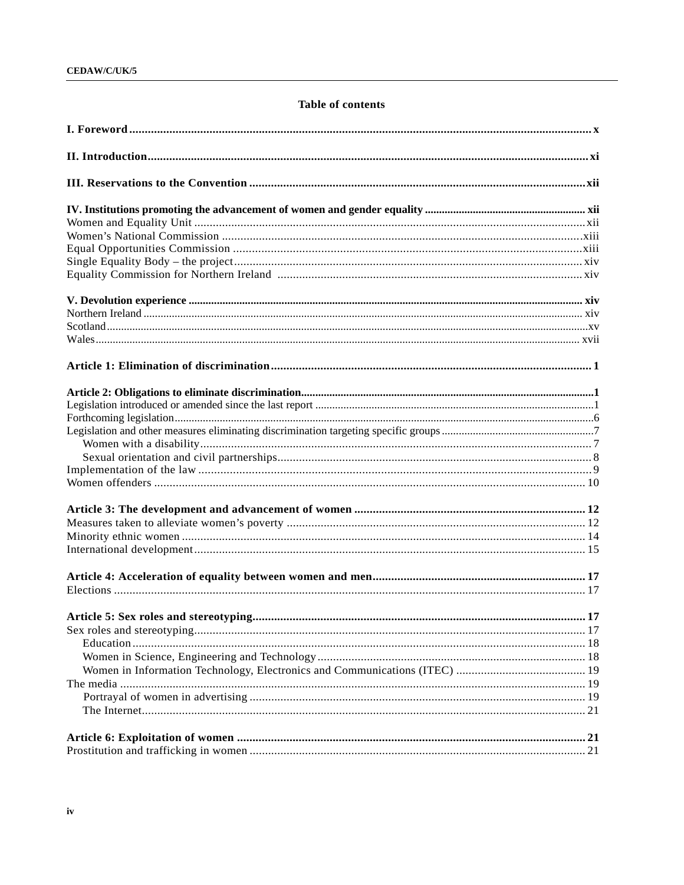## Table of contents

**I. Foreword** ..... x

**II. Introduction** ..... xi

**III. Reservations to the Convention** ..... xii

**IV. Institutions promoting the advancement of women and gender equality** ..... xii
Women and Equality Unit ..... xii
Women's National Commission ..... xiii
Equal Opportunities Commission ..... xiii
Single Equality Body – the project ..... xiv
Equality Commission for Northern Ireland ..... xiv

**V. Devolution experience** ..... xiv
Northern Ireland ..... xiv
Scotland ..... xv
Wales ..... xvii

**Article 1: Elimination of discrimination** ..... 1

**Article 2: Obligations to eliminate discrimination** ..... 1
Legislation introduced or amended since the last report ..... 1
Forthcoming legislation ..... 6
Legislation and other measures eliminating discrimination targeting specific groups ..... 7
- Women with a disability ..... 7
- Sexual orientation and civil partnerships ..... 8

Implementation of the law ..... 9
Women offenders ..... 10

**Article 3: The development and advancement of women** ..... 12
Measures taken to alleviate women's poverty ..... 12
Minority ethnic women ..... 14
International development ..... 15

**Article 4: Acceleration of equality between women and men** ..... 17
Elections ..... 17

**Article 5: Sex roles and stereotyping** ..... 17
Sex roles and stereotyping ..... 17
- Education ..... 18
- Women in Science, Engineering and Technology ..... 18
- Women in Information Technology, Electronics and Communications (ITEC) ..... 19

The media ..... 19
- Portrayal of women in advertising ..... 19
- The Internet ..... 21

**Article 6: Exploitation of women** ..... 21
Prostitution and trafficking in women ..... 21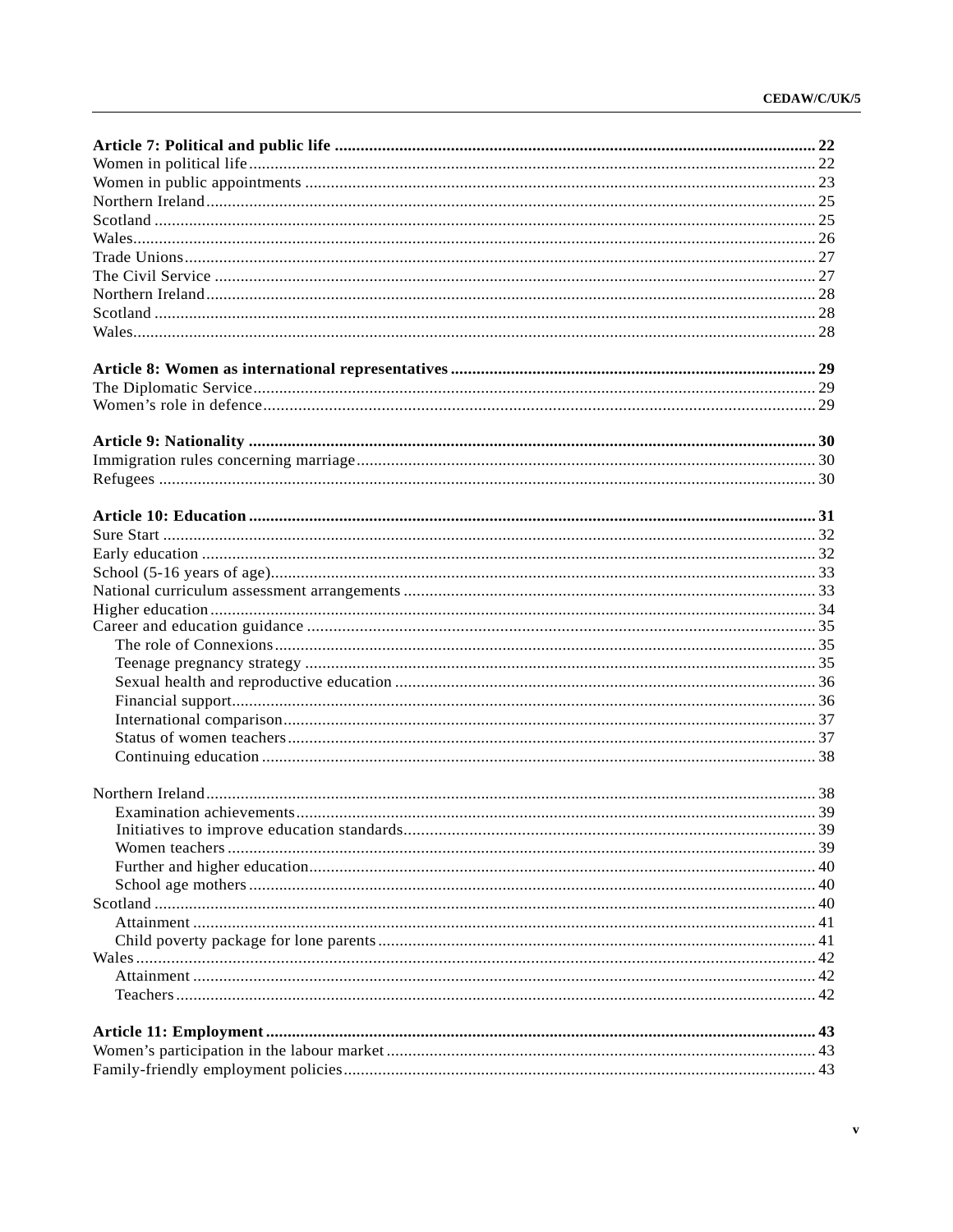**Article 7: Political and public life** ........ 22
Women in political life ........ 22
Women in public appointments ........ 23
Northern Ireland ........ 25
Scotland ........ 25
Wales ........ 26
Trade Unions ........ 27
The Civil Service ........ 27
Northern Ireland ........ 28
Scotland ........ 28
Wales ........ 28

**Article 8: Women as international representatives** ........ 29
The Diplomatic Service ........ 29
Women's role in defence ........ 29

**Article 9: Nationality** ........ 30
Immigration rules concerning marriage ........ 30
Refugees ........ 30

**Article 10: Education** ........ 31
Sure Start ........ 32
Early education ........ 32
School (5-16 years of age) ........ 33
National curriculum assessment arrangements ........ 33
Higher education ........ 34
Career and education guidance ........ 35
- The role of Connexions ........ 35
- Teenage pregnancy strategy ........ 35
- Sexual health and reproductive education ........ 36
- Financial support ........ 36
- International comparison ........ 37
- Status of women teachers ........ 37
- Continuing education ........ 38

Northern Ireland ........ 38
- Examination achievements ........ 39
- Initiatives to improve education standards ........ 39
- Women teachers ........ 39
- Further and higher education ........ 40
- School age mothers ........ 40

Scotland ........ 40
- Attainment ........ 41
- Child poverty package for lone parents ........ 41

Wales ........ 42
- Attainment ........ 42
- Teachers ........ 42

**Article 11: Employment** ........ 43
Women's participation in the labour market ........ 43
Family-friendly employment policies ........ 43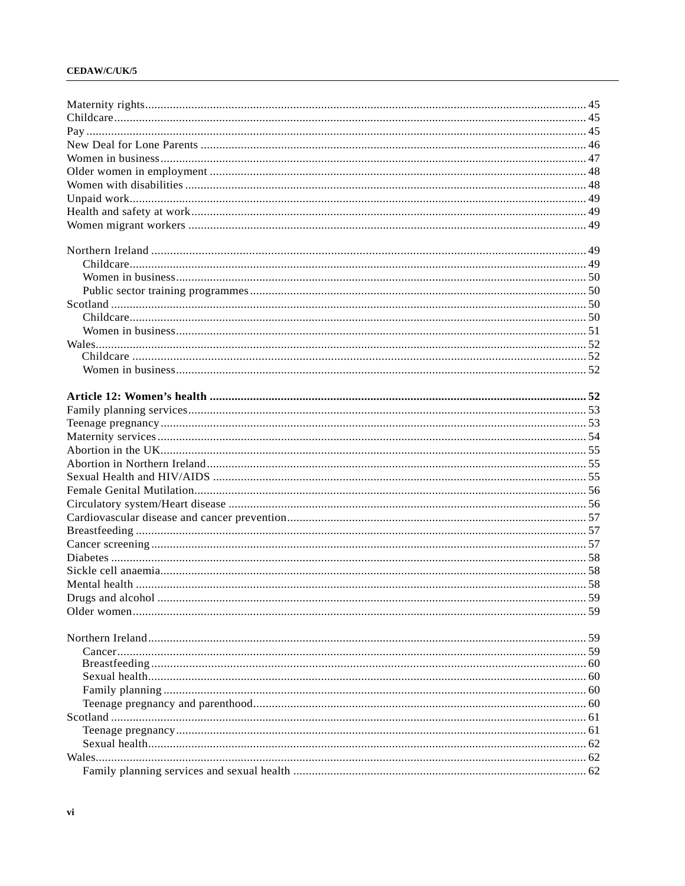Maternity rights ............................................................................................................................................. 45
Childcare ....................................................................................................................................................... 45
Pay ................................................................................................................................................................ 45
New Deal for Lone Parents ........................................................................................................................... 46
Women in business ........................................................................................................................................ 47
Older women in employment ........................................................................................................................ 48
Women with disabilities ................................................................................................................................ 48
Unpaid work .................................................................................................................................................. 49
Health and safety at work .............................................................................................................................. 49
Women migrant workers ............................................................................................................................... 49

Northern Ireland ............................................................................................................................................ 49
- Childcare .................................................................................................................................................. 49
- Women in business ................................................................................................................................... 50
- Public sector training programmes ........................................................................................................... 50

Scotland ........................................................................................................................................................ 50
- Childcare .................................................................................................................................................. 50
- Women in business ................................................................................................................................... 51

Wales ............................................................................................................................................................. 52
- Childcare .................................................................................................................................................. 52
- Women in business ................................................................................................................................... 52

**Article 12: Women's health ........................................................................................................................ 52**

Family planning services ............................................................................................................................... 53
Teenage pregnancy ........................................................................................................................................ 53
Maternity services ......................................................................................................................................... 54
Abortion in the UK ........................................................................................................................................ 55
Abortion in Northern Ireland ......................................................................................................................... 55
Sexual Health and HIV/AIDS ....................................................................................................................... 55
Female Genital Mutilation ............................................................................................................................. 56
Circulatory system/Heart disease .................................................................................................................. 56
Cardiovascular disease and cancer prevention ................................................................................................ 57
Breastfeeding ................................................................................................................................................ 57
Cancer screening ........................................................................................................................................... 57
Diabetes ........................................................................................................................................................ 58
Sickle cell anaemia ........................................................................................................................................ 58
Mental health ................................................................................................................................................ 58
Drugs and alcohol ......................................................................................................................................... 59
Older women ................................................................................................................................................. 59

Northern Ireland ............................................................................................................................................ 59
- Cancer ...................................................................................................................................................... 59
- Breastfeeding ............................................................................................................................................ 60
- Sexual health ............................................................................................................................................ 60
- Family planning ........................................................................................................................................ 60
- Teenage pregnancy and parenthood .......................................................................................................... 60

Scotland ........................................................................................................................................................ 61
- Teenage pregnancy ................................................................................................................................... 61
- Sexual health ............................................................................................................................................ 62

Wales ............................................................................................................................................................. 62
- Family planning services and sexual health ............................................................................................. 62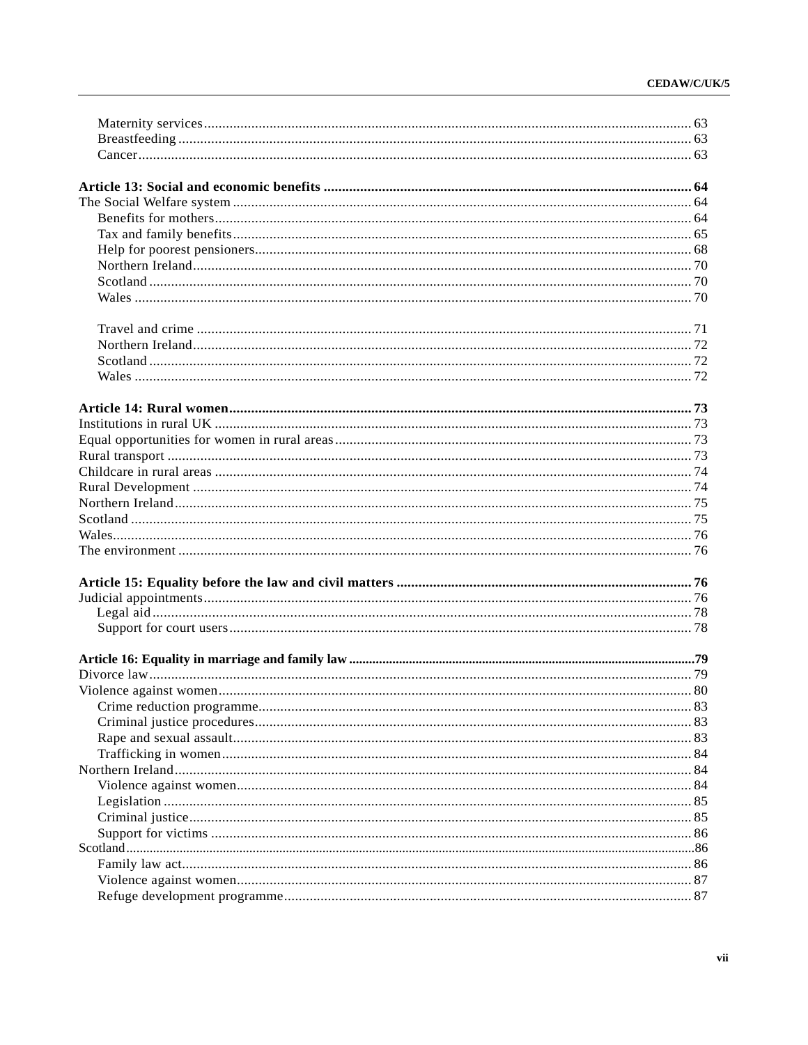Maternity services ..... 63
Breastfeeding ..... 63
Cancer ..... 63

**Article 13: Social and economic benefits ..... 64**

The Social Welfare system ..... 64
Benefits for mothers ..... 64
Tax and family benefits ..... 65
Help for poorest pensioners ..... 68
Northern Ireland ..... 70
Scotland ..... 70
Wales ..... 70

Travel and crime ..... 71
Northern Ireland ..... 72
Scotland ..... 72
Wales ..... 72

**Article 14: Rural women ..... 73**

Institutions in rural UK ..... 73
Equal opportunities for women in rural areas ..... 73
Rural transport ..... 73
Childcare in rural areas ..... 74
Rural Development ..... 74
Northern Ireland ..... 75
Scotland ..... 75
Wales ..... 76
The environment ..... 76

**Article 15: Equality before the law and civil matters ..... 76**

Judicial appointments ..... 76
Legal aid ..... 78
Support for court users ..... 78

**Article 16: Equality in marriage and family law ..... 79**

Divorce law ..... 79
Violence against women ..... 80
Crime reduction programme ..... 83
Criminal justice procedures ..... 83
Rape and sexual assault ..... 83
Trafficking in women ..... 84
Northern Ireland ..... 84
Violence against women ..... 84
Legislation ..... 85
Criminal justice ..... 85
Support for victims ..... 86
Scotland ..... 86
Family law act ..... 86
Violence against women ..... 87
Refuge development programme ..... 87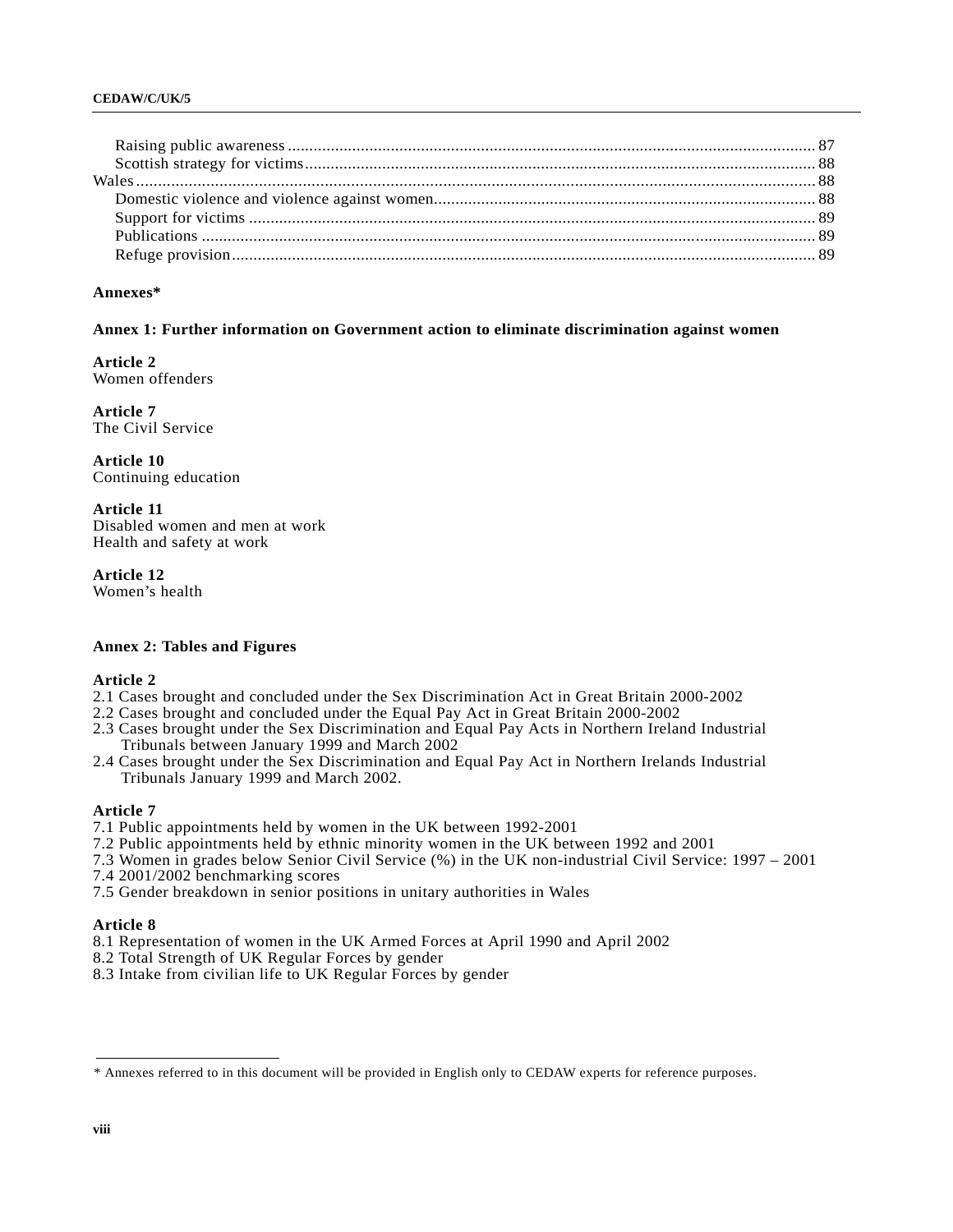Raising public awareness .......... 87
Scottish strategy for victims .......... 88
Wales .......... 88
Domestic violence and violence against women .......... 88
Support for victims .......... 89
Publications .......... 89
Refuge provision .......... 89

**Annexes***

**Annex 1: Further information on Government action to eliminate discrimination against women**

**Article 2**
Women offenders

**Article 7**
The Civil Service

**Article 10**
Continuing education

**Article 11**
Disabled women and men at work
Health and safety at work

**Article 12**
Women's health

**Annex 2: Tables and Figures**

**Article 2**
2.1 Cases brought and concluded under the Sex Discrimination Act in Great Britain 2000-2002
2.2 Cases brought and concluded under the Equal Pay Act in Great Britain 2000-2002
2.3 Cases brought under the Sex Discrimination and Equal Pay Acts in Northern Ireland Industrial Tribunals between January 1999 and March 2002
2.4 Cases brought under the Sex Discrimination and Equal Pay Act in Northern Irelands Industrial Tribunals January 1999 and March 2002.

**Article 7**
7.1 Public appointments held by women in the UK between 1992-2001
7.2 Public appointments held by ethnic minority women in the UK between 1992 and 2001
7.3 Women in grades below Senior Civil Service (%) in the UK non-industrial Civil Service: 1997 – 2001
7.4 2001/2002 benchmarking scores
7.5 Gender breakdown in senior positions in unitary authorities in Wales

**Article 8**
8.1 Representation of women in the UK Armed Forces at April 1990 and April 2002
8.2 Total Strength of UK Regular Forces by gender
8.3 Intake from civilian life to UK Regular Forces by gender

* Annexes referred to in this document will be provided in English only to CEDAW experts for reference purposes.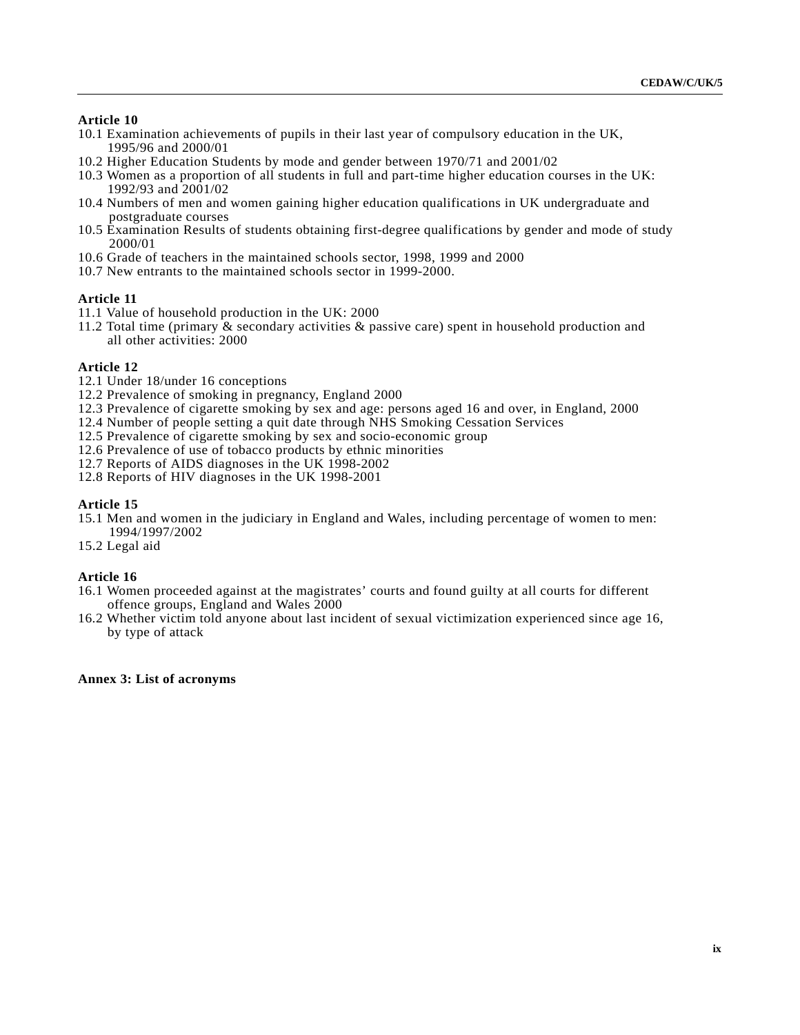**Article 10**

10.1 Examination achievements of pupils in their last year of compulsory education in the UK, 1995/96 and 2000/01
10.2 Higher Education Students by mode and gender between 1970/71 and 2001/02
10.3 Women as a proportion of all students in full and part-time higher education courses in the UK: 1992/93 and 2001/02
10.4 Numbers of men and women gaining higher education qualifications in UK undergraduate and postgraduate courses
10.5 Examination Results of students obtaining first-degree qualifications by gender and mode of study 2000/01
10.6 Grade of teachers in the maintained schools sector, 1998, 1999 and 2000
10.7 New entrants to the maintained schools sector in 1999-2000.

**Article 11**

11.1 Value of household production in the UK: 2000
11.2 Total time (primary & secondary activities & passive care) spent in household production and all other activities: 2000

**Article 12**

12.1 Under 18/under 16 conceptions
12.2 Prevalence of smoking in pregnancy, England 2000
12.3 Prevalence of cigarette smoking by sex and age: persons aged 16 and over, in England, 2000
12.4 Number of people setting a quit date through NHS Smoking Cessation Services
12.5 Prevalence of cigarette smoking by sex and socio-economic group
12.6 Prevalence of use of tobacco products by ethnic minorities
12.7 Reports of AIDS diagnoses in the UK 1998-2002
12.8 Reports of HIV diagnoses in the UK 1998-2001

**Article 15**

15.1 Men and women in the judiciary in England and Wales, including percentage of women to men: 1994/1997/2002
15.2 Legal aid

**Article 16**

16.1 Women proceeded against at the magistrates' courts and found guilty at all courts for different offence groups, England and Wales 2000
16.2 Whether victim told anyone about last incident of sexual victimization experienced since age 16, by type of attack

**Annex 3: List of acronyms**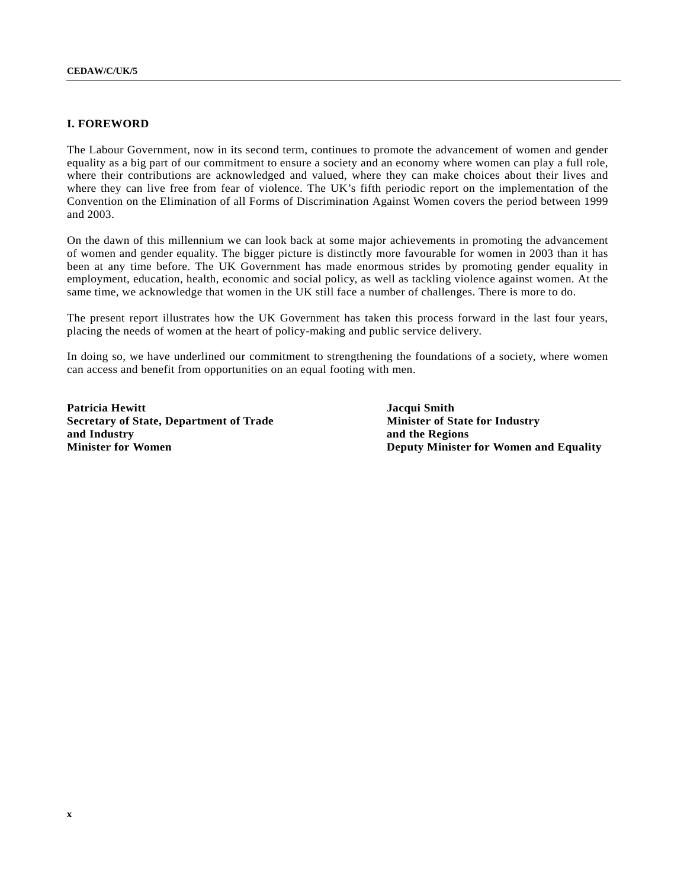# I. FOREWORD

The Labour Government, now in its second term, continues to promote the advancement of women and gender equality as a big part of our commitment to ensure a society and an economy where women can play a full role, where their contributions are acknowledged and valued, where they can make choices about their lives and where they can live free from fear of violence. The UK's fifth periodic report on the implementation of the Convention on the Elimination of all Forms of Discrimination Against Women covers the period between 1999 and 2003.

On the dawn of this millennium we can look back at some major achievements in promoting the advancement of women and gender equality. The bigger picture is distinctly more favourable for women in 2003 than it has been at any time before. The UK Government has made enormous strides by promoting gender equality in employment, education, health, economic and social policy, as well as tackling violence against women. At the same time, we acknowledge that women in the UK still face a number of challenges. There is more to do.

The present report illustrates how the UK Government has taken this process forward in the last four years, placing the needs of women at the heart of policy-making and public service delivery.

In doing so, we have underlined our commitment to strengthening the foundations of a society, where women can access and benefit from opportunities on an equal footing with men.

**Patricia Hewitt**
**Secretary of State, Department of Trade and Industry**
**Minister for Women**

**Jacqui Smith**
**Minister of State for Industry and the Regions**
**Deputy Minister for Women and Equality**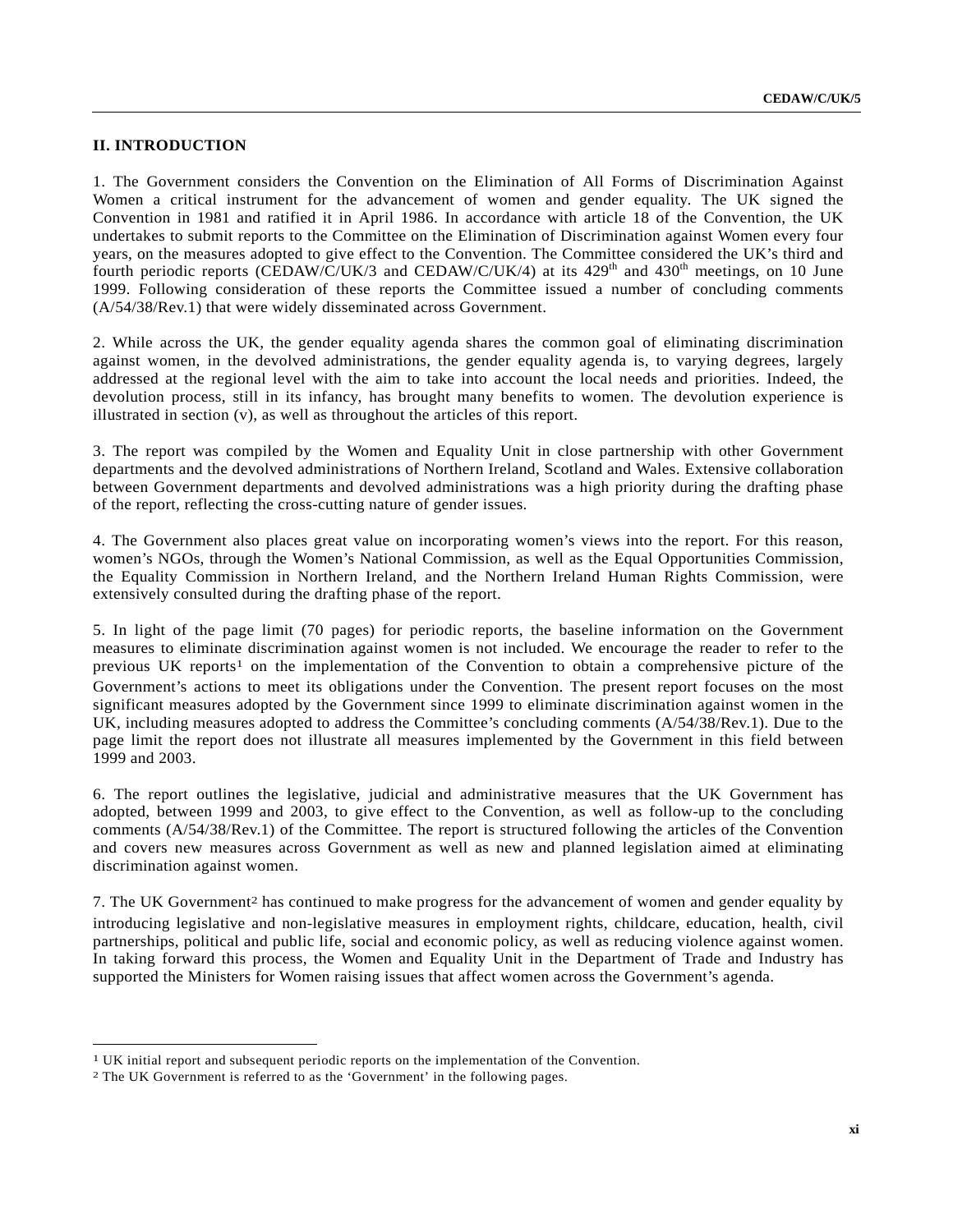## II. INTRODUCTION

1. The Government considers the Convention on the Elimination of All Forms of Discrimination Against Women a critical instrument for the advancement of women and gender equality. The UK signed the Convention in 1981 and ratified it in April 1986. In accordance with article 18 of the Convention, the UK undertakes to submit reports to the Committee on the Elimination of Discrimination against Women every four years, on the measures adopted to give effect to the Convention. The Committee considered the UK's third and fourth periodic reports (CEDAW/C/UK/3 and CEDAW/C/UK/4) at its 429th and 430th meetings, on 10 June 1999. Following consideration of these reports the Committee issued a number of concluding comments (A/54/38/Rev.1) that were widely disseminated across Government.

2. While across the UK, the gender equality agenda shares the common goal of eliminating discrimination against women, in the devolved administrations, the gender equality agenda is, to varying degrees, largely addressed at the regional level with the aim to take into account the local needs and priorities. Indeed, the devolution process, still in its infancy, has brought many benefits to women. The devolution experience is illustrated in section (v), as well as throughout the articles of this report.

3. The report was compiled by the Women and Equality Unit in close partnership with other Government departments and the devolved administrations of Northern Ireland, Scotland and Wales. Extensive collaboration between Government departments and devolved administrations was a high priority during the drafting phase of the report, reflecting the cross-cutting nature of gender issues.

4. The Government also places great value on incorporating women's views into the report. For this reason, women's NGOs, through the Women's National Commission, as well as the Equal Opportunities Commission, the Equality Commission in Northern Ireland, and the Northern Ireland Human Rights Commission, were extensively consulted during the drafting phase of the report.

5. In light of the page limit (70 pages) for periodic reports, the baseline information on the Government measures to eliminate discrimination against women is not included. We encourage the reader to refer to the previous UK reports[1] on the implementation of the Convention to obtain a comprehensive picture of the Government's actions to meet its obligations under the Convention. The present report focuses on the most significant measures adopted by the Government since 1999 to eliminate discrimination against women in the UK, including measures adopted to address the Committee's concluding comments (A/54/38/Rev.1). Due to the page limit the report does not illustrate all measures implemented by the Government in this field between 1999 and 2003.

6. The report outlines the legislative, judicial and administrative measures that the UK Government has adopted, between 1999 and 2003, to give effect to the Convention, as well as follow-up to the concluding comments (A/54/38/Rev.1) of the Committee. The report is structured following the articles of the Convention and covers new measures across Government as well as new and planned legislation aimed at eliminating discrimination against women.

7. The UK Government[2] has continued to make progress for the advancement of women and gender equality by introducing legislative and non-legislative measures in employment rights, childcare, education, health, civil partnerships, political and public life, social and economic policy, as well as reducing violence against women. In taking forward this process, the Women and Equality Unit in the Department of Trade and Industry has supported the Ministers for Women raising issues that affect women across the Government's agenda.

---

[1] UK initial report and subsequent periodic reports on the implementation of the Convention.

[2] The UK Government is referred to as the 'Government' in the following pages.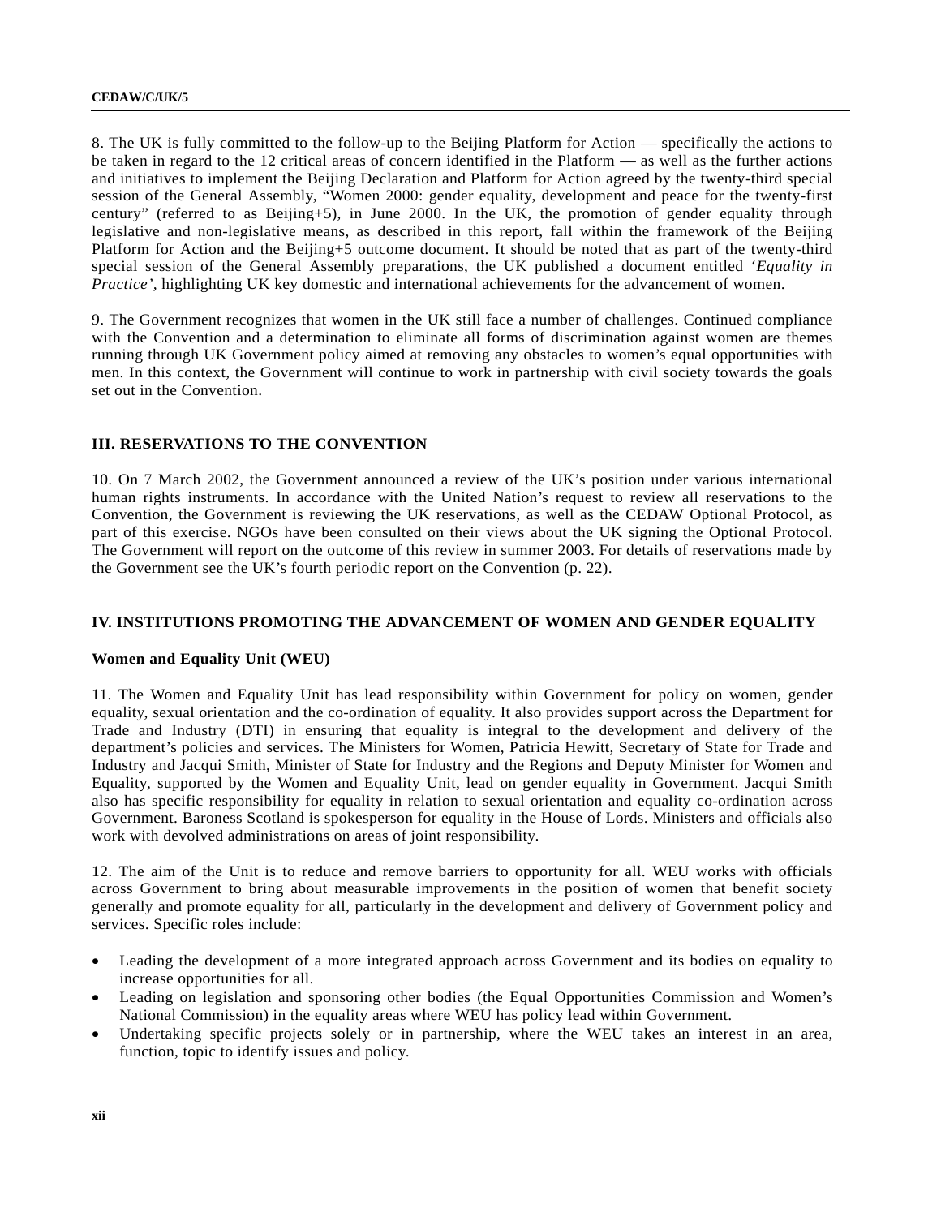8. The UK is fully committed to the follow-up to the Beijing Platform for Action — specifically the actions to be taken in regard to the 12 critical areas of concern identified in the Platform — as well as the further actions and initiatives to implement the Beijing Declaration and Platform for Action agreed by the twenty-third special session of the General Assembly, "Women 2000: gender equality, development and peace for the twenty-first century" (referred to as Beijing+5), in June 2000. In the UK, the promotion of gender equality through legislative and non-legislative means, as described in this report, fall within the framework of the Beijing Platform for Action and the Beijing+5 outcome document. It should be noted that as part of the twenty-third special session of the General Assembly preparations, the UK published a document entitled *'Equality in Practice'*, highlighting UK key domestic and international achievements for the advancement of women.

9. The Government recognizes that women in the UK still face a number of challenges. Continued compliance with the Convention and a determination to eliminate all forms of discrimination against women are themes running through UK Government policy aimed at removing any obstacles to women's equal opportunities with men. In this context, the Government will continue to work in partnership with civil society towards the goals set out in the Convention.

## III. RESERVATIONS TO THE CONVENTION

10. On 7 March 2002, the Government announced a review of the UK's position under various international human rights instruments. In accordance with the United Nation's request to review all reservations to the Convention, the Government is reviewing the UK reservations, as well as the CEDAW Optional Protocol, as part of this exercise. NGOs have been consulted on their views about the UK signing the Optional Protocol. The Government will report on the outcome of this review in summer 2003. For details of reservations made by the Government see the UK's fourth periodic report on the Convention (p. 22).

## IV. INSTITUTIONS PROMOTING THE ADVANCEMENT OF WOMEN AND GENDER EQUALITY

### Women and Equality Unit (WEU)

11. The Women and Equality Unit has lead responsibility within Government for policy on women, gender equality, sexual orientation and the co-ordination of equality. It also provides support across the Department for Trade and Industry (DTI) in ensuring that equality is integral to the development and delivery of the department's policies and services. The Ministers for Women, Patricia Hewitt, Secretary of State for Trade and Industry and Jacqui Smith, Minister of State for Industry and the Regions and Deputy Minister for Women and Equality, supported by the Women and Equality Unit, lead on gender equality in Government. Jacqui Smith also has specific responsibility for equality in relation to sexual orientation and equality co-ordination across Government. Baroness Scotland is spokesperson for equality in the House of Lords. Ministers and officials also work with devolved administrations on areas of joint responsibility.

12. The aim of the Unit is to reduce and remove barriers to opportunity for all. WEU works with officials across Government to bring about measurable improvements in the position of women that benefit society generally and promote equality for all, particularly in the development and delivery of Government policy and services. Specific roles include:

- Leading the development of a more integrated approach across Government and its bodies on equality to increase opportunities for all.
- Leading on legislation and sponsoring other bodies (the Equal Opportunities Commission and Women's National Commission) in the equality areas where WEU has policy lead within Government.
- Undertaking specific projects solely or in partnership, where the WEU takes an interest in an area, function, topic to identify issues and policy.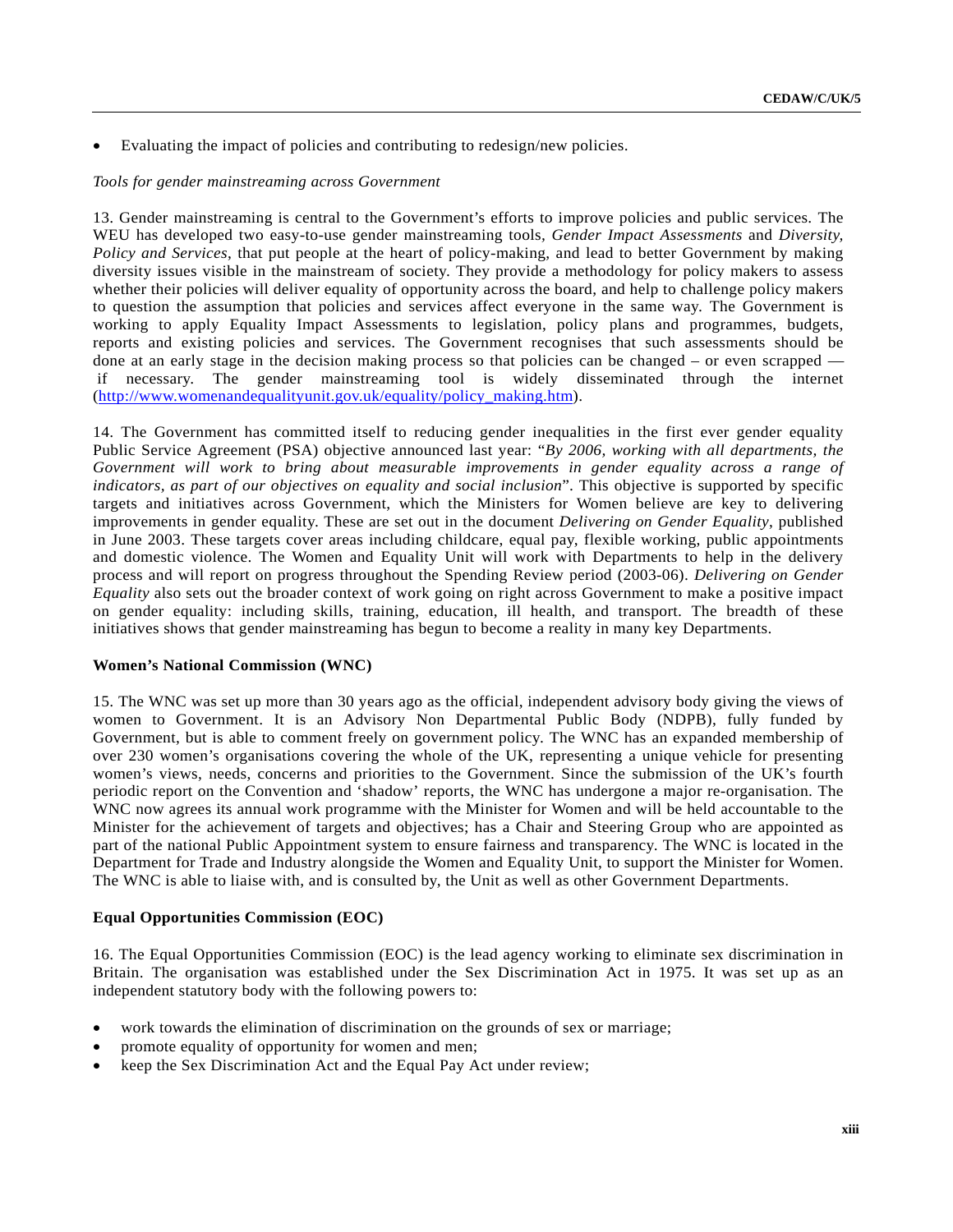- Evaluating the impact of policies and contributing to redesign/new policies.

*Tools for gender mainstreaming across Government*

13. Gender mainstreaming is central to the Government's efforts to improve policies and public services. The WEU has developed two easy-to-use gender mainstreaming tools, *Gender Impact Assessments* and *Diversity, Policy and Services*, that put people at the heart of policy-making, and lead to better Government by making diversity issues visible in the mainstream of society. They provide a methodology for policy makers to assess whether their policies will deliver equality of opportunity across the board, and help to challenge policy makers to question the assumption that policies and services affect everyone in the same way. The Government is working to apply Equality Impact Assessments to legislation, policy plans and programmes, budgets, reports and existing policies and services. The Government recognises that such assessments should be done at an early stage in the decision making process so that policies can be changed – or even scrapped — if necessary. The gender mainstreaming tool is widely disseminated through the internet (http://www.womenandequalityunit.gov.uk/equality/policy_making.htm).

14. The Government has committed itself to reducing gender inequalities in the first ever gender equality Public Service Agreement (PSA) objective announced last year: "*By 2006, working with all departments, the Government will work to bring about measurable improvements in gender equality across a range of indicators, as part of our objectives on equality and social inclusion*". This objective is supported by specific targets and initiatives across Government, which the Ministers for Women believe are key to delivering improvements in gender equality. These are set out in the document *Delivering on Gender Equality*, published in June 2003. These targets cover areas including childcare, equal pay, flexible working, public appointments and domestic violence. The Women and Equality Unit will work with Departments to help in the delivery process and will report on progress throughout the Spending Review period (2003-06). *Delivering on Gender Equality* also sets out the broader context of work going on right across Government to make a positive impact on gender equality: including skills, training, education, ill health, and transport. The breadth of these initiatives shows that gender mainstreaming has begun to become a reality in many key Departments.

**Women's National Commission (WNC)**

15. The WNC was set up more than 30 years ago as the official, independent advisory body giving the views of women to Government. It is an Advisory Non Departmental Public Body (NDPB), fully funded by Government, but is able to comment freely on government policy. The WNC has an expanded membership of over 230 women's organisations covering the whole of the UK, representing a unique vehicle for presenting women's views, needs, concerns and priorities to the Government. Since the submission of the UK's fourth periodic report on the Convention and 'shadow' reports, the WNC has undergone a major re-organisation. The WNC now agrees its annual work programme with the Minister for Women and will be held accountable to the Minister for the achievement of targets and objectives; has a Chair and Steering Group who are appointed as part of the national Public Appointment system to ensure fairness and transparency. The WNC is located in the Department for Trade and Industry alongside the Women and Equality Unit, to support the Minister for Women. The WNC is able to liaise with, and is consulted by, the Unit as well as other Government Departments.

**Equal Opportunities Commission (EOC)**

16. The Equal Opportunities Commission (EOC) is the lead agency working to eliminate sex discrimination in Britain. The organisation was established under the Sex Discrimination Act in 1975. It was set up as an independent statutory body with the following powers to:

- work towards the elimination of discrimination on the grounds of sex or marriage;
- promote equality of opportunity for women and men;
- keep the Sex Discrimination Act and the Equal Pay Act under review;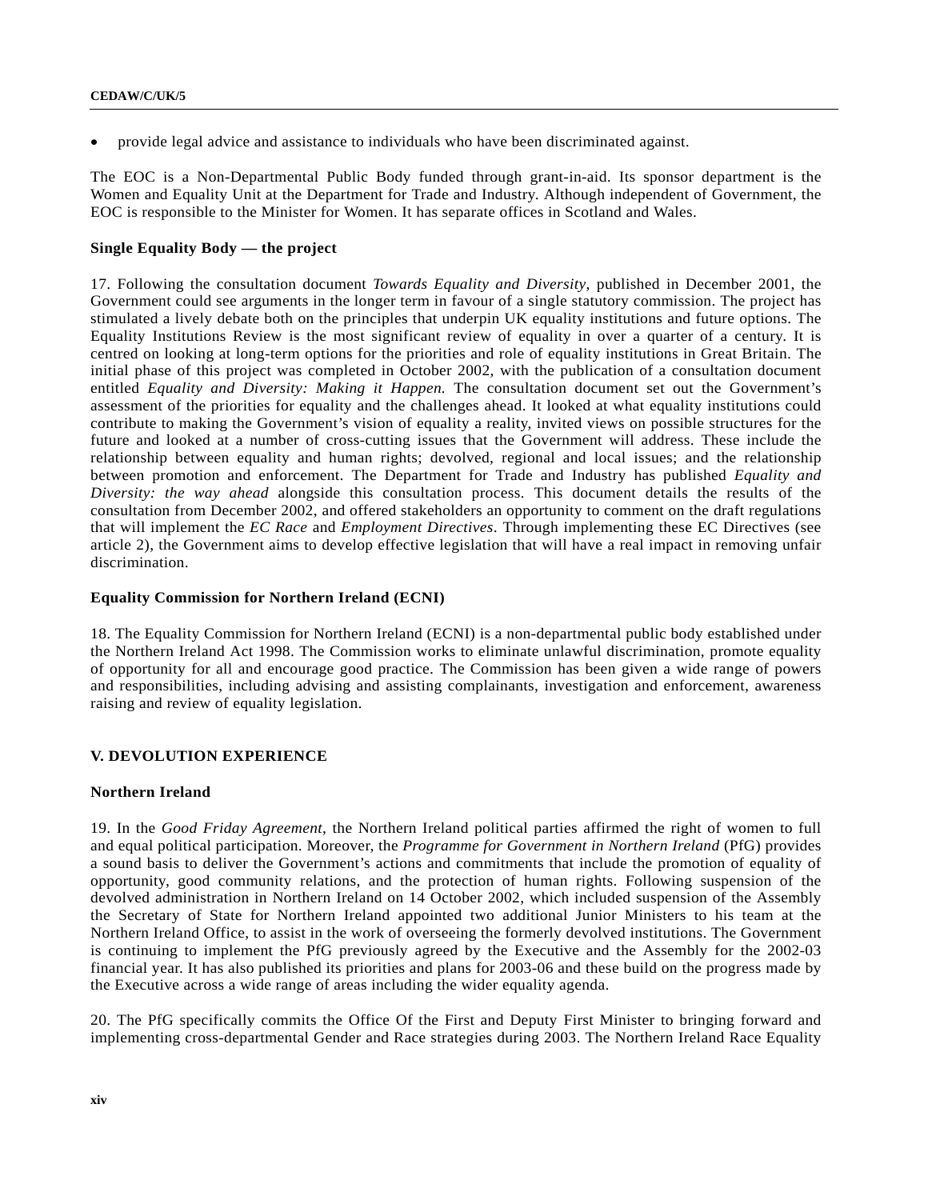- provide legal advice and assistance to individuals who have been discriminated against.

The EOC is a Non-Departmental Public Body funded through grant-in-aid. Its sponsor department is the Women and Equality Unit at the Department for Trade and Industry. Although independent of Government, the EOC is responsible to the Minister for Women. It has separate offices in Scotland and Wales.

**Single Equality Body — the project**

17. Following the consultation document *Towards Equality and Diversity*, published in December 2001, the Government could see arguments in the longer term in favour of a single statutory commission. The project has stimulated a lively debate both on the principles that underpin UK equality institutions and future options. The Equality Institutions Review is the most significant review of equality in over a quarter of a century. It is centred on looking at long-term options for the priorities and role of equality institutions in Great Britain. The initial phase of this project was completed in October 2002, with the publication of a consultation document entitled *Equality and Diversity: Making it Happen.* The consultation document set out the Government's assessment of the priorities for equality and the challenges ahead. It looked at what equality institutions could contribute to making the Government's vision of equality a reality, invited views on possible structures for the future and looked at a number of cross-cutting issues that the Government will address. These include the relationship between equality and human rights; devolved, regional and local issues; and the relationship between promotion and enforcement. The Department for Trade and Industry has published *Equality and Diversity: the way ahead* alongside this consultation process. This document details the results of the consultation from December 2002, and offered stakeholders an opportunity to comment on the draft regulations that will implement the *EC Race* and *Employment Directives*. Through implementing these EC Directives (see article 2), the Government aims to develop effective legislation that will have a real impact in removing unfair discrimination.

**Equality Commission for Northern Ireland (ECNI)**

18. The Equality Commission for Northern Ireland (ECNI) is a non-departmental public body established under the Northern Ireland Act 1998. The Commission works to eliminate unlawful discrimination, promote equality of opportunity for all and encourage good practice. The Commission has been given a wide range of powers and responsibilities, including advising and assisting complainants, investigation and enforcement, awareness raising and review of equality legislation.

## V. DEVOLUTION EXPERIENCE

**Northern Ireland**

19. In the *Good Friday Agreement*, the Northern Ireland political parties affirmed the right of women to full and equal political participation. Moreover, the *Programme for Government in Northern Ireland* (PfG) provides a sound basis to deliver the Government's actions and commitments that include the promotion of equality of opportunity, good community relations, and the protection of human rights. Following suspension of the devolved administration in Northern Ireland on 14 October 2002, which included suspension of the Assembly the Secretary of State for Northern Ireland appointed two additional Junior Ministers to his team at the Northern Ireland Office, to assist in the work of overseeing the formerly devolved institutions. The Government is continuing to implement the PfG previously agreed by the Executive and the Assembly for the 2002-03 financial year. It has also published its priorities and plans for 2003-06 and these build on the progress made by the Executive across a wide range of areas including the wider equality agenda.

20. The PfG specifically commits the Office Of the First and Deputy First Minister to bringing forward and implementing cross-departmental Gender and Race strategies during 2003. The Northern Ireland Race Equality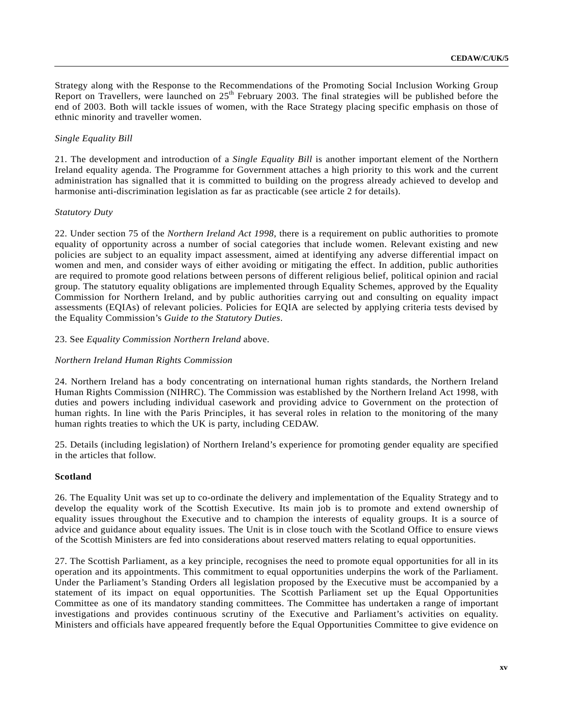Strategy along with the Response to the Recommendations of the Promoting Social Inclusion Working Group Report on Travellers, were launched on 25th February 2003. The final strategies will be published before the end of 2003. Both will tackle issues of women, with the Race Strategy placing specific emphasis on those of ethnic minority and traveller women.

*Single Equality Bill*

21. The development and introduction of a *Single Equality Bill* is another important element of the Northern Ireland equality agenda. The Programme for Government attaches a high priority to this work and the current administration has signalled that it is committed to building on the progress already achieved to develop and harmonise anti-discrimination legislation as far as practicable (see article 2 for details).

*Statutory Duty*

22. Under section 75 of the *Northern Ireland Act 1998*, there is a requirement on public authorities to promote equality of opportunity across a number of social categories that include women. Relevant existing and new policies are subject to an equality impact assessment, aimed at identifying any adverse differential impact on women and men, and consider ways of either avoiding or mitigating the effect. In addition, public authorities are required to promote good relations between persons of different religious belief, political opinion and racial group. The statutory equality obligations are implemented through Equality Schemes, approved by the Equality Commission for Northern Ireland, and by public authorities carrying out and consulting on equality impact assessments (EQIAs) of relevant policies. Policies for EQIA are selected by applying criteria tests devised by the Equality Commission's *Guide to the Statutory Duties*.

23. See *Equality Commission Northern Ireland* above.

*Northern Ireland Human Rights Commission*

24. Northern Ireland has a body concentrating on international human rights standards, the Northern Ireland Human Rights Commission (NIHRC). The Commission was established by the Northern Ireland Act 1998, with duties and powers including individual casework and providing advice to Government on the protection of human rights. In line with the Paris Principles, it has several roles in relation to the monitoring of the many human rights treaties to which the UK is party, including CEDAW.

25. Details (including legislation) of Northern Ireland's experience for promoting gender equality are specified in the articles that follow.

**Scotland**

26. The Equality Unit was set up to co-ordinate the delivery and implementation of the Equality Strategy and to develop the equality work of the Scottish Executive. Its main job is to promote and extend ownership of equality issues throughout the Executive and to champion the interests of equality groups. It is a source of advice and guidance about equality issues. The Unit is in close touch with the Scotland Office to ensure views of the Scottish Ministers are fed into considerations about reserved matters relating to equal opportunities.

27. The Scottish Parliament, as a key principle, recognises the need to promote equal opportunities for all in its operation and its appointments. This commitment to equal opportunities underpins the work of the Parliament. Under the Parliament's Standing Orders all legislation proposed by the Executive must be accompanied by a statement of its impact on equal opportunities. The Scottish Parliament set up the Equal Opportunities Committee as one of its mandatory standing committees. The Committee has undertaken a range of important investigations and provides continuous scrutiny of the Executive and Parliament's activities on equality. Ministers and officials have appeared frequently before the Equal Opportunities Committee to give evidence on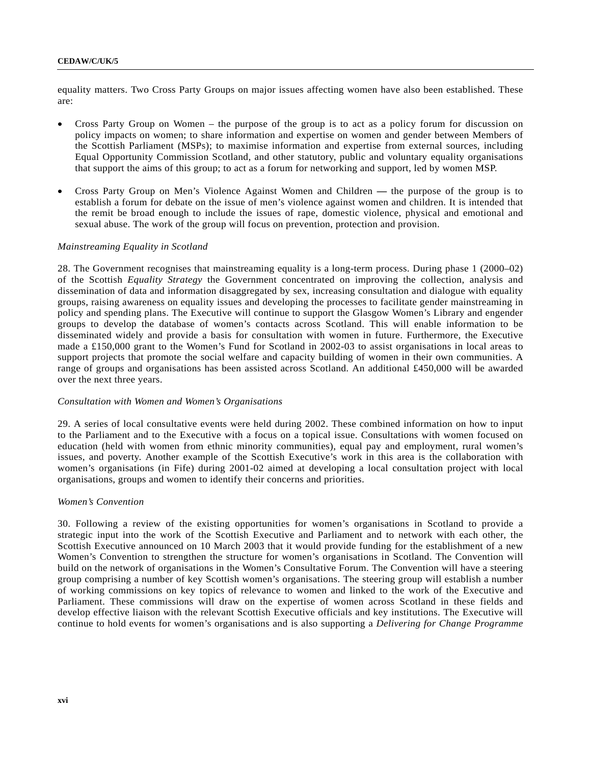equality matters. Two Cross Party Groups on major issues affecting women have also been established. These are:

- Cross Party Group on Women – the purpose of the group is to act as a policy forum for discussion on policy impacts on women; to share information and expertise on women and gender between Members of the Scottish Parliament (MSPs); to maximise information and expertise from external sources, including Equal Opportunity Commission Scotland, and other statutory, public and voluntary equality organisations that support the aims of this group; to act as a forum for networking and support, led by women MSP.

- Cross Party Group on Men's Violence Against Women and Children — the purpose of the group is to establish a forum for debate on the issue of men's violence against women and children. It is intended that the remit be broad enough to include the issues of rape, domestic violence, physical and emotional and sexual abuse. The work of the group will focus on prevention, protection and provision.

*Mainstreaming Equality in Scotland*

28. The Government recognises that mainstreaming equality is a long-term process. During phase 1 (2000–02) of the Scottish *Equality Strategy* the Government concentrated on improving the collection, analysis and dissemination of data and information disaggregated by sex, increasing consultation and dialogue with equality groups, raising awareness on equality issues and developing the processes to facilitate gender mainstreaming in policy and spending plans. The Executive will continue to support the Glasgow Women's Library and engender groups to develop the database of women's contacts across Scotland. This will enable information to be disseminated widely and provide a basis for consultation with women in future. Furthermore, the Executive made a £150,000 grant to the Women's Fund for Scotland in 2002-03 to assist organisations in local areas to support projects that promote the social welfare and capacity building of women in their own communities. A range of groups and organisations has been assisted across Scotland. An additional £450,000 will be awarded over the next three years.

*Consultation with Women and Women's Organisations*

29. A series of local consultative events were held during 2002. These combined information on how to input to the Parliament and to the Executive with a focus on a topical issue. Consultations with women focused on education (held with women from ethnic minority communities), equal pay and employment, rural women's issues, and poverty. Another example of the Scottish Executive's work in this area is the collaboration with women's organisations (in Fife) during 2001-02 aimed at developing a local consultation project with local organisations, groups and women to identify their concerns and priorities.

*Women's Convention*

30. Following a review of the existing opportunities for women's organisations in Scotland to provide a strategic input into the work of the Scottish Executive and Parliament and to network with each other, the Scottish Executive announced on 10 March 2003 that it would provide funding for the establishment of a new Women's Convention to strengthen the structure for women's organisations in Scotland. The Convention will build on the network of organisations in the Women's Consultative Forum. The Convention will have a steering group comprising a number of key Scottish women's organisations. The steering group will establish a number of working commissions on key topics of relevance to women and linked to the work of the Executive and Parliament. These commissions will draw on the expertise of women across Scotland in these fields and develop effective liaison with the relevant Scottish Executive officials and key institutions. The Executive will continue to hold events for women's organisations and is also supporting a *Delivering for Change Programme*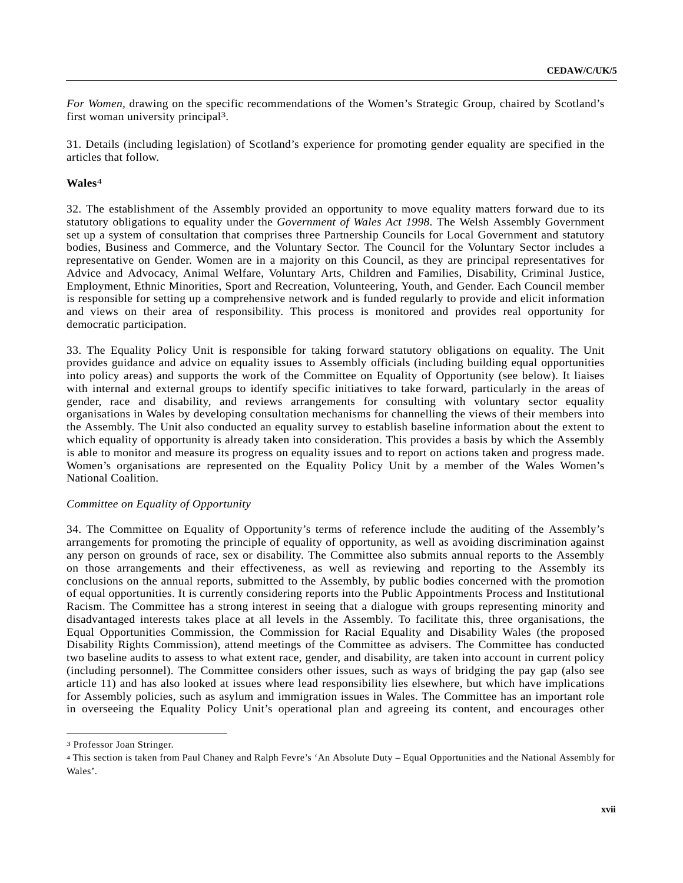*For Women*, drawing on the specific recommendations of the Women's Strategic Group, chaired by Scotland's first woman university principal[3].

31. Details (including legislation) of Scotland's experience for promoting gender equality are specified in the articles that follow.

**Wales**[4]

32. The establishment of the Assembly provided an opportunity to move equality matters forward due to its statutory obligations to equality under the *Government of Wales Act 1998*. The Welsh Assembly Government set up a system of consultation that comprises three Partnership Councils for Local Government and statutory bodies, Business and Commerce, and the Voluntary Sector. The Council for the Voluntary Sector includes a representative on Gender. Women are in a majority on this Council, as they are principal representatives for Advice and Advocacy, Animal Welfare, Voluntary Arts, Children and Families, Disability, Criminal Justice, Employment, Ethnic Minorities, Sport and Recreation, Volunteering, Youth, and Gender. Each Council member is responsible for setting up a comprehensive network and is funded regularly to provide and elicit information and views on their area of responsibility. This process is monitored and provides real opportunity for democratic participation.

33. The Equality Policy Unit is responsible for taking forward statutory obligations on equality. The Unit provides guidance and advice on equality issues to Assembly officials (including building equal opportunities into policy areas) and supports the work of the Committee on Equality of Opportunity (see below). It liaises with internal and external groups to identify specific initiatives to take forward, particularly in the areas of gender, race and disability, and reviews arrangements for consulting with voluntary sector equality organisations in Wales by developing consultation mechanisms for channelling the views of their members into the Assembly. The Unit also conducted an equality survey to establish baseline information about the extent to which equality of opportunity is already taken into consideration. This provides a basis by which the Assembly is able to monitor and measure its progress on equality issues and to report on actions taken and progress made. Women's organisations are represented on the Equality Policy Unit by a member of the Wales Women's National Coalition.

*Committee on Equality of Opportunity*

34. The Committee on Equality of Opportunity's terms of reference include the auditing of the Assembly's arrangements for promoting the principle of equality of opportunity, as well as avoiding discrimination against any person on grounds of race, sex or disability. The Committee also submits annual reports to the Assembly on those arrangements and their effectiveness, as well as reviewing and reporting to the Assembly its conclusions on the annual reports, submitted to the Assembly, by public bodies concerned with the promotion of equal opportunities. It is currently considering reports into the Public Appointments Process and Institutional Racism. The Committee has a strong interest in seeing that a dialogue with groups representing minority and disadvantaged interests takes place at all levels in the Assembly. To facilitate this, three organisations, the Equal Opportunities Commission, the Commission for Racial Equality and Disability Wales (the proposed Disability Rights Commission), attend meetings of the Committee as advisers. The Committee has conducted two baseline audits to assess to what extent race, gender, and disability, are taken into account in current policy (including personnel). The Committee considers other issues, such as ways of bridging the pay gap (also see article 11) and has also looked at issues where lead responsibility lies elsewhere, but which have implications for Assembly policies, such as asylum and immigration issues in Wales. The Committee has an important role in overseeing the Equality Policy Unit's operational plan and agreeing its content, and encourages other

---

[3] Professor Joan Stringer.

[4] This section is taken from Paul Chaney and Ralph Fevre's 'An Absolute Duty – Equal Opportunities and the National Assembly for Wales'.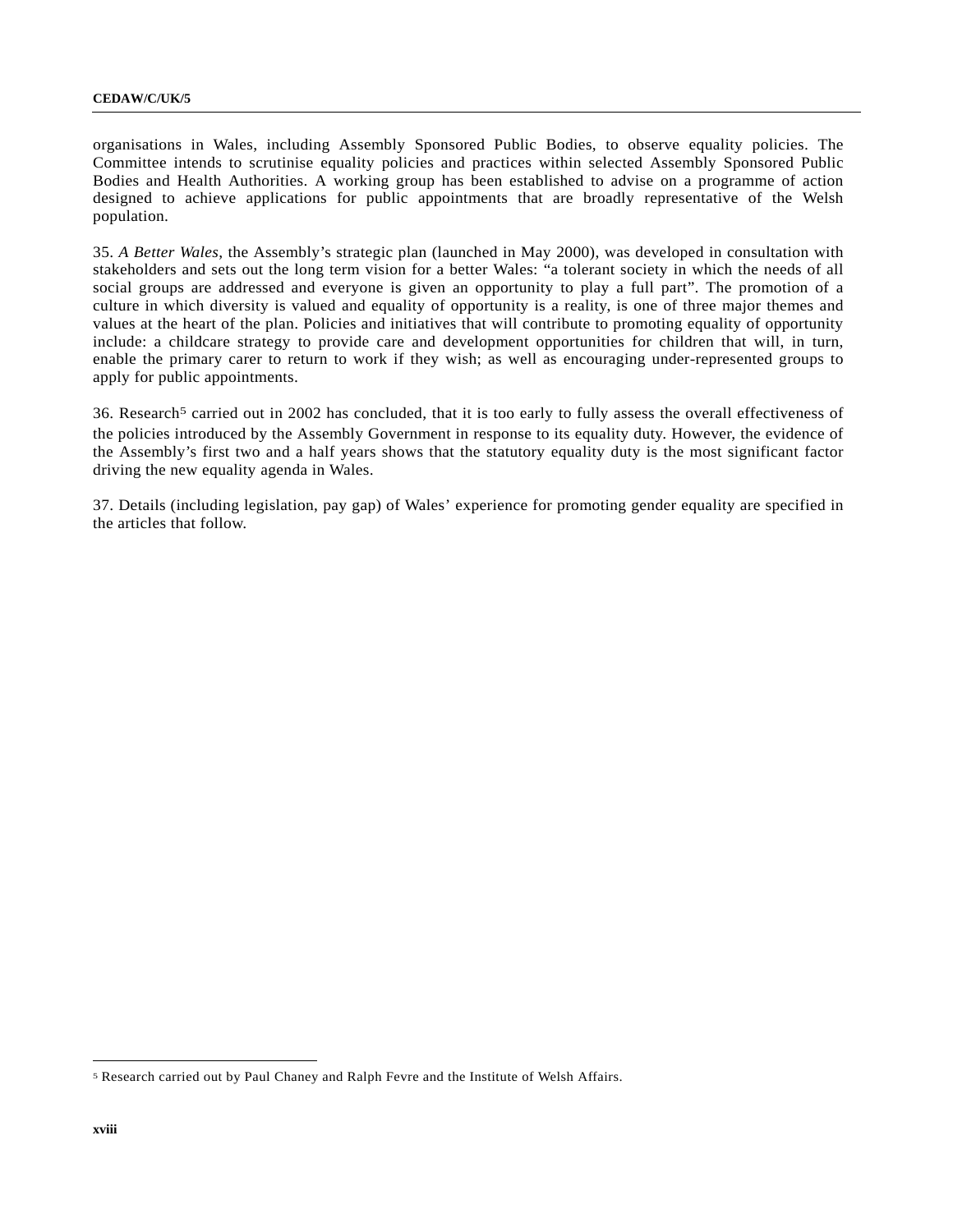organisations in Wales, including Assembly Sponsored Public Bodies, to observe equality policies. The Committee intends to scrutinise equality policies and practices within selected Assembly Sponsored Public Bodies and Health Authorities. A working group has been established to advise on a programme of action designed to achieve applications for public appointments that are broadly representative of the Welsh population.

35. *A Better Wales*, the Assembly's strategic plan (launched in May 2000), was developed in consultation with stakeholders and sets out the long term vision for a better Wales: "a tolerant society in which the needs of all social groups are addressed and everyone is given an opportunity to play a full part". The promotion of a culture in which diversity is valued and equality of opportunity is a reality, is one of three major themes and values at the heart of the plan. Policies and initiatives that will contribute to promoting equality of opportunity include: a childcare strategy to provide care and development opportunities for children that will, in turn, enable the primary carer to return to work if they wish; as well as encouraging under-represented groups to apply for public appointments.

36. Research[5] carried out in 2002 has concluded, that it is too early to fully assess the overall effectiveness of the policies introduced by the Assembly Government in response to its equality duty. However, the evidence of the Assembly's first two and a half years shows that the statutory equality duty is the most significant factor driving the new equality agenda in Wales.

37. Details (including legislation, pay gap) of Wales' experience for promoting gender equality are specified in the articles that follow.

[5] Research carried out by Paul Chaney and Ralph Fevre and the Institute of Welsh Affairs.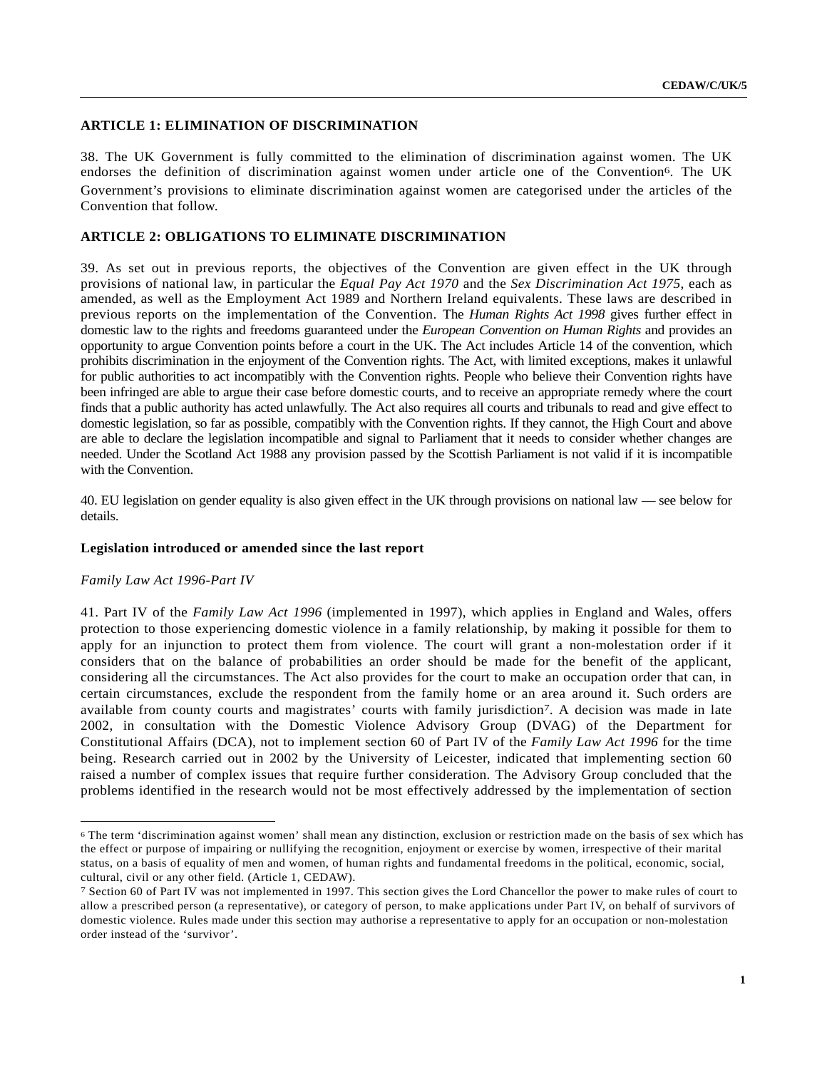## ARTICLE 1: ELIMINATION OF DISCRIMINATION

38. The UK Government is fully committed to the elimination of discrimination against women. The UK endorses the definition of discrimination against women under article one of the Convention[6]. The UK Government's provisions to eliminate discrimination against women are categorised under the articles of the Convention that follow.

## ARTICLE 2: OBLIGATIONS TO ELIMINATE DISCRIMINATION

39. As set out in previous reports, the objectives of the Convention are given effect in the UK through provisions of national law, in particular the *Equal Pay Act 1970* and the *Sex Discrimination Act 1975*, each as amended, as well as the Employment Act 1989 and Northern Ireland equivalents. These laws are described in previous reports on the implementation of the Convention. The *Human Rights Act 1998* gives further effect in domestic law to the rights and freedoms guaranteed under the *European Convention on Human Rights* and provides an opportunity to argue Convention points before a court in the UK. The Act includes Article 14 of the convention, which prohibits discrimination in the enjoyment of the Convention rights. The Act, with limited exceptions, makes it unlawful for public authorities to act incompatibly with the Convention rights. People who believe their Convention rights have been infringed are able to argue their case before domestic courts, and to receive an appropriate remedy where the court finds that a public authority has acted unlawfully. The Act also requires all courts and tribunals to read and give effect to domestic legislation, so far as possible, compatibly with the Convention rights. If they cannot, the High Court and above are able to declare the legislation incompatible and signal to Parliament that it needs to consider whether changes are needed. Under the Scotland Act 1988 any provision passed by the Scottish Parliament is not valid if it is incompatible with the Convention.

40. EU legislation on gender equality is also given effect in the UK through provisions on national law — see below for details.

### Legislation introduced or amended since the last report

*Family Law Act 1996-Part IV*

41. Part IV of the *Family Law Act 1996* (implemented in 1997), which applies in England and Wales, offers protection to those experiencing domestic violence in a family relationship, by making it possible for them to apply for an injunction to protect them from violence. The court will grant a non-molestation order if it considers that on the balance of probabilities an order should be made for the benefit of the applicant, considering all the circumstances. The Act also provides for the court to make an occupation order that can, in certain circumstances, exclude the respondent from the family home or an area around it. Such orders are available from county courts and magistrates' courts with family jurisdiction[7]. A decision was made in late 2002, in consultation with the Domestic Violence Advisory Group (DVAG) of the Department for Constitutional Affairs (DCA), not to implement section 60 of Part IV of the *Family Law Act 1996* for the time being. Research carried out in 2002 by the University of Leicester, indicated that implementing section 60 raised a number of complex issues that require further consideration. The Advisory Group concluded that the problems identified in the research would not be most effectively addressed by the implementation of section

---

[6] The term 'discrimination against women' shall mean any distinction, exclusion or restriction made on the basis of sex which has the effect or purpose of impairing or nullifying the recognition, enjoyment or exercise by women, irrespective of their marital status, on a basis of equality of men and women, of human rights and fundamental freedoms in the political, economic, social, cultural, civil or any other field. (Article 1, CEDAW).

[7] Section 60 of Part IV was not implemented in 1997. This section gives the Lord Chancellor the power to make rules of court to allow a prescribed person (a representative), or category of person, to make applications under Part IV, on behalf of survivors of domestic violence. Rules made under this section may authorise a representative to apply for an occupation or non-molestation order instead of the 'survivor'.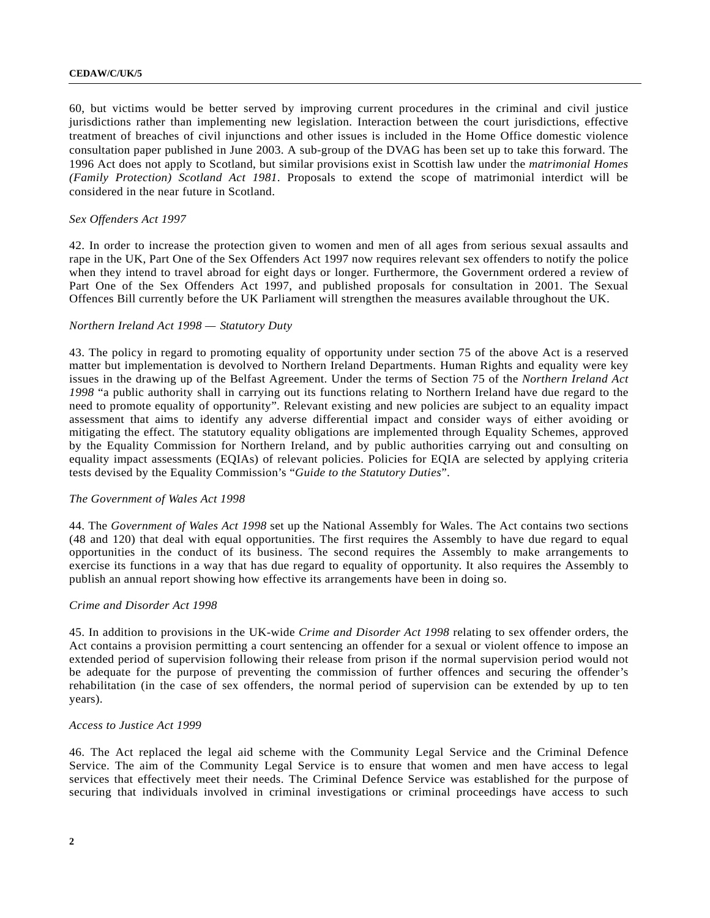60, but victims would be better served by improving current procedures in the criminal and civil justice jurisdictions rather than implementing new legislation. Interaction between the court jurisdictions, effective treatment of breaches of civil injunctions and other issues is included in the Home Office domestic violence consultation paper published in June 2003. A sub-group of the DVAG has been set up to take this forward. The 1996 Act does not apply to Scotland, but similar provisions exist in Scottish law under the *matrimonial Homes (Family Protection) Scotland Act 1981*. Proposals to extend the scope of matrimonial interdict will be considered in the near future in Scotland.

*Sex Offenders Act 1997*

42. In order to increase the protection given to women and men of all ages from serious sexual assaults and rape in the UK, Part One of the Sex Offenders Act 1997 now requires relevant sex offenders to notify the police when they intend to travel abroad for eight days or longer. Furthermore, the Government ordered a review of Part One of the Sex Offenders Act 1997, and published proposals for consultation in 2001. The Sexual Offences Bill currently before the UK Parliament will strengthen the measures available throughout the UK.

*Northern Ireland Act 1998 — Statutory Duty*

43. The policy in regard to promoting equality of opportunity under section 75 of the above Act is a reserved matter but implementation is devolved to Northern Ireland Departments. Human Rights and equality were key issues in the drawing up of the Belfast Agreement. Under the terms of Section 75 of the *Northern Ireland Act 1998* "a public authority shall in carrying out its functions relating to Northern Ireland have due regard to the need to promote equality of opportunity". Relevant existing and new policies are subject to an equality impact assessment that aims to identify any adverse differential impact and consider ways of either avoiding or mitigating the effect. The statutory equality obligations are implemented through Equality Schemes, approved by the Equality Commission for Northern Ireland, and by public authorities carrying out and consulting on equality impact assessments (EQIAs) of relevant policies. Policies for EQIA are selected by applying criteria tests devised by the Equality Commission's "*Guide to the Statutory Duties*".

*The Government of Wales Act 1998*

44. The *Government of Wales Act 1998* set up the National Assembly for Wales. The Act contains two sections (48 and 120) that deal with equal opportunities. The first requires the Assembly to have due regard to equal opportunities in the conduct of its business. The second requires the Assembly to make arrangements to exercise its functions in a way that has due regard to equality of opportunity. It also requires the Assembly to publish an annual report showing how effective its arrangements have been in doing so.

*Crime and Disorder Act 1998*

45. In addition to provisions in the UK-wide *Crime and Disorder Act 1998* relating to sex offender orders, the Act contains a provision permitting a court sentencing an offender for a sexual or violent offence to impose an extended period of supervision following their release from prison if the normal supervision period would not be adequate for the purpose of preventing the commission of further offences and securing the offender's rehabilitation (in the case of sex offenders, the normal period of supervision can be extended by up to ten years).

*Access to Justice Act 1999*

46. The Act replaced the legal aid scheme with the Community Legal Service and the Criminal Defence Service. The aim of the Community Legal Service is to ensure that women and men have access to legal services that effectively meet their needs. The Criminal Defence Service was established for the purpose of securing that individuals involved in criminal investigations or criminal proceedings have access to such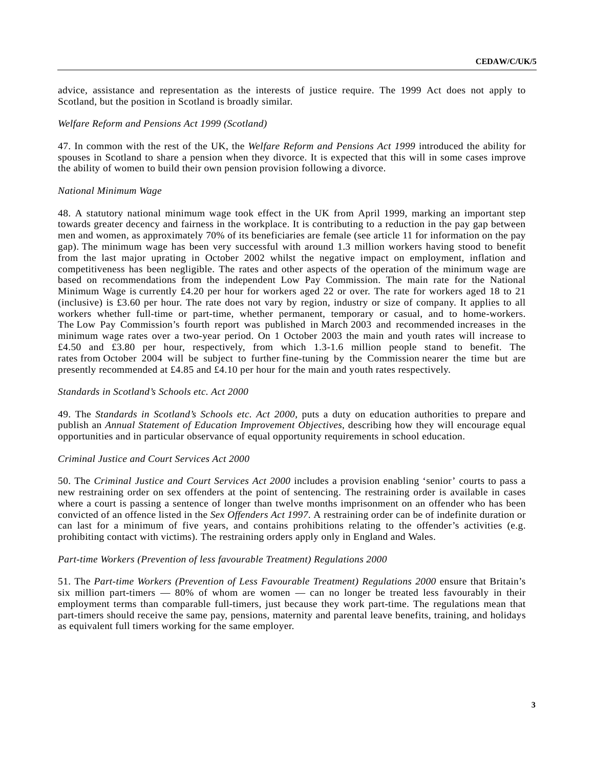advice, assistance and representation as the interests of justice require. The 1999 Act does not apply to Scotland, but the position in Scotland is broadly similar.

*Welfare Reform and Pensions Act 1999 (Scotland)*

47. In common with the rest of the UK, the *Welfare Reform and Pensions Act 1999* introduced the ability for spouses in Scotland to share a pension when they divorce. It is expected that this will in some cases improve the ability of women to build their own pension provision following a divorce.

*National Minimum Wage*

48. A statutory national minimum wage took effect in the UK from April 1999, marking an important step towards greater decency and fairness in the workplace. It is contributing to a reduction in the pay gap between men and women, as approximately 70% of its beneficiaries are female (see article 11 for information on the pay gap). The minimum wage has been very successful with around 1.3 million workers having stood to benefit from the last major uprating in October 2002 whilst the negative impact on employment, inflation and competitiveness has been negligible. The rates and other aspects of the operation of the minimum wage are based on recommendations from the independent Low Pay Commission. The main rate for the National Minimum Wage is currently £4.20 per hour for workers aged 22 or over. The rate for workers aged 18 to 21 (inclusive) is £3.60 per hour. The rate does not vary by region, industry or size of company. It applies to all workers whether full-time or part-time, whether permanent, temporary or casual, and to home-workers. The Low Pay Commission's fourth report was published in March 2003 and recommended increases in the minimum wage rates over a two-year period. On 1 October 2003 the main and youth rates will increase to £4.50 and £3.80 per hour, respectively, from which 1.3-1.6 million people stand to benefit. The rates from October 2004 will be subject to further fine-tuning by the Commission nearer the time but are presently recommended at £4.85 and £4.10 per hour for the main and youth rates respectively.

*Standards in Scotland's Schools etc. Act 2000*

49. The *Standards in Scotland's Schools etc. Act 2000*, puts a duty on education authorities to prepare and publish an *Annual Statement of Education Improvement Objectives*, describing how they will encourage equal opportunities and in particular observance of equal opportunity requirements in school education.

*Criminal Justice and Court Services Act 2000*

50. The *Criminal Justice and Court Services Act 2000* includes a provision enabling 'senior' courts to pass a new restraining order on sex offenders at the point of sentencing. The restraining order is available in cases where a court is passing a sentence of longer than twelve months imprisonment on an offender who has been convicted of an offence listed in the *Sex Offenders Act 1997*. A restraining order can be of indefinite duration or can last for a minimum of five years, and contains prohibitions relating to the offender's activities (e.g. prohibiting contact with victims). The restraining orders apply only in England and Wales.

*Part-time Workers (Prevention of less favourable Treatment) Regulations 2000*

51. The *Part-time Workers (Prevention of Less Favourable Treatment) Regulations 2000* ensure that Britain's six million part-timers — 80% of whom are women — can no longer be treated less favourably in their employment terms than comparable full-timers, just because they work part-time. The regulations mean that part-timers should receive the same pay, pensions, maternity and parental leave benefits, training, and holidays as equivalent full timers working for the same employer.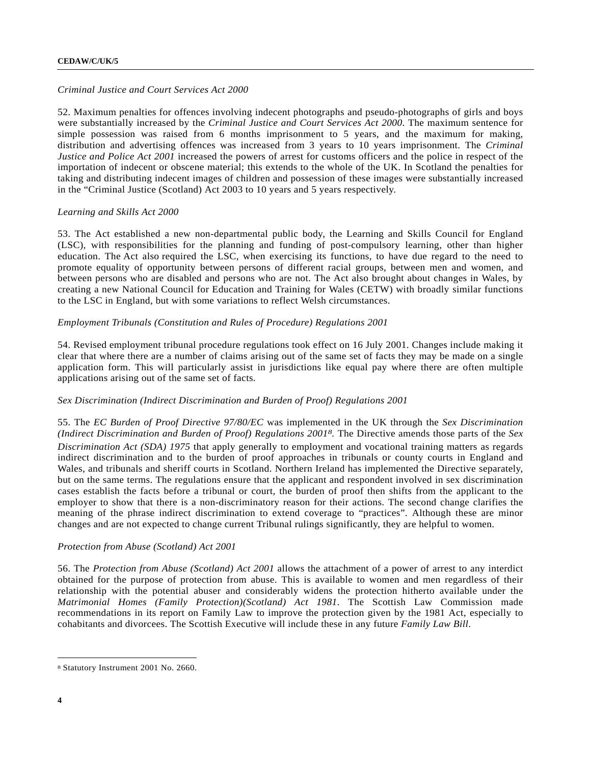*Criminal Justice and Court Services Act 2000*

52. Maximum penalties for offences involving indecent photographs and pseudo-photographs of girls and boys were substantially increased by the *Criminal Justice and Court Services Act 2000*. The maximum sentence for simple possession was raised from 6 months imprisonment to 5 years, and the maximum for making, distribution and advertising offences was increased from 3 years to 10 years imprisonment. The *Criminal Justice and Police Act 2001* increased the powers of arrest for customs officers and the police in respect of the importation of indecent or obscene material; this extends to the whole of the UK. In Scotland the penalties for taking and distributing indecent images of children and possession of these images were substantially increased in the "Criminal Justice (Scotland) Act 2003 to 10 years and 5 years respectively.

*Learning and Skills Act 2000*

53. The Act established a new non-departmental public body, the Learning and Skills Council for England (LSC), with responsibilities for the planning and funding of post-compulsory learning, other than higher education. The Act also required the LSC, when exercising its functions, to have due regard to the need to promote equality of opportunity between persons of different racial groups, between men and women, and between persons who are disabled and persons who are not. The Act also brought about changes in Wales, by creating a new National Council for Education and Training for Wales (CETW) with broadly similar functions to the LSC in England, but with some variations to reflect Welsh circumstances.

*Employment Tribunals (Constitution and Rules of Procedure) Regulations 2001*

54. Revised employment tribunal procedure regulations took effect on 16 July 2001. Changes include making it clear that where there are a number of claims arising out of the same set of facts they may be made on a single application form. This will particularly assist in jurisdictions like equal pay where there are often multiple applications arising out of the same set of facts.

*Sex Discrimination (Indirect Discrimination and Burden of Proof) Regulations 2001*

55. The *EC Burden of Proof Directive 97/80/EC* was implemented in the UK through the *Sex Discrimination (Indirect Discrimination and Burden of Proof) Regulations 2001*[8]. The Directive amends those parts of the *Sex Discrimination Act (SDA) 1975* that apply generally to employment and vocational training matters as regards indirect discrimination and to the burden of proof approaches in tribunals or county courts in England and Wales, and tribunals and sheriff courts in Scotland. Northern Ireland has implemented the Directive separately, but on the same terms. The regulations ensure that the applicant and respondent involved in sex discrimination cases establish the facts before a tribunal or court, the burden of proof then shifts from the applicant to the employer to show that there is a non-discriminatory reason for their actions. The second change clarifies the meaning of the phrase indirect discrimination to extend coverage to "practices". Although these are minor changes and are not expected to change current Tribunal rulings significantly, they are helpful to women.

*Protection from Abuse (Scotland) Act 2001*

56. The *Protection from Abuse (Scotland) Act 2001* allows the attachment of a power of arrest to any interdict obtained for the purpose of protection from abuse. This is available to women and men regardless of their relationship with the potential abuser and considerably widens the protection hitherto available under the *Matrimonial Homes (Family Protection)(Scotland) Act 1981*. The Scottish Law Commission made recommendations in its report on Family Law to improve the protection given by the 1981 Act, especially to cohabitants and divorcees. The Scottish Executive will include these in any future *Family Law Bill*.

---

[8] Statutory Instrument 2001 No. 2660.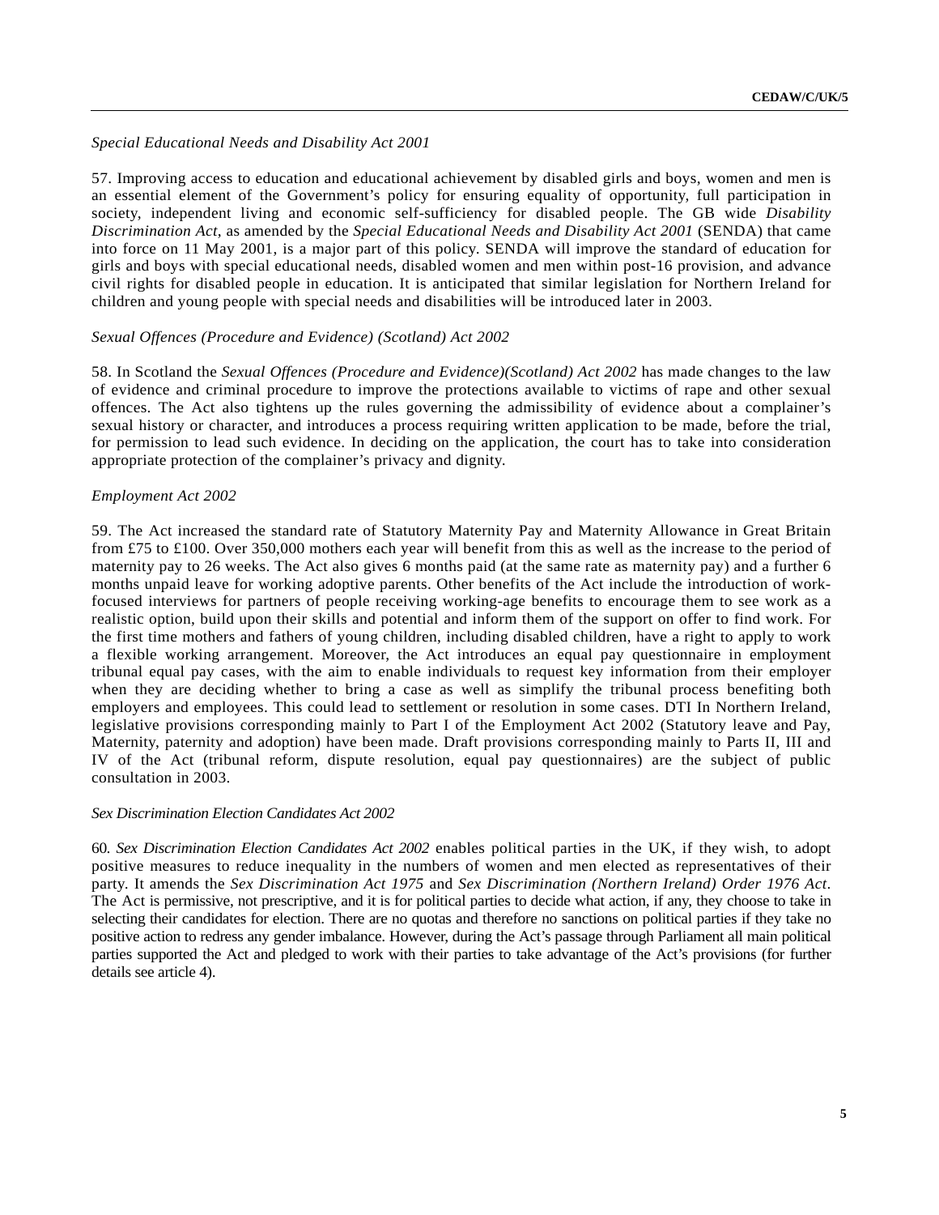*Special Educational Needs and Disability Act 2001*

57. Improving access to education and educational achievement by disabled girls and boys, women and men is an essential element of the Government's policy for ensuring equality of opportunity, full participation in society, independent living and economic self-sufficiency for disabled people. The GB wide *Disability Discrimination Act*, as amended by the *Special Educational Needs and Disability Act 2001* (SENDA) that came into force on 11 May 2001, is a major part of this policy. SENDA will improve the standard of education for girls and boys with special educational needs, disabled women and men within post-16 provision, and advance civil rights for disabled people in education. It is anticipated that similar legislation for Northern Ireland for children and young people with special needs and disabilities will be introduced later in 2003.

*Sexual Offences (Procedure and Evidence) (Scotland) Act 2002*

58. In Scotland the *Sexual Offences (Procedure and Evidence)(Scotland) Act 2002* has made changes to the law of evidence and criminal procedure to improve the protections available to victims of rape and other sexual offences. The Act also tightens up the rules governing the admissibility of evidence about a complainer's sexual history or character, and introduces a process requiring written application to be made, before the trial, for permission to lead such evidence. In deciding on the application, the court has to take into consideration appropriate protection of the complainer's privacy and dignity.

*Employment Act 2002*

59. The Act increased the standard rate of Statutory Maternity Pay and Maternity Allowance in Great Britain from £75 to £100. Over 350,000 mothers each year will benefit from this as well as the increase to the period of maternity pay to 26 weeks. The Act also gives 6 months paid (at the same rate as maternity pay) and a further 6 months unpaid leave for working adoptive parents. Other benefits of the Act include the introduction of work-focused interviews for partners of people receiving working-age benefits to encourage them to see work as a realistic option, build upon their skills and potential and inform them of the support on offer to find work. For the first time mothers and fathers of young children, including disabled children, have a right to apply to work a flexible working arrangement. Moreover, the Act introduces an equal pay questionnaire in employment tribunal equal pay cases, with the aim to enable individuals to request key information from their employer when they are deciding whether to bring a case as well as simplify the tribunal process benefiting both employers and employees. This could lead to settlement or resolution in some cases. DTI In Northern Ireland, legislative provisions corresponding mainly to Part I of the Employment Act 2002 (Statutory leave and Pay, Maternity, paternity and adoption) have been made. Draft provisions corresponding mainly to Parts II, III and IV of the Act (tribunal reform, dispute resolution, equal pay questionnaires) are the subject of public consultation in 2003.

*Sex Discrimination Election Candidates Act 2002*

60. *Sex Discrimination Election Candidates Act 2002* enables political parties in the UK, if they wish, to adopt positive measures to reduce inequality in the numbers of women and men elected as representatives of their party. It amends the *Sex Discrimination Act 1975* and *Sex Discrimination (Northern Ireland) Order 1976 Act*. The Act is permissive, not prescriptive, and it is for political parties to decide what action, if any, they choose to take in selecting their candidates for election. There are no quotas and therefore no sanctions on political parties if they take no positive action to redress any gender imbalance. However, during the Act's passage through Parliament all main political parties supported the Act and pledged to work with their parties to take advantage of the Act's provisions (for further details see article 4).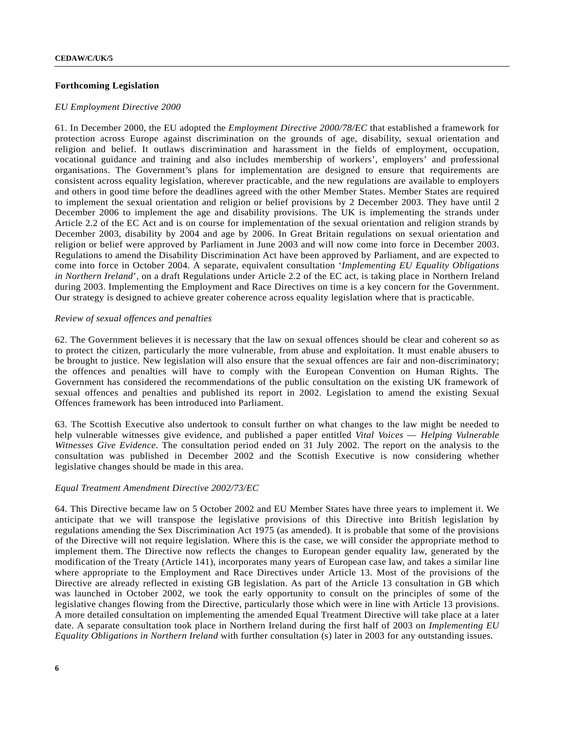**Forthcoming Legislation**

*EU Employment Directive 2000*

61. In December 2000, the EU adopted the *Employment Directive 2000/78/EC* that established a framework for protection across Europe against discrimination on the grounds of age, disability, sexual orientation and religion and belief. It outlaws discrimination and harassment in the fields of employment, occupation, vocational guidance and training and also includes membership of workers', employers' and professional organisations. The Government's plans for implementation are designed to ensure that requirements are consistent across equality legislation, wherever practicable, and the new regulations are available to employers and others in good time before the deadlines agreed with the other Member States. Member States are required to implement the sexual orientation and religion or belief provisions by 2 December 2003. They have until 2 December 2006 to implement the age and disability provisions. The UK is implementing the strands under Article 2.2 of the EC Act and is on course for implementation of the sexual orientation and religion strands by December 2003, disability by 2004 and age by 2006. In Great Britain regulations on sexual orientation and religion or belief were approved by Parliament in June 2003 and will now come into force in December 2003. Regulations to amend the Disability Discrimination Act have been approved by Parliament, and are expected to come into force in October 2004. A separate, equivalent consultation '*Implementing EU Equality Obligations in Northern Ireland*', on a draft Regulations under Article 2.2 of the EC act, is taking place in Northern Ireland during 2003. Implementing the Employment and Race Directives on time is a key concern for the Government. Our strategy is designed to achieve greater coherence across equality legislation where that is practicable.

*Review of sexual offences and penalties*

62. The Government believes it is necessary that the law on sexual offences should be clear and coherent so as to protect the citizen, particularly the more vulnerable, from abuse and exploitation. It must enable abusers to be brought to justice. New legislation will also ensure that the sexual offences are fair and non-discriminatory; the offences and penalties will have to comply with the European Convention on Human Rights. The Government has considered the recommendations of the public consultation on the existing UK framework of sexual offences and penalties and published its report in 2002. Legislation to amend the existing Sexual Offences framework has been introduced into Parliament.

63. The Scottish Executive also undertook to consult further on what changes to the law might be needed to help vulnerable witnesses give evidence, and published a paper entitled *Vital Voices — Helping Vulnerable Witnesses Give Evidence*. The consultation period ended on 31 July 2002. The report on the analysis to the consultation was published in December 2002 and the Scottish Executive is now considering whether legislative changes should be made in this area.

*Equal Treatment Amendment Directive 2002/73/EC*

64. This Directive became law on 5 October 2002 and EU Member States have three years to implement it. We anticipate that we will transpose the legislative provisions of this Directive into British legislation by regulations amending the Sex Discrimination Act 1975 (as amended). It is probable that some of the provisions of the Directive will not require legislation. Where this is the case, we will consider the appropriate method to implement them. The Directive now reflects the changes to European gender equality law, generated by the modification of the Treaty (Article 141), incorporates many years of European case law, and takes a similar line where appropriate to the Employment and Race Directives under Article 13. Most of the provisions of the Directive are already reflected in existing GB legislation. As part of the Article 13 consultation in GB which was launched in October 2002, we took the early opportunity to consult on the principles of some of the legislative changes flowing from the Directive, particularly those which were in line with Article 13 provisions. A more detailed consultation on implementing the amended Equal Treatment Directive will take place at a later date. A separate consultation took place in Northern Ireland during the first half of 2003 on *Implementing EU Equality Obligations in Northern Ireland* with further consultation (s) later in 2003 for any outstanding issues.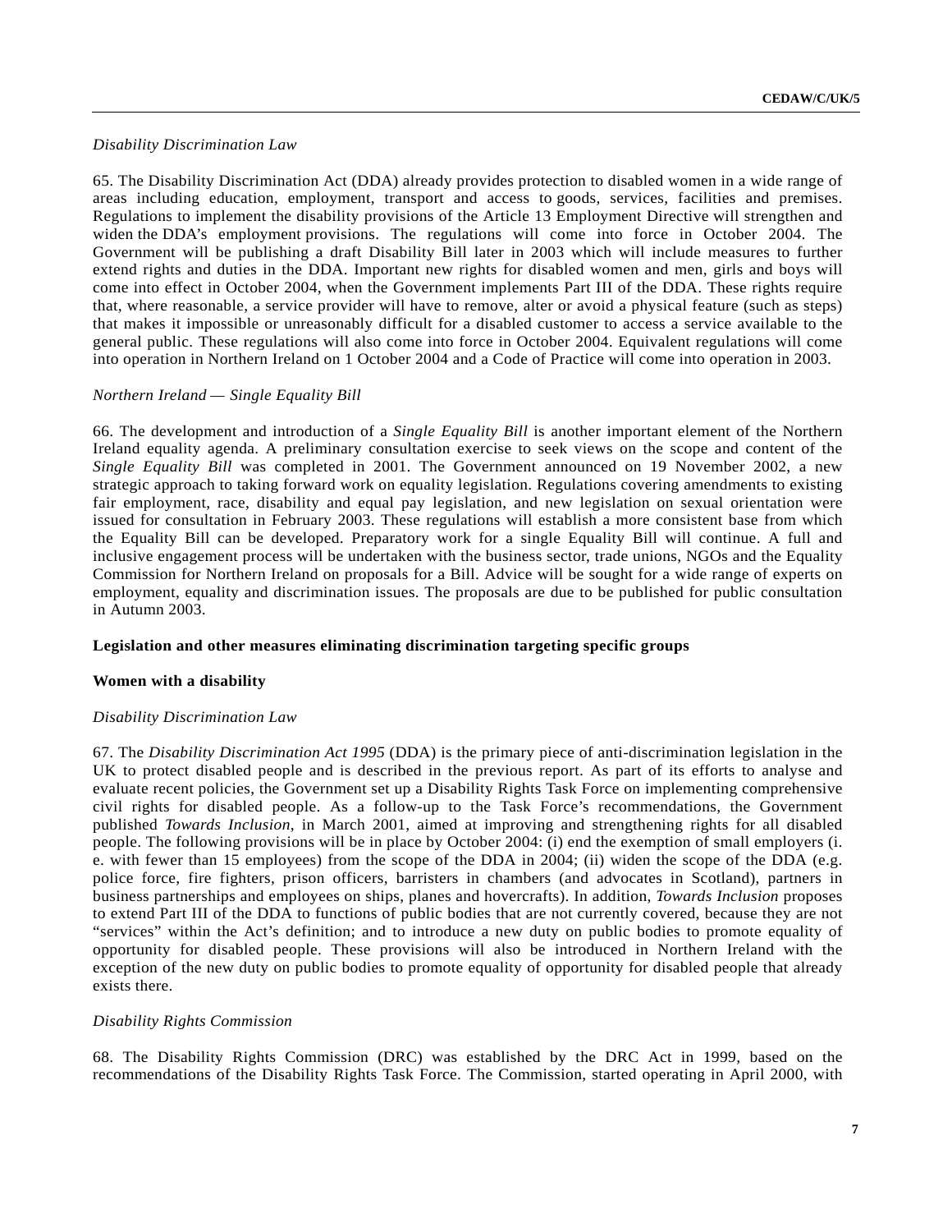*Disability Discrimination Law*

65. The Disability Discrimination Act (DDA) already provides protection to disabled women in a wide range of areas including education, employment, transport and access to goods, services, facilities and premises. Regulations to implement the disability provisions of the Article 13 Employment Directive will strengthen and widen the DDA's employment provisions. The regulations will come into force in October 2004. The Government will be publishing a draft Disability Bill later in 2003 which will include measures to further extend rights and duties in the DDA. Important new rights for disabled women and men, girls and boys will come into effect in October 2004, when the Government implements Part III of the DDA. These rights require that, where reasonable, a service provider will have to remove, alter or avoid a physical feature (such as steps) that makes it impossible or unreasonably difficult for a disabled customer to access a service available to the general public. These regulations will also come into force in October 2004. Equivalent regulations will come into operation in Northern Ireland on 1 October 2004 and a Code of Practice will come into operation in 2003.

*Northern Ireland — Single Equality Bill*

66. The development and introduction of a *Single Equality Bill* is another important element of the Northern Ireland equality agenda. A preliminary consultation exercise to seek views on the scope and content of the *Single Equality Bill* was completed in 2001. The Government announced on 19 November 2002, a new strategic approach to taking forward work on equality legislation. Regulations covering amendments to existing fair employment, race, disability and equal pay legislation, and new legislation on sexual orientation were issued for consultation in February 2003. These regulations will establish a more consistent base from which the Equality Bill can be developed. Preparatory work for a single Equality Bill will continue. A full and inclusive engagement process will be undertaken with the business sector, trade unions, NGOs and the Equality Commission for Northern Ireland on proposals for a Bill. Advice will be sought for a wide range of experts on employment, equality and discrimination issues. The proposals are due to be published for public consultation in Autumn 2003.

**Legislation and other measures eliminating discrimination targeting specific groups**

**Women with a disability**

*Disability Discrimination Law*

67. The *Disability Discrimination Act 1995* (DDA) is the primary piece of anti-discrimination legislation in the UK to protect disabled people and is described in the previous report. As part of its efforts to analyse and evaluate recent policies, the Government set up a Disability Rights Task Force on implementing comprehensive civil rights for disabled people. As a follow-up to the Task Force's recommendations, the Government published *Towards Inclusion*, in March 2001, aimed at improving and strengthening rights for all disabled people. The following provisions will be in place by October 2004: (i) end the exemption of small employers (i. e. with fewer than 15 employees) from the scope of the DDA in 2004; (ii) widen the scope of the DDA (e.g. police force, fire fighters, prison officers, barristers in chambers (and advocates in Scotland), partners in business partnerships and employees on ships, planes and hovercrafts). In addition, *Towards Inclusion* proposes to extend Part III of the DDA to functions of public bodies that are not currently covered, because they are not "services" within the Act's definition; and to introduce a new duty on public bodies to promote equality of opportunity for disabled people. These provisions will also be introduced in Northern Ireland with the exception of the new duty on public bodies to promote equality of opportunity for disabled people that already exists there.

*Disability Rights Commission*

68. The Disability Rights Commission (DRC) was established by the DRC Act in 1999, based on the recommendations of the Disability Rights Task Force. The Commission, started operating in April 2000, with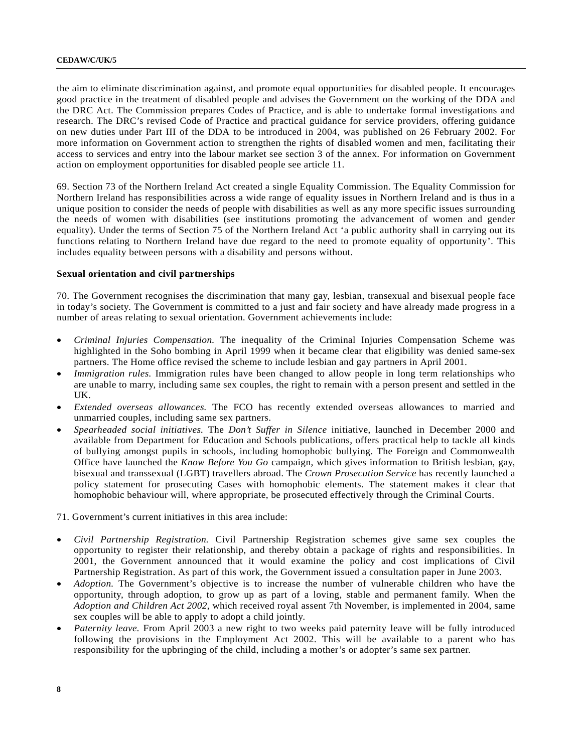the aim to eliminate discrimination against, and promote equal opportunities for disabled people. It encourages good practice in the treatment of disabled people and advises the Government on the working of the DDA and the DRC Act. The Commission prepares Codes of Practice, and is able to undertake formal investigations and research. The DRC's revised Code of Practice and practical guidance for service providers, offering guidance on new duties under Part III of the DDA to be introduced in 2004, was published on 26 February 2002. For more information on Government action to strengthen the rights of disabled women and men, facilitating their access to services and entry into the labour market see section 3 of the annex. For information on Government action on employment opportunities for disabled people see article 11.

69. Section 73 of the Northern Ireland Act created a single Equality Commission. The Equality Commission for Northern Ireland has responsibilities across a wide range of equality issues in Northern Ireland and is thus in a unique position to consider the needs of people with disabilities as well as any more specific issues surrounding the needs of women with disabilities (see institutions promoting the advancement of women and gender equality). Under the terms of Section 75 of the Northern Ireland Act 'a public authority shall in carrying out its functions relating to Northern Ireland have due regard to the need to promote equality of opportunity'. This includes equality between persons with a disability and persons without.

**Sexual orientation and civil partnerships**

70. The Government recognises the discrimination that many gay, lesbian, transexual and bisexual people face in today's society. The Government is committed to a just and fair society and have already made progress in a number of areas relating to sexual orientation. Government achievements include:

- *Criminal Injuries Compensation.* The inequality of the Criminal Injuries Compensation Scheme was highlighted in the Soho bombing in April 1999 when it became clear that eligibility was denied same-sex partners. The Home office revised the scheme to include lesbian and gay partners in April 2001.
- *Immigration rules.* Immigration rules have been changed to allow people in long term relationships who are unable to marry, including same sex couples, the right to remain with a person present and settled in the UK.
- *Extended overseas allowances.* The FCO has recently extended overseas allowances to married and unmarried couples, including same sex partners.
- *Spearheaded social initiatives.* The *Don't Suffer in Silence* initiative, launched in December 2000 and available from Department for Education and Schools publications, offers practical help to tackle all kinds of bullying amongst pupils in schools, including homophobic bullying. The Foreign and Commonwealth Office have launched the *Know Before You Go* campaign, which gives information to British lesbian, gay, bisexual and transsexual (LGBT) travellers abroad. The *Crown Prosecution Service* has recently launched a policy statement for prosecuting Cases with homophobic elements. The statement makes it clear that homophobic behaviour will, where appropriate, be prosecuted effectively through the Criminal Courts.

71. Government's current initiatives in this area include:

- *Civil Partnership Registration.* Civil Partnership Registration schemes give same sex couples the opportunity to register their relationship, and thereby obtain a package of rights and responsibilities. In 2001, the Government announced that it would examine the policy and cost implications of Civil Partnership Registration. As part of this work, the Government issued a consultation paper in June 2003.
- *Adoption.* The Government's objective is to increase the number of vulnerable children who have the opportunity, through adoption, to grow up as part of a loving, stable and permanent family. When the *Adoption and Children Act 2002*, which received royal assent 7th November, is implemented in 2004, same sex couples will be able to apply to adopt a child jointly.
- *Paternity leave.* From April 2003 a new right to two weeks paid paternity leave will be fully introduced following the provisions in the Employment Act 2002. This will be available to a parent who has responsibility for the upbringing of the child, including a mother's or adopter's same sex partner.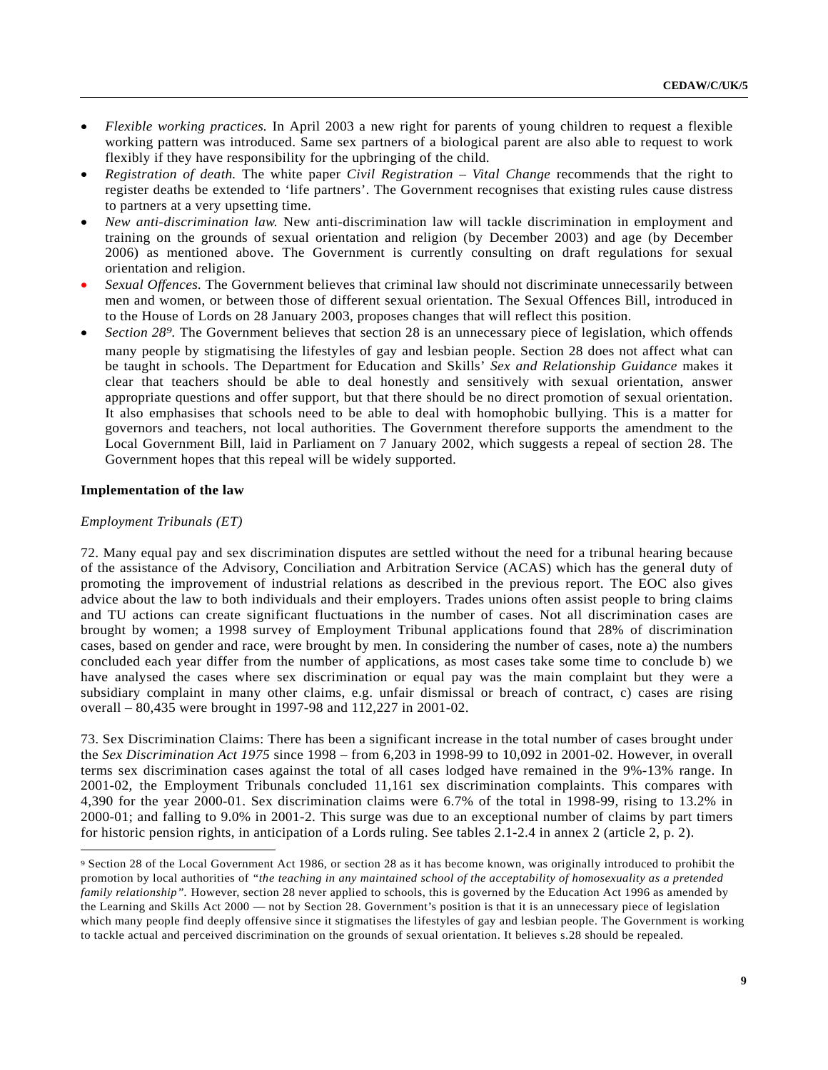- *Flexible working practices.* In April 2003 a new right for parents of young children to request a flexible working pattern was introduced. Same sex partners of a biological parent are also able to request to work flexibly if they have responsibility for the upbringing of the child.
- *Registration of death.* The white paper *Civil Registration – Vital Change* recommends that the right to register deaths be extended to 'life partners'. The Government recognises that existing rules cause distress to partners at a very upsetting time.
- *New anti-discrimination law.* New anti-discrimination law will tackle discrimination in employment and training on the grounds of sexual orientation and religion (by December 2003) and age (by December 2006) as mentioned above. The Government is currently consulting on draft regulations for sexual orientation and religion.
- *Sexual Offences.* The Government believes that criminal law should not discriminate unnecessarily between men and women, or between those of different sexual orientation. The Sexual Offences Bill, introduced in to the House of Lords on 28 January 2003, proposes changes that will reflect this position.
- *Section 28*[9]*.* The Government believes that section 28 is an unnecessary piece of legislation, which offends many people by stigmatising the lifestyles of gay and lesbian people. Section 28 does not affect what can be taught in schools. The Department for Education and Skills' *Sex and Relationship Guidance* makes it clear that teachers should be able to deal honestly and sensitively with sexual orientation, answer appropriate questions and offer support, but that there should be no direct promotion of sexual orientation. It also emphasises that schools need to be able to deal with homophobic bullying. This is a matter for governors and teachers, not local authorities. The Government therefore supports the amendment to the Local Government Bill, laid in Parliament on 7 January 2002, which suggests a repeal of section 28. The Government hopes that this repeal will be widely supported.

**Implementation of the law**

*Employment Tribunals (ET)*

72. Many equal pay and sex discrimination disputes are settled without the need for a tribunal hearing because of the assistance of the Advisory, Conciliation and Arbitration Service (ACAS) which has the general duty of promoting the improvement of industrial relations as described in the previous report. The EOC also gives advice about the law to both individuals and their employers. Trades unions often assist people to bring claims and TU actions can create significant fluctuations in the number of cases. Not all discrimination cases are brought by women; a 1998 survey of Employment Tribunal applications found that 28% of discrimination cases, based on gender and race, were brought by men. In considering the number of cases, note a) the numbers concluded each year differ from the number of applications, as most cases take some time to conclude b) we have analysed the cases where sex discrimination or equal pay was the main complaint but they were a subsidiary complaint in many other claims, e.g. unfair dismissal or breach of contract, c) cases are rising overall – 80,435 were brought in 1997-98 and 112,227 in 2001-02.

73. Sex Discrimination Claims: There has been a significant increase in the total number of cases brought under the *Sex Discrimination Act 1975* since 1998 – from 6,203 in 1998-99 to 10,092 in 2001-02. However, in overall terms sex discrimination cases against the total of all cases lodged have remained in the 9%-13% range. In 2001-02, the Employment Tribunals concluded 11,161 sex discrimination complaints. This compares with 4,390 for the year 2000-01. Sex discrimination claims were 6.7% of the total in 1998-99, rising to 13.2% in 2000-01; and falling to 9.0% in 2001-2. This surge was due to an exceptional number of claims by part timers for historic pension rights, in anticipation of a Lords ruling. See tables 2.1-2.4 in annex 2 (article 2, p. 2).

---

[9] Section 28 of the Local Government Act 1986, or section 28 as it has become known, was originally introduced to prohibit the promotion by local authorities of *"the teaching in any maintained school of the acceptability of homosexuality as a pretended family relationship".* However, section 28 never applied to schools, this is governed by the Education Act 1996 as amended by the Learning and Skills Act 2000 — not by Section 28. Government's position is that it is an unnecessary piece of legislation which many people find deeply offensive since it stigmatises the lifestyles of gay and lesbian people. The Government is working to tackle actual and perceived discrimination on the grounds of sexual orientation. It believes s.28 should be repealed.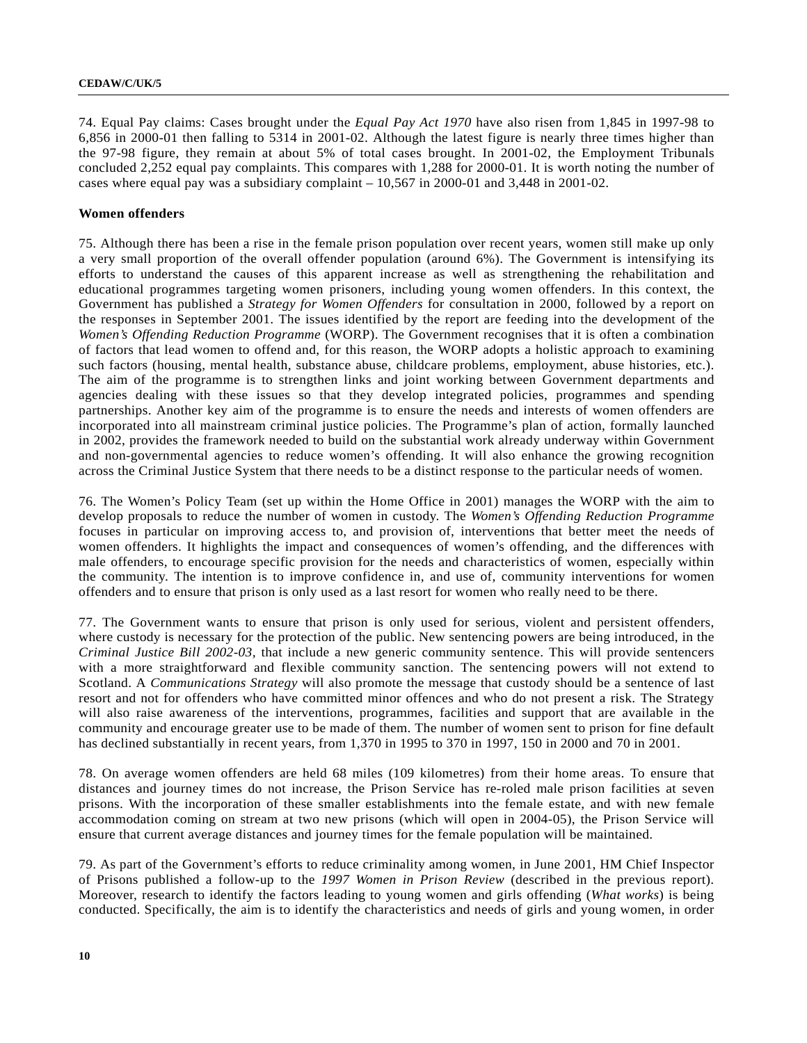74. Equal Pay claims: Cases brought under the *Equal Pay Act 1970* have also risen from 1,845 in 1997-98 to 6,856 in 2000-01 then falling to 5314 in 2001-02. Although the latest figure is nearly three times higher than the 97-98 figure, they remain at about 5% of total cases brought. In 2001-02, the Employment Tribunals concluded 2,252 equal pay complaints. This compares with 1,288 for 2000-01. It is worth noting the number of cases where equal pay was a subsidiary complaint – 10,567 in 2000-01 and 3,448 in 2001-02.

**Women offenders**

75. Although there has been a rise in the female prison population over recent years, women still make up only a very small proportion of the overall offender population (around 6%). The Government is intensifying its efforts to understand the causes of this apparent increase as well as strengthening the rehabilitation and educational programmes targeting women prisoners, including young women offenders. In this context, the Government has published a *Strategy for Women Offenders* for consultation in 2000, followed by a report on the responses in September 2001. The issues identified by the report are feeding into the development of the *Women's Offending Reduction Programme* (WORP). The Government recognises that it is often a combination of factors that lead women to offend and, for this reason, the WORP adopts a holistic approach to examining such factors (housing, mental health, substance abuse, childcare problems, employment, abuse histories, etc.). The aim of the programme is to strengthen links and joint working between Government departments and agencies dealing with these issues so that they develop integrated policies, programmes and spending partnerships. Another key aim of the programme is to ensure the needs and interests of women offenders are incorporated into all mainstream criminal justice policies. The Programme's plan of action, formally launched in 2002, provides the framework needed to build on the substantial work already underway within Government and non-governmental agencies to reduce women's offending. It will also enhance the growing recognition across the Criminal Justice System that there needs to be a distinct response to the particular needs of women.

76. The Women's Policy Team (set up within the Home Office in 2001) manages the WORP with the aim to develop proposals to reduce the number of women in custody. The *Women's Offending Reduction Programme* focuses in particular on improving access to, and provision of, interventions that better meet the needs of women offenders. It highlights the impact and consequences of women's offending, and the differences with male offenders, to encourage specific provision for the needs and characteristics of women, especially within the community. The intention is to improve confidence in, and use of, community interventions for women offenders and to ensure that prison is only used as a last resort for women who really need to be there.

77. The Government wants to ensure that prison is only used for serious, violent and persistent offenders, where custody is necessary for the protection of the public. New sentencing powers are being introduced, in the *Criminal Justice Bill 2002-03,* that include a new generic community sentence. This will provide sentencers with a more straightforward and flexible community sanction. The sentencing powers will not extend to Scotland. A *Communications Strategy* will also promote the message that custody should be a sentence of last resort and not for offenders who have committed minor offences and who do not present a risk. The Strategy will also raise awareness of the interventions, programmes, facilities and support that are available in the community and encourage greater use to be made of them. The number of women sent to prison for fine default has declined substantially in recent years, from 1,370 in 1995 to 370 in 1997, 150 in 2000 and 70 in 2001.

78. On average women offenders are held 68 miles (109 kilometres) from their home areas. To ensure that distances and journey times do not increase, the Prison Service has re-roled male prison facilities at seven prisons. With the incorporation of these smaller establishments into the female estate, and with new female accommodation coming on stream at two new prisons (which will open in 2004-05), the Prison Service will ensure that current average distances and journey times for the female population will be maintained.

79. As part of the Government's efforts to reduce criminality among women, in June 2001, HM Chief Inspector of Prisons published a follow-up to the *1997 Women in Prison Review* (described in the previous report). Moreover, research to identify the factors leading to young women and girls offending (*What works*) is being conducted. Specifically, the aim is to identify the characteristics and needs of girls and young women, in order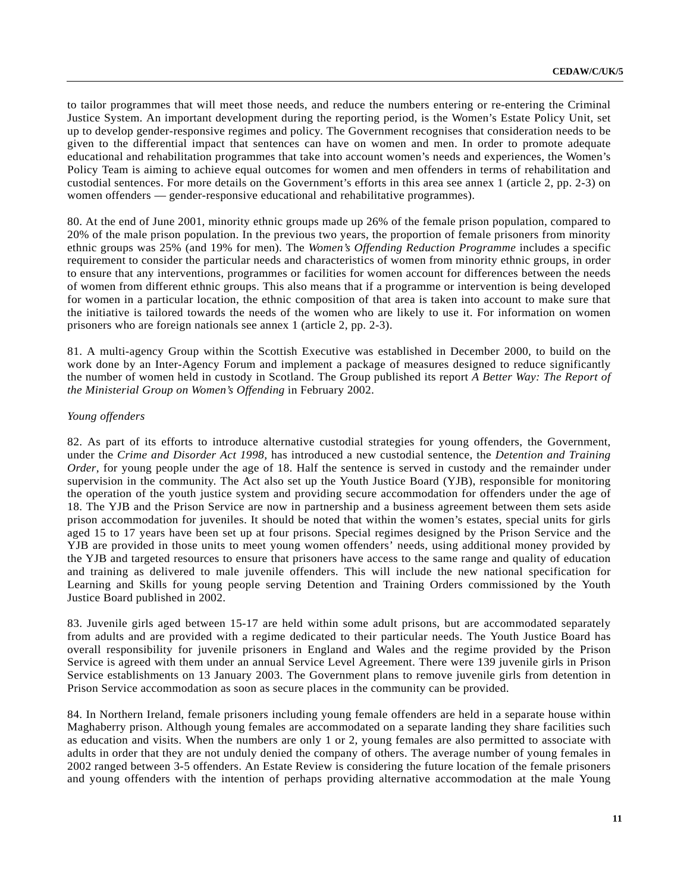to tailor programmes that will meet those needs, and reduce the numbers entering or re-entering the Criminal Justice System. An important development during the reporting period, is the Women's Estate Policy Unit, set up to develop gender-responsive regimes and policy. The Government recognises that consideration needs to be given to the differential impact that sentences can have on women and men. In order to promote adequate educational and rehabilitation programmes that take into account women's needs and experiences, the Women's Policy Team is aiming to achieve equal outcomes for women and men offenders in terms of rehabilitation and custodial sentences. For more details on the Government's efforts in this area see annex 1 (article 2, pp. 2-3) on women offenders — gender-responsive educational and rehabilitative programmes).

80. At the end of June 2001, minority ethnic groups made up 26% of the female prison population, compared to 20% of the male prison population. In the previous two years, the proportion of female prisoners from minority ethnic groups was 25% (and 19% for men). The *Women's Offending Reduction Programme* includes a specific requirement to consider the particular needs and characteristics of women from minority ethnic groups, in order to ensure that any interventions, programmes or facilities for women account for differences between the needs of women from different ethnic groups. This also means that if a programme or intervention is being developed for women in a particular location, the ethnic composition of that area is taken into account to make sure that the initiative is tailored towards the needs of the women who are likely to use it. For information on women prisoners who are foreign nationals see annex 1 (article 2, pp. 2-3).

81. A multi-agency Group within the Scottish Executive was established in December 2000, to build on the work done by an Inter-Agency Forum and implement a package of measures designed to reduce significantly the number of women held in custody in Scotland. The Group published its report *A Better Way: The Report of the Ministerial Group on Women's Offending* in February 2002.

*Young offenders*

82. As part of its efforts to introduce alternative custodial strategies for young offenders, the Government, under the *Crime and Disorder Act 1998*, has introduced a new custodial sentence, the *Detention and Training Order*, for young people under the age of 18. Half the sentence is served in custody and the remainder under supervision in the community. The Act also set up the Youth Justice Board (YJB), responsible for monitoring the operation of the youth justice system and providing secure accommodation for offenders under the age of 18. The YJB and the Prison Service are now in partnership and a business agreement between them sets aside prison accommodation for juveniles. It should be noted that within the women's estates, special units for girls aged 15 to 17 years have been set up at four prisons. Special regimes designed by the Prison Service and the YJB are provided in those units to meet young women offenders' needs, using additional money provided by the YJB and targeted resources to ensure that prisoners have access to the same range and quality of education and training as delivered to male juvenile offenders. This will include the new national specification for Learning and Skills for young people serving Detention and Training Orders commissioned by the Youth Justice Board published in 2002.

83. Juvenile girls aged between 15-17 are held within some adult prisons, but are accommodated separately from adults and are provided with a regime dedicated to their particular needs. The Youth Justice Board has overall responsibility for juvenile prisoners in England and Wales and the regime provided by the Prison Service is agreed with them under an annual Service Level Agreement. There were 139 juvenile girls in Prison Service establishments on 13 January 2003. The Government plans to remove juvenile girls from detention in Prison Service accommodation as soon as secure places in the community can be provided.

84. In Northern Ireland, female prisoners including young female offenders are held in a separate house within Maghaberry prison. Although young females are accommodated on a separate landing they share facilities such as education and visits. When the numbers are only 1 or 2, young females are also permitted to associate with adults in order that they are not unduly denied the company of others. The average number of young females in 2002 ranged between 3-5 offenders. An Estate Review is considering the future location of the female prisoners and young offenders with the intention of perhaps providing alternative accommodation at the male Young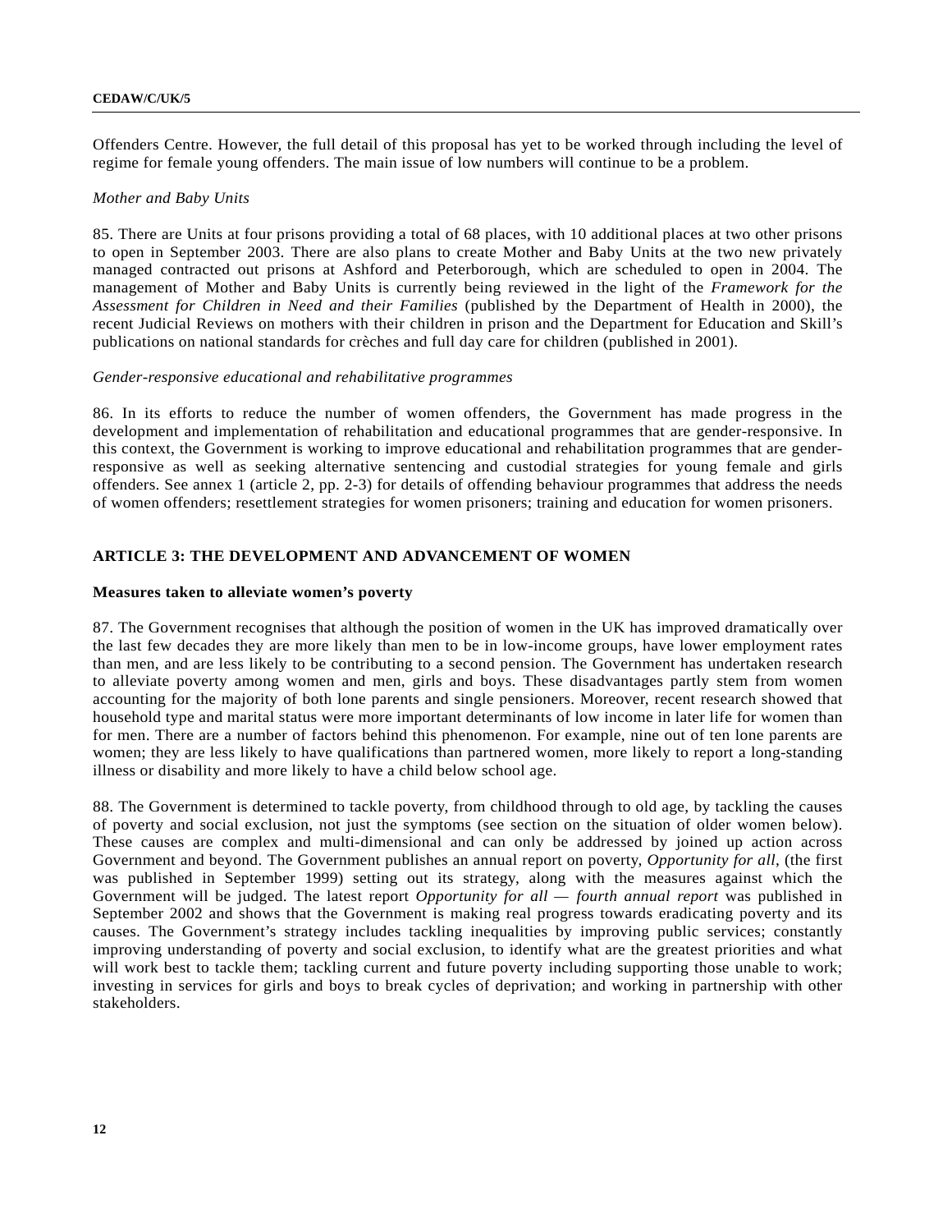Offenders Centre. However, the full detail of this proposal has yet to be worked through including the level of regime for female young offenders. The main issue of low numbers will continue to be a problem.

*Mother and Baby Units*

85. There are Units at four prisons providing a total of 68 places, with 10 additional places at two other prisons to open in September 2003. There are also plans to create Mother and Baby Units at the two new privately managed contracted out prisons at Ashford and Peterborough, which are scheduled to open in 2004. The management of Mother and Baby Units is currently being reviewed in the light of the *Framework for the Assessment for Children in Need and their Families* (published by the Department of Health in 2000), the recent Judicial Reviews on mothers with their children in prison and the Department for Education and Skill's publications on national standards for crèches and full day care for children (published in 2001).

*Gender-responsive educational and rehabilitative programmes*

86. In its efforts to reduce the number of women offenders, the Government has made progress in the development and implementation of rehabilitation and educational programmes that are gender-responsive. In this context, the Government is working to improve educational and rehabilitation programmes that are gender-responsive as well as seeking alternative sentencing and custodial strategies for young female and girls offenders. See annex 1 (article 2, pp. 2-3) for details of offending behaviour programmes that address the needs of women offenders; resettlement strategies for women prisoners; training and education for women prisoners.

## ARTICLE 3: THE DEVELOPMENT AND ADVANCEMENT OF WOMEN

### Measures taken to alleviate women's poverty

87. The Government recognises that although the position of women in the UK has improved dramatically over the last few decades they are more likely than men to be in low-income groups, have lower employment rates than men, and are less likely to be contributing to a second pension. The Government has undertaken research to alleviate poverty among women and men, girls and boys. These disadvantages partly stem from women accounting for the majority of both lone parents and single pensioners. Moreover, recent research showed that household type and marital status were more important determinants of low income in later life for women than for men. There are a number of factors behind this phenomenon. For example, nine out of ten lone parents are women; they are less likely to have qualifications than partnered women, more likely to report a long-standing illness or disability and more likely to have a child below school age.

88. The Government is determined to tackle poverty, from childhood through to old age, by tackling the causes of poverty and social exclusion, not just the symptoms (see section on the situation of older women below). These causes are complex and multi-dimensional and can only be addressed by joined up action across Government and beyond. The Government publishes an annual report on poverty, *Opportunity for all*, (the first was published in September 1999) setting out its strategy, along with the measures against which the Government will be judged. The latest report *Opportunity for all — fourth annual report* was published in September 2002 and shows that the Government is making real progress towards eradicating poverty and its causes. The Government's strategy includes tackling inequalities by improving public services; constantly improving understanding of poverty and social exclusion, to identify what are the greatest priorities and what will work best to tackle them; tackling current and future poverty including supporting those unable to work; investing in services for girls and boys to break cycles of deprivation; and working in partnership with other stakeholders.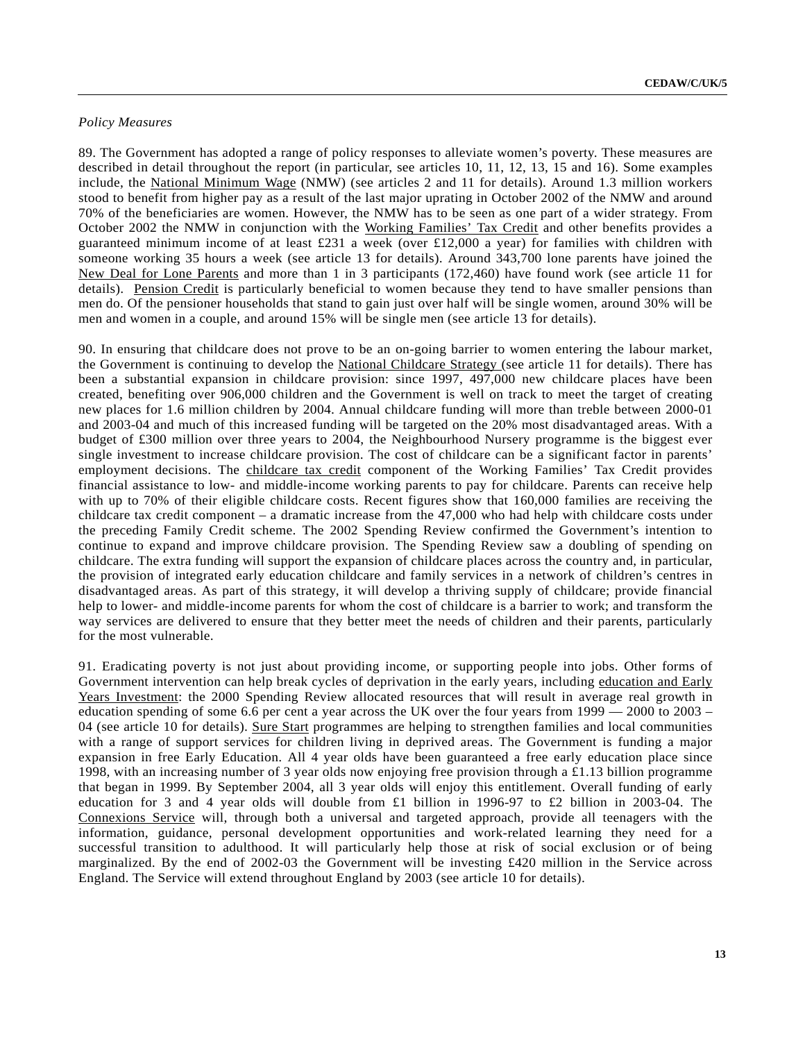*Policy Measures*

89. The Government has adopted a range of policy responses to alleviate women's poverty. These measures are described in detail throughout the report (in particular, see articles 10, 11, 12, 13, 15 and 16). Some examples include, the National Minimum Wage (NMW) (see articles 2 and 11 for details). Around 1.3 million workers stood to benefit from higher pay as a result of the last major uprating in October 2002 of the NMW and around 70% of the beneficiaries are women. However, the NMW has to be seen as one part of a wider strategy. From October 2002 the NMW in conjunction with the Working Families' Tax Credit and other benefits provides a guaranteed minimum income of at least £231 a week (over £12,000 a year) for families with children with someone working 35 hours a week (see article 13 for details). Around 343,700 lone parents have joined the New Deal for Lone Parents and more than 1 in 3 participants (172,460) have found work (see article 11 for details). Pension Credit is particularly beneficial to women because they tend to have smaller pensions than men do. Of the pensioner households that stand to gain just over half will be single women, around 30% will be men and women in a couple, and around 15% will be single men (see article 13 for details).

90. In ensuring that childcare does not prove to be an on-going barrier to women entering the labour market, the Government is continuing to develop the National Childcare Strategy (see article 11 for details). There has been a substantial expansion in childcare provision: since 1997, 497,000 new childcare places have been created, benefiting over 906,000 children and the Government is well on track to meet the target of creating new places for 1.6 million children by 2004. Annual childcare funding will more than treble between 2000-01 and 2003-04 and much of this increased funding will be targeted on the 20% most disadvantaged areas. With a budget of £300 million over three years to 2004, the Neighbourhood Nursery programme is the biggest ever single investment to increase childcare provision. The cost of childcare can be a significant factor in parents' employment decisions. The childcare tax credit component of the Working Families' Tax Credit provides financial assistance to low- and middle-income working parents to pay for childcare. Parents can receive help with up to 70% of their eligible childcare costs. Recent figures show that 160,000 families are receiving the childcare tax credit component – a dramatic increase from the 47,000 who had help with childcare costs under the preceding Family Credit scheme. The 2002 Spending Review confirmed the Government's intention to continue to expand and improve childcare provision. The Spending Review saw a doubling of spending on childcare. The extra funding will support the expansion of childcare places across the country and, in particular, the provision of integrated early education childcare and family services in a network of children's centres in disadvantaged areas. As part of this strategy, it will develop a thriving supply of childcare; provide financial help to lower- and middle-income parents for whom the cost of childcare is a barrier to work; and transform the way services are delivered to ensure that they better meet the needs of children and their parents, particularly for the most vulnerable.

91. Eradicating poverty is not just about providing income, or supporting people into jobs. Other forms of Government intervention can help break cycles of deprivation in the early years, including education and Early Years Investment: the 2000 Spending Review allocated resources that will result in average real growth in education spending of some 6.6 per cent a year across the UK over the four years from 1999 — 2000 to 2003 – 04 (see article 10 for details). Sure Start programmes are helping to strengthen families and local communities with a range of support services for children living in deprived areas. The Government is funding a major expansion in free Early Education. All 4 year olds have been guaranteed a free early education place since 1998, with an increasing number of 3 year olds now enjoying free provision through a £1.13 billion programme that began in 1999. By September 2004, all 3 year olds will enjoy this entitlement. Overall funding of early education for 3 and 4 year olds will double from £1 billion in 1996-97 to £2 billion in 2003-04. The Connexions Service will, through both a universal and targeted approach, provide all teenagers with the information, guidance, personal development opportunities and work-related learning they need for a successful transition to adulthood. It will particularly help those at risk of social exclusion or of being marginalized. By the end of 2002-03 the Government will be investing £420 million in the Service across England. The Service will extend throughout England by 2003 (see article 10 for details).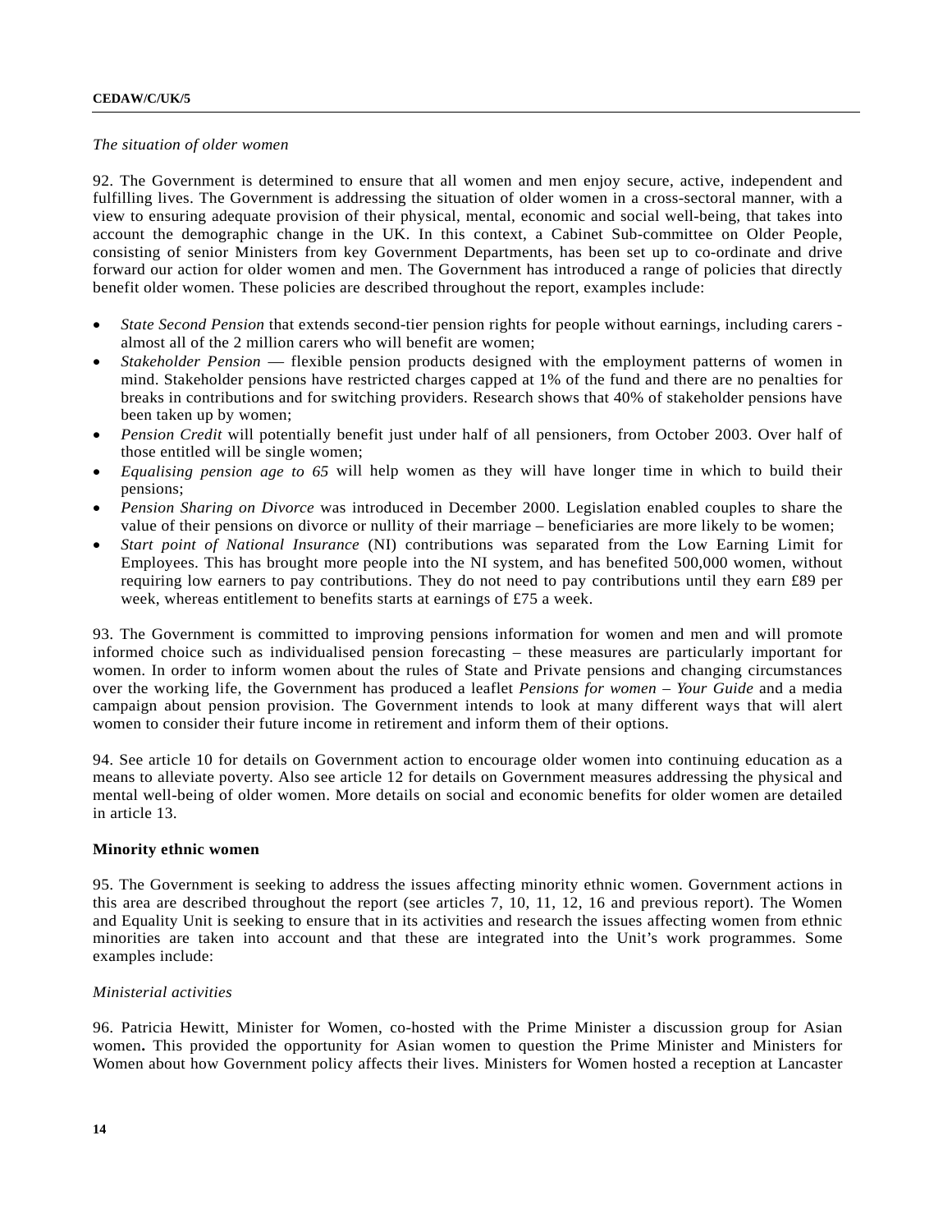*The situation of older women*

92. The Government is determined to ensure that all women and men enjoy secure, active, independent and fulfilling lives. The Government is addressing the situation of older women in a cross-sectoral manner, with a view to ensuring adequate provision of their physical, mental, economic and social well-being, that takes into account the demographic change in the UK. In this context, a Cabinet Sub-committee on Older People, consisting of senior Ministers from key Government Departments, has been set up to co-ordinate and drive forward our action for older women and men. The Government has introduced a range of policies that directly benefit older women. These policies are described throughout the report, examples include:

- *State Second Pension* that extends second-tier pension rights for people without earnings, including carers - almost all of the 2 million carers who will benefit are women;
- *Stakeholder Pension* — flexible pension products designed with the employment patterns of women in mind. Stakeholder pensions have restricted charges capped at 1% of the fund and there are no penalties for breaks in contributions and for switching providers. Research shows that 40% of stakeholder pensions have been taken up by women;
- *Pension Credit* will potentially benefit just under half of all pensioners, from October 2003. Over half of those entitled will be single women;
- *Equalising pension age to 65* will help women as they will have longer time in which to build their pensions;
- *Pension Sharing on Divorce* was introduced in December 2000. Legislation enabled couples to share the value of their pensions on divorce or nullity of their marriage – beneficiaries are more likely to be women;
- *Start point of National Insurance* (NI) contributions was separated from the Low Earning Limit for Employees. This has brought more people into the NI system, and has benefited 500,000 women, without requiring low earners to pay contributions. They do not need to pay contributions until they earn £89 per week, whereas entitlement to benefits starts at earnings of £75 a week.

93. The Government is committed to improving pensions information for women and men and will promote informed choice such as individualised pension forecasting – these measures are particularly important for women. In order to inform women about the rules of State and Private pensions and changing circumstances over the working life, the Government has produced a leaflet *Pensions for women – Your Guide* and a media campaign about pension provision. The Government intends to look at many different ways that will alert women to consider their future income in retirement and inform them of their options.

94. See article 10 for details on Government action to encourage older women into continuing education as a means to alleviate poverty. Also see article 12 for details on Government measures addressing the physical and mental well-being of older women. More details on social and economic benefits for older women are detailed in article 13.

**Minority ethnic women**

95. The Government is seeking to address the issues affecting minority ethnic women. Government actions in this area are described throughout the report (see articles 7, 10, 11, 12, 16 and previous report). The Women and Equality Unit is seeking to ensure that in its activities and research the issues affecting women from ethnic minorities are taken into account and that these are integrated into the Unit's work programmes. Some examples include:

*Ministerial activities*

96. Patricia Hewitt, Minister for Women, co-hosted with the Prime Minister a discussion group for Asian women**.** This provided the opportunity for Asian women to question the Prime Minister and Ministers for Women about how Government policy affects their lives. Ministers for Women hosted a reception at Lancaster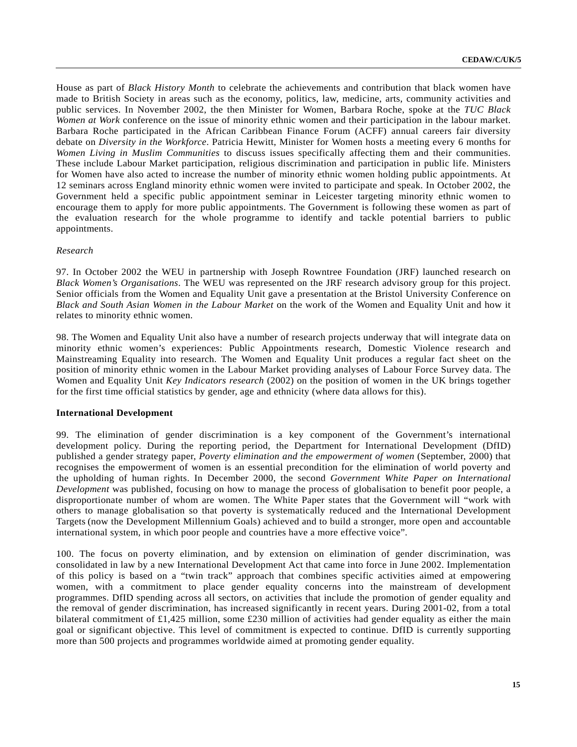House as part of *Black History Month* to celebrate the achievements and contribution that black women have made to British Society in areas such as the economy, politics, law, medicine, arts, community activities and public services. In November 2002, the then Minister for Women, Barbara Roche, spoke at the *TUC Black Women at Work* conference on the issue of minority ethnic women and their participation in the labour market. Barbara Roche participated in the African Caribbean Finance Forum (ACFF) annual careers fair diversity debate on *Diversity in the Workforce*. Patricia Hewitt, Minister for Women hosts a meeting every 6 months for *Women Living in Muslim Communities* to discuss issues specifically affecting them and their communities. These include Labour Market participation, religious discrimination and participation in public life. Ministers for Women have also acted to increase the number of minority ethnic women holding public appointments. At 12 seminars across England minority ethnic women were invited to participate and speak. In October 2002, the Government held a specific public appointment seminar in Leicester targeting minority ethnic women to encourage them to apply for more public appointments. The Government is following these women as part of the evaluation research for the whole programme to identify and tackle potential barriers to public appointments.

*Research*

97. In October 2002 the WEU in partnership with Joseph Rowntree Foundation (JRF) launched research on *Black Women's Organisations*. The WEU was represented on the JRF research advisory group for this project. Senior officials from the Women and Equality Unit gave a presentation at the Bristol University Conference on *Black and South Asian Women in the Labour Market* on the work of the Women and Equality Unit and how it relates to minority ethnic women.

98. The Women and Equality Unit also have a number of research projects underway that will integrate data on minority ethnic women's experiences: Public Appointments research, Domestic Violence research and Mainstreaming Equality into research. The Women and Equality Unit produces a regular fact sheet on the position of minority ethnic women in the Labour Market providing analyses of Labour Force Survey data. The Women and Equality Unit *Key Indicators research* (2002) on the position of women in the UK brings together for the first time official statistics by gender, age and ethnicity (where data allows for this).

**International Development**

99. The elimination of gender discrimination is a key component of the Government's international development policy. During the reporting period, the Department for International Development (DfID) published a gender strategy paper, *Poverty elimination and the empowerment of women* (September, 2000) that recognises the empowerment of women is an essential precondition for the elimination of world poverty and the upholding of human rights. In December 2000, the second *Government White Paper on International Development* was published, focusing on how to manage the process of globalisation to benefit poor people, a disproportionate number of whom are women. The White Paper states that the Government will "work with others to manage globalisation so that poverty is systematically reduced and the International Development Targets (now the Development Millennium Goals) achieved and to build a stronger, more open and accountable international system, in which poor people and countries have a more effective voice".

100. The focus on poverty elimination, and by extension on elimination of gender discrimination, was consolidated in law by a new International Development Act that came into force in June 2002. Implementation of this policy is based on a "twin track" approach that combines specific activities aimed at empowering women, with a commitment to place gender equality concerns into the mainstream of development programmes. DfID spending across all sectors, on activities that include the promotion of gender equality and the removal of gender discrimination, has increased significantly in recent years. During 2001-02, from a total bilateral commitment of £1,425 million, some £230 million of activities had gender equality as either the main goal or significant objective. This level of commitment is expected to continue. DfID is currently supporting more than 500 projects and programmes worldwide aimed at promoting gender equality.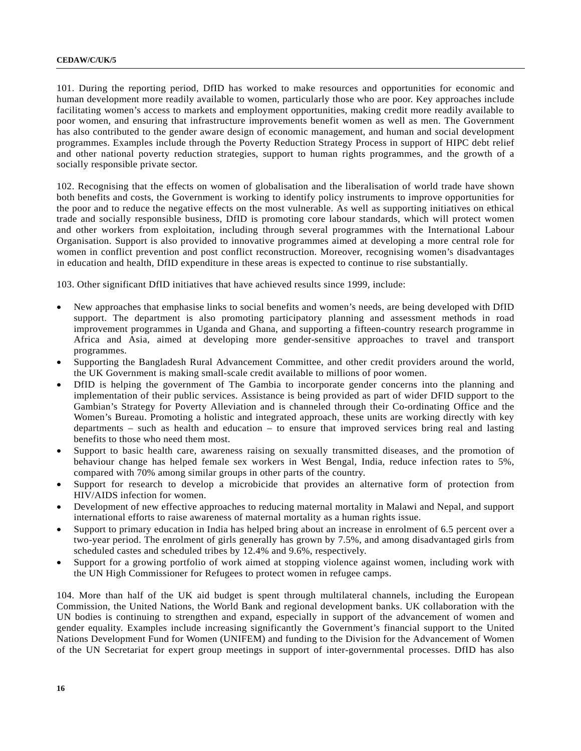101. During the reporting period, DfID has worked to make resources and opportunities for economic and human development more readily available to women, particularly those who are poor. Key approaches include facilitating women's access to markets and employment opportunities, making credit more readily available to poor women, and ensuring that infrastructure improvements benefit women as well as men. The Government has also contributed to the gender aware design of economic management, and human and social development programmes. Examples include through the Poverty Reduction Strategy Process in support of HIPC debt relief and other national poverty reduction strategies, support to human rights programmes, and the growth of a socially responsible private sector.

102. Recognising that the effects on women of globalisation and the liberalisation of world trade have shown both benefits and costs, the Government is working to identify policy instruments to improve opportunities for the poor and to reduce the negative effects on the most vulnerable. As well as supporting initiatives on ethical trade and socially responsible business, DfID is promoting core labour standards, which will protect women and other workers from exploitation, including through several programmes with the International Labour Organisation. Support is also provided to innovative programmes aimed at developing a more central role for women in conflict prevention and post conflict reconstruction. Moreover, recognising women's disadvantages in education and health, DfID expenditure in these areas is expected to continue to rise substantially.

103. Other significant DfID initiatives that have achieved results since 1999, include:

- New approaches that emphasise links to social benefits and women's needs, are being developed with DfID support. The department is also promoting participatory planning and assessment methods in road improvement programmes in Uganda and Ghana, and supporting a fifteen-country research programme in Africa and Asia, aimed at developing more gender-sensitive approaches to travel and transport programmes.
- Supporting the Bangladesh Rural Advancement Committee, and other credit providers around the world, the UK Government is making small-scale credit available to millions of poor women.
- DfID is helping the government of The Gambia to incorporate gender concerns into the planning and implementation of their public services. Assistance is being provided as part of wider DFID support to the Gambian's Strategy for Poverty Alleviation and is channeled through their Co-ordinating Office and the Women's Bureau. Promoting a holistic and integrated approach, these units are working directly with key departments – such as health and education – to ensure that improved services bring real and lasting benefits to those who need them most.
- Support to basic health care, awareness raising on sexually transmitted diseases, and the promotion of behaviour change has helped female sex workers in West Bengal, India, reduce infection rates to 5%, compared with 70% among similar groups in other parts of the country.
- Support for research to develop a microbicide that provides an alternative form of protection from HIV/AIDS infection for women.
- Development of new effective approaches to reducing maternal mortality in Malawi and Nepal, and support international efforts to raise awareness of maternal mortality as a human rights issue.
- Support to primary education in India has helped bring about an increase in enrolment of 6.5 percent over a two-year period. The enrolment of girls generally has grown by 7.5%, and among disadvantaged girls from scheduled castes and scheduled tribes by 12.4% and 9.6%, respectively.
- Support for a growing portfolio of work aimed at stopping violence against women, including work with the UN High Commissioner for Refugees to protect women in refugee camps.

104. More than half of the UK aid budget is spent through multilateral channels, including the European Commission, the United Nations, the World Bank and regional development banks. UK collaboration with the UN bodies is continuing to strengthen and expand, especially in support of the advancement of women and gender equality. Examples include increasing significantly the Government's financial support to the United Nations Development Fund for Women (UNIFEM) and funding to the Division for the Advancement of Women of the UN Secretariat for expert group meetings in support of inter-governmental processes. DfID has also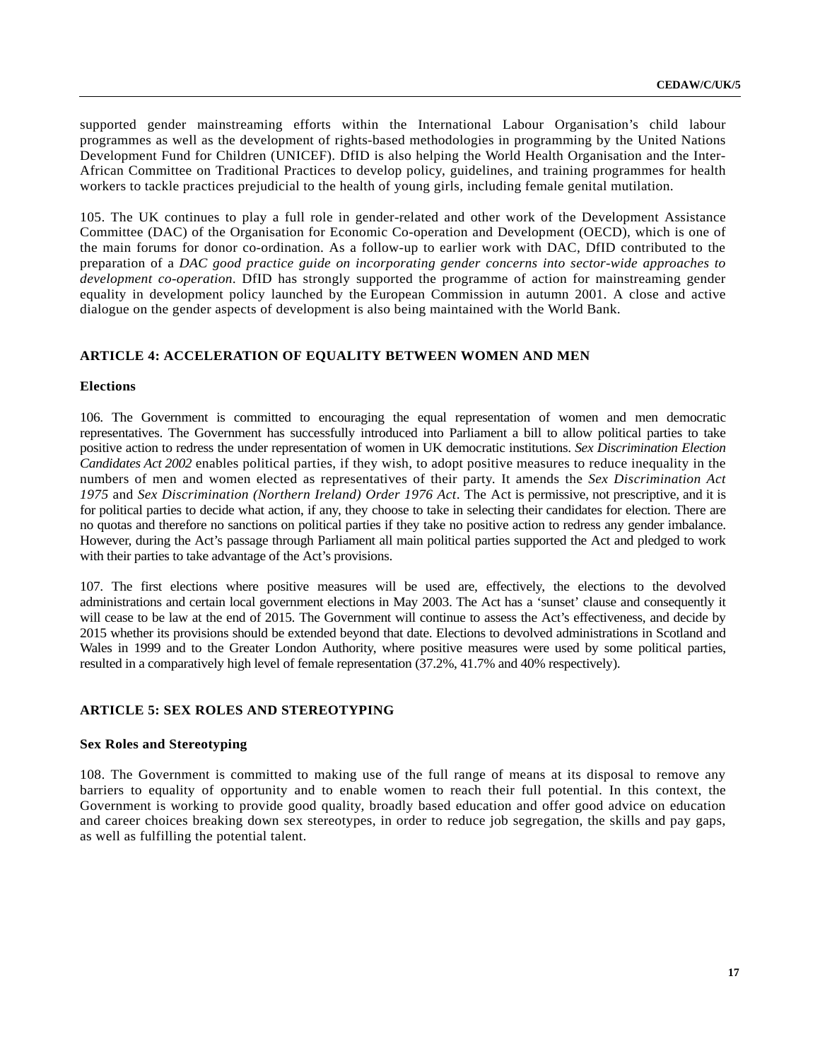supported gender mainstreaming efforts within the International Labour Organisation's child labour programmes as well as the development of rights-based methodologies in programming by the United Nations Development Fund for Children (UNICEF). DfID is also helping the World Health Organisation and the Inter-African Committee on Traditional Practices to develop policy, guidelines, and training programmes for health workers to tackle practices prejudicial to the health of young girls, including female genital mutilation.

105. The UK continues to play a full role in gender-related and other work of the Development Assistance Committee (DAC) of the Organisation for Economic Co-operation and Development (OECD), which is one of the main forums for donor co-ordination. As a follow-up to earlier work with DAC, DfID contributed to the preparation of a *DAC good practice guide on incorporating gender concerns into sector-wide approaches to development co-operation*. DfID has strongly supported the programme of action for mainstreaming gender equality in development policy launched by the European Commission in autumn 2001. A close and active dialogue on the gender aspects of development is also being maintained with the World Bank.

## ARTICLE 4: ACCELERATION OF EQUALITY BETWEEN WOMEN AND MEN

### Elections

106. The Government is committed to encouraging the equal representation of women and men democratic representatives. The Government has successfully introduced into Parliament a bill to allow political parties to take positive action to redress the under representation of women in UK democratic institutions. *Sex Discrimination Election Candidates Act 2002* enables political parties, if they wish, to adopt positive measures to reduce inequality in the numbers of men and women elected as representatives of their party. It amends the *Sex Discrimination Act 1975* and *Sex Discrimination (Northern Ireland) Order 1976 Act*. The Act is permissive, not prescriptive, and it is for political parties to decide what action, if any, they choose to take in selecting their candidates for election. There are no quotas and therefore no sanctions on political parties if they take no positive action to redress any gender imbalance. However, during the Act's passage through Parliament all main political parties supported the Act and pledged to work with their parties to take advantage of the Act's provisions.

107. The first elections where positive measures will be used are, effectively, the elections to the devolved administrations and certain local government elections in May 2003. The Act has a 'sunset' clause and consequently it will cease to be law at the end of 2015. The Government will continue to assess the Act's effectiveness, and decide by 2015 whether its provisions should be extended beyond that date. Elections to devolved administrations in Scotland and Wales in 1999 and to the Greater London Authority, where positive measures were used by some political parties, resulted in a comparatively high level of female representation (37.2%, 41.7% and 40% respectively).

## ARTICLE 5: SEX ROLES AND STEREOTYPING

### Sex Roles and Stereotyping

108. The Government is committed to making use of the full range of means at its disposal to remove any barriers to equality of opportunity and to enable women to reach their full potential. In this context, the Government is working to provide good quality, broadly based education and offer good advice on education and career choices breaking down sex stereotypes, in order to reduce job segregation, the skills and pay gaps, as well as fulfilling the potential talent.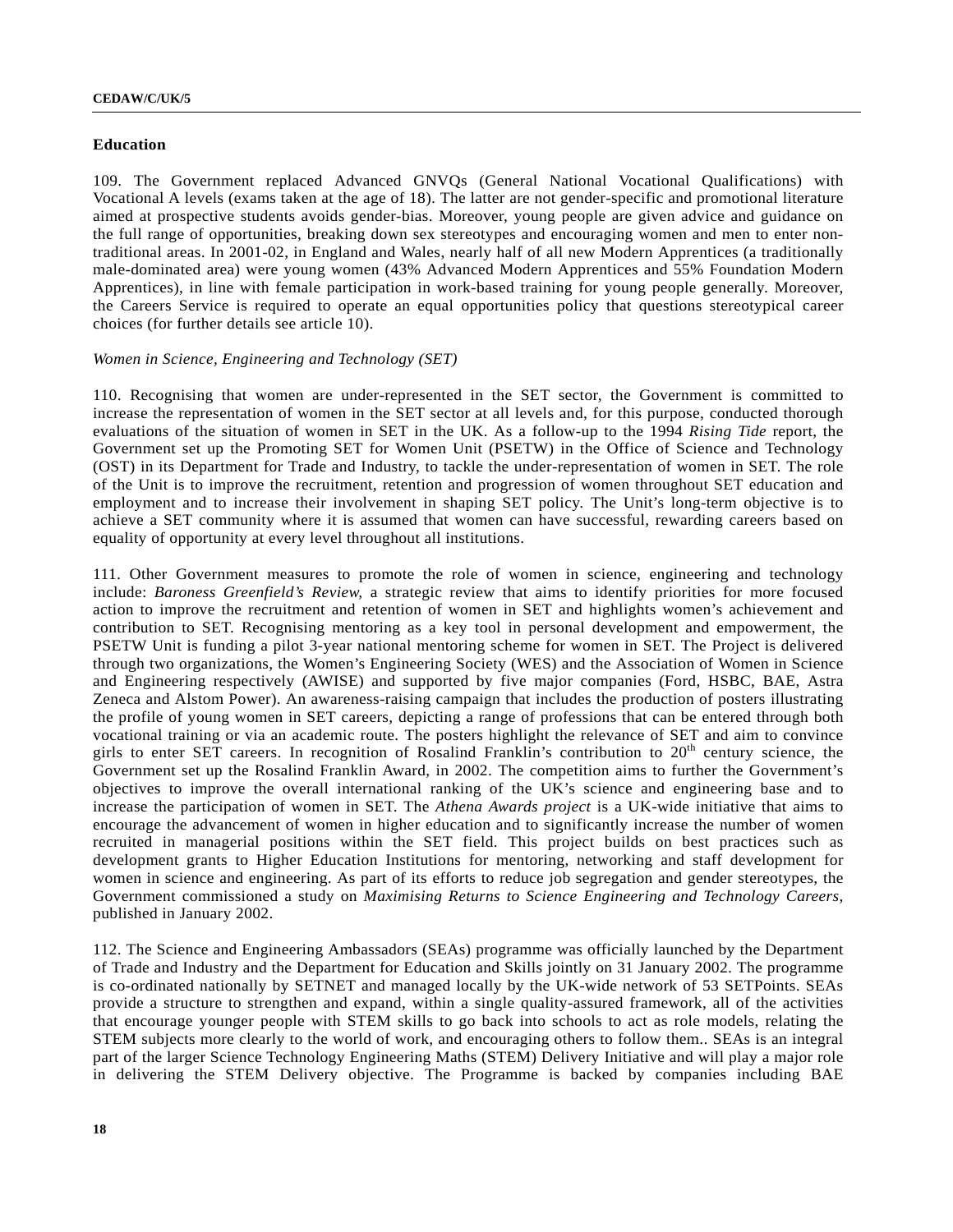## Education

109. The Government replaced Advanced GNVQs (General National Vocational Qualifications) with Vocational A levels (exams taken at the age of 18). The latter are not gender-specific and promotional literature aimed at prospective students avoids gender-bias. Moreover, young people are given advice and guidance on the full range of opportunities, breaking down sex stereotypes and encouraging women and men to enter non-traditional areas. In 2001-02, in England and Wales, nearly half of all new Modern Apprentices (a traditionally male-dominated area) were young women (43% Advanced Modern Apprentices and 55% Foundation Modern Apprentices), in line with female participation in work-based training for young people generally. Moreover, the Careers Service is required to operate an equal opportunities policy that questions stereotypical career choices (for further details see article 10).

*Women in Science, Engineering and Technology (SET)*

110. Recognising that women are under-represented in the SET sector, the Government is committed to increase the representation of women in the SET sector at all levels and, for this purpose, conducted thorough evaluations of the situation of women in SET in the UK. As a follow-up to the 1994 *Rising Tide* report, the Government set up the Promoting SET for Women Unit (PSETW) in the Office of Science and Technology (OST) in its Department for Trade and Industry, to tackle the under-representation of women in SET. The role of the Unit is to improve the recruitment, retention and progression of women throughout SET education and employment and to increase their involvement in shaping SET policy. The Unit's long-term objective is to achieve a SET community where it is assumed that women can have successful, rewarding careers based on equality of opportunity at every level throughout all institutions.

111. Other Government measures to promote the role of women in science, engineering and technology include: *Baroness Greenfield's Review*, a strategic review that aims to identify priorities for more focused action to improve the recruitment and retention of women in SET and highlights women's achievement and contribution to SET. Recognising mentoring as a key tool in personal development and empowerment, the PSETW Unit is funding a pilot 3-year national mentoring scheme for women in SET. The Project is delivered through two organizations, the Women's Engineering Society (WES) and the Association of Women in Science and Engineering respectively (AWISE) and supported by five major companies (Ford, HSBC, BAE, Astra Zeneca and Alstom Power). An awareness-raising campaign that includes the production of posters illustrating the profile of young women in SET careers, depicting a range of professions that can be entered through both vocational training or via an academic route. The posters highlight the relevance of SET and aim to convince girls to enter SET careers. In recognition of Rosalind Franklin's contribution to 20th century science, the Government set up the Rosalind Franklin Award, in 2002. The competition aims to further the Government's objectives to improve the overall international ranking of the UK's science and engineering base and to increase the participation of women in SET. The *Athena Awards project* is a UK-wide initiative that aims to encourage the advancement of women in higher education and to significantly increase the number of women recruited in managerial positions within the SET field. This project builds on best practices such as development grants to Higher Education Institutions for mentoring, networking and staff development for women in science and engineering. As part of its efforts to reduce job segregation and gender stereotypes, the Government commissioned a study on *Maximising Returns to Science Engineering and Technology Careers*, published in January 2002.

112. The Science and Engineering Ambassadors (SEAs) programme was officially launched by the Department of Trade and Industry and the Department for Education and Skills jointly on 31 January 2002. The programme is co-ordinated nationally by SETNET and managed locally by the UK-wide network of 53 SETPoints. SEAs provide a structure to strengthen and expand, within a single quality-assured framework, all of the activities that encourage younger people with STEM skills to go back into schools to act as role models, relating the STEM subjects more clearly to the world of work, and encouraging others to follow them.. SEAs is an integral part of the larger Science Technology Engineering Maths (STEM) Delivery Initiative and will play a major role in delivering the STEM Delivery objective. The Programme is backed by companies including BAE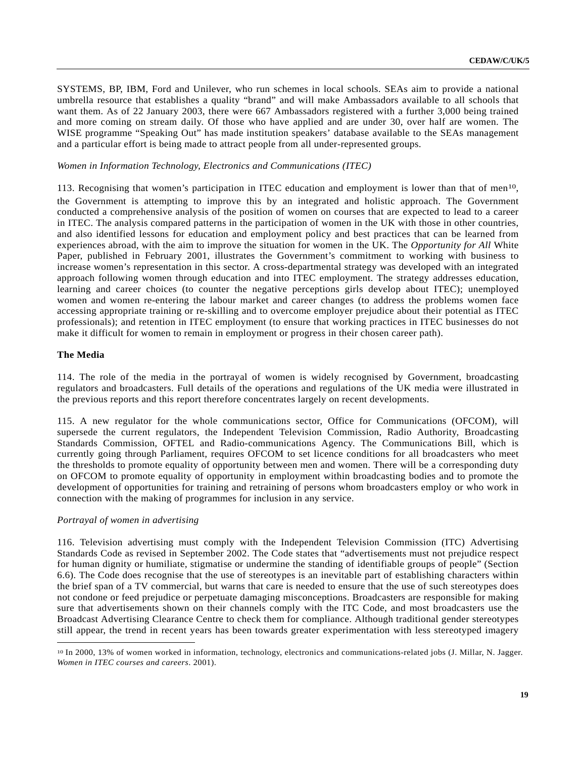SYSTEMS, BP, IBM, Ford and Unilever, who run schemes in local schools. SEAs aim to provide a national umbrella resource that establishes a quality "brand" and will make Ambassadors available to all schools that want them. As of 22 January 2003, there were 667 Ambassadors registered with a further 3,000 being trained and more coming on stream daily. Of those who have applied and are under 30, over half are women. The WISE programme "Speaking Out" has made institution speakers' database available to the SEAs management and a particular effort is being made to attract people from all under-represented groups.

*Women in Information Technology, Electronics and Communications (ITEC)*

113. Recognising that women's participation in ITEC education and employment is lower than that of men[10], the Government is attempting to improve this by an integrated and holistic approach. The Government conducted a comprehensive analysis of the position of women on courses that are expected to lead to a career in ITEC. The analysis compared patterns in the participation of women in the UK with those in other countries, and also identified lessons for education and employment policy and best practices that can be learned from experiences abroad, with the aim to improve the situation for women in the UK. The *Opportunity for All* White Paper, published in February 2001, illustrates the Government's commitment to working with business to increase women's representation in this sector. A cross-departmental strategy was developed with an integrated approach following women through education and into ITEC employment. The strategy addresses education, learning and career choices (to counter the negative perceptions girls develop about ITEC); unemployed women and women re-entering the labour market and career changes (to address the problems women face accessing appropriate training or re-skilling and to overcome employer prejudice about their potential as ITEC professionals); and retention in ITEC employment (to ensure that working practices in ITEC businesses do not make it difficult for women to remain in employment or progress in their chosen career path).

**The Media**

114. The role of the media in the portrayal of women is widely recognised by Government, broadcasting regulators and broadcasters. Full details of the operations and regulations of the UK media were illustrated in the previous reports and this report therefore concentrates largely on recent developments.

115. A new regulator for the whole communications sector, Office for Communications (OFCOM), will supersede the current regulators, the Independent Television Commission, Radio Authority, Broadcasting Standards Commission, OFTEL and Radio-communications Agency. The Communications Bill, which is currently going through Parliament, requires OFCOM to set licence conditions for all broadcasters who meet the thresholds to promote equality of opportunity between men and women. There will be a corresponding duty on OFCOM to promote equality of opportunity in employment within broadcasting bodies and to promote the development of opportunities for training and retraining of persons whom broadcasters employ or who work in connection with the making of programmes for inclusion in any service.

*Portrayal of women in advertising*

116. Television advertising must comply with the Independent Television Commission (ITC) Advertising Standards Code as revised in September 2002. The Code states that "advertisements must not prejudice respect for human dignity or humiliate, stigmatise or undermine the standing of identifiable groups of people" (Section 6.6). The Code does recognise that the use of stereotypes is an inevitable part of establishing characters within the brief span of a TV commercial, but warns that care is needed to ensure that the use of such stereotypes does not condone or feed prejudice or perpetuate damaging misconceptions. Broadcasters are responsible for making sure that advertisements shown on their channels comply with the ITC Code, and most broadcasters use the Broadcast Advertising Clearance Centre to check them for compliance. Although traditional gender stereotypes still appear, the trend in recent years has been towards greater experimentation with less stereotyped imagery

---

[10] In 2000, 13% of women worked in information, technology, electronics and communications-related jobs (J. Millar, N. Jagger. *Women in ITEC courses and careers*. 2001).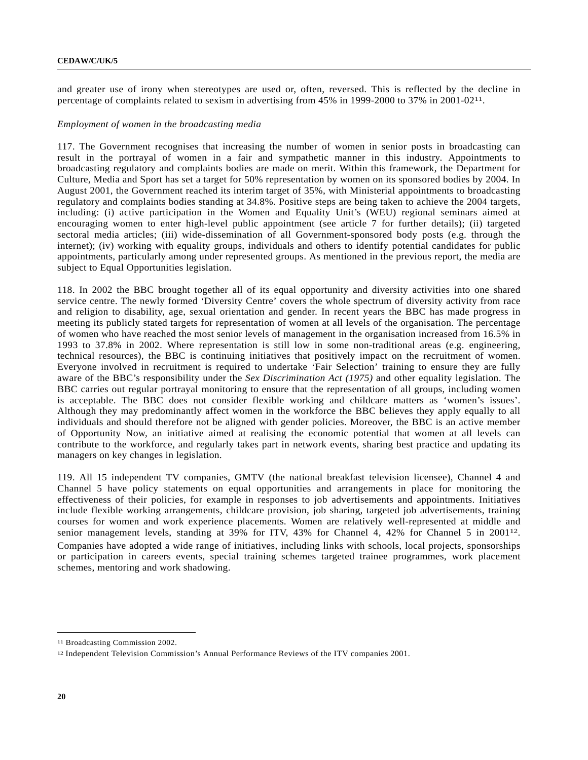and greater use of irony when stereotypes are used or, often, reversed. This is reflected by the decline in percentage of complaints related to sexism in advertising from 45% in 1999-2000 to 37% in 2001-02[11].

*Employment of women in the broadcasting media*

117. The Government recognises that increasing the number of women in senior posts in broadcasting can result in the portrayal of women in a fair and sympathetic manner in this industry. Appointments to broadcasting regulatory and complaints bodies are made on merit. Within this framework, the Department for Culture, Media and Sport has set a target for 50% representation by women on its sponsored bodies by 2004. In August 2001, the Government reached its interim target of 35%, with Ministerial appointments to broadcasting regulatory and complaints bodies standing at 34.8%. Positive steps are being taken to achieve the 2004 targets, including: (i) active participation in the Women and Equality Unit's (WEU) regional seminars aimed at encouraging women to enter high-level public appointment (see article 7 for further details); (ii) targeted sectoral media articles; (iii) wide-dissemination of all Government-sponsored body posts (e.g. through the internet); (iv) working with equality groups, individuals and others to identify potential candidates for public appointments, particularly among under represented groups. As mentioned in the previous report, the media are subject to Equal Opportunities legislation.

118. In 2002 the BBC brought together all of its equal opportunity and diversity activities into one shared service centre. The newly formed 'Diversity Centre' covers the whole spectrum of diversity activity from race and religion to disability, age, sexual orientation and gender. In recent years the BBC has made progress in meeting its publicly stated targets for representation of women at all levels of the organisation. The percentage of women who have reached the most senior levels of management in the organisation increased from 16.5% in 1993 to 37.8% in 2002. Where representation is still low in some non-traditional areas (e.g. engineering, technical resources), the BBC is continuing initiatives that positively impact on the recruitment of women. Everyone involved in recruitment is required to undertake 'Fair Selection' training to ensure they are fully aware of the BBC's responsibility under the *Sex Discrimination Act (1975)* and other equality legislation. The BBC carries out regular portrayal monitoring to ensure that the representation of all groups, including women is acceptable. The BBC does not consider flexible working and childcare matters as 'women's issues'. Although they may predominantly affect women in the workforce the BBC believes they apply equally to all individuals and should therefore not be aligned with gender policies. Moreover, the BBC is an active member of Opportunity Now, an initiative aimed at realising the economic potential that women at all levels can contribute to the workforce, and regularly takes part in network events, sharing best practice and updating its managers on key changes in legislation.

119. All 15 independent TV companies, GMTV (the national breakfast television licensee), Channel 4 and Channel 5 have policy statements on equal opportunities and arrangements in place for monitoring the effectiveness of their policies, for example in responses to job advertisements and appointments. Initiatives include flexible working arrangements, childcare provision, job sharing, targeted job advertisements, training courses for women and work experience placements. Women are relatively well-represented at middle and senior management levels, standing at 39% for ITV, 43% for Channel 4, 42% for Channel 5 in 2001[12]. Companies have adopted a wide range of initiatives, including links with schools, local projects, sponsorships or participation in careers events, special training schemes targeted trainee programmes, work placement schemes, mentoring and work shadowing.

---

[11] Broadcasting Commission 2002.

[12] Independent Television Commission's Annual Performance Reviews of the ITV companies 2001.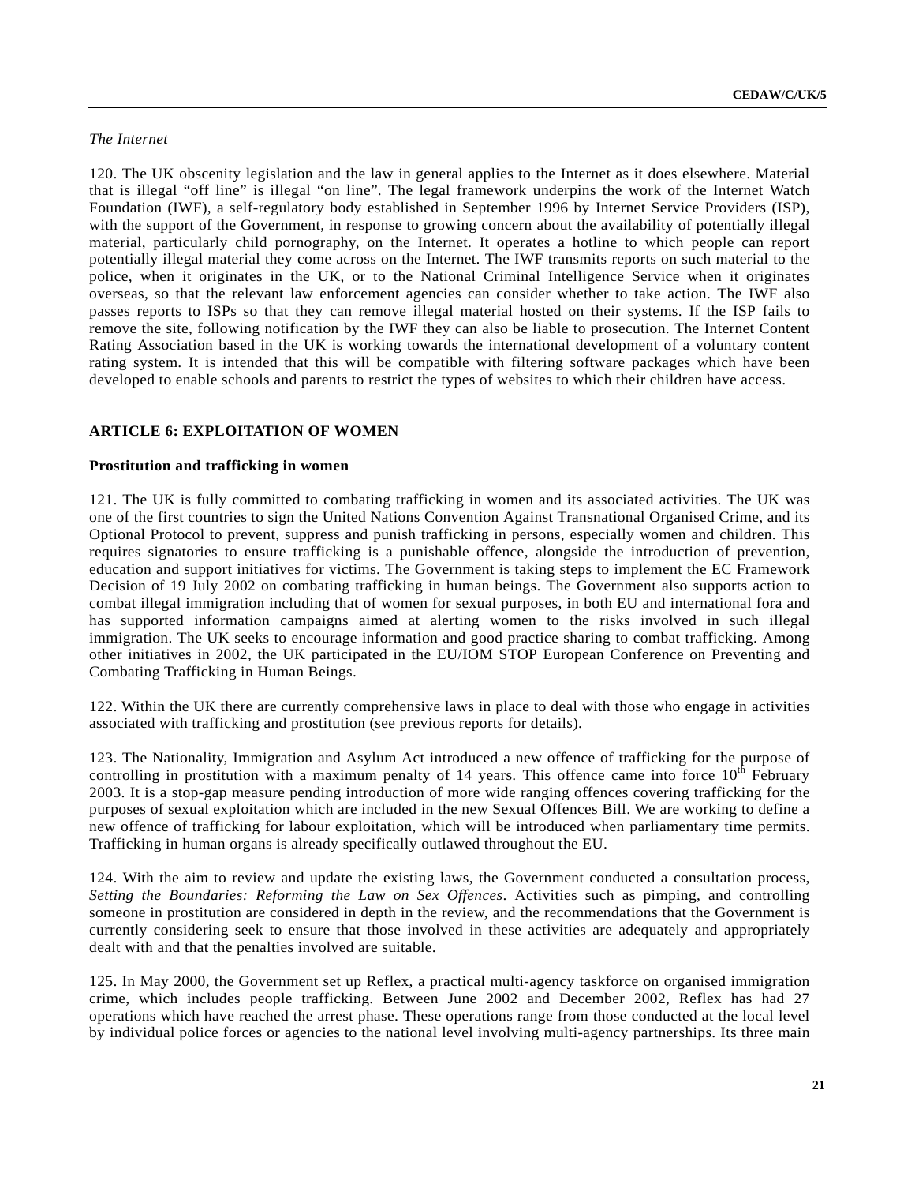*The Internet*

120. The UK obscenity legislation and the law in general applies to the Internet as it does elsewhere. Material that is illegal “off line” is illegal “on line”. The legal framework underpins the work of the Internet Watch Foundation (IWF), a self-regulatory body established in September 1996 by Internet Service Providers (ISP), with the support of the Government, in response to growing concern about the availability of potentially illegal material, particularly child pornography, on the Internet. It operates a hotline to which people can report potentially illegal material they come across on the Internet. The IWF transmits reports on such material to the police, when it originates in the UK, or to the National Criminal Intelligence Service when it originates overseas, so that the relevant law enforcement agencies can consider whether to take action. The IWF also passes reports to ISPs so that they can remove illegal material hosted on their systems. If the ISP fails to remove the site, following notification by the IWF they can also be liable to prosecution. The Internet Content Rating Association based in the UK is working towards the international development of a voluntary content rating system. It is intended that this will be compatible with filtering software packages which have been developed to enable schools and parents to restrict the types of websites to which their children have access.

## ARTICLE 6: EXPLOITATION OF WOMEN

### Prostitution and trafficking in women

121. The UK is fully committed to combating trafficking in women and its associated activities. The UK was one of the first countries to sign the United Nations Convention Against Transnational Organised Crime, and its Optional Protocol to prevent, suppress and punish trafficking in persons, especially women and children. This requires signatories to ensure trafficking is a punishable offence, alongside the introduction of prevention, education and support initiatives for victims. The Government is taking steps to implement the EC Framework Decision of 19 July 2002 on combating trafficking in human beings. The Government also supports action to combat illegal immigration including that of women for sexual purposes, in both EU and international fora and has supported information campaigns aimed at alerting women to the risks involved in such illegal immigration. The UK seeks to encourage information and good practice sharing to combat trafficking. Among other initiatives in 2002, the UK participated in the EU/IOM STOP European Conference on Preventing and Combating Trafficking in Human Beings.

122. Within the UK there are currently comprehensive laws in place to deal with those who engage in activities associated with trafficking and prostitution (see previous reports for details).

123. The Nationality, Immigration and Asylum Act introduced a new offence of trafficking for the purpose of controlling in prostitution with a maximum penalty of 14 years. This offence came into force 10th February 2003. It is a stop-gap measure pending introduction of more wide ranging offences covering trafficking for the purposes of sexual exploitation which are included in the new Sexual Offences Bill. We are working to define a new offence of trafficking for labour exploitation, which will be introduced when parliamentary time permits. Trafficking in human organs is already specifically outlawed throughout the EU.

124. With the aim to review and update the existing laws, the Government conducted a consultation process, *Setting the Boundaries: Reforming the Law on Sex Offences*. Activities such as pimping, and controlling someone in prostitution are considered in depth in the review, and the recommendations that the Government is currently considering seek to ensure that those involved in these activities are adequately and appropriately dealt with and that the penalties involved are suitable.

125. In May 2000, the Government set up Reflex, a practical multi-agency taskforce on organised immigration crime, which includes people trafficking. Between June 2002 and December 2002, Reflex has had 27 operations which have reached the arrest phase. These operations range from those conducted at the local level by individual police forces or agencies to the national level involving multi-agency partnerships. Its three main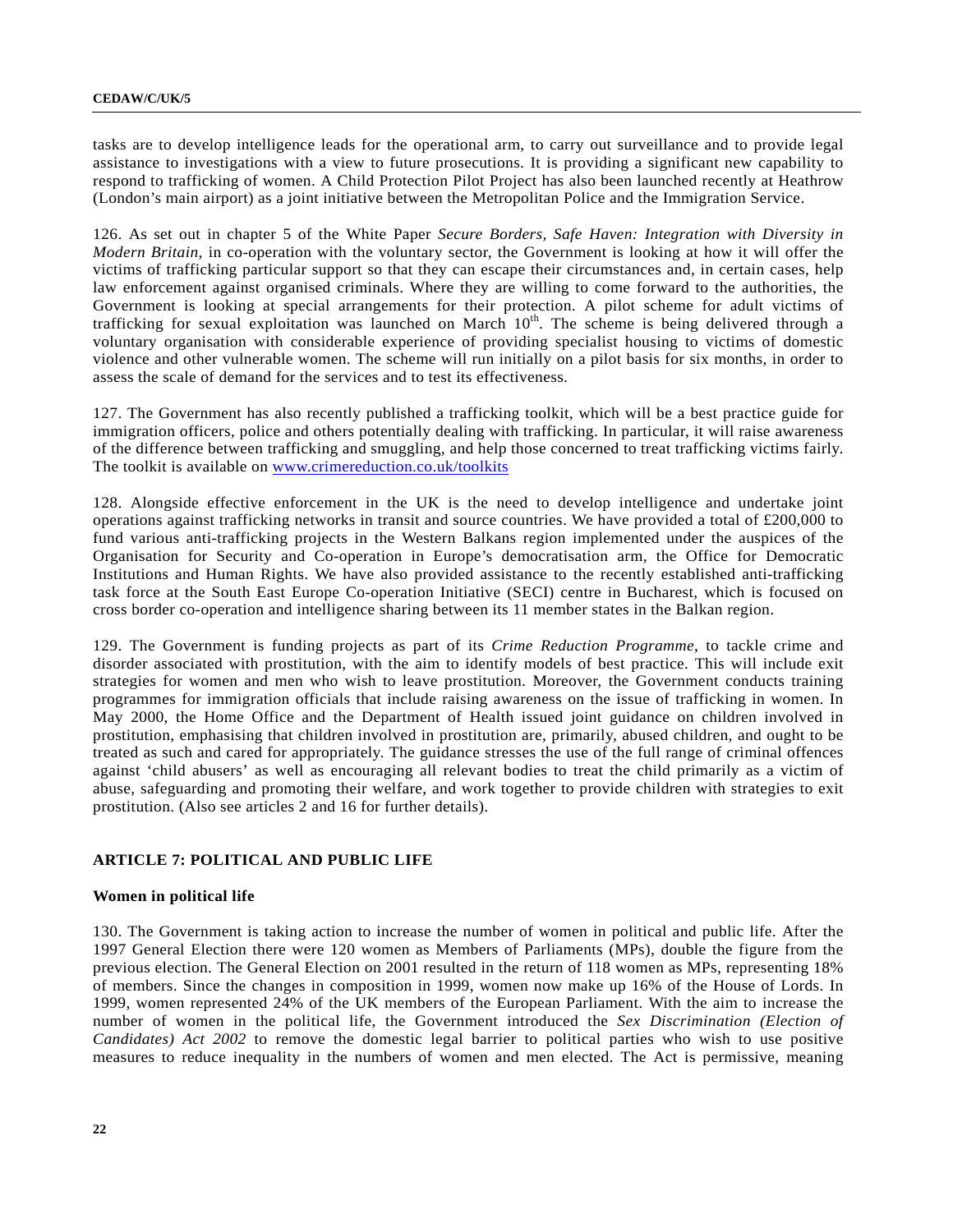tasks are to develop intelligence leads for the operational arm, to carry out surveillance and to provide legal assistance to investigations with a view to future prosecutions. It is providing a significant new capability to respond to trafficking of women. A Child Protection Pilot Project has also been launched recently at Heathrow (London's main airport) as a joint initiative between the Metropolitan Police and the Immigration Service.

126. As set out in chapter 5 of the White Paper *Secure Borders, Safe Haven: Integration with Diversity in Modern Britain,* in co-operation with the voluntary sector, the Government is looking at how it will offer the victims of trafficking particular support so that they can escape their circumstances and, in certain cases, help law enforcement against organised criminals. Where they are willing to come forward to the authorities, the Government is looking at special arrangements for their protection. A pilot scheme for adult victims of trafficking for sexual exploitation was launched on March 10th. The scheme is being delivered through a voluntary organisation with considerable experience of providing specialist housing to victims of domestic violence and other vulnerable women. The scheme will run initially on a pilot basis for six months, in order to assess the scale of demand for the services and to test its effectiveness.

127. The Government has also recently published a trafficking toolkit, which will be a best practice guide for immigration officers, police and others potentially dealing with trafficking. In particular, it will raise awareness of the difference between trafficking and smuggling, and help those concerned to treat trafficking victims fairly. The toolkit is available on www.crimereduction.co.uk/toolkits

128. Alongside effective enforcement in the UK is the need to develop intelligence and undertake joint operations against trafficking networks in transit and source countries. We have provided a total of £200,000 to fund various anti-trafficking projects in the Western Balkans region implemented under the auspices of the Organisation for Security and Co-operation in Europe's democratisation arm, the Office for Democratic Institutions and Human Rights. We have also provided assistance to the recently established anti-trafficking task force at the South East Europe Co-operation Initiative (SECI) centre in Bucharest, which is focused on cross border co-operation and intelligence sharing between its 11 member states in the Balkan region.

129. The Government is funding projects as part of its *Crime Reduction Programme*, to tackle crime and disorder associated with prostitution, with the aim to identify models of best practice. This will include exit strategies for women and men who wish to leave prostitution. Moreover, the Government conducts training programmes for immigration officials that include raising awareness on the issue of trafficking in women. In May 2000, the Home Office and the Department of Health issued joint guidance on children involved in prostitution, emphasising that children involved in prostitution are, primarily, abused children, and ought to be treated as such and cared for appropriately. The guidance stresses the use of the full range of criminal offences against 'child abusers' as well as encouraging all relevant bodies to treat the child primarily as a victim of abuse, safeguarding and promoting their welfare, and work together to provide children with strategies to exit prostitution. (Also see articles 2 and 16 for further details).

## ARTICLE 7: POLITICAL AND PUBLIC LIFE

### Women in political life

130. The Government is taking action to increase the number of women in political and public life. After the 1997 General Election there were 120 women as Members of Parliaments (MPs), double the figure from the previous election. The General Election on 2001 resulted in the return of 118 women as MPs, representing 18% of members. Since the changes in composition in 1999, women now make up 16% of the House of Lords. In 1999, women represented 24% of the UK members of the European Parliament. With the aim to increase the number of women in the political life, the Government introduced the *Sex Discrimination (Election of Candidates) Act 2002* to remove the domestic legal barrier to political parties who wish to use positive measures to reduce inequality in the numbers of women and men elected. The Act is permissive, meaning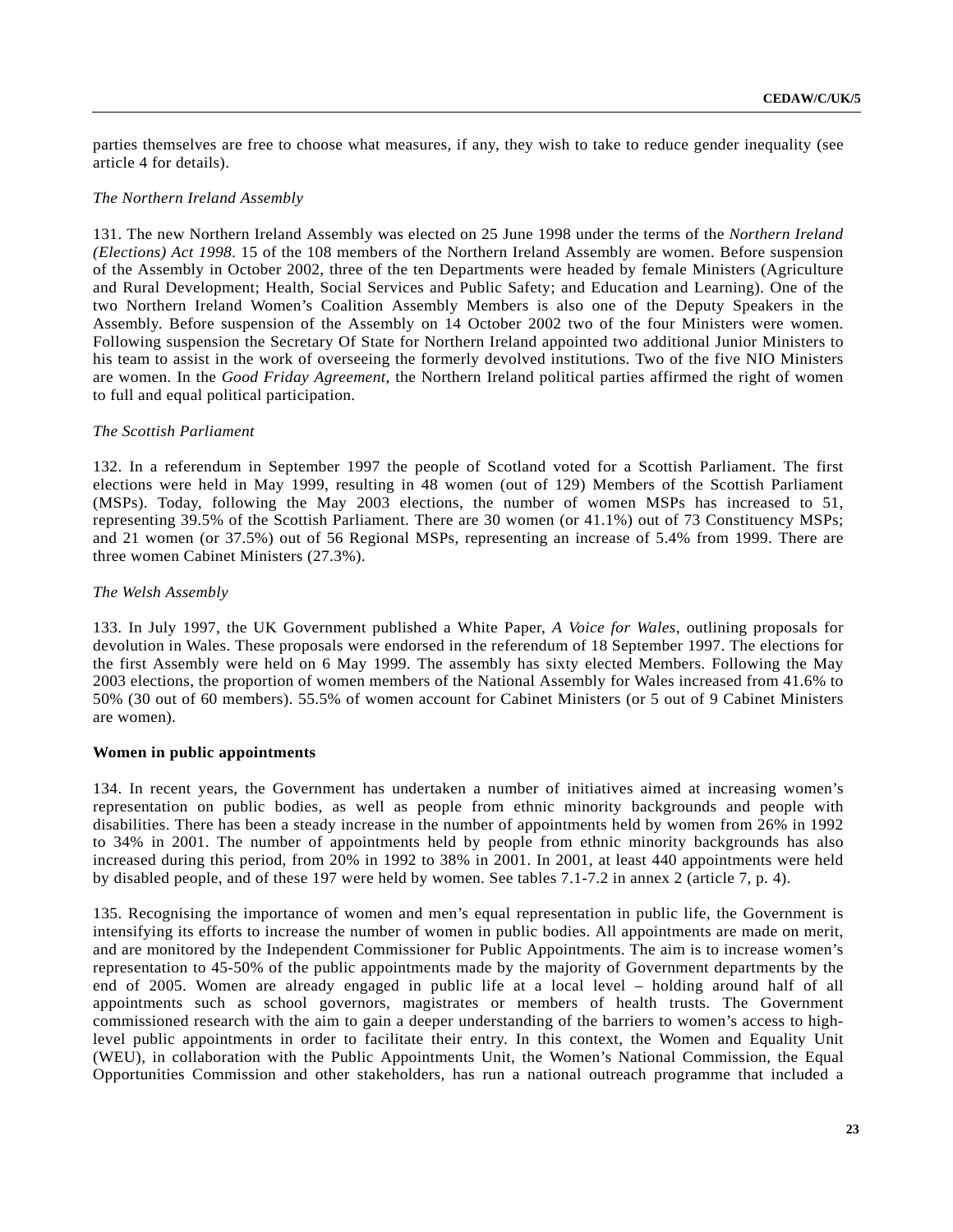parties themselves are free to choose what measures, if any, they wish to take to reduce gender inequality (see article 4 for details).

*The Northern Ireland Assembly*

131. The new Northern Ireland Assembly was elected on 25 June 1998 under the terms of the *Northern Ireland (Elections) Act 1998*. 15 of the 108 members of the Northern Ireland Assembly are women. Before suspension of the Assembly in October 2002, three of the ten Departments were headed by female Ministers (Agriculture and Rural Development; Health, Social Services and Public Safety; and Education and Learning). One of the two Northern Ireland Women's Coalition Assembly Members is also one of the Deputy Speakers in the Assembly. Before suspension of the Assembly on 14 October 2002 two of the four Ministers were women. Following suspension the Secretary Of State for Northern Ireland appointed two additional Junior Ministers to his team to assist in the work of overseeing the formerly devolved institutions. Two of the five NIO Ministers are women. In the *Good Friday Agreement*, the Northern Ireland political parties affirmed the right of women to full and equal political participation.

*The Scottish Parliament*

132. In a referendum in September 1997 the people of Scotland voted for a Scottish Parliament. The first elections were held in May 1999, resulting in 48 women (out of 129) Members of the Scottish Parliament (MSPs). Today, following the May 2003 elections, the number of women MSPs has increased to 51, representing 39.5% of the Scottish Parliament. There are 30 women (or 41.1%) out of 73 Constituency MSPs; and 21 women (or 37.5%) out of 56 Regional MSPs, representing an increase of 5.4% from 1999. There are three women Cabinet Ministers (27.3%).

*The Welsh Assembly*

133. In July 1997, the UK Government published a White Paper, *A Voice for Wales*, outlining proposals for devolution in Wales. These proposals were endorsed in the referendum of 18 September 1997. The elections for the first Assembly were held on 6 May 1999. The assembly has sixty elected Members. Following the May 2003 elections, the proportion of women members of the National Assembly for Wales increased from 41.6% to 50% (30 out of 60 members). 55.5% of women account for Cabinet Ministers (or 5 out of 9 Cabinet Ministers are women).

**Women in public appointments**

134. In recent years, the Government has undertaken a number of initiatives aimed at increasing women's representation on public bodies, as well as people from ethnic minority backgrounds and people with disabilities. There has been a steady increase in the number of appointments held by women from 26% in 1992 to 34% in 2001. The number of appointments held by people from ethnic minority backgrounds has also increased during this period, from 20% in 1992 to 38% in 2001. In 2001, at least 440 appointments were held by disabled people, and of these 197 were held by women. See tables 7.1-7.2 in annex 2 (article 7, p. 4).

135. Recognising the importance of women and men's equal representation in public life, the Government is intensifying its efforts to increase the number of women in public bodies. All appointments are made on merit, and are monitored by the Independent Commissioner for Public Appointments. The aim is to increase women's representation to 45-50% of the public appointments made by the majority of Government departments by the end of 2005. Women are already engaged in public life at a local level – holding around half of all appointments such as school governors, magistrates or members of health trusts. The Government commissioned research with the aim to gain a deeper understanding of the barriers to women's access to high-level public appointments in order to facilitate their entry. In this context, the Women and Equality Unit (WEU), in collaboration with the Public Appointments Unit, the Women's National Commission, the Equal Opportunities Commission and other stakeholders, has run a national outreach programme that included a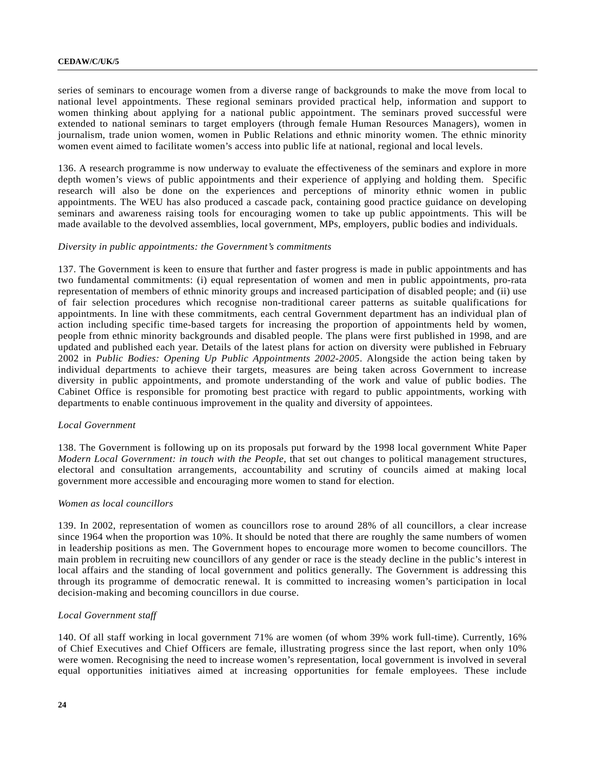series of seminars to encourage women from a diverse range of backgrounds to make the move from local to national level appointments. These regional seminars provided practical help, information and support to women thinking about applying for a national public appointment. The seminars proved successful were extended to national seminars to target employers (through female Human Resources Managers), women in journalism, trade union women, women in Public Relations and ethnic minority women. The ethnic minority women event aimed to facilitate women's access into public life at national, regional and local levels.

136. A research programme is now underway to evaluate the effectiveness of the seminars and explore in more depth women's views of public appointments and their experience of applying and holding them. Specific research will also be done on the experiences and perceptions of minority ethnic women in public appointments. The WEU has also produced a cascade pack, containing good practice guidance on developing seminars and awareness raising tools for encouraging women to take up public appointments. This will be made available to the devolved assemblies, local government, MPs, employers, public bodies and individuals.

*Diversity in public appointments: the Government's commitments*

137. The Government is keen to ensure that further and faster progress is made in public appointments and has two fundamental commitments: (i) equal representation of women and men in public appointments, pro-rata representation of members of ethnic minority groups and increased participation of disabled people; and (ii) use of fair selection procedures which recognise non-traditional career patterns as suitable qualifications for appointments. In line with these commitments, each central Government department has an individual plan of action including specific time-based targets for increasing the proportion of appointments held by women, people from ethnic minority backgrounds and disabled people. The plans were first published in 1998, and are updated and published each year. Details of the latest plans for action on diversity were published in February 2002 in *Public Bodies: Opening Up Public Appointments 2002-2005*. Alongside the action being taken by individual departments to achieve their targets, measures are being taken across Government to increase diversity in public appointments, and promote understanding of the work and value of public bodies. The Cabinet Office is responsible for promoting best practice with regard to public appointments, working with departments to enable continuous improvement in the quality and diversity of appointees.

*Local Government*

138. The Government is following up on its proposals put forward by the 1998 local government White Paper *Modern Local Government: in touch with the People*, that set out changes to political management structures, electoral and consultation arrangements, accountability and scrutiny of councils aimed at making local government more accessible and encouraging more women to stand for election.

*Women as local councillors*

139. In 2002, representation of women as councillors rose to around 28% of all councillors, a clear increase since 1964 when the proportion was 10%. It should be noted that there are roughly the same numbers of women in leadership positions as men. The Government hopes to encourage more women to become councillors. The main problem in recruiting new councillors of any gender or race is the steady decline in the public's interest in local affairs and the standing of local government and politics generally. The Government is addressing this through its programme of democratic renewal. It is committed to increasing women's participation in local decision-making and becoming councillors in due course.

*Local Government staff*

140. Of all staff working in local government 71% are women (of whom 39% work full-time). Currently, 16% of Chief Executives and Chief Officers are female, illustrating progress since the last report, when only 10% were women. Recognising the need to increase women's representation, local government is involved in several equal opportunities initiatives aimed at increasing opportunities for female employees. These include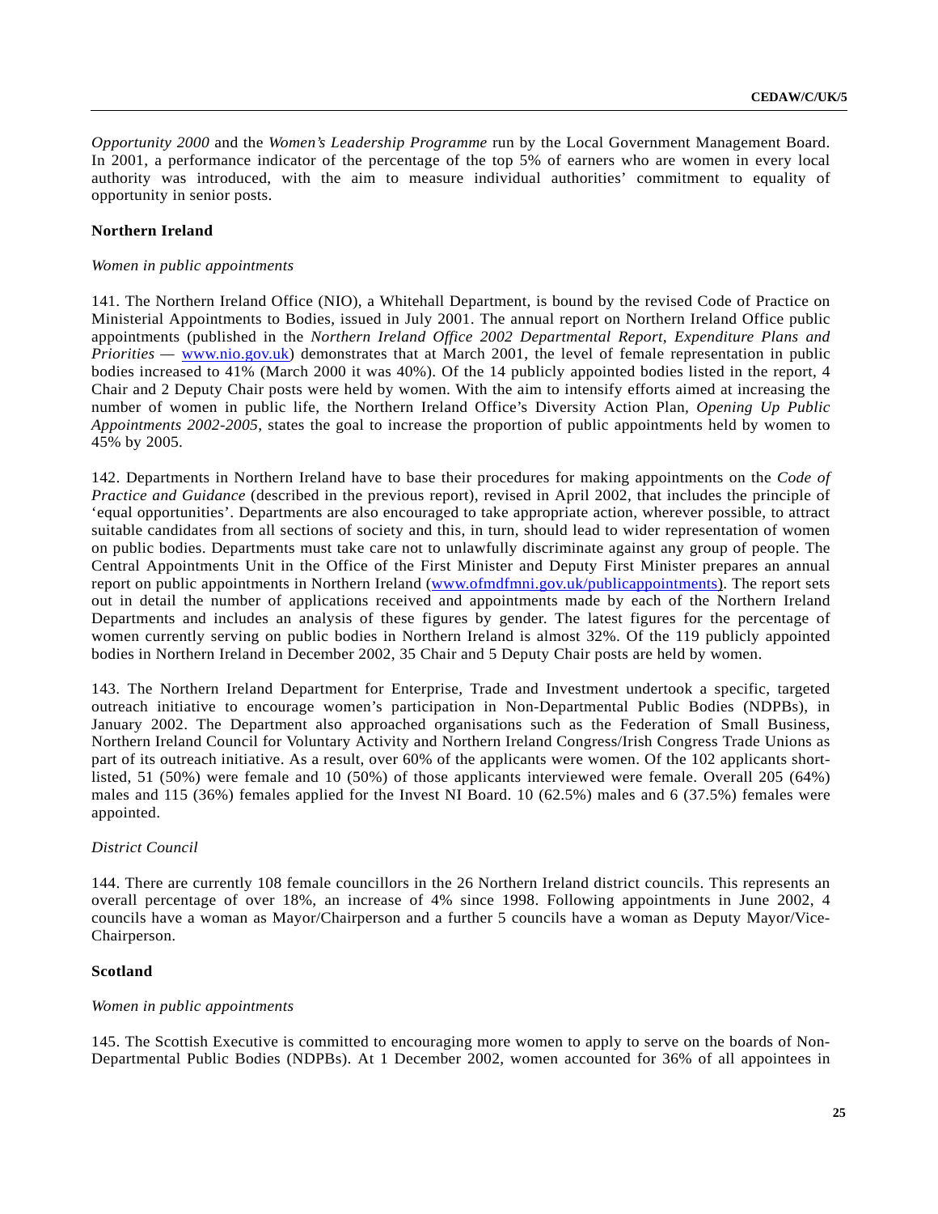*Opportunity 2000* and the *Women's Leadership Programme* run by the Local Government Management Board. In 2001, a performance indicator of the percentage of the top 5% of earners who are women in every local authority was introduced, with the aim to measure individual authorities' commitment to equality of opportunity in senior posts.

### Northern Ireland

*Women in public appointments*

141. The Northern Ireland Office (NIO), a Whitehall Department, is bound by the revised Code of Practice on Ministerial Appointments to Bodies, issued in July 2001. The annual report on Northern Ireland Office public appointments (published in the *Northern Ireland Office 2002 Departmental Report, Expenditure Plans and Priorities* — www.nio.gov.uk) demonstrates that at March 2001, the level of female representation in public bodies increased to 41% (March 2000 it was 40%). Of the 14 publicly appointed bodies listed in the report, 4 Chair and 2 Deputy Chair posts were held by women. With the aim to intensify efforts aimed at increasing the number of women in public life, the Northern Ireland Office's Diversity Action Plan, *Opening Up Public Appointments 2002-2005*, states the goal to increase the proportion of public appointments held by women to 45% by 2005.

142. Departments in Northern Ireland have to base their procedures for making appointments on the *Code of Practice and Guidance* (described in the previous report), revised in April 2002, that includes the principle of 'equal opportunities'. Departments are also encouraged to take appropriate action, wherever possible, to attract suitable candidates from all sections of society and this, in turn, should lead to wider representation of women on public bodies. Departments must take care not to unlawfully discriminate against any group of people. The Central Appointments Unit in the Office of the First Minister and Deputy First Minister prepares an annual report on public appointments in Northern Ireland (www.ofmdfmni.gov.uk/publicappointments). The report sets out in detail the number of applications received and appointments made by each of the Northern Ireland Departments and includes an analysis of these figures by gender. The latest figures for the percentage of women currently serving on public bodies in Northern Ireland is almost 32%. Of the 119 publicly appointed bodies in Northern Ireland in December 2002, 35 Chair and 5 Deputy Chair posts are held by women.

143. The Northern Ireland Department for Enterprise, Trade and Investment undertook a specific, targeted outreach initiative to encourage women's participation in Non-Departmental Public Bodies (NDPBs), in January 2002. The Department also approached organisations such as the Federation of Small Business, Northern Ireland Council for Voluntary Activity and Northern Ireland Congress/Irish Congress Trade Unions as part of its outreach initiative. As a result, over 60% of the applicants were women. Of the 102 applicants short-listed, 51 (50%) were female and 10 (50%) of those applicants interviewed were female. Overall 205 (64%) males and 115 (36%) females applied for the Invest NI Board. 10 (62.5%) males and 6 (37.5%) females were appointed.

*District Council*

144. There are currently 108 female councillors in the 26 Northern Ireland district councils. This represents an overall percentage of over 18%, an increase of 4% since 1998. Following appointments in June 2002, 4 councils have a woman as Mayor/Chairperson and a further 5 councils have a woman as Deputy Mayor/Vice-Chairperson.

### Scotland

*Women in public appointments*

145. The Scottish Executive is committed to encouraging more women to apply to serve on the boards of Non-Departmental Public Bodies (NDPBs). At 1 December 2002, women accounted for 36% of all appointees in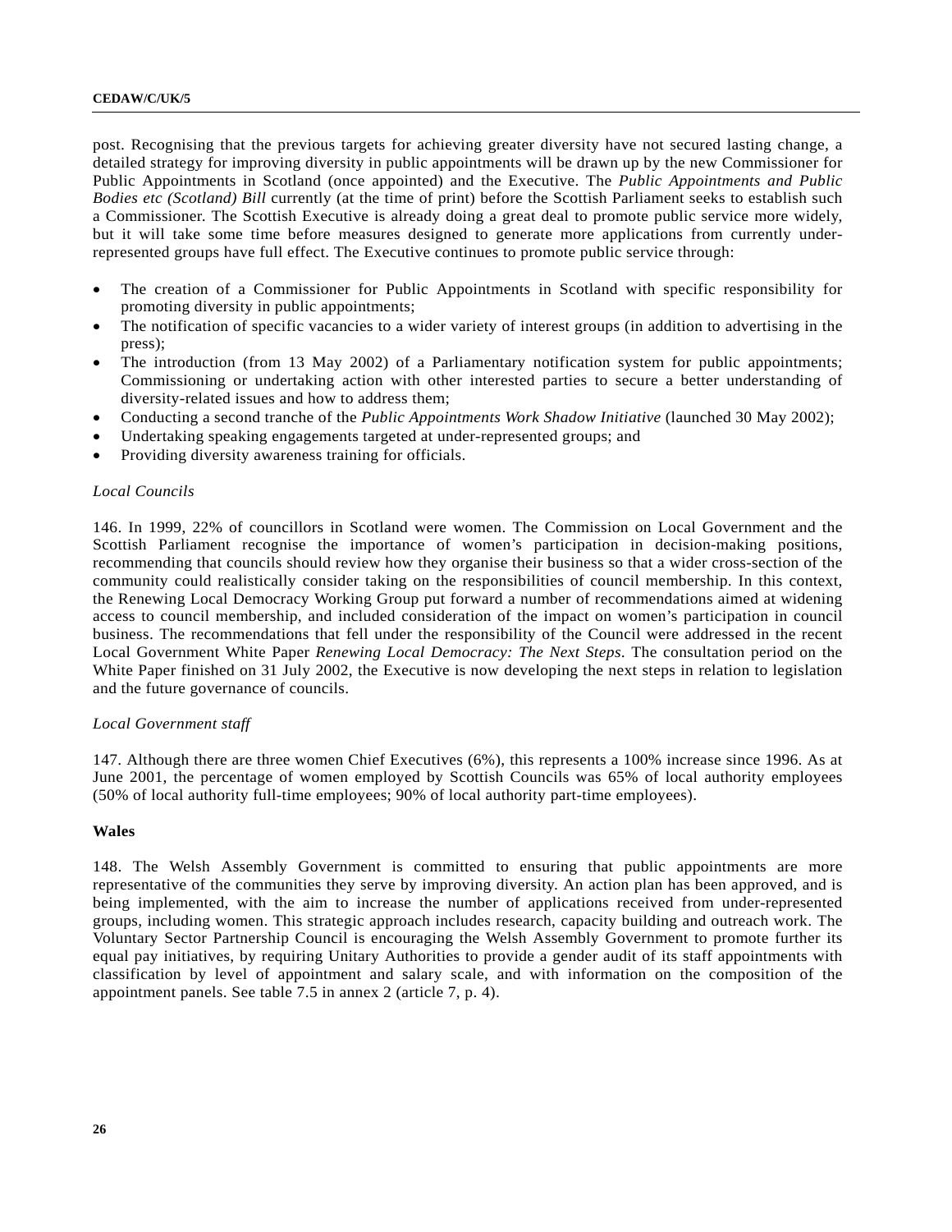post. Recognising that the previous targets for achieving greater diversity have not secured lasting change, a detailed strategy for improving diversity in public appointments will be drawn up by the new Commissioner for Public Appointments in Scotland (once appointed) and the Executive. The *Public Appointments and Public Bodies etc (Scotland) Bill* currently (at the time of print) before the Scottish Parliament seeks to establish such a Commissioner. The Scottish Executive is already doing a great deal to promote public service more widely, but it will take some time before measures designed to generate more applications from currently under-represented groups have full effect. The Executive continues to promote public service through:

- The creation of a Commissioner for Public Appointments in Scotland with specific responsibility for promoting diversity in public appointments;
- The notification of specific vacancies to a wider variety of interest groups (in addition to advertising in the press);
- The introduction (from 13 May 2002) of a Parliamentary notification system for public appointments; Commissioning or undertaking action with other interested parties to secure a better understanding of diversity-related issues and how to address them;
- Conducting a second tranche of the *Public Appointments Work Shadow Initiative* (launched 30 May 2002);
- Undertaking speaking engagements targeted at under-represented groups; and
- Providing diversity awareness training for officials.

*Local Councils*

146. In 1999, 22% of councillors in Scotland were women. The Commission on Local Government and the Scottish Parliament recognise the importance of women's participation in decision-making positions, recommending that councils should review how they organise their business so that a wider cross-section of the community could realistically consider taking on the responsibilities of council membership. In this context, the Renewing Local Democracy Working Group put forward a number of recommendations aimed at widening access to council membership, and included consideration of the impact on women's participation in council business. The recommendations that fell under the responsibility of the Council were addressed in the recent Local Government White Paper *Renewing Local Democracy: The Next Steps*. The consultation period on the White Paper finished on 31 July 2002, the Executive is now developing the next steps in relation to legislation and the future governance of councils.

*Local Government staff*

147. Although there are three women Chief Executives (6%), this represents a 100% increase since 1996. As at June 2001, the percentage of women employed by Scottish Councils was 65% of local authority employees (50% of local authority full-time employees; 90% of local authority part-time employees).

**Wales**

148. The Welsh Assembly Government is committed to ensuring that public appointments are more representative of the communities they serve by improving diversity. An action plan has been approved, and is being implemented, with the aim to increase the number of applications received from under-represented groups, including women. This strategic approach includes research, capacity building and outreach work. The Voluntary Sector Partnership Council is encouraging the Welsh Assembly Government to promote further its equal pay initiatives, by requiring Unitary Authorities to provide a gender audit of its staff appointments with classification by level of appointment and salary scale, and with information on the composition of the appointment panels. See table 7.5 in annex 2 (article 7, p. 4).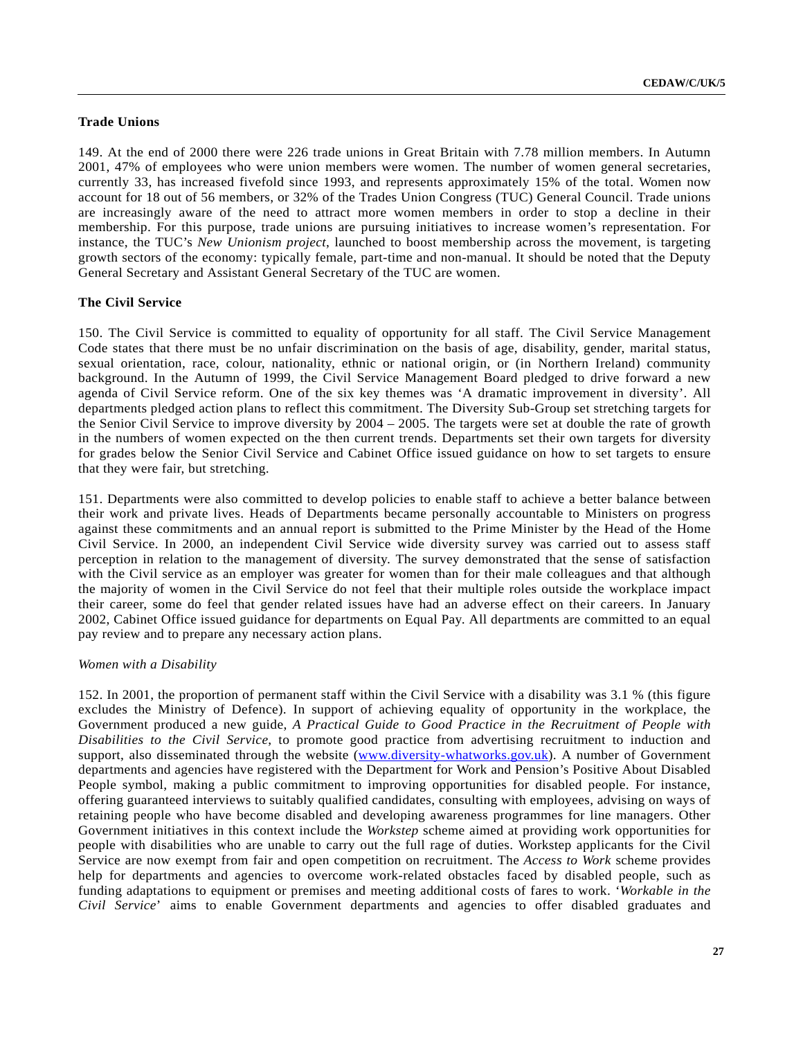**Trade Unions**

149. At the end of 2000 there were 226 trade unions in Great Britain with 7.78 million members. In Autumn 2001, 47% of employees who were union members were women. The number of women general secretaries, currently 33, has increased fivefold since 1993, and represents approximately 15% of the total. Women now account for 18 out of 56 members, or 32% of the Trades Union Congress (TUC) General Council. Trade unions are increasingly aware of the need to attract more women members in order to stop a decline in their membership. For this purpose, trade unions are pursuing initiatives to increase women's representation. For instance, the TUC's *New Unionism project*, launched to boost membership across the movement, is targeting growth sectors of the economy: typically female, part-time and non-manual. It should be noted that the Deputy General Secretary and Assistant General Secretary of the TUC are women.

**The Civil Service**

150. The Civil Service is committed to equality of opportunity for all staff. The Civil Service Management Code states that there must be no unfair discrimination on the basis of age, disability, gender, marital status, sexual orientation, race, colour, nationality, ethnic or national origin, or (in Northern Ireland) community background. In the Autumn of 1999, the Civil Service Management Board pledged to drive forward a new agenda of Civil Service reform. One of the six key themes was 'A dramatic improvement in diversity'. All departments pledged action plans to reflect this commitment. The Diversity Sub-Group set stretching targets for the Senior Civil Service to improve diversity by 2004 – 2005. The targets were set at double the rate of growth in the numbers of women expected on the then current trends. Departments set their own targets for diversity for grades below the Senior Civil Service and Cabinet Office issued guidance on how to set targets to ensure that they were fair, but stretching.

151. Departments were also committed to develop policies to enable staff to achieve a better balance between their work and private lives. Heads of Departments became personally accountable to Ministers on progress against these commitments and an annual report is submitted to the Prime Minister by the Head of the Home Civil Service. In 2000, an independent Civil Service wide diversity survey was carried out to assess staff perception in relation to the management of diversity. The survey demonstrated that the sense of satisfaction with the Civil service as an employer was greater for women than for their male colleagues and that although the majority of women in the Civil Service do not feel that their multiple roles outside the workplace impact their career, some do feel that gender related issues have had an adverse effect on their careers. In January 2002, Cabinet Office issued guidance for departments on Equal Pay. All departments are committed to an equal pay review and to prepare any necessary action plans.

*Women with a Disability*

152. In 2001, the proportion of permanent staff within the Civil Service with a disability was 3.1 % (this figure excludes the Ministry of Defence). In support of achieving equality of opportunity in the workplace, the Government produced a new guide, *A Practical Guide to Good Practice in the Recruitment of People with Disabilities to the Civil Service*, to promote good practice from advertising recruitment to induction and support, also disseminated through the website (www.diversity-whatworks.gov.uk). A number of Government departments and agencies have registered with the Department for Work and Pension's Positive About Disabled People symbol, making a public commitment to improving opportunities for disabled people. For instance, offering guaranteed interviews to suitably qualified candidates, consulting with employees, advising on ways of retaining people who have become disabled and developing awareness programmes for line managers. Other Government initiatives in this context include the *Workstep* scheme aimed at providing work opportunities for people with disabilities who are unable to carry out the full rage of duties. Workstep applicants for the Civil Service are now exempt from fair and open competition on recruitment. The *Access to Work* scheme provides help for departments and agencies to overcome work-related obstacles faced by disabled people, such as funding adaptations to equipment or premises and meeting additional costs of fares to work. '*Workable in the Civil Service*' aims to enable Government departments and agencies to offer disabled graduates and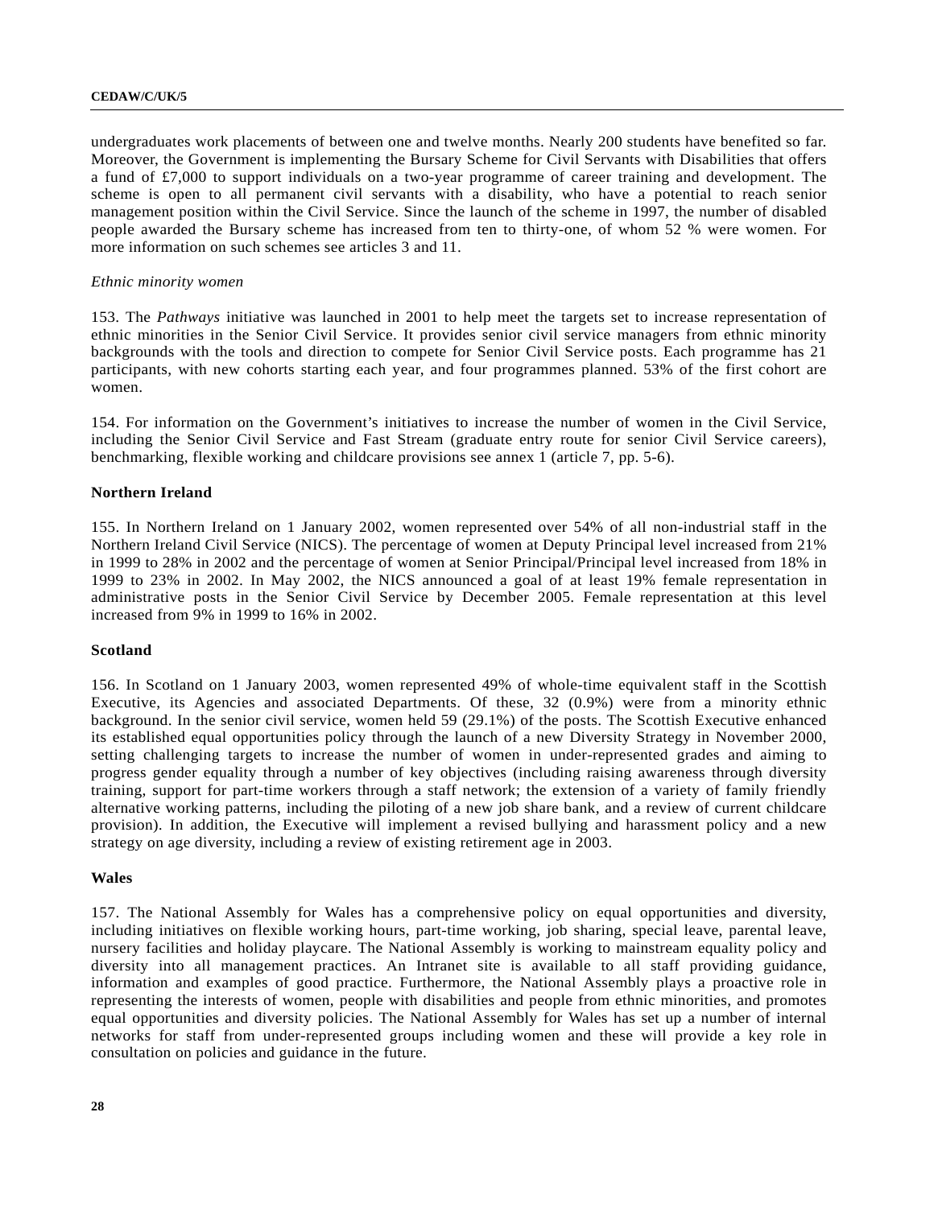undergraduates work placements of between one and twelve months. Nearly 200 students have benefited so far. Moreover, the Government is implementing the Bursary Scheme for Civil Servants with Disabilities that offers a fund of £7,000 to support individuals on a two-year programme of career training and development. The scheme is open to all permanent civil servants with a disability, who have a potential to reach senior management position within the Civil Service. Since the launch of the scheme in 1997, the number of disabled people awarded the Bursary scheme has increased from ten to thirty-one, of whom 52 % were women. For more information on such schemes see articles 3 and 11.

*Ethnic minority women*

153. The *Pathways* initiative was launched in 2001 to help meet the targets set to increase representation of ethnic minorities in the Senior Civil Service. It provides senior civil service managers from ethnic minority backgrounds with the tools and direction to compete for Senior Civil Service posts. Each programme has 21 participants, with new cohorts starting each year, and four programmes planned. 53% of the first cohort are women.

154. For information on the Government's initiatives to increase the number of women in the Civil Service, including the Senior Civil Service and Fast Stream (graduate entry route for senior Civil Service careers), benchmarking, flexible working and childcare provisions see annex 1 (article 7, pp. 5-6).

**Northern Ireland**

155. In Northern Ireland on 1 January 2002, women represented over 54% of all non-industrial staff in the Northern Ireland Civil Service (NICS). The percentage of women at Deputy Principal level increased from 21% in 1999 to 28% in 2002 and the percentage of women at Senior Principal/Principal level increased from 18% in 1999 to 23% in 2002. In May 2002, the NICS announced a goal of at least 19% female representation in administrative posts in the Senior Civil Service by December 2005. Female representation at this level increased from 9% in 1999 to 16% in 2002.

**Scotland**

156. In Scotland on 1 January 2003, women represented 49% of whole-time equivalent staff in the Scottish Executive, its Agencies and associated Departments. Of these, 32 (0.9%) were from a minority ethnic background. In the senior civil service, women held 59 (29.1%) of the posts. The Scottish Executive enhanced its established equal opportunities policy through the launch of a new Diversity Strategy in November 2000, setting challenging targets to increase the number of women in under-represented grades and aiming to progress gender equality through a number of key objectives (including raising awareness through diversity training, support for part-time workers through a staff network; the extension of a variety of family friendly alternative working patterns, including the piloting of a new job share bank, and a review of current childcare provision). In addition, the Executive will implement a revised bullying and harassment policy and a new strategy on age diversity, including a review of existing retirement age in 2003.

**Wales**

157. The National Assembly for Wales has a comprehensive policy on equal opportunities and diversity, including initiatives on flexible working hours, part-time working, job sharing, special leave, parental leave, nursery facilities and holiday playcare. The National Assembly is working to mainstream equality policy and diversity into all management practices. An Intranet site is available to all staff providing guidance, information and examples of good practice. Furthermore, the National Assembly plays a proactive role in representing the interests of women, people with disabilities and people from ethnic minorities, and promotes equal opportunities and diversity policies. The National Assembly for Wales has set up a number of internal networks for staff from under-represented groups including women and these will provide a key role in consultation on policies and guidance in the future.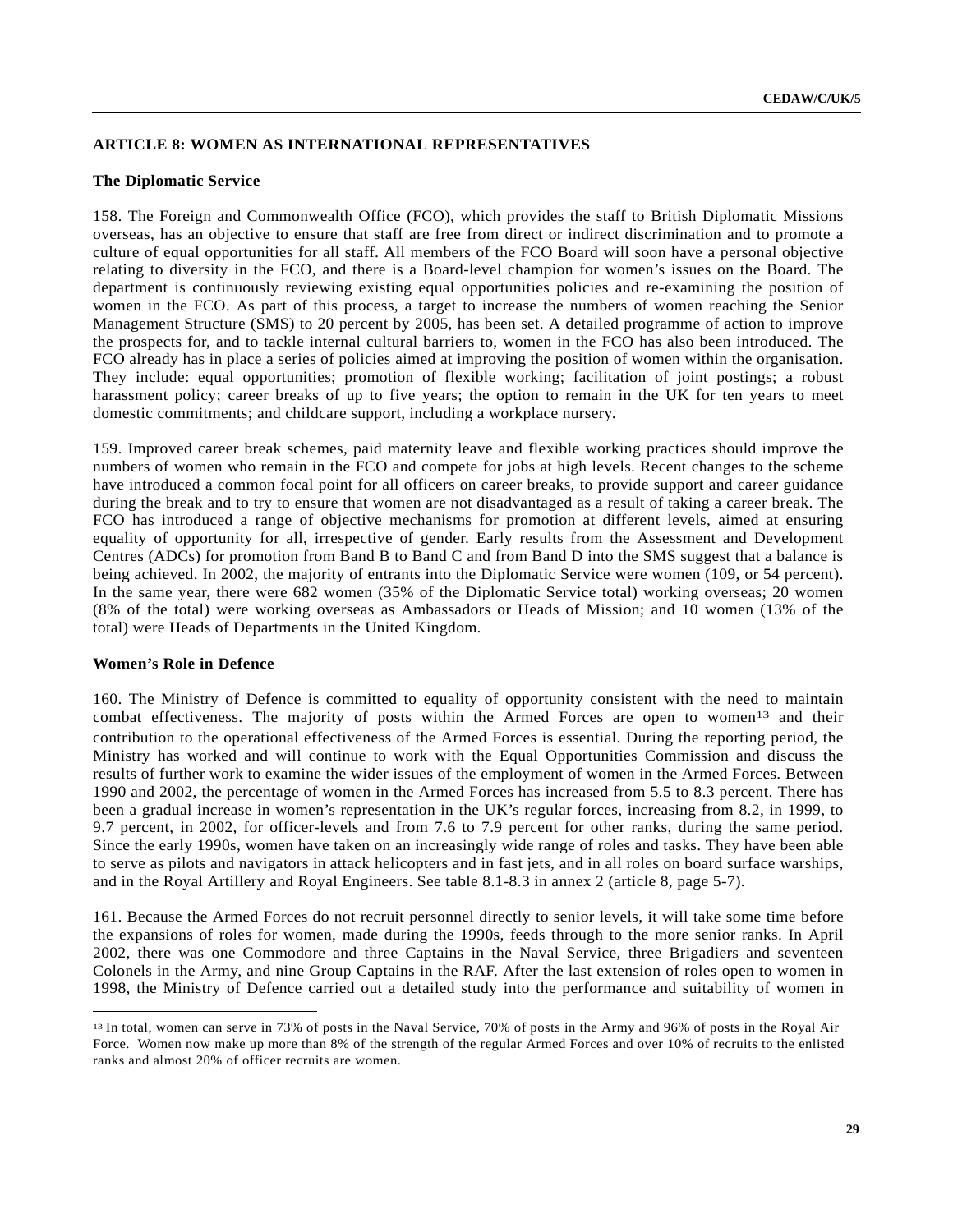## ARTICLE 8: WOMEN AS INTERNATIONAL REPRESENTATIVES

### The Diplomatic Service

158. The Foreign and Commonwealth Office (FCO), which provides the staff to British Diplomatic Missions overseas, has an objective to ensure that staff are free from direct or indirect discrimination and to promote a culture of equal opportunities for all staff. All members of the FCO Board will soon have a personal objective relating to diversity in the FCO, and there is a Board-level champion for women's issues on the Board. The department is continuously reviewing existing equal opportunities policies and re-examining the position of women in the FCO. As part of this process, a target to increase the numbers of women reaching the Senior Management Structure (SMS) to 20 percent by 2005, has been set. A detailed programme of action to improve the prospects for, and to tackle internal cultural barriers to, women in the FCO has also been introduced. The FCO already has in place a series of policies aimed at improving the position of women within the organisation. They include: equal opportunities; promotion of flexible working; facilitation of joint postings; a robust harassment policy; career breaks of up to five years; the option to remain in the UK for ten years to meet domestic commitments; and childcare support, including a workplace nursery.

159. Improved career break schemes, paid maternity leave and flexible working practices should improve the numbers of women who remain in the FCO and compete for jobs at high levels. Recent changes to the scheme have introduced a common focal point for all officers on career breaks, to provide support and career guidance during the break and to try to ensure that women are not disadvantaged as a result of taking a career break. The FCO has introduced a range of objective mechanisms for promotion at different levels, aimed at ensuring equality of opportunity for all, irrespective of gender. Early results from the Assessment and Development Centres (ADCs) for promotion from Band B to Band C and from Band D into the SMS suggest that a balance is being achieved. In 2002, the majority of entrants into the Diplomatic Service were women (109, or 54 percent). In the same year, there were 682 women (35% of the Diplomatic Service total) working overseas; 20 women (8% of the total) were working overseas as Ambassadors or Heads of Mission; and 10 women (13% of the total) were Heads of Departments in the United Kingdom.

### Women's Role in Defence

160. The Ministry of Defence is committed to equality of opportunity consistent with the need to maintain combat effectiveness. The majority of posts within the Armed Forces are open to women[13] and their contribution to the operational effectiveness of the Armed Forces is essential. During the reporting period, the Ministry has worked and will continue to work with the Equal Opportunities Commission and discuss the results of further work to examine the wider issues of the employment of women in the Armed Forces. Between 1990 and 2002, the percentage of women in the Armed Forces has increased from 5.5 to 8.3 percent. There has been a gradual increase in women's representation in the UK's regular forces, increasing from 8.2, in 1999, to 9.7 percent, in 2002, for officer-levels and from 7.6 to 7.9 percent for other ranks, during the same period. Since the early 1990s, women have taken on an increasingly wide range of roles and tasks. They have been able to serve as pilots and navigators in attack helicopters and in fast jets, and in all roles on board surface warships, and in the Royal Artillery and Royal Engineers. See table 8.1-8.3 in annex 2 (article 8, page 5-7).

161. Because the Armed Forces do not recruit personnel directly to senior levels, it will take some time before the expansions of roles for women, made during the 1990s, feeds through to the more senior ranks. In April 2002, there was one Commodore and three Captains in the Naval Service, three Brigadiers and seventeen Colonels in the Army, and nine Group Captains in the RAF. After the last extension of roles open to women in 1998, the Ministry of Defence carried out a detailed study into the performance and suitability of women in

---

[13] In total, women can serve in 73% of posts in the Naval Service, 70% of posts in the Army and 96% of posts in the Royal Air Force. Women now make up more than 8% of the strength of the regular Armed Forces and over 10% of recruits to the enlisted ranks and almost 20% of officer recruits are women.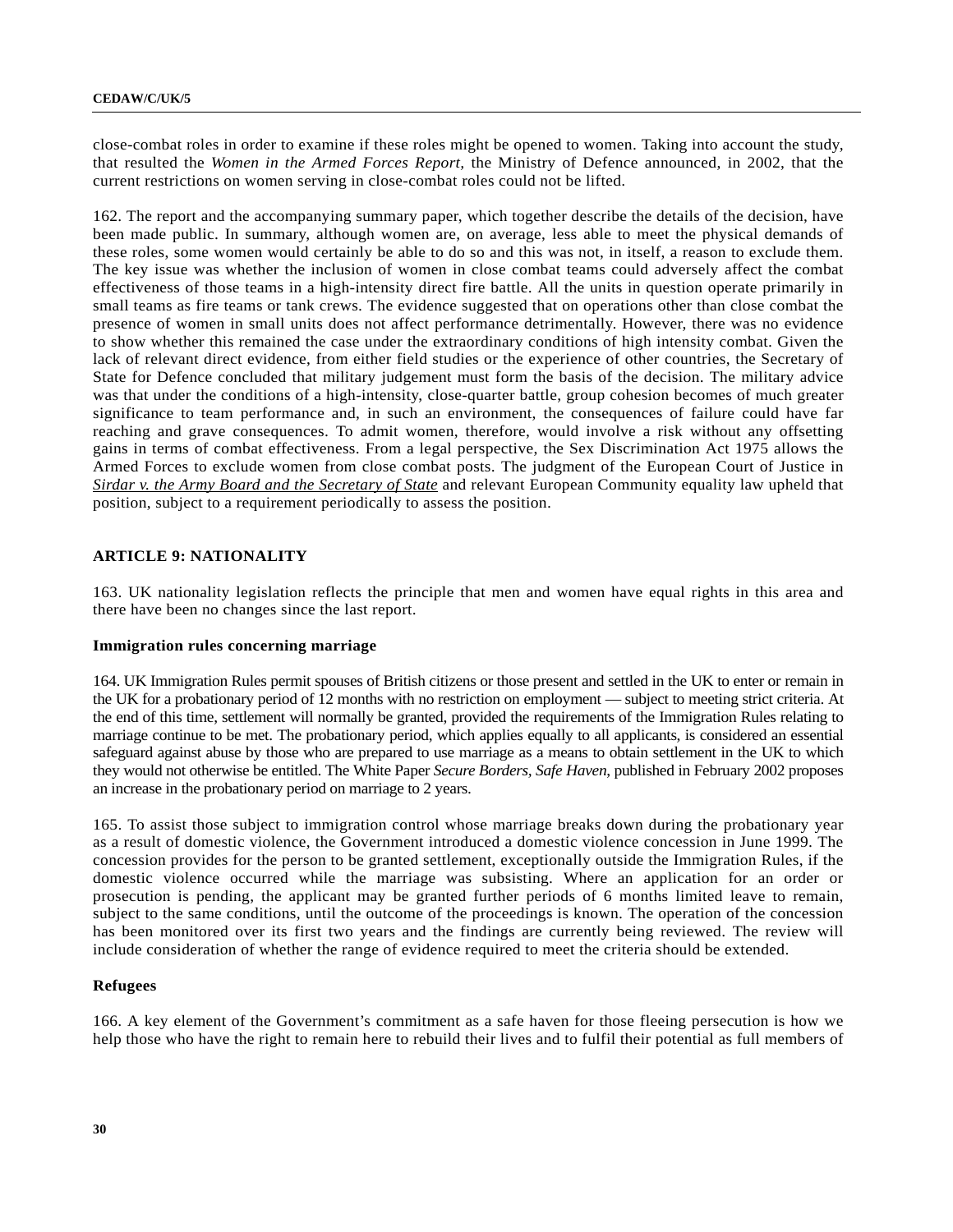close-combat roles in order to examine if these roles might be opened to women. Taking into account the study, that resulted the *Women in the Armed Forces Report*, the Ministry of Defence announced, in 2002, that the current restrictions on women serving in close-combat roles could not be lifted.

162. The report and the accompanying summary paper, which together describe the details of the decision, have been made public. In summary, although women are, on average, less able to meet the physical demands of these roles, some women would certainly be able to do so and this was not, in itself, a reason to exclude them. The key issue was whether the inclusion of women in close combat teams could adversely affect the combat effectiveness of those teams in a high-intensity direct fire battle. All the units in question operate primarily in small teams as fire teams or tank crews. The evidence suggested that on operations other than close combat the presence of women in small units does not affect performance detrimentally. However, there was no evidence to show whether this remained the case under the extraordinary conditions of high intensity combat. Given the lack of relevant direct evidence, from either field studies or the experience of other countries, the Secretary of State for Defence concluded that military judgement must form the basis of the decision. The military advice was that under the conditions of a high-intensity, close-quarter battle, group cohesion becomes of much greater significance to team performance and, in such an environment, the consequences of failure could have far reaching and grave consequences. To admit women, therefore, would involve a risk without any offsetting gains in terms of combat effectiveness. From a legal perspective, the Sex Discrimination Act 1975 allows the Armed Forces to exclude women from close combat posts. The judgment of the European Court of Justice in *Sirdar v. the Army Board and the Secretary of State* and relevant European Community equality law upheld that position, subject to a requirement periodically to assess the position.

## ARTICLE 9: NATIONALITY

163. UK nationality legislation reflects the principle that men and women have equal rights in this area and there have been no changes since the last report.

### Immigration rules concerning marriage

164. UK Immigration Rules permit spouses of British citizens or those present and settled in the UK to enter or remain in the UK for a probationary period of 12 months with no restriction on employment — subject to meeting strict criteria. At the end of this time, settlement will normally be granted, provided the requirements of the Immigration Rules relating to marriage continue to be met. The probationary period, which applies equally to all applicants, is considered an essential safeguard against abuse by those who are prepared to use marriage as a means to obtain settlement in the UK to which they would not otherwise be entitled. The White Paper *Secure Borders, Safe Haven*, published in February 2002 proposes an increase in the probationary period on marriage to 2 years.

165. To assist those subject to immigration control whose marriage breaks down during the probationary year as a result of domestic violence, the Government introduced a domestic violence concession in June 1999. The concession provides for the person to be granted settlement, exceptionally outside the Immigration Rules, if the domestic violence occurred while the marriage was subsisting. Where an application for an order or prosecution is pending, the applicant may be granted further periods of 6 months limited leave to remain, subject to the same conditions, until the outcome of the proceedings is known. The operation of the concession has been monitored over its first two years and the findings are currently being reviewed. The review will include consideration of whether the range of evidence required to meet the criteria should be extended.

### Refugees

166. A key element of the Government's commitment as a safe haven for those fleeing persecution is how we help those who have the right to remain here to rebuild their lives and to fulfil their potential as full members of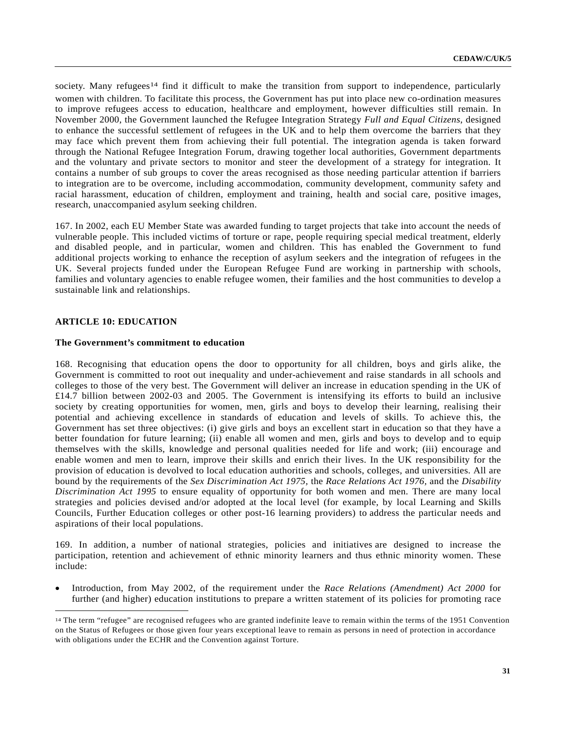society. Many refugees[14] find it difficult to make the transition from support to independence, particularly women with children. To facilitate this process, the Government has put into place new co-ordination measures to improve refugees access to education, healthcare and employment, however difficulties still remain. In November 2000, the Government launched the Refugee Integration Strategy *Full and Equal Citizens*, designed to enhance the successful settlement of refugees in the UK and to help them overcome the barriers that they may face which prevent them from achieving their full potential. The integration agenda is taken forward through the National Refugee Integration Forum, drawing together local authorities, Government departments and the voluntary and private sectors to monitor and steer the development of a strategy for integration. It contains a number of sub groups to cover the areas recognised as those needing particular attention if barriers to integration are to be overcome, including accommodation, community development, community safety and racial harassment, education of children, employment and training, health and social care, positive images, research, unaccompanied asylum seeking children.

167. In 2002, each EU Member State was awarded funding to target projects that take into account the needs of vulnerable people. This included victims of torture or rape, people requiring special medical treatment, elderly and disabled people, and in particular, women and children. This has enabled the Government to fund additional projects working to enhance the reception of asylum seekers and the integration of refugees in the UK. Several projects funded under the European Refugee Fund are working in partnership with schools, families and voluntary agencies to enable refugee women, their families and the host communities to develop a sustainable link and relationships.

## ARTICLE 10: EDUCATION

### The Government's commitment to education

168. Recognising that education opens the door to opportunity for all children, boys and girls alike, the Government is committed to root out inequality and under-achievement and raise standards in all schools and colleges to those of the very best. The Government will deliver an increase in education spending in the UK of £14.7 billion between 2002-03 and 2005. The Government is intensifying its efforts to build an inclusive society by creating opportunities for women, men, girls and boys to develop their learning, realising their potential and achieving excellence in standards of education and levels of skills. To achieve this, the Government has set three objectives: (i) give girls and boys an excellent start in education so that they have a better foundation for future learning; (ii) enable all women and men, girls and boys to develop and to equip themselves with the skills, knowledge and personal qualities needed for life and work; (iii) encourage and enable women and men to learn, improve their skills and enrich their lives. In the UK responsibility for the provision of education is devolved to local education authorities and schools, colleges, and universities. All are bound by the requirements of the *Sex Discrimination Act 1975*, the *Race Relations Act 1976*, and the *Disability Discrimination Act 1995* to ensure equality of opportunity for both women and men. There are many local strategies and policies devised and/or adopted at the local level (for example, by local Learning and Skills Councils, Further Education colleges or other post-16 learning providers) to address the particular needs and aspirations of their local populations.

169. In addition, a number of national strategies, policies and initiatives are designed to increase the participation, retention and achievement of ethnic minority learners and thus ethnic minority women. These include:

- Introduction, from May 2002, of the requirement under the *Race Relations (Amendment) Act 2000* for further (and higher) education institutions to prepare a written statement of its policies for promoting race

[14] The term "refugee" are recognised refugees who are granted indefinite leave to remain within the terms of the 1951 Convention on the Status of Refugees or those given four years exceptional leave to remain as persons in need of protection in accordance with obligations under the ECHR and the Convention against Torture.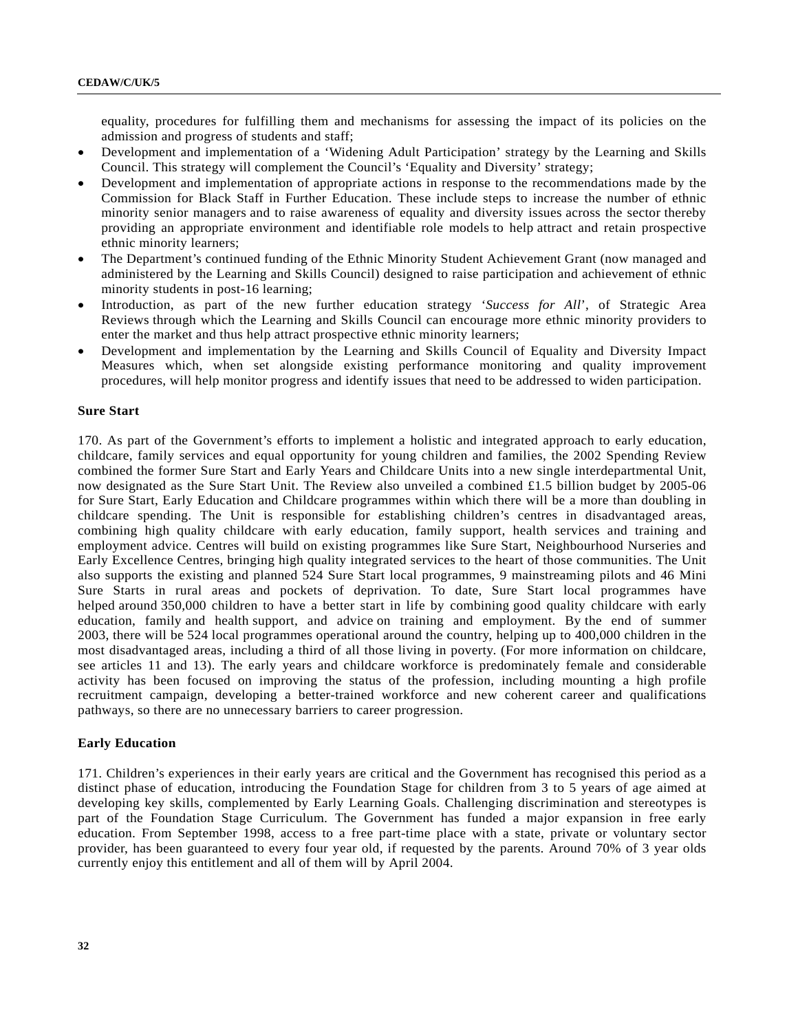equality, procedures for fulfilling them and mechanisms for assessing the impact of its policies on the admission and progress of students and staff;

- Development and implementation of a 'Widening Adult Participation' strategy by the Learning and Skills Council. This strategy will complement the Council's 'Equality and Diversity' strategy;
- Development and implementation of appropriate actions in response to the recommendations made by the Commission for Black Staff in Further Education. These include steps to increase the number of ethnic minority senior managers and to raise awareness of equality and diversity issues across the sector thereby providing an appropriate environment and identifiable role models to help attract and retain prospective ethnic minority learners;
- The Department's continued funding of the Ethnic Minority Student Achievement Grant (now managed and administered by the Learning and Skills Council) designed to raise participation and achievement of ethnic minority students in post-16 learning;
- Introduction, as part of the new further education strategy '*Success for All*', of Strategic Area Reviews through which the Learning and Skills Council can encourage more ethnic minority providers to enter the market and thus help attract prospective ethnic minority learners;
- Development and implementation by the Learning and Skills Council of Equality and Diversity Impact Measures which, when set alongside existing performance monitoring and quality improvement procedures, will help monitor progress and identify issues that need to be addressed to widen participation.

**Sure Start**

170. As part of the Government's efforts to implement a holistic and integrated approach to early education, childcare, family services and equal opportunity for young children and families, the 2002 Spending Review combined the former Sure Start and Early Years and Childcare Units into a new single interdepartmental Unit, now designated as the Sure Start Unit. The Review also unveiled a combined £1.5 billion budget by 2005-06 for Sure Start, Early Education and Childcare programmes within which there will be a more than doubling in childcare spending. The Unit is responsible for *e*stablishing children's centres in disadvantaged areas, combining high quality childcare with early education, family support, health services and training and employment advice. Centres will build on existing programmes like Sure Start, Neighbourhood Nurseries and Early Excellence Centres, bringing high quality integrated services to the heart of those communities. The Unit also supports the existing and planned 524 Sure Start local programmes, 9 mainstreaming pilots and 46 Mini Sure Starts in rural areas and pockets of deprivation. To date, Sure Start local programmes have helped around 350,000 children to have a better start in life by combining good quality childcare with early education, family and health support, and advice on training and employment. By the end of summer 2003, there will be 524 local programmes operational around the country, helping up to 400,000 children in the most disadvantaged areas, including a third of all those living in poverty. (For more information on childcare, see articles 11 and 13). The early years and childcare workforce is predominately female and considerable activity has been focused on improving the status of the profession, including mounting a high profile recruitment campaign, developing a better-trained workforce and new coherent career and qualifications pathways, so there are no unnecessary barriers to career progression.

**Early Education**

171. Children's experiences in their early years are critical and the Government has recognised this period as a distinct phase of education, introducing the Foundation Stage for children from 3 to 5 years of age aimed at developing key skills, complemented by Early Learning Goals. Challenging discrimination and stereotypes is part of the Foundation Stage Curriculum. The Government has funded a major expansion in free early education. From September 1998, access to a free part-time place with a state, private or voluntary sector provider, has been guaranteed to every four year old, if requested by the parents. Around 70% of 3 year olds currently enjoy this entitlement and all of them will by April 2004.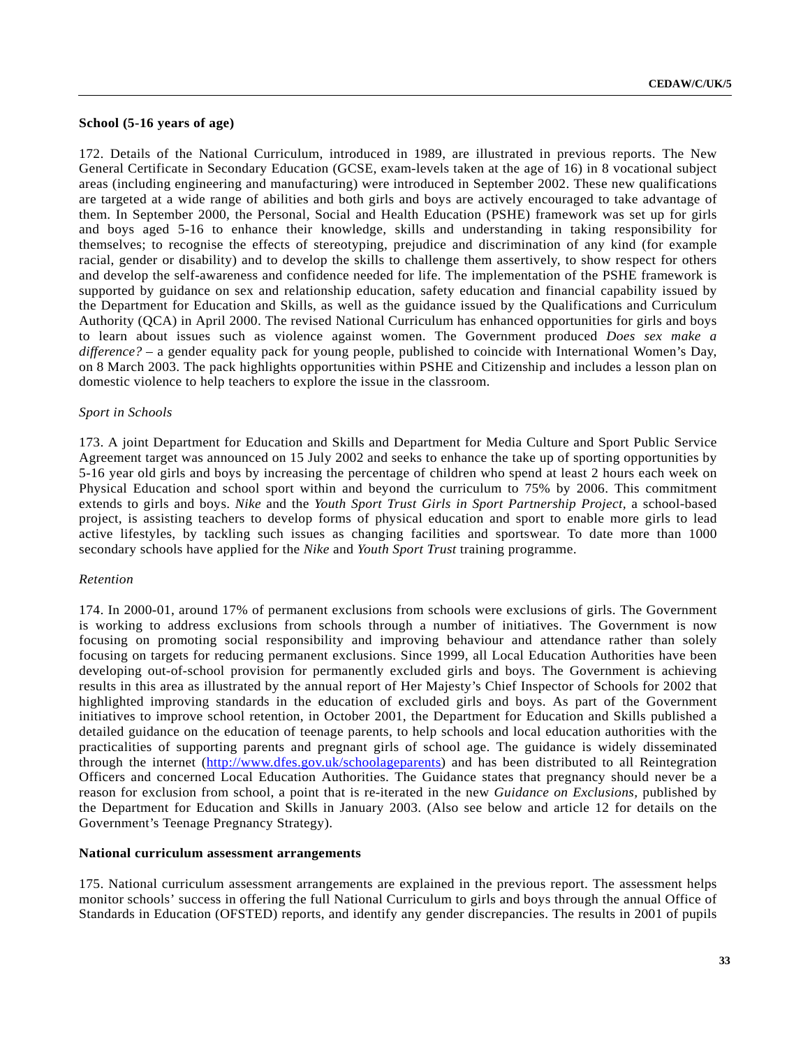**School (5-16 years of age)**

172. Details of the National Curriculum, introduced in 1989, are illustrated in previous reports. The New General Certificate in Secondary Education (GCSE, exam-levels taken at the age of 16) in 8 vocational subject areas (including engineering and manufacturing) were introduced in September 2002. These new qualifications are targeted at a wide range of abilities and both girls and boys are actively encouraged to take advantage of them. In September 2000, the Personal, Social and Health Education (PSHE) framework was set up for girls and boys aged 5-16 to enhance their knowledge, skills and understanding in taking responsibility for themselves; to recognise the effects of stereotyping, prejudice and discrimination of any kind (for example racial, gender or disability) and to develop the skills to challenge them assertively, to show respect for others and develop the self-awareness and confidence needed for life. The implementation of the PSHE framework is supported by guidance on sex and relationship education, safety education and financial capability issued by the Department for Education and Skills, as well as the guidance issued by the Qualifications and Curriculum Authority (QCA) in April 2000. The revised National Curriculum has enhanced opportunities for girls and boys to learn about issues such as violence against women. The Government produced *Does sex make a difference?* – a gender equality pack for young people, published to coincide with International Women's Day, on 8 March 2003. The pack highlights opportunities within PSHE and Citizenship and includes a lesson plan on domestic violence to help teachers to explore the issue in the classroom.

*Sport in Schools*

173. A joint Department for Education and Skills and Department for Media Culture and Sport Public Service Agreement target was announced on 15 July 2002 and seeks to enhance the take up of sporting opportunities by 5-16 year old girls and boys by increasing the percentage of children who spend at least 2 hours each week on Physical Education and school sport within and beyond the curriculum to 75% by 2006. This commitment extends to girls and boys. *Nike* and the *Youth Sport Trust Girls in Sport Partnership Project*, a school-based project, is assisting teachers to develop forms of physical education and sport to enable more girls to lead active lifestyles, by tackling such issues as changing facilities and sportswear. To date more than 1000 secondary schools have applied for the *Nike* and *Youth Sport Trust* training programme.

*Retention*

174. In 2000-01, around 17% of permanent exclusions from schools were exclusions of girls. The Government is working to address exclusions from schools through a number of initiatives. The Government is now focusing on promoting social responsibility and improving behaviour and attendance rather than solely focusing on targets for reducing permanent exclusions. Since 1999, all Local Education Authorities have been developing out-of-school provision for permanently excluded girls and boys. The Government is achieving results in this area as illustrated by the annual report of Her Majesty's Chief Inspector of Schools for 2002 that highlighted improving standards in the education of excluded girls and boys. As part of the Government initiatives to improve school retention, in October 2001, the Department for Education and Skills published a detailed guidance on the education of teenage parents, to help schools and local education authorities with the practicalities of supporting parents and pregnant girls of school age. The guidance is widely disseminated through the internet (http://www.dfes.gov.uk/schoolageparents) and has been distributed to all Reintegration Officers and concerned Local Education Authorities. The Guidance states that pregnancy should never be a reason for exclusion from school, a point that is re-iterated in the new *Guidance on Exclusions,* published by the Department for Education and Skills in January 2003. (Also see below and article 12 for details on the Government's Teenage Pregnancy Strategy).

**National curriculum assessment arrangements**

175. National curriculum assessment arrangements are explained in the previous report. The assessment helps monitor schools' success in offering the full National Curriculum to girls and boys through the annual Office of Standards in Education (OFSTED) reports, and identify any gender discrepancies. The results in 2001 of pupils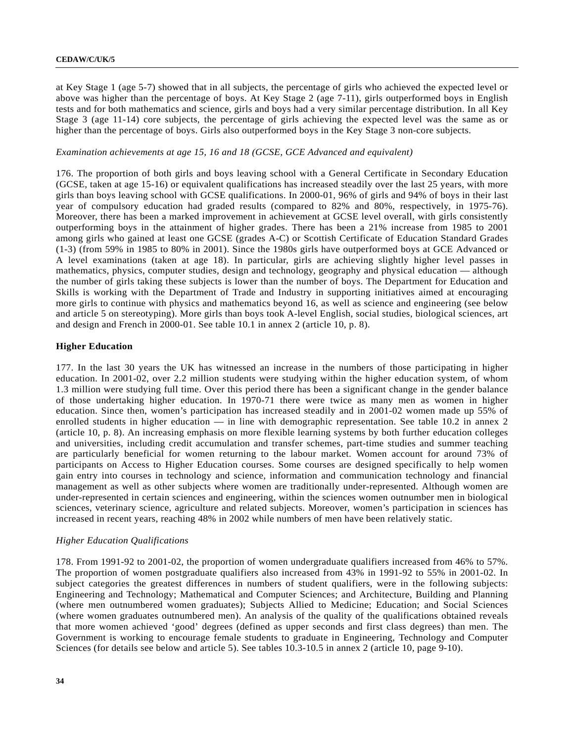at Key Stage 1 (age 5-7) showed that in all subjects, the percentage of girls who achieved the expected level or above was higher than the percentage of boys. At Key Stage 2 (age 7-11), girls outperformed boys in English tests and for both mathematics and science, girls and boys had a very similar percentage distribution. In all Key Stage 3 (age 11-14) core subjects, the percentage of girls achieving the expected level was the same as or higher than the percentage of boys. Girls also outperformed boys in the Key Stage 3 non-core subjects.

*Examination achievements at age 15, 16 and 18 (GCSE, GCE Advanced and equivalent)*

176. The proportion of both girls and boys leaving school with a General Certificate in Secondary Education (GCSE, taken at age 15-16) or equivalent qualifications has increased steadily over the last 25 years, with more girls than boys leaving school with GCSE qualifications. In 2000-01, 96% of girls and 94% of boys in their last year of compulsory education had graded results (compared to 82% and 80%, respectively, in 1975-76). Moreover, there has been a marked improvement in achievement at GCSE level overall, with girls consistently outperforming boys in the attainment of higher grades. There has been a 21% increase from 1985 to 2001 among girls who gained at least one GCSE (grades A-C) or Scottish Certificate of Education Standard Grades (1-3) (from 59% in 1985 to 80% in 2001). Since the 1980s girls have outperformed boys at GCE Advanced or A level examinations (taken at age 18). In particular, girls are achieving slightly higher level passes in mathematics, physics, computer studies, design and technology, geography and physical education — although the number of girls taking these subjects is lower than the number of boys. The Department for Education and Skills is working with the Department of Trade and Industry in supporting initiatives aimed at encouraging more girls to continue with physics and mathematics beyond 16, as well as science and engineering (see below and article 5 on stereotyping). More girls than boys took A-level English, social studies, biological sciences, art and design and French in 2000-01. See table 10.1 in annex 2 (article 10, p. 8).

### Higher Education

177. In the last 30 years the UK has witnessed an increase in the numbers of those participating in higher education. In 2001-02, over 2.2 million students were studying within the higher education system, of whom 1.3 million were studying full time. Over this period there has been a significant change in the gender balance of those undertaking higher education. In 1970-71 there were twice as many men as women in higher education. Since then, women's participation has increased steadily and in 2001-02 women made up 55% of enrolled students in higher education — in line with demographic representation. See table 10.2 in annex 2 (article 10, p. 8). An increasing emphasis on more flexible learning systems by both further education colleges and universities, including credit accumulation and transfer schemes, part-time studies and summer teaching are particularly beneficial for women returning to the labour market. Women account for around 73% of participants on Access to Higher Education courses. Some courses are designed specifically to help women gain entry into courses in technology and science, information and communication technology and financial management as well as other subjects where women are traditionally under-represented. Although women are under-represented in certain sciences and engineering, within the sciences women outnumber men in biological sciences, veterinary science, agriculture and related subjects. Moreover, women's participation in sciences has increased in recent years, reaching 48% in 2002 while numbers of men have been relatively static.

*Higher Education Qualifications*

178. From 1991-92 to 2001-02, the proportion of women undergraduate qualifiers increased from 46% to 57%. The proportion of women postgraduate qualifiers also increased from 43% in 1991-92 to 55% in 2001-02. In subject categories the greatest differences in numbers of student qualifiers, were in the following subjects: Engineering and Technology; Mathematical and Computer Sciences; and Architecture, Building and Planning (where men outnumbered women graduates); Subjects Allied to Medicine; Education; and Social Sciences (where women graduates outnumbered men). An analysis of the quality of the qualifications obtained reveals that more women achieved 'good' degrees (defined as upper seconds and first class degrees) than men. The Government is working to encourage female students to graduate in Engineering, Technology and Computer Sciences (for details see below and article 5). See tables 10.3-10.5 in annex 2 (article 10, page 9-10).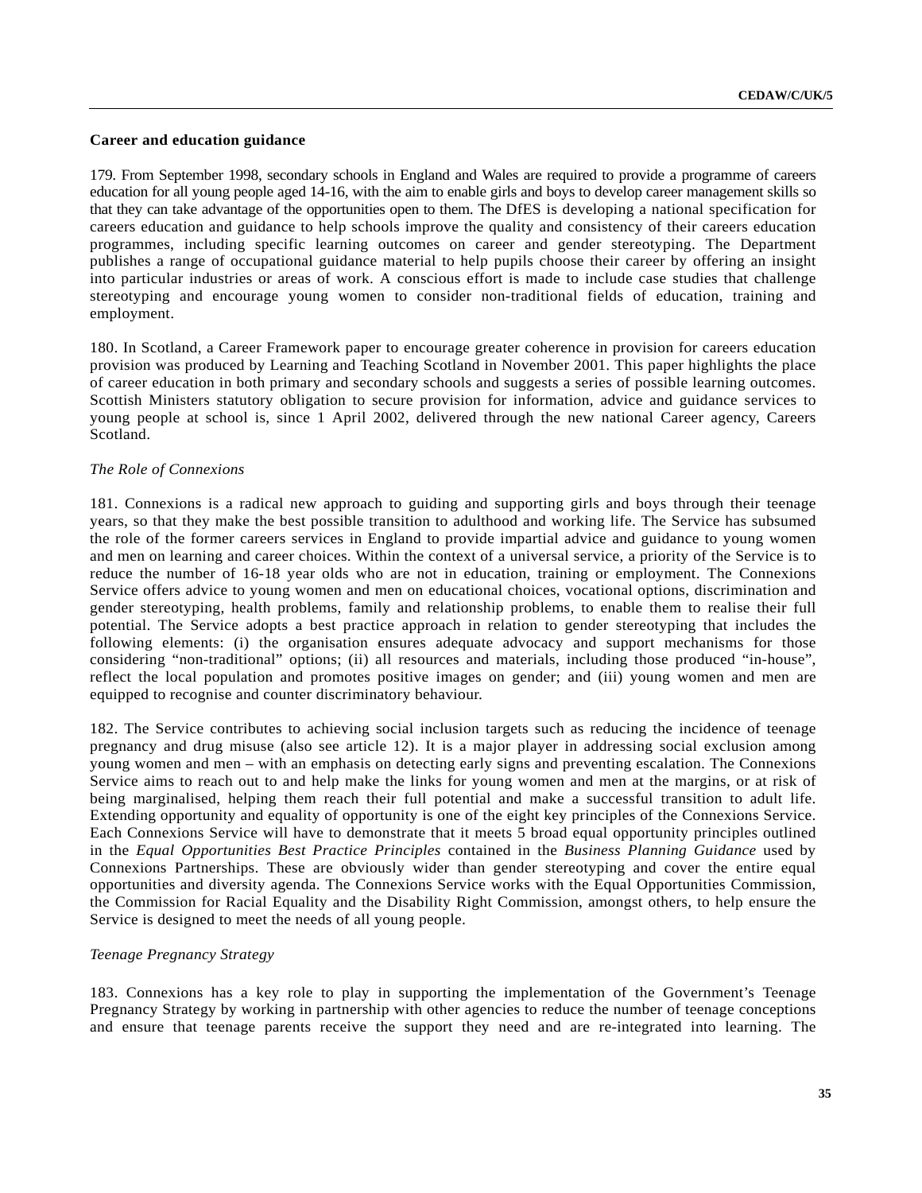**Career and education guidance**

179. From September 1998, secondary schools in England and Wales are required to provide a programme of careers education for all young people aged 14-16, with the aim to enable girls and boys to develop career management skills so that they can take advantage of the opportunities open to them. The DfES is developing a national specification for careers education and guidance to help schools improve the quality and consistency of their careers education programmes, including specific learning outcomes on career and gender stereotyping. The Department publishes a range of occupational guidance material to help pupils choose their career by offering an insight into particular industries or areas of work. A conscious effort is made to include case studies that challenge stereotyping and encourage young women to consider non-traditional fields of education, training and employment.

180. In Scotland, a Career Framework paper to encourage greater coherence in provision for careers education provision was produced by Learning and Teaching Scotland in November 2001. This paper highlights the place of career education in both primary and secondary schools and suggests a series of possible learning outcomes. Scottish Ministers statutory obligation to secure provision for information, advice and guidance services to young people at school is, since 1 April 2002, delivered through the new national Career agency, Careers Scotland.

*The Role of Connexions*

181. Connexions is a radical new approach to guiding and supporting girls and boys through their teenage years, so that they make the best possible transition to adulthood and working life. The Service has subsumed the role of the former careers services in England to provide impartial advice and guidance to young women and men on learning and career choices. Within the context of a universal service, a priority of the Service is to reduce the number of 16-18 year olds who are not in education, training or employment. The Connexions Service offers advice to young women and men on educational choices, vocational options, discrimination and gender stereotyping, health problems, family and relationship problems, to enable them to realise their full potential. The Service adopts a best practice approach in relation to gender stereotyping that includes the following elements: (i) the organisation ensures adequate advocacy and support mechanisms for those considering "non-traditional" options; (ii) all resources and materials, including those produced "in-house", reflect the local population and promotes positive images on gender; and (iii) young women and men are equipped to recognise and counter discriminatory behaviour.

182. The Service contributes to achieving social inclusion targets such as reducing the incidence of teenage pregnancy and drug misuse (also see article 12). It is a major player in addressing social exclusion among young women and men – with an emphasis on detecting early signs and preventing escalation. The Connexions Service aims to reach out to and help make the links for young women and men at the margins, or at risk of being marginalised, helping them reach their full potential and make a successful transition to adult life. Extending opportunity and equality of opportunity is one of the eight key principles of the Connexions Service. Each Connexions Service will have to demonstrate that it meets 5 broad equal opportunity principles outlined in the *Equal Opportunities Best Practice Principles* contained in the *Business Planning Guidance* used by Connexions Partnerships. These are obviously wider than gender stereotyping and cover the entire equal opportunities and diversity agenda. The Connexions Service works with the Equal Opportunities Commission, the Commission for Racial Equality and the Disability Right Commission, amongst others, to help ensure the Service is designed to meet the needs of all young people.

*Teenage Pregnancy Strategy*

183. Connexions has a key role to play in supporting the implementation of the Government's Teenage Pregnancy Strategy by working in partnership with other agencies to reduce the number of teenage conceptions and ensure that teenage parents receive the support they need and are re-integrated into learning. The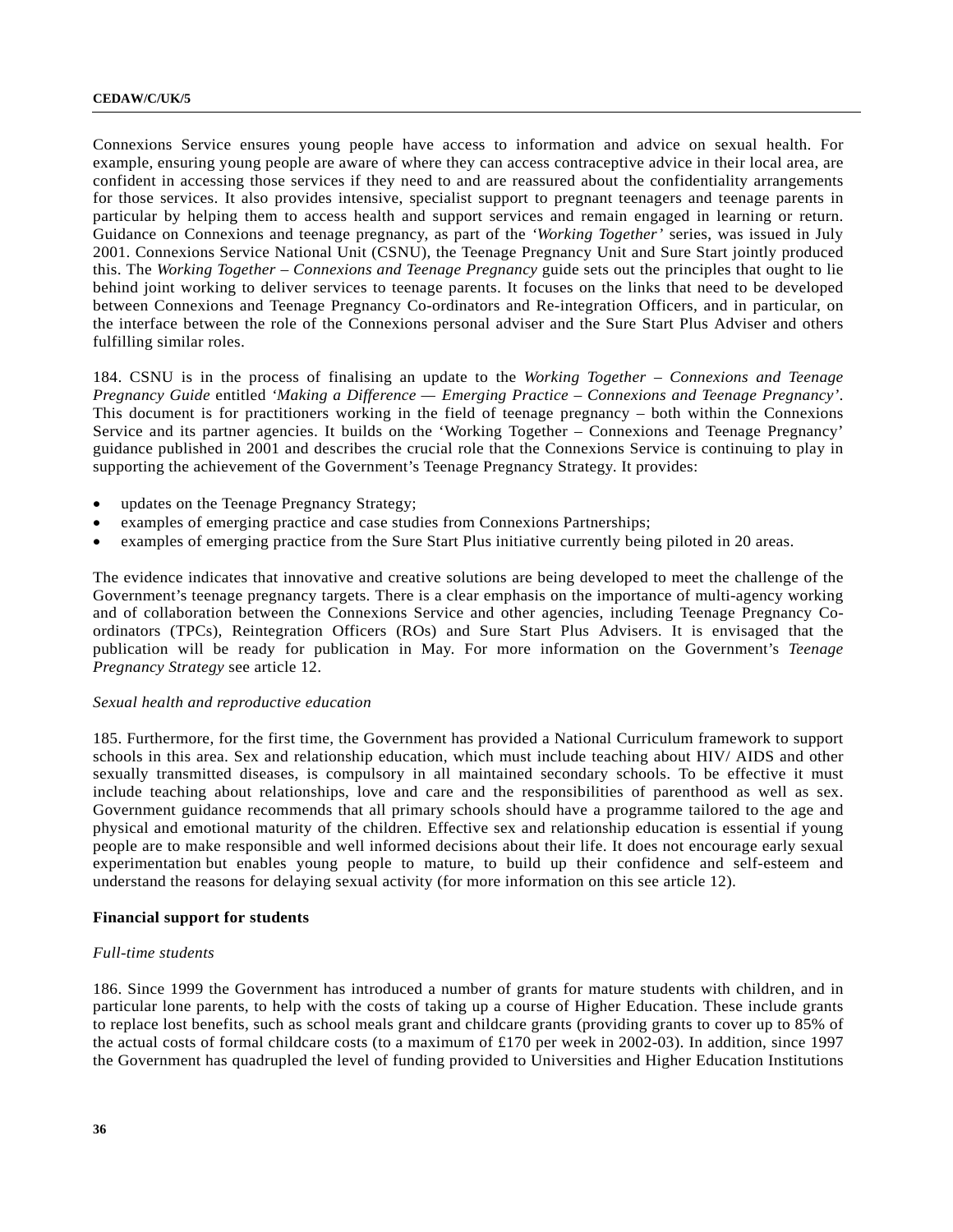Connexions Service ensures young people have access to information and advice on sexual health. For example, ensuring young people are aware of where they can access contraceptive advice in their local area, are confident in accessing those services if they need to and are reassured about the confidentiality arrangements for those services. It also provides intensive, specialist support to pregnant teenagers and teenage parents in particular by helping them to access health and support services and remain engaged in learning or return. Guidance on Connexions and teenage pregnancy, as part of the *'Working Together'* series, was issued in July 2001. Connexions Service National Unit (CSNU), the Teenage Pregnancy Unit and Sure Start jointly produced this. The *Working Together – Connexions and Teenage Pregnancy* guide sets out the principles that ought to lie behind joint working to deliver services to teenage parents. It focuses on the links that need to be developed between Connexions and Teenage Pregnancy Co-ordinators and Re-integration Officers, and in particular, on the interface between the role of the Connexions personal adviser and the Sure Start Plus Adviser and others fulfilling similar roles.

184. CSNU is in the process of finalising an update to the *Working Together – Connexions and Teenage Pregnancy Guide* entitled *'Making a Difference — Emerging Practice – Connexions and Teenage Pregnancy'*. This document is for practitioners working in the field of teenage pregnancy – both within the Connexions Service and its partner agencies. It builds on the 'Working Together – Connexions and Teenage Pregnancy' guidance published in 2001 and describes the crucial role that the Connexions Service is continuing to play in supporting the achievement of the Government's Teenage Pregnancy Strategy. It provides:

- updates on the Teenage Pregnancy Strategy;
- examples of emerging practice and case studies from Connexions Partnerships;
- examples of emerging practice from the Sure Start Plus initiative currently being piloted in 20 areas.

The evidence indicates that innovative and creative solutions are being developed to meet the challenge of the Government's teenage pregnancy targets. There is a clear emphasis on the importance of multi-agency working and of collaboration between the Connexions Service and other agencies, including Teenage Pregnancy Co-ordinators (TPCs), Reintegration Officers (ROs) and Sure Start Plus Advisers. It is envisaged that the publication will be ready for publication in May. For more information on the Government's *Teenage Pregnancy Strategy* see article 12.

*Sexual health and reproductive education*

185. Furthermore, for the first time, the Government has provided a National Curriculum framework to support schools in this area. Sex and relationship education, which must include teaching about HIV/ AIDS and other sexually transmitted diseases, is compulsory in all maintained secondary schools. To be effective it must include teaching about relationships, love and care and the responsibilities of parenthood as well as sex. Government guidance recommends that all primary schools should have a programme tailored to the age and physical and emotional maturity of the children. Effective sex and relationship education is essential if young people are to make responsible and well informed decisions about their life. It does not encourage early sexual experimentation but enables young people to mature, to build up their confidence and self-esteem and understand the reasons for delaying sexual activity (for more information on this see article 12).

**Financial support for students**

*Full-time students*

186. Since 1999 the Government has introduced a number of grants for mature students with children, and in particular lone parents, to help with the costs of taking up a course of Higher Education. These include grants to replace lost benefits, such as school meals grant and childcare grants (providing grants to cover up to 85% of the actual costs of formal childcare costs (to a maximum of £170 per week in 2002-03). In addition, since 1997 the Government has quadrupled the level of funding provided to Universities and Higher Education Institutions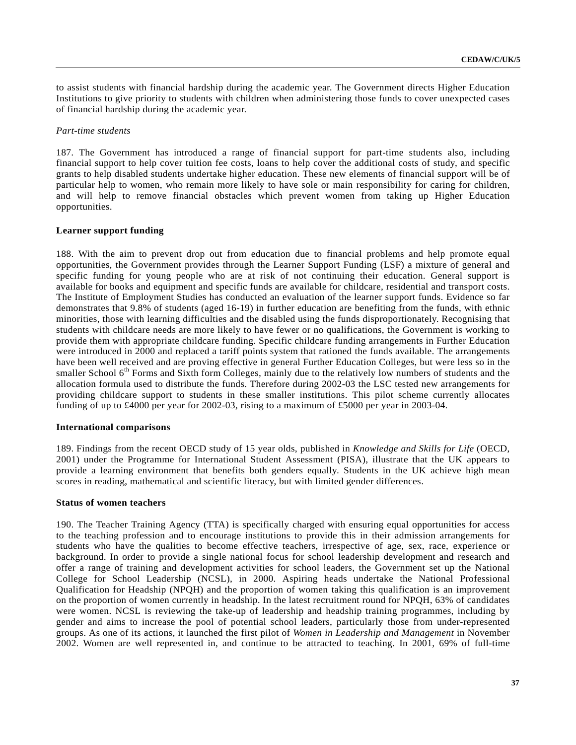to assist students with financial hardship during the academic year. The Government directs Higher Education Institutions to give priority to students with children when administering those funds to cover unexpected cases of financial hardship during the academic year.

*Part-time students*

187. The Government has introduced a range of financial support for part-time students also, including financial support to help cover tuition fee costs, loans to help cover the additional costs of study, and specific grants to help disabled students undertake higher education. These new elements of financial support will be of particular help to women, who remain more likely to have sole or main responsibility for caring for children, and will help to remove financial obstacles which prevent women from taking up Higher Education opportunities.

**Learner support funding**

188. With the aim to prevent drop out from education due to financial problems and help promote equal opportunities, the Government provides through the Learner Support Funding (LSF) a mixture of general and specific funding for young people who are at risk of not continuing their education. General support is available for books and equipment and specific funds are available for childcare, residential and transport costs. The Institute of Employment Studies has conducted an evaluation of the learner support funds. Evidence so far demonstrates that 9.8% of students (aged 16-19) in further education are benefiting from the funds, with ethnic minorities, those with learning difficulties and the disabled using the funds disproportionately. Recognising that students with childcare needs are more likely to have fewer or no qualifications, the Government is working to provide them with appropriate childcare funding. Specific childcare funding arrangements in Further Education were introduced in 2000 and replaced a tariff points system that rationed the funds available. The arrangements have been well received and are proving effective in general Further Education Colleges, but were less so in the smaller School 6th Forms and Sixth form Colleges, mainly due to the relatively low numbers of students and the allocation formula used to distribute the funds. Therefore during 2002-03 the LSC tested new arrangements for providing childcare support to students in these smaller institutions. This pilot scheme currently allocates funding of up to £4000 per year for 2002-03, rising to a maximum of £5000 per year in 2003-04.

**International comparisons**

189. Findings from the recent OECD study of 15 year olds, published in *Knowledge and Skills for Life* (OECD, 2001) under the Programme for International Student Assessment (PISA), illustrate that the UK appears to provide a learning environment that benefits both genders equally. Students in the UK achieve high mean scores in reading, mathematical and scientific literacy, but with limited gender differences.

**Status of women teachers**

190. The Teacher Training Agency (TTA) is specifically charged with ensuring equal opportunities for access to the teaching profession and to encourage institutions to provide this in their admission arrangements for students who have the qualities to become effective teachers, irrespective of age, sex, race, experience or background. In order to provide a single national focus for school leadership development and research and offer a range of training and development activities for school leaders, the Government set up the National College for School Leadership (NCSL), in 2000. Aspiring heads undertake the National Professional Qualification for Headship (NPQH) and the proportion of women taking this qualification is an improvement on the proportion of women currently in headship. In the latest recruitment round for NPQH, 63% of candidates were women. NCSL is reviewing the take-up of leadership and headship training programmes, including by gender and aims to increase the pool of potential school leaders, particularly those from under-represented groups. As one of its actions, it launched the first pilot of *Women in Leadership and Management* in November 2002. Women are well represented in, and continue to be attracted to teaching. In 2001, 69% of full-time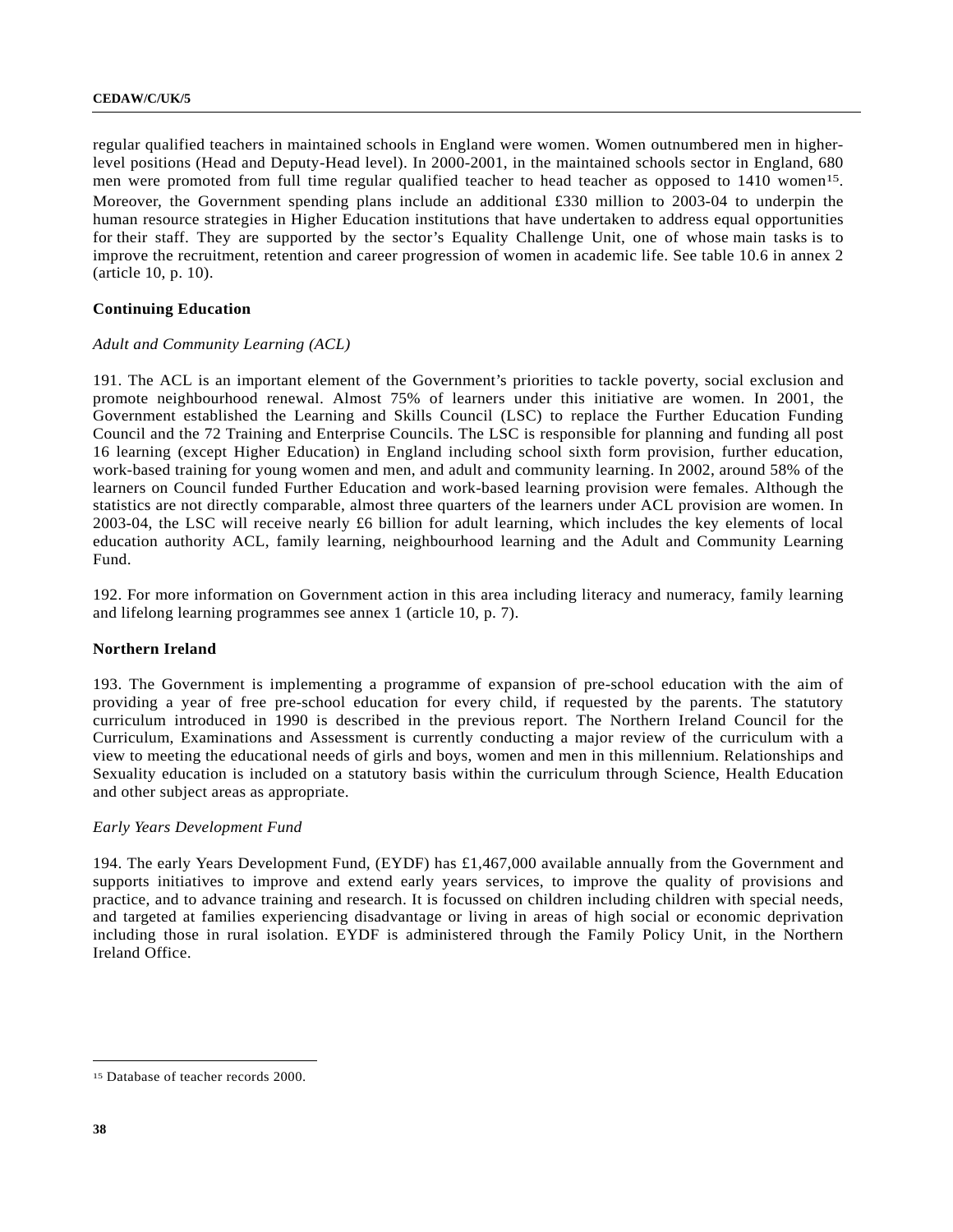regular qualified teachers in maintained schools in England were women. Women outnumbered men in higher-level positions (Head and Deputy-Head level). In 2000-2001, in the maintained schools sector in England, 680 men were promoted from full time regular qualified teacher to head teacher as opposed to 1410 women[15]. Moreover, the Government spending plans include an additional £330 million to 2003-04 to underpin the human resource strategies in Higher Education institutions that have undertaken to address equal opportunities for their staff. They are supported by the sector's Equality Challenge Unit, one of whose main tasks is to improve the recruitment, retention and career progression of women in academic life. See table 10.6 in annex 2 (article 10, p. 10).

**Continuing Education**

*Adult and Community Learning (ACL)*

191. The ACL is an important element of the Government's priorities to tackle poverty, social exclusion and promote neighbourhood renewal. Almost 75% of learners under this initiative are women. In 2001, the Government established the Learning and Skills Council (LSC) to replace the Further Education Funding Council and the 72 Training and Enterprise Councils. The LSC is responsible for planning and funding all post 16 learning (except Higher Education) in England including school sixth form provision, further education, work-based training for young women and men, and adult and community learning. In 2002, around 58% of the learners on Council funded Further Education and work-based learning provision were females. Although the statistics are not directly comparable, almost three quarters of the learners under ACL provision are women. In 2003-04, the LSC will receive nearly £6 billion for adult learning, which includes the key elements of local education authority ACL, family learning, neighbourhood learning and the Adult and Community Learning Fund.

192. For more information on Government action in this area including literacy and numeracy, family learning and lifelong learning programmes see annex 1 (article 10, p. 7).

**Northern Ireland**

193. The Government is implementing a programme of expansion of pre-school education with the aim of providing a year of free pre-school education for every child, if requested by the parents. The statutory curriculum introduced in 1990 is described in the previous report. The Northern Ireland Council for the Curriculum, Examinations and Assessment is currently conducting a major review of the curriculum with a view to meeting the educational needs of girls and boys, women and men in this millennium. Relationships and Sexuality education is included on a statutory basis within the curriculum through Science, Health Education and other subject areas as appropriate.

*Early Years Development Fund*

194. The early Years Development Fund, (EYDF) has £1,467,000 available annually from the Government and supports initiatives to improve and extend early years services, to improve the quality of provisions and practice, and to advance training and research. It is focussed on children including children with special needs, and targeted at families experiencing disadvantage or living in areas of high social or economic deprivation including those in rural isolation. EYDF is administered through the Family Policy Unit, in the Northern Ireland Office.

---

[15] Database of teacher records 2000.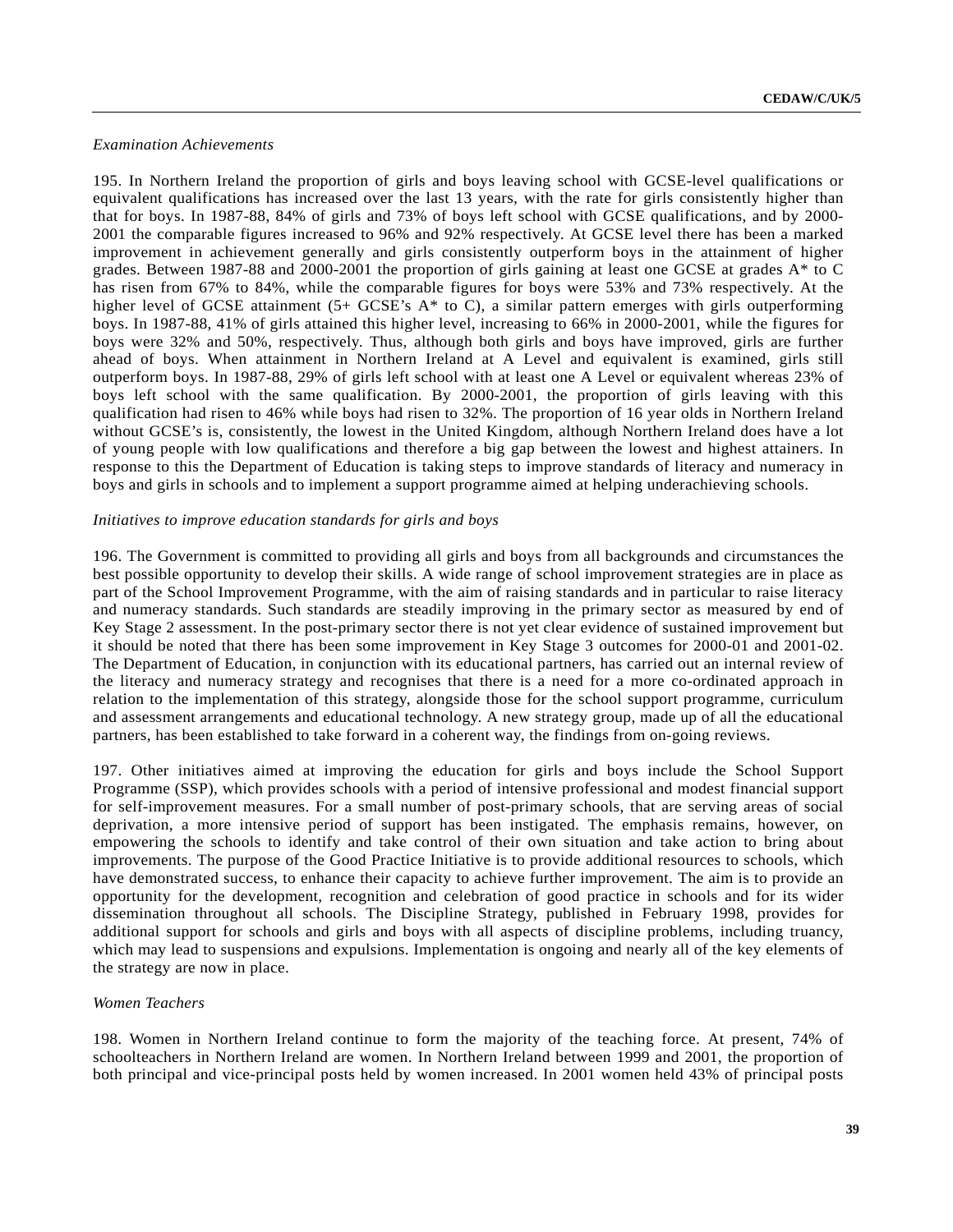*Examination Achievements*

195. In Northern Ireland the proportion of girls and boys leaving school with GCSE-level qualifications or equivalent qualifications has increased over the last 13 years, with the rate for girls consistently higher than that for boys. In 1987-88, 84% of girls and 73% of boys left school with GCSE qualifications, and by 2000-2001 the comparable figures increased to 96% and 92% respectively. At GCSE level there has been a marked improvement in achievement generally and girls consistently outperform boys in the attainment of higher grades. Between 1987-88 and 2000-2001 the proportion of girls gaining at least one GCSE at grades A* to C has risen from 67% to 84%, while the comparable figures for boys were 53% and 73% respectively. At the higher level of GCSE attainment (5+ GCSE's A* to C), a similar pattern emerges with girls outperforming boys. In 1987-88, 41% of girls attained this higher level, increasing to 66% in 2000-2001, while the figures for boys were 32% and 50%, respectively. Thus, although both girls and boys have improved, girls are further ahead of boys. When attainment in Northern Ireland at A Level and equivalent is examined, girls still outperform boys. In 1987-88, 29% of girls left school with at least one A Level or equivalent whereas 23% of boys left school with the same qualification. By 2000-2001, the proportion of girls leaving with this qualification had risen to 46% while boys had risen to 32%. The proportion of 16 year olds in Northern Ireland without GCSE's is, consistently, the lowest in the United Kingdom, although Northern Ireland does have a lot of young people with low qualifications and therefore a big gap between the lowest and highest attainers. In response to this the Department of Education is taking steps to improve standards of literacy and numeracy in boys and girls in schools and to implement a support programme aimed at helping underachieving schools.

*Initiatives to improve education standards for girls and boys*

196. The Government is committed to providing all girls and boys from all backgrounds and circumstances the best possible opportunity to develop their skills. A wide range of school improvement strategies are in place as part of the School Improvement Programme, with the aim of raising standards and in particular to raise literacy and numeracy standards. Such standards are steadily improving in the primary sector as measured by end of Key Stage 2 assessment. In the post-primary sector there is not yet clear evidence of sustained improvement but it should be noted that there has been some improvement in Key Stage 3 outcomes for 2000-01 and 2001-02. The Department of Education, in conjunction with its educational partners, has carried out an internal review of the literacy and numeracy strategy and recognises that there is a need for a more co-ordinated approach in relation to the implementation of this strategy, alongside those for the school support programme, curriculum and assessment arrangements and educational technology. A new strategy group, made up of all the educational partners, has been established to take forward in a coherent way, the findings from on-going reviews.

197. Other initiatives aimed at improving the education for girls and boys include the School Support Programme (SSP), which provides schools with a period of intensive professional and modest financial support for self-improvement measures. For a small number of post-primary schools, that are serving areas of social deprivation, a more intensive period of support has been instigated. The emphasis remains, however, on empowering the schools to identify and take control of their own situation and take action to bring about improvements. The purpose of the Good Practice Initiative is to provide additional resources to schools, which have demonstrated success, to enhance their capacity to achieve further improvement. The aim is to provide an opportunity for the development, recognition and celebration of good practice in schools and for its wider dissemination throughout all schools. The Discipline Strategy, published in February 1998, provides for additional support for schools and girls and boys with all aspects of discipline problems, including truancy, which may lead to suspensions and expulsions. Implementation is ongoing and nearly all of the key elements of the strategy are now in place.

*Women Teachers*

198. Women in Northern Ireland continue to form the majority of the teaching force. At present, 74% of schoolteachers in Northern Ireland are women. In Northern Ireland between 1999 and 2001, the proportion of both principal and vice-principal posts held by women increased. In 2001 women held 43% of principal posts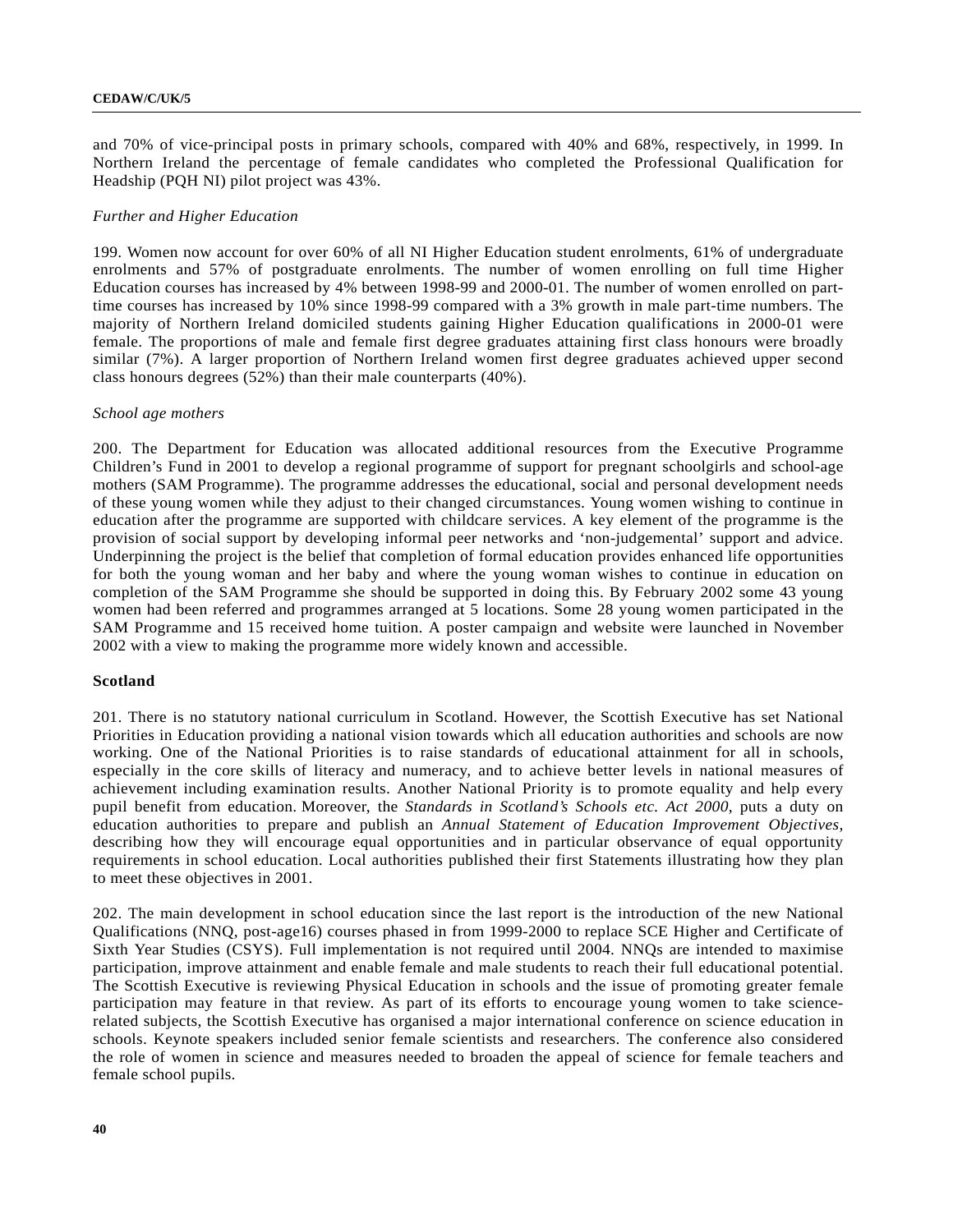and 70% of vice-principal posts in primary schools, compared with 40% and 68%, respectively, in 1999. In Northern Ireland the percentage of female candidates who completed the Professional Qualification for Headship (PQH NI) pilot project was 43%.

*Further and Higher Education*

199. Women now account for over 60% of all NI Higher Education student enrolments, 61% of undergraduate enrolments and 57% of postgraduate enrolments. The number of women enrolling on full time Higher Education courses has increased by 4% between 1998-99 and 2000-01. The number of women enrolled on part-time courses has increased by 10% since 1998-99 compared with a 3% growth in male part-time numbers. The majority of Northern Ireland domiciled students gaining Higher Education qualifications in 2000-01 were female. The proportions of male and female first degree graduates attaining first class honours were broadly similar (7%). A larger proportion of Northern Ireland women first degree graduates achieved upper second class honours degrees (52%) than their male counterparts (40%).

*School age mothers*

200. The Department for Education was allocated additional resources from the Executive Programme Children's Fund in 2001 to develop a regional programme of support for pregnant schoolgirls and school-age mothers (SAM Programme). The programme addresses the educational, social and personal development needs of these young women while they adjust to their changed circumstances. Young women wishing to continue in education after the programme are supported with childcare services. A key element of the programme is the provision of social support by developing informal peer networks and 'non-judgemental' support and advice. Underpinning the project is the belief that completion of formal education provides enhanced life opportunities for both the young woman and her baby and where the young woman wishes to continue in education on completion of the SAM Programme she should be supported in doing this. By February 2002 some 43 young women had been referred and programmes arranged at 5 locations. Some 28 young women participated in the SAM Programme and 15 received home tuition. A poster campaign and website were launched in November 2002 with a view to making the programme more widely known and accessible.

**Scotland**

201. There is no statutory national curriculum in Scotland. However, the Scottish Executive has set National Priorities in Education providing a national vision towards which all education authorities and schools are now working. One of the National Priorities is to raise standards of educational attainment for all in schools, especially in the core skills of literacy and numeracy, and to achieve better levels in national measures of achievement including examination results. Another National Priority is to promote equality and help every pupil benefit from education. Moreover, the *Standards in Scotland's Schools etc. Act 2000*, puts a duty on education authorities to prepare and publish an *Annual Statement of Education Improvement Objectives*, describing how they will encourage equal opportunities and in particular observance of equal opportunity requirements in school education. Local authorities published their first Statements illustrating how they plan to meet these objectives in 2001.

202. The main development in school education since the last report is the introduction of the new National Qualifications (NNQ, post-age16) courses phased in from 1999-2000 to replace SCE Higher and Certificate of Sixth Year Studies (CSYS). Full implementation is not required until 2004. NNQs are intended to maximise participation, improve attainment and enable female and male students to reach their full educational potential. The Scottish Executive is reviewing Physical Education in schools and the issue of promoting greater female participation may feature in that review. As part of its efforts to encourage young women to take science-related subjects, the Scottish Executive has organised a major international conference on science education in schools. Keynote speakers included senior female scientists and researchers. The conference also considered the role of women in science and measures needed to broaden the appeal of science for female teachers and female school pupils.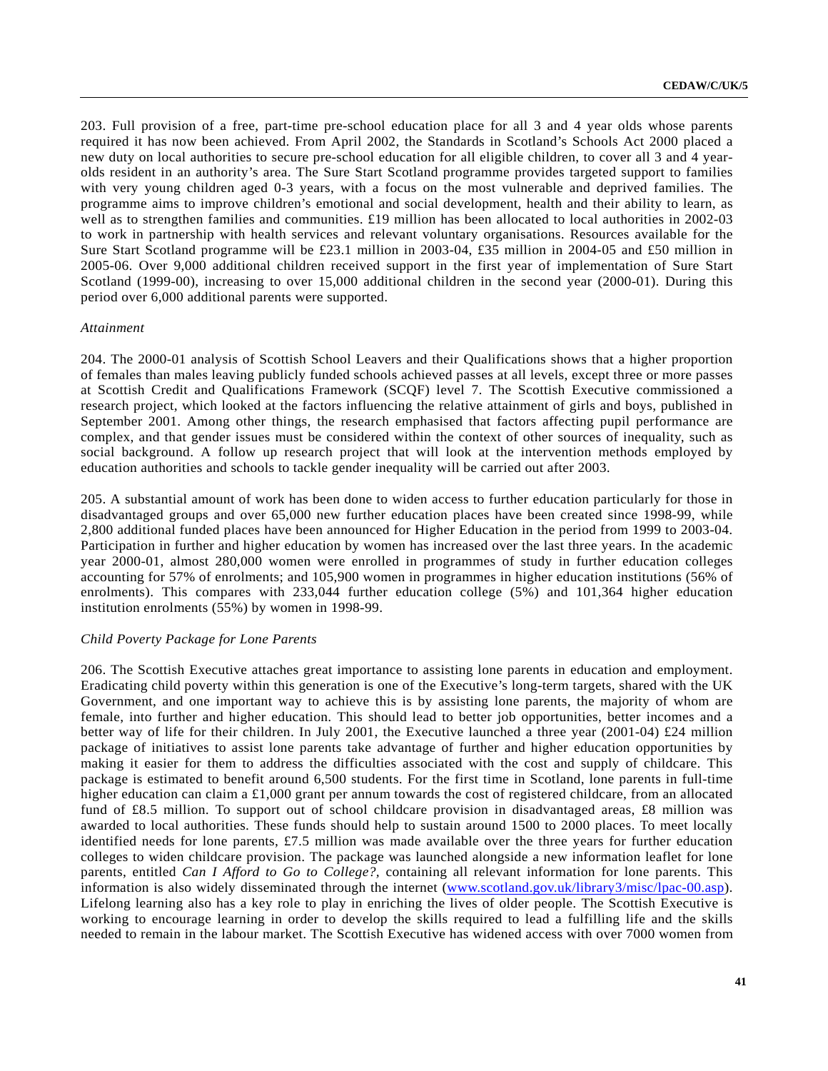203. Full provision of a free, part-time pre-school education place for all 3 and 4 year olds whose parents required it has now been achieved. From April 2002, the Standards in Scotland's Schools Act 2000 placed a new duty on local authorities to secure pre-school education for all eligible children, to cover all 3 and 4 year-olds resident in an authority's area. The Sure Start Scotland programme provides targeted support to families with very young children aged 0-3 years, with a focus on the most vulnerable and deprived families. The programme aims to improve children's emotional and social development, health and their ability to learn, as well as to strengthen families and communities. £19 million has been allocated to local authorities in 2002-03 to work in partnership with health services and relevant voluntary organisations. Resources available for the Sure Start Scotland programme will be £23.1 million in 2003-04, £35 million in 2004-05 and £50 million in 2005-06. Over 9,000 additional children received support in the first year of implementation of Sure Start Scotland (1999-00), increasing to over 15,000 additional children in the second year (2000-01). During this period over 6,000 additional parents were supported.

*Attainment*

204. The 2000-01 analysis of Scottish School Leavers and their Qualifications shows that a higher proportion of females than males leaving publicly funded schools achieved passes at all levels, except three or more passes at Scottish Credit and Qualifications Framework (SCQF) level 7. The Scottish Executive commissioned a research project, which looked at the factors influencing the relative attainment of girls and boys, published in September 2001. Among other things, the research emphasised that factors affecting pupil performance are complex, and that gender issues must be considered within the context of other sources of inequality, such as social background. A follow up research project that will look at the intervention methods employed by education authorities and schools to tackle gender inequality will be carried out after 2003.

205. A substantial amount of work has been done to widen access to further education particularly for those in disadvantaged groups and over 65,000 new further education places have been created since 1998-99, while 2,800 additional funded places have been announced for Higher Education in the period from 1999 to 2003-04. Participation in further and higher education by women has increased over the last three years. In the academic year 2000-01, almost 280,000 women were enrolled in programmes of study in further education colleges accounting for 57% of enrolments; and 105,900 women in programmes in higher education institutions (56% of enrolments). This compares with 233,044 further education college (5%) and 101,364 higher education institution enrolments (55%) by women in 1998-99.

*Child Poverty Package for Lone Parents*

206. The Scottish Executive attaches great importance to assisting lone parents in education and employment. Eradicating child poverty within this generation is one of the Executive's long-term targets, shared with the UK Government, and one important way to achieve this is by assisting lone parents, the majority of whom are female, into further and higher education. This should lead to better job opportunities, better incomes and a better way of life for their children. In July 2001, the Executive launched a three year (2001-04) £24 million package of initiatives to assist lone parents take advantage of further and higher education opportunities by making it easier for them to address the difficulties associated with the cost and supply of childcare. This package is estimated to benefit around 6,500 students. For the first time in Scotland, lone parents in full-time higher education can claim a £1,000 grant per annum towards the cost of registered childcare, from an allocated fund of £8.5 million. To support out of school childcare provision in disadvantaged areas, £8 million was awarded to local authorities. These funds should help to sustain around 1500 to 2000 places. To meet locally identified needs for lone parents, £7.5 million was made available over the three years for further education colleges to widen childcare provision. The package was launched alongside a new information leaflet for lone parents, entitled *Can I Afford to Go to College?*, containing all relevant information for lone parents. This information is also widely disseminated through the internet (www.scotland.gov.uk/library3/misc/lpac-00.asp). Lifelong learning also has a key role to play in enriching the lives of older people. The Scottish Executive is working to encourage learning in order to develop the skills required to lead a fulfilling life and the skills needed to remain in the labour market. The Scottish Executive has widened access with over 7000 women from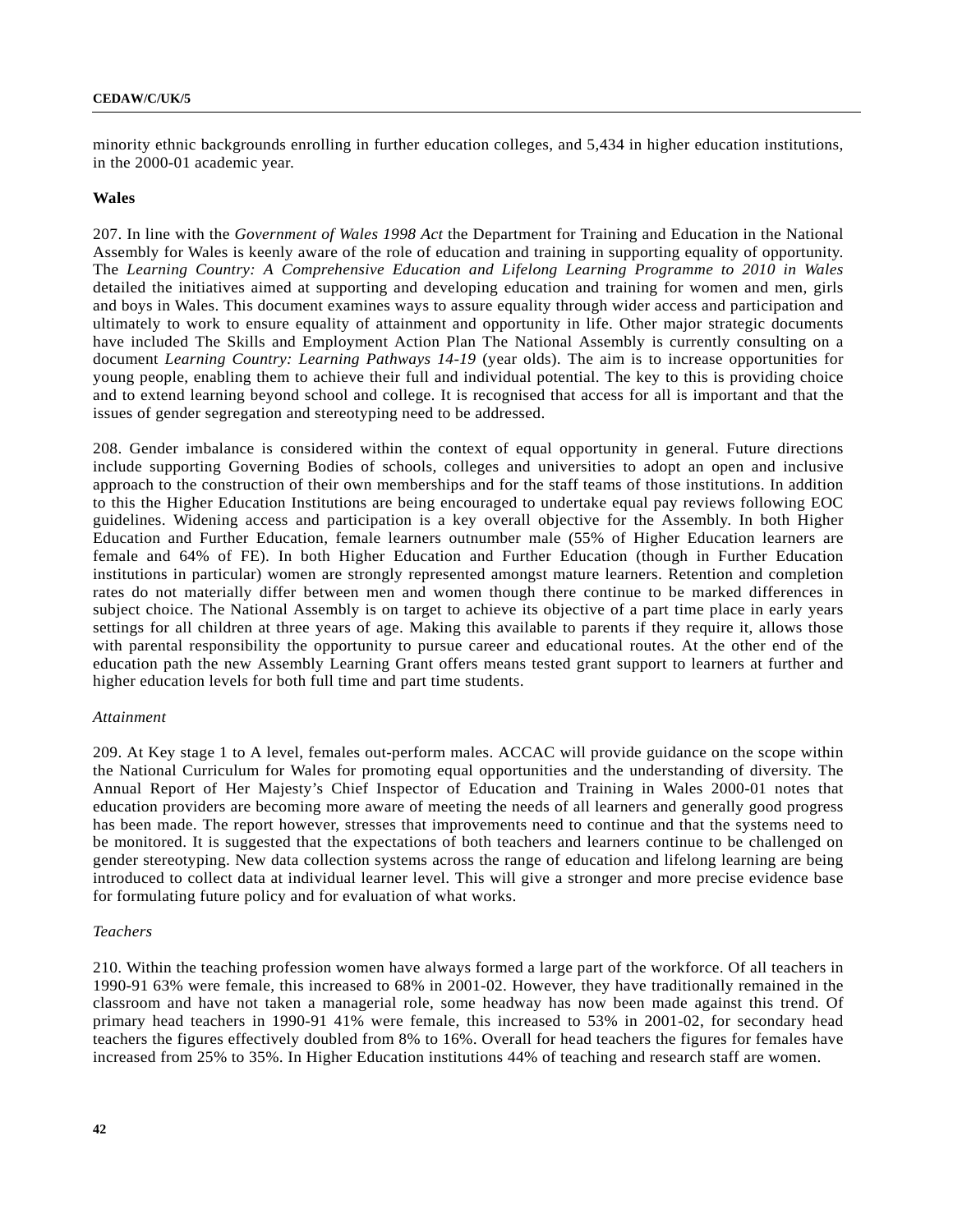minority ethnic backgrounds enrolling in further education colleges, and 5,434 in higher education institutions, in the 2000-01 academic year.

**Wales**

207. In line with the *Government of Wales 1998 Act* the Department for Training and Education in the National Assembly for Wales is keenly aware of the role of education and training in supporting equality of opportunity. The *Learning Country: A Comprehensive Education and Lifelong Learning Programme to 2010 in Wales* detailed the initiatives aimed at supporting and developing education and training for women and men, girls and boys in Wales. This document examines ways to assure equality through wider access and participation and ultimately to work to ensure equality of attainment and opportunity in life. Other major strategic documents have included The Skills and Employment Action Plan The National Assembly is currently consulting on a document *Learning Country: Learning Pathways 14-19* (year olds). The aim is to increase opportunities for young people, enabling them to achieve their full and individual potential. The key to this is providing choice and to extend learning beyond school and college. It is recognised that access for all is important and that the issues of gender segregation and stereotyping need to be addressed.

208. Gender imbalance is considered within the context of equal opportunity in general. Future directions include supporting Governing Bodies of schools, colleges and universities to adopt an open and inclusive approach to the construction of their own memberships and for the staff teams of those institutions. In addition to this the Higher Education Institutions are being encouraged to undertake equal pay reviews following EOC guidelines. Widening access and participation is a key overall objective for the Assembly. In both Higher Education and Further Education, female learners outnumber male (55% of Higher Education learners are female and 64% of FE). In both Higher Education and Further Education (though in Further Education institutions in particular) women are strongly represented amongst mature learners. Retention and completion rates do not materially differ between men and women though there continue to be marked differences in subject choice. The National Assembly is on target to achieve its objective of a part time place in early years settings for all children at three years of age. Making this available to parents if they require it, allows those with parental responsibility the opportunity to pursue career and educational routes. At the other end of the education path the new Assembly Learning Grant offers means tested grant support to learners at further and higher education levels for both full time and part time students.

*Attainment*

209. At Key stage 1 to A level, females out-perform males. ACCAC will provide guidance on the scope within the National Curriculum for Wales for promoting equal opportunities and the understanding of diversity. The Annual Report of Her Majesty’s Chief Inspector of Education and Training in Wales 2000-01 notes that education providers are becoming more aware of meeting the needs of all learners and generally good progress has been made. The report however, stresses that improvements need to continue and that the systems need to be monitored. It is suggested that the expectations of both teachers and learners continue to be challenged on gender stereotyping. New data collection systems across the range of education and lifelong learning are being introduced to collect data at individual learner level. This will give a stronger and more precise evidence base for formulating future policy and for evaluation of what works.

*Teachers*

210. Within the teaching profession women have always formed a large part of the workforce. Of all teachers in 1990-91 63% were female, this increased to 68% in 2001-02. However, they have traditionally remained in the classroom and have not taken a managerial role, some headway has now been made against this trend. Of primary head teachers in 1990-91 41% were female, this increased to 53% in 2001-02, for secondary head teachers the figures effectively doubled from 8% to 16%. Overall for head teachers the figures for females have increased from 25% to 35%. In Higher Education institutions 44% of teaching and research staff are women.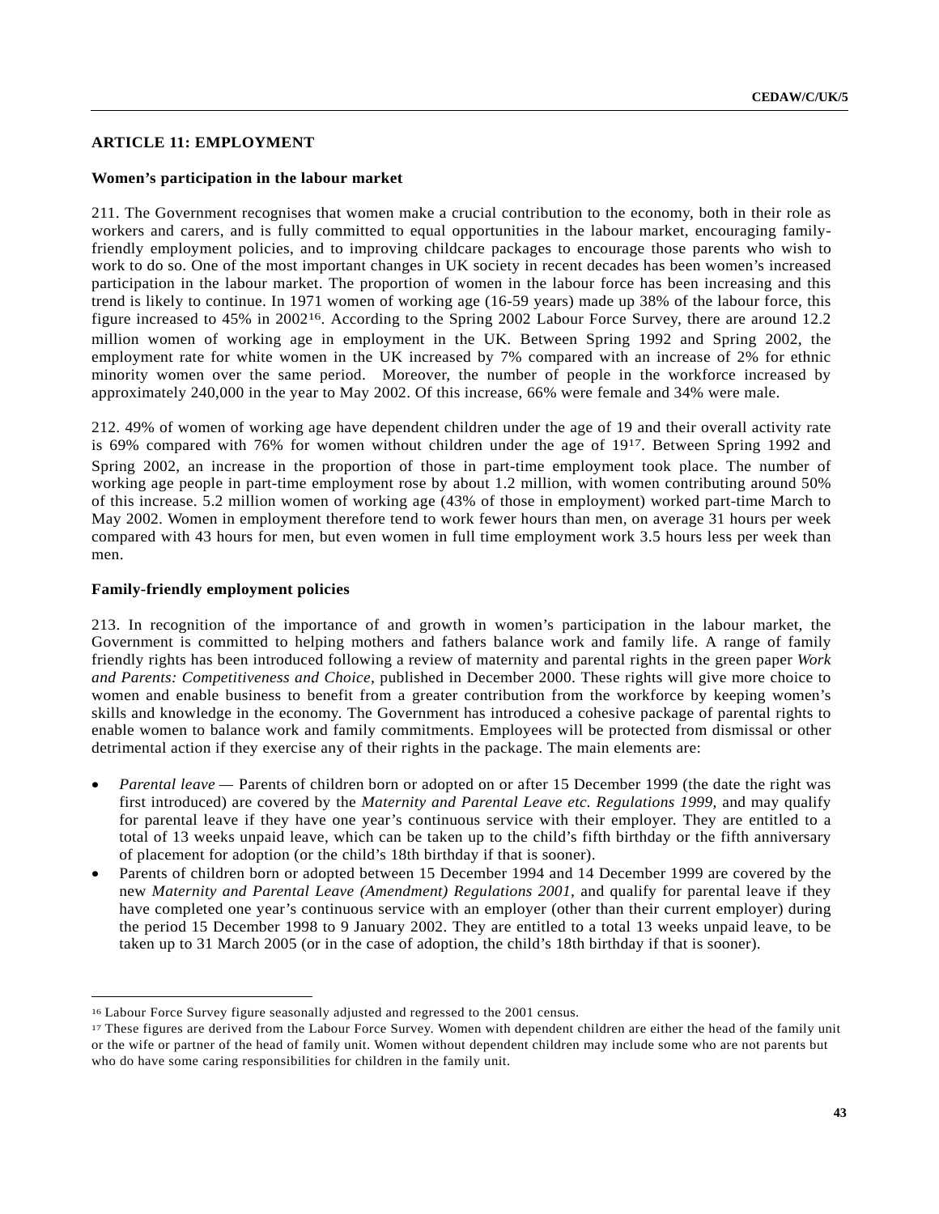## ARTICLE 11: EMPLOYMENT

### Women's participation in the labour market

211. The Government recognises that women make a crucial contribution to the economy, both in their role as workers and carers, and is fully committed to equal opportunities in the labour market, encouraging family-friendly employment policies, and to improving childcare packages to encourage those parents who wish to work to do so. One of the most important changes in UK society in recent decades has been women's increased participation in the labour market. The proportion of women in the labour force has been increasing and this trend is likely to continue. In 1971 women of working age (16-59 years) made up 38% of the labour force, this figure increased to 45% in 2002[16]. According to the Spring 2002 Labour Force Survey, there are around 12.2 million women of working age in employment in the UK. Between Spring 1992 and Spring 2002, the employment rate for white women in the UK increased by 7% compared with an increase of 2% for ethnic minority women over the same period. Moreover, the number of people in the workforce increased by approximately 240,000 in the year to May 2002. Of this increase, 66% were female and 34% were male.

212. 49% of women of working age have dependent children under the age of 19 and their overall activity rate is 69% compared with 76% for women without children under the age of 19[17]. Between Spring 1992 and Spring 2002, an increase in the proportion of those in part-time employment took place. The number of working age people in part-time employment rose by about 1.2 million, with women contributing around 50% of this increase. 5.2 million women of working age (43% of those in employment) worked part-time March to May 2002. Women in employment therefore tend to work fewer hours than men, on average 31 hours per week compared with 43 hours for men, but even women in full time employment work 3.5 hours less per week than men.

### Family-friendly employment policies

213. In recognition of the importance of and growth in women's participation in the labour market, the Government is committed to helping mothers and fathers balance work and family life. A range of family friendly rights has been introduced following a review of maternity and parental rights in the green paper *Work and Parents: Competitiveness and Choice*, published in December 2000. These rights will give more choice to women and enable business to benefit from a greater contribution from the workforce by keeping women's skills and knowledge in the economy. The Government has introduced a cohesive package of parental rights to enable women to balance work and family commitments. Employees will be protected from dismissal or other detrimental action if they exercise any of their rights in the package. The main elements are:

- *Parental leave* — Parents of children born or adopted on or after 15 December 1999 (the date the right was first introduced) are covered by the *Maternity and Parental Leave etc. Regulations 1999*, and may qualify for parental leave if they have one year's continuous service with their employer. They are entitled to a total of 13 weeks unpaid leave, which can be taken up to the child's fifth birthday or the fifth anniversary of placement for adoption (or the child's 18th birthday if that is sooner).
- Parents of children born or adopted between 15 December 1994 and 14 December 1999 are covered by the new *Maternity and Parental Leave (Amendment) Regulations 2001*, and qualify for parental leave if they have completed one year's continuous service with an employer (other than their current employer) during the period 15 December 1998 to 9 January 2002. They are entitled to a total 13 weeks unpaid leave, to be taken up to 31 March 2005 (or in the case of adoption, the child's 18th birthday if that is sooner).

---

[16] Labour Force Survey figure seasonally adjusted and regressed to the 2001 census.

[17] These figures are derived from the Labour Force Survey. Women with dependent children are either the head of the family unit or the wife or partner of the head of family unit. Women without dependent children may include some who are not parents but who do have some caring responsibilities for children in the family unit.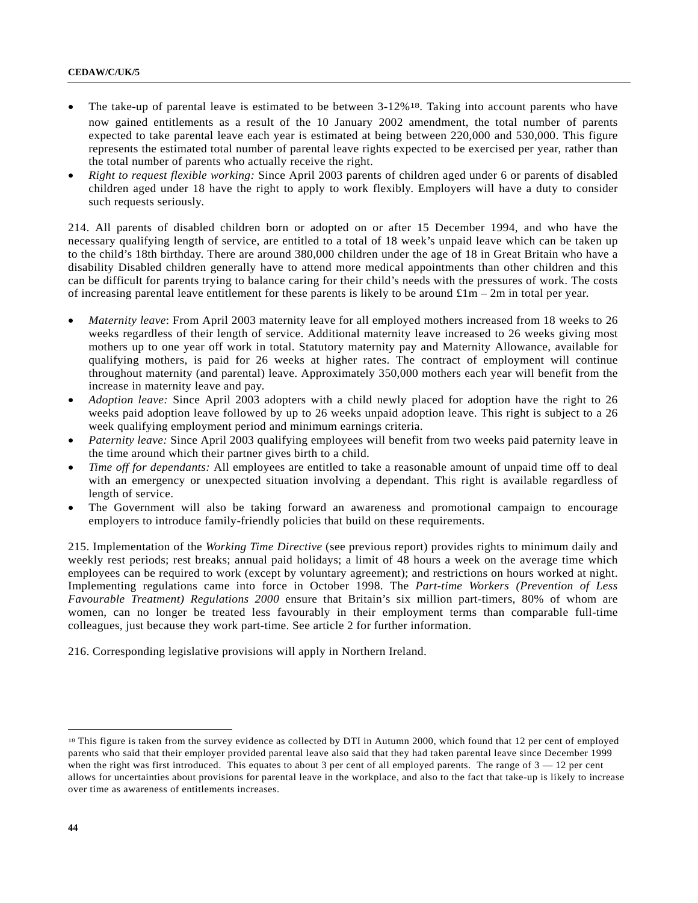- The take-up of parental leave is estimated to be between 3-12%[18]. Taking into account parents who have now gained entitlements as a result of the 10 January 2002 amendment, the total number of parents expected to take parental leave each year is estimated at being between 220,000 and 530,000. This figure represents the estimated total number of parental leave rights expected to be exercised per year, rather than the total number of parents who actually receive the right.
- *Right to request flexible working:* Since April 2003 parents of children aged under 6 or parents of disabled children aged under 18 have the right to apply to work flexibly. Employers will have a duty to consider such requests seriously.

214. All parents of disabled children born or adopted on or after 15 December 1994, and who have the necessary qualifying length of service, are entitled to a total of 18 week's unpaid leave which can be taken up to the child's 18th birthday. There are around 380,000 children under the age of 18 in Great Britain who have a disability Disabled children generally have to attend more medical appointments than other children and this can be difficult for parents trying to balance caring for their child's needs with the pressures of work. The costs of increasing parental leave entitlement for these parents is likely to be around £1m – 2m in total per year.

- *Maternity leave*: From April 2003 maternity leave for all employed mothers increased from 18 weeks to 26 weeks regardless of their length of service. Additional maternity leave increased to 26 weeks giving most mothers up to one year off work in total. Statutory maternity pay and Maternity Allowance, available for qualifying mothers, is paid for 26 weeks at higher rates. The contract of employment will continue throughout maternity (and parental) leave. Approximately 350,000 mothers each year will benefit from the increase in maternity leave and pay.
- *Adoption leave:* Since April 2003 adopters with a child newly placed for adoption have the right to 26 weeks paid adoption leave followed by up to 26 weeks unpaid adoption leave. This right is subject to a 26 week qualifying employment period and minimum earnings criteria.
- *Paternity leave:* Since April 2003 qualifying employees will benefit from two weeks paid paternity leave in the time around which their partner gives birth to a child.
- *Time off for dependants:* All employees are entitled to take a reasonable amount of unpaid time off to deal with an emergency or unexpected situation involving a dependant. This right is available regardless of length of service.
- The Government will also be taking forward an awareness and promotional campaign to encourage employers to introduce family-friendly policies that build on these requirements.

215. Implementation of the *Working Time Directive* (see previous report) provides rights to minimum daily and weekly rest periods; rest breaks; annual paid holidays; a limit of 48 hours a week on the average time which employees can be required to work (except by voluntary agreement); and restrictions on hours worked at night. Implementing regulations came into force in October 1998. The *Part-time Workers (Prevention of Less Favourable Treatment) Regulations 2000* ensure that Britain's six million part-timers, 80% of whom are women, can no longer be treated less favourably in their employment terms than comparable full-time colleagues, just because they work part-time. See article 2 for further information.

216. Corresponding legislative provisions will apply in Northern Ireland.

---

[18] This figure is taken from the survey evidence as collected by DTI in Autumn 2000, which found that 12 per cent of employed parents who said that their employer provided parental leave also said that they had taken parental leave since December 1999 when the right was first introduced. This equates to about 3 per cent of all employed parents. The range of 3 — 12 per cent allows for uncertainties about provisions for parental leave in the workplace, and also to the fact that take-up is likely to increase over time as awareness of entitlements increases.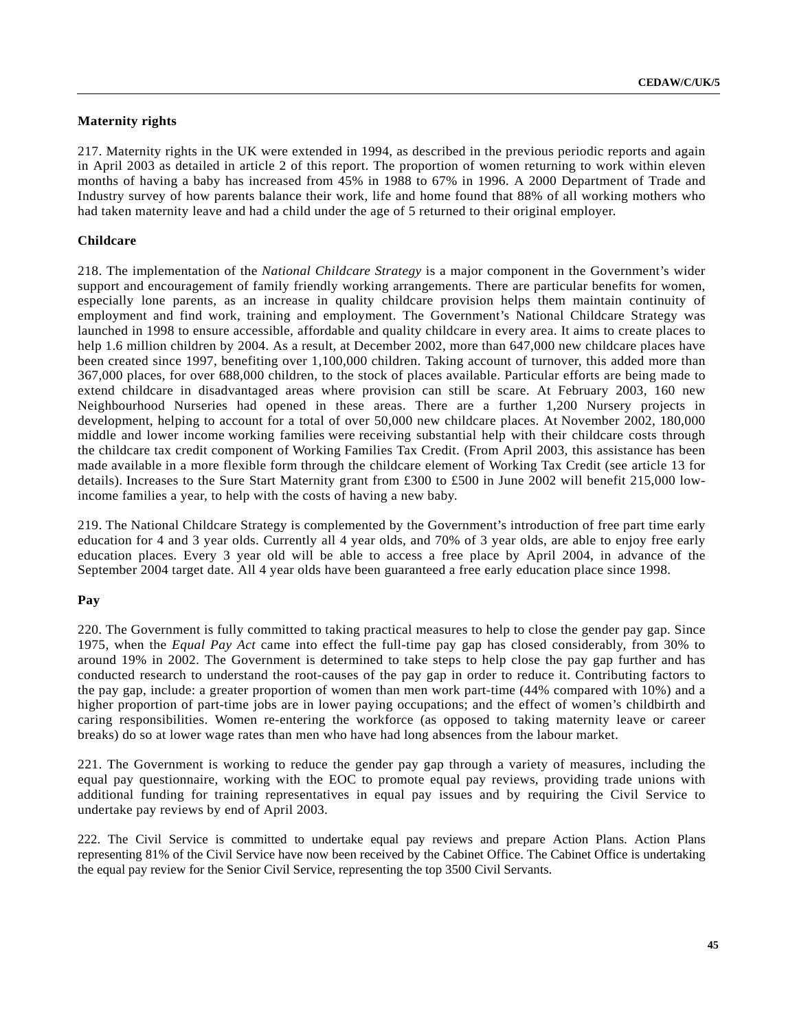### Maternity rights

217. Maternity rights in the UK were extended in 1994, as described in the previous periodic reports and again in April 2003 as detailed in article 2 of this report. The proportion of women returning to work within eleven months of having a baby has increased from 45% in 1988 to 67% in 1996. A 2000 Department of Trade and Industry survey of how parents balance their work, life and home found that 88% of all working mothers who had taken maternity leave and had a child under the age of 5 returned to their original employer.

### Childcare

218. The implementation of the *National Childcare Strategy* is a major component in the Government's wider support and encouragement of family friendly working arrangements. There are particular benefits for women, especially lone parents, as an increase in quality childcare provision helps them maintain continuity of employment and find work, training and employment. The Government's National Childcare Strategy was launched in 1998 to ensure accessible, affordable and quality childcare in every area. It aims to create places to help 1.6 million children by 2004. As a result, at December 2002, more than 647,000 new childcare places have been created since 1997, benefiting over 1,100,000 children. Taking account of turnover, this added more than 367,000 places, for over 688,000 children, to the stock of places available. Particular efforts are being made to extend childcare in disadvantaged areas where provision can still be scare. At February 2003, 160 new Neighbourhood Nurseries had opened in these areas. There are a further 1,200 Nursery projects in development, helping to account for a total of over 50,000 new childcare places. At November 2002, 180,000 middle and lower income working families were receiving substantial help with their childcare costs through the childcare tax credit component of Working Families Tax Credit. (From April 2003, this assistance has been made available in a more flexible form through the childcare element of Working Tax Credit (see article 13 for details). Increases to the Sure Start Maternity grant from £300 to £500 in June 2002 will benefit 215,000 low-income families a year, to help with the costs of having a new baby.

219. The National Childcare Strategy is complemented by the Government's introduction of free part time early education for 4 and 3 year olds. Currently all 4 year olds, and 70% of 3 year olds, are able to enjoy free early education places. Every 3 year old will be able to access a free place by April 2004, in advance of the September 2004 target date. All 4 year olds have been guaranteed a free early education place since 1998.

### Pay

220. The Government is fully committed to taking practical measures to help to close the gender pay gap. Since 1975, when the *Equal Pay Act* came into effect the full-time pay gap has closed considerably, from 30% to around 19% in 2002. The Government is determined to take steps to help close the pay gap further and has conducted research to understand the root-causes of the pay gap in order to reduce it. Contributing factors to the pay gap, include: a greater proportion of women than men work part-time (44% compared with 10%) and a higher proportion of part-time jobs are in lower paying occupations; and the effect of women's childbirth and caring responsibilities. Women re-entering the workforce (as opposed to taking maternity leave or career breaks) do so at lower wage rates than men who have had long absences from the labour market.

221. The Government is working to reduce the gender pay gap through a variety of measures, including the equal pay questionnaire, working with the EOC to promote equal pay reviews, providing trade unions with additional funding for training representatives in equal pay issues and by requiring the Civil Service to undertake pay reviews by end of April 2003.

222. The Civil Service is committed to undertake equal pay reviews and prepare Action Plans. Action Plans representing 81% of the Civil Service have now been received by the Cabinet Office. The Cabinet Office is undertaking the equal pay review for the Senior Civil Service, representing the top 3500 Civil Servants.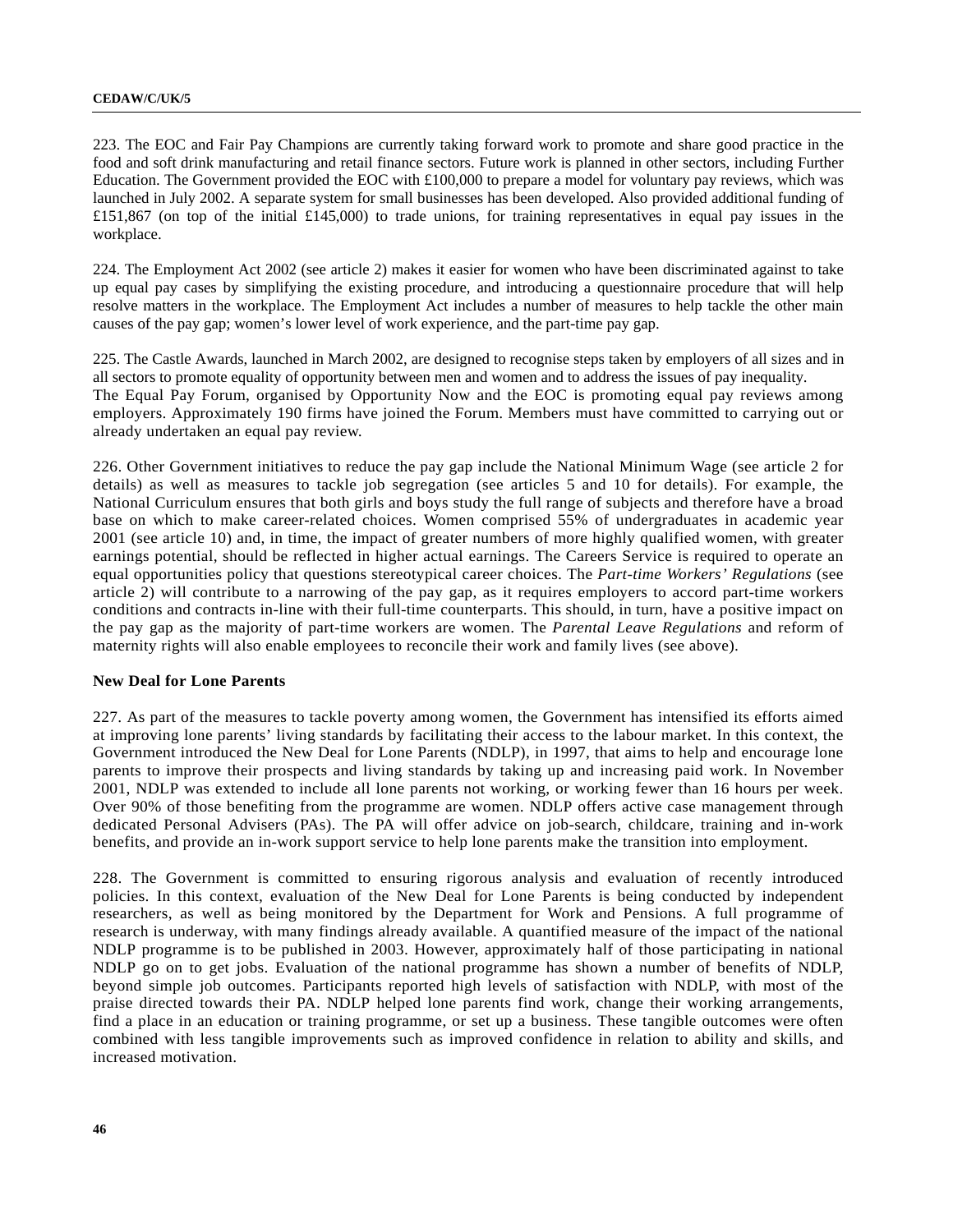223. The EOC and Fair Pay Champions are currently taking forward work to promote and share good practice in the food and soft drink manufacturing and retail finance sectors. Future work is planned in other sectors, including Further Education. The Government provided the EOC with £100,000 to prepare a model for voluntary pay reviews, which was launched in July 2002. A separate system for small businesses has been developed. Also provided additional funding of £151,867 (on top of the initial £145,000) to trade unions, for training representatives in equal pay issues in the workplace.

224. The Employment Act 2002 (see article 2) makes it easier for women who have been discriminated against to take up equal pay cases by simplifying the existing procedure, and introducing a questionnaire procedure that will help resolve matters in the workplace. The Employment Act includes a number of measures to help tackle the other main causes of the pay gap; women's lower level of work experience, and the part-time pay gap.

225. The Castle Awards, launched in March 2002, are designed to recognise steps taken by employers of all sizes and in all sectors to promote equality of opportunity between men and women and to address the issues of pay inequality. The Equal Pay Forum, organised by Opportunity Now and the EOC is promoting equal pay reviews among employers. Approximately 190 firms have joined the Forum. Members must have committed to carrying out or already undertaken an equal pay review.

226. Other Government initiatives to reduce the pay gap include the National Minimum Wage (see article 2 for details) as well as measures to tackle job segregation (see articles 5 and 10 for details). For example, the National Curriculum ensures that both girls and boys study the full range of subjects and therefore have a broad base on which to make career-related choices. Women comprised 55% of undergraduates in academic year 2001 (see article 10) and, in time, the impact of greater numbers of more highly qualified women, with greater earnings potential, should be reflected in higher actual earnings. The Careers Service is required to operate an equal opportunities policy that questions stereotypical career choices. The *Part-time Workers' Regulations* (see article 2) will contribute to a narrowing of the pay gap, as it requires employers to accord part-time workers conditions and contracts in-line with their full-time counterparts. This should, in turn, have a positive impact on the pay gap as the majority of part-time workers are women. The *Parental Leave Regulations* and reform of maternity rights will also enable employees to reconcile their work and family lives (see above).

**New Deal for Lone Parents**

227. As part of the measures to tackle poverty among women, the Government has intensified its efforts aimed at improving lone parents' living standards by facilitating their access to the labour market. In this context, the Government introduced the New Deal for Lone Parents (NDLP), in 1997, that aims to help and encourage lone parents to improve their prospects and living standards by taking up and increasing paid work. In November 2001, NDLP was extended to include all lone parents not working, or working fewer than 16 hours per week. Over 90% of those benefiting from the programme are women. NDLP offers active case management through dedicated Personal Advisers (PAs). The PA will offer advice on job-search, childcare, training and in-work benefits, and provide an in-work support service to help lone parents make the transition into employment.

228. The Government is committed to ensuring rigorous analysis and evaluation of recently introduced policies. In this context, evaluation of the New Deal for Lone Parents is being conducted by independent researchers, as well as being monitored by the Department for Work and Pensions. A full programme of research is underway, with many findings already available. A quantified measure of the impact of the national NDLP programme is to be published in 2003. However, approximately half of those participating in national NDLP go on to get jobs. Evaluation of the national programme has shown a number of benefits of NDLP, beyond simple job outcomes. Participants reported high levels of satisfaction with NDLP, with most of the praise directed towards their PA. NDLP helped lone parents find work, change their working arrangements, find a place in an education or training programme, or set up a business. These tangible outcomes were often combined with less tangible improvements such as improved confidence in relation to ability and skills, and increased motivation.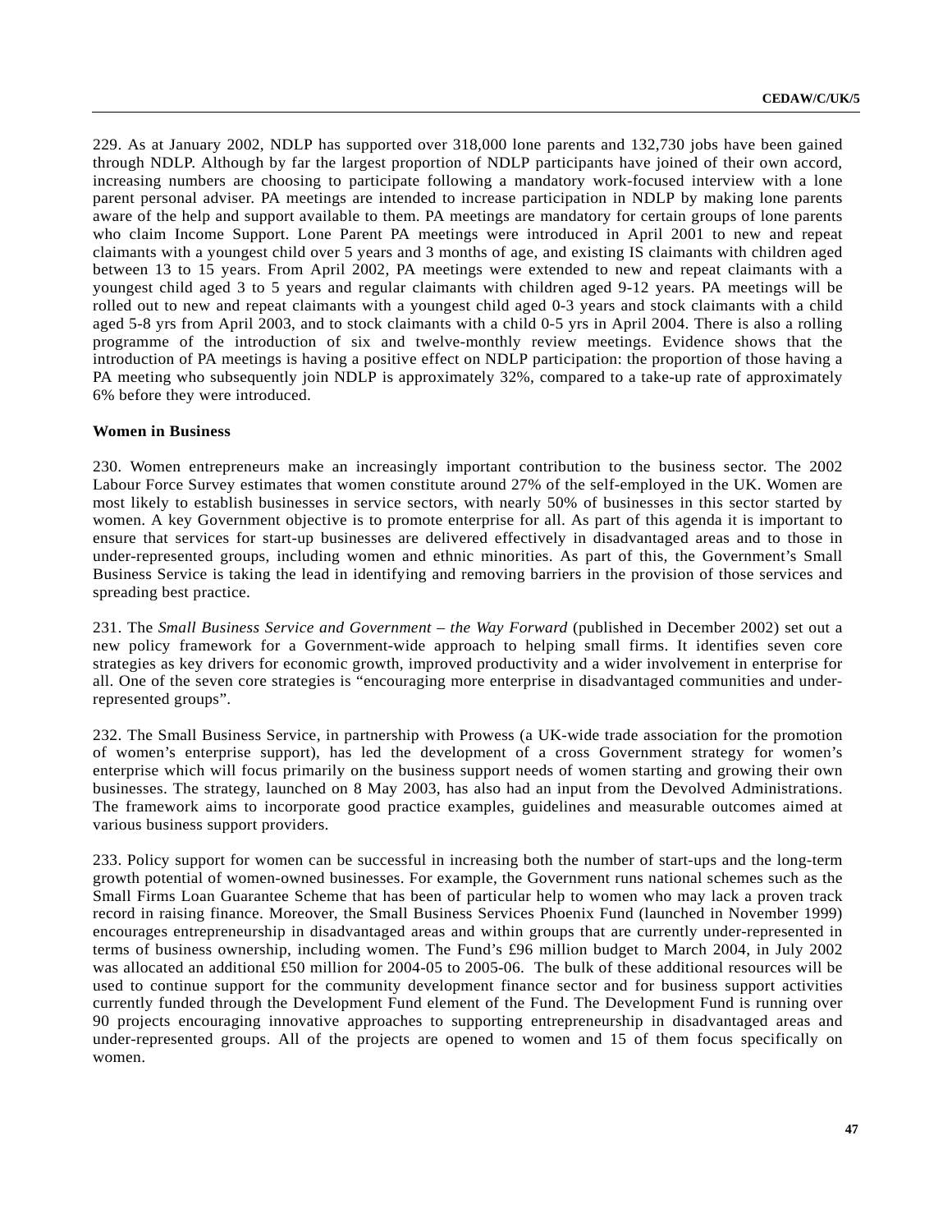229. As at January 2002, NDLP has supported over 318,000 lone parents and 132,730 jobs have been gained through NDLP. Although by far the largest proportion of NDLP participants have joined of their own accord, increasing numbers are choosing to participate following a mandatory work-focused interview with a lone parent personal adviser. PA meetings are intended to increase participation in NDLP by making lone parents aware of the help and support available to them. PA meetings are mandatory for certain groups of lone parents who claim Income Support. Lone Parent PA meetings were introduced in April 2001 to new and repeat claimants with a youngest child over 5 years and 3 months of age, and existing IS claimants with children aged between 13 to 15 years. From April 2002, PA meetings were extended to new and repeat claimants with a youngest child aged 3 to 5 years and regular claimants with children aged 9-12 years. PA meetings will be rolled out to new and repeat claimants with a youngest child aged 0-3 years and stock claimants with a child aged 5-8 yrs from April 2003, and to stock claimants with a child 0-5 yrs in April 2004. There is also a rolling programme of the introduction of six and twelve-monthly review meetings. Evidence shows that the introduction of PA meetings is having a positive effect on NDLP participation: the proportion of those having a PA meeting who subsequently join NDLP is approximately 32%, compared to a take-up rate of approximately 6% before they were introduced.

**Women in Business**

230. Women entrepreneurs make an increasingly important contribution to the business sector. The 2002 Labour Force Survey estimates that women constitute around 27% of the self-employed in the UK. Women are most likely to establish businesses in service sectors, with nearly 50% of businesses in this sector started by women. A key Government objective is to promote enterprise for all. As part of this agenda it is important to ensure that services for start-up businesses are delivered effectively in disadvantaged areas and to those in under-represented groups, including women and ethnic minorities. As part of this, the Government's Small Business Service is taking the lead in identifying and removing barriers in the provision of those services and spreading best practice.

231. The *Small Business Service and Government – the Way Forward* (published in December 2002) set out a new policy framework for a Government-wide approach to helping small firms. It identifies seven core strategies as key drivers for economic growth, improved productivity and a wider involvement in enterprise for all. One of the seven core strategies is "encouraging more enterprise in disadvantaged communities and under-represented groups".

232. The Small Business Service, in partnership with Prowess (a UK-wide trade association for the promotion of women's enterprise support), has led the development of a cross Government strategy for women's enterprise which will focus primarily on the business support needs of women starting and growing their own businesses. The strategy, launched on 8 May 2003, has also had an input from the Devolved Administrations. The framework aims to incorporate good practice examples, guidelines and measurable outcomes aimed at various business support providers.

233. Policy support for women can be successful in increasing both the number of start-ups and the long-term growth potential of women-owned businesses. For example, the Government runs national schemes such as the Small Firms Loan Guarantee Scheme that has been of particular help to women who may lack a proven track record in raising finance. Moreover, the Small Business Services Phoenix Fund (launched in November 1999) encourages entrepreneurship in disadvantaged areas and within groups that are currently under-represented in terms of business ownership, including women. The Fund's £96 million budget to March 2004, in July 2002 was allocated an additional £50 million for 2004-05 to 2005-06. The bulk of these additional resources will be used to continue support for the community development finance sector and for business support activities currently funded through the Development Fund element of the Fund. The Development Fund is running over 90 projects encouraging innovative approaches to supporting entrepreneurship in disadvantaged areas and under-represented groups. All of the projects are opened to women and 15 of them focus specifically on women.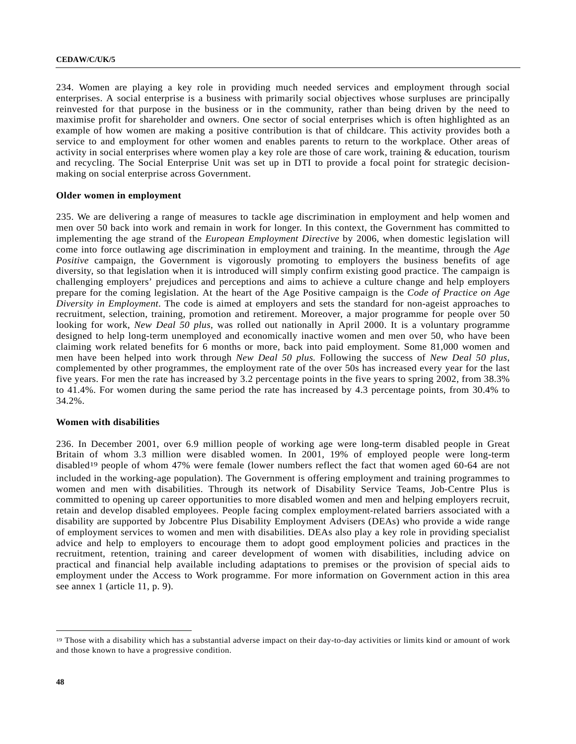234. Women are playing a key role in providing much needed services and employment through social enterprises. A social enterprise is a business with primarily social objectives whose surpluses are principally reinvested for that purpose in the business or in the community, rather than being driven by the need to maximise profit for shareholder and owners. One sector of social enterprises which is often highlighted as an example of how women are making a positive contribution is that of childcare. This activity provides both a service to and employment for other women and enables parents to return to the workplace. Other areas of activity in social enterprises where women play a key role are those of care work, training & education, tourism and recycling. The Social Enterprise Unit was set up in DTI to provide a focal point for strategic decision-making on social enterprise across Government.

**Older women in employment**

235. We are delivering a range of measures to tackle age discrimination in employment and help women and men over 50 back into work and remain in work for longer. In this context, the Government has committed to implementing the age strand of the *European Employment Directive* by 2006, when domestic legislation will come into force outlawing age discrimination in employment and training. In the meantime, through the *Age Positive* campaign, the Government is vigorously promoting to employers the business benefits of age diversity, so that legislation when it is introduced will simply confirm existing good practice. The campaign is challenging employers' prejudices and perceptions and aims to achieve a culture change and help employers prepare for the coming legislation. At the heart of the Age Positive campaign is the *Code of Practice on Age Diversity in Employment*. The code is aimed at employers and sets the standard for non-ageist approaches to recruitment, selection, training, promotion and retirement. Moreover, a major programme for people over 50 looking for work, *New Deal 50 plus*, was rolled out nationally in April 2000. It is a voluntary programme designed to help long-term unemployed and economically inactive women and men over 50, who have been claiming work related benefits for 6 months or more, back into paid employment. Some 81,000 women and men have been helped into work through *New Deal 50 plus.* Following the success of *New Deal 50 plus*, complemented by other programmes, the employment rate of the over 50s has increased every year for the last five years. For men the rate has increased by 3.2 percentage points in the five years to spring 2002, from 38.3% to 41.4%. For women during the same period the rate has increased by 4.3 percentage points, from 30.4% to 34.2%.

**Women with disabilities**

236. In December 2001, over 6.9 million people of working age were long-term disabled people in Great Britain of whom 3.3 million were disabled women. In 2001, 19% of employed people were long-term disabled[19] people of whom 47% were female (lower numbers reflect the fact that women aged 60-64 are not included in the working-age population). The Government is offering employment and training programmes to women and men with disabilities. Through its network of Disability Service Teams, Job-Centre Plus is committed to opening up career opportunities to more disabled women and men and helping employers recruit, retain and develop disabled employees. People facing complex employment-related barriers associated with a disability are supported by Jobcentre Plus Disability Employment Advisers (DEAs) who provide a wide range of employment services to women and men with disabilities. DEAs also play a key role in providing specialist advice and help to employers to encourage them to adopt good employment policies and practices in the recruitment, retention, training and career development of women with disabilities, including advice on practical and financial help available including adaptations to premises or the provision of special aids to employment under the Access to Work programme. For more information on Government action in this area see annex 1 (article 11, p. 9).

---

[19] Those with a disability which has a substantial adverse impact on their day-to-day activities or limits kind or amount of work and those known to have a progressive condition.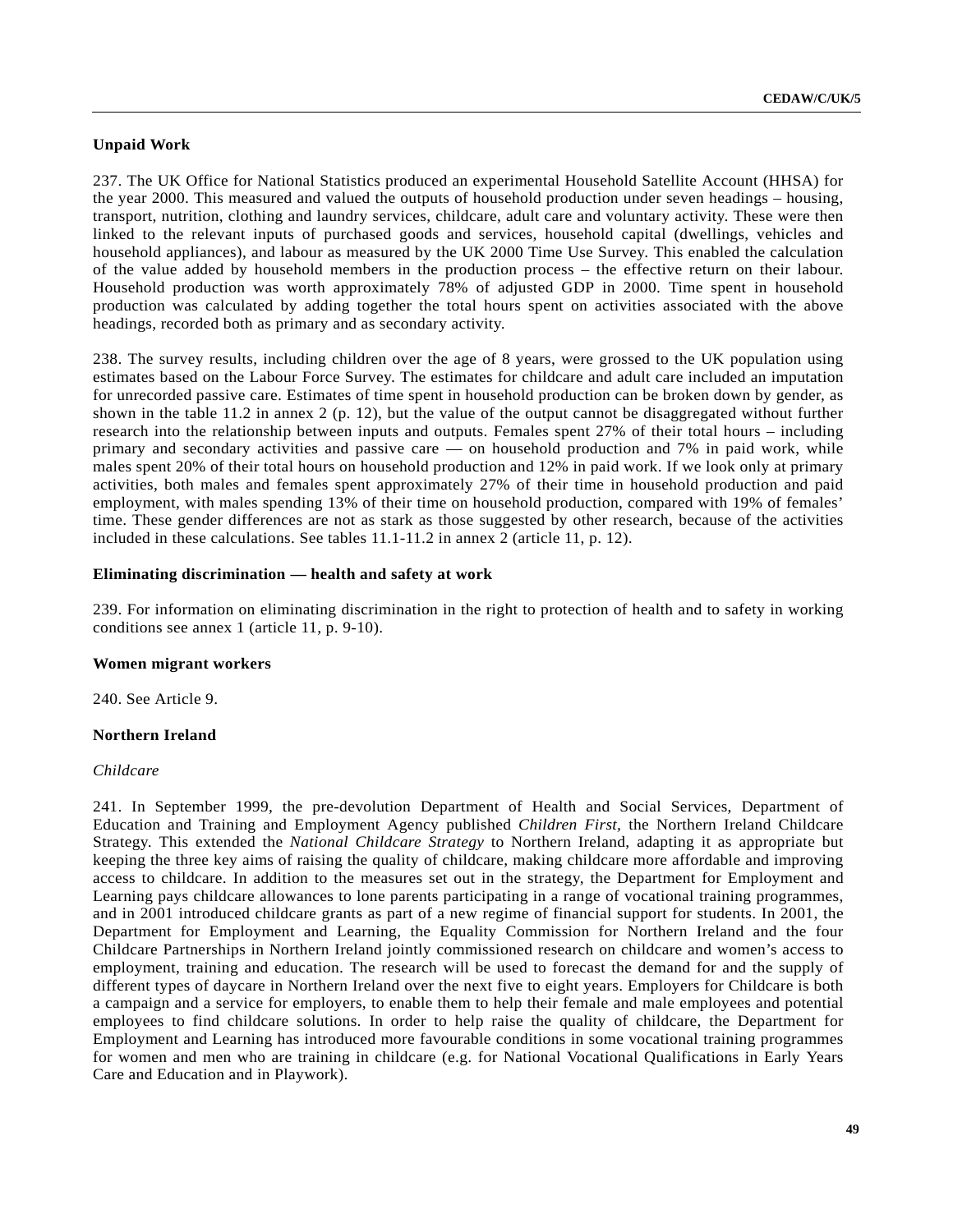### Unpaid Work

237. The UK Office for National Statistics produced an experimental Household Satellite Account (HHSA) for the year 2000. This measured and valued the outputs of household production under seven headings – housing, transport, nutrition, clothing and laundry services, childcare, adult care and voluntary activity. These were then linked to the relevant inputs of purchased goods and services, household capital (dwellings, vehicles and household appliances), and labour as measured by the UK 2000 Time Use Survey. This enabled the calculation of the value added by household members in the production process – the effective return on their labour. Household production was worth approximately 78% of adjusted GDP in 2000. Time spent in household production was calculated by adding together the total hours spent on activities associated with the above headings, recorded both as primary and as secondary activity.

238. The survey results, including children over the age of 8 years, were grossed to the UK population using estimates based on the Labour Force Survey. The estimates for childcare and adult care included an imputation for unrecorded passive care. Estimates of time spent in household production can be broken down by gender, as shown in the table 11.2 in annex 2 (p. 12), but the value of the output cannot be disaggregated without further research into the relationship between inputs and outputs. Females spent 27% of their total hours – including primary and secondary activities and passive care — on household production and 7% in paid work, while males spent 20% of their total hours on household production and 12% in paid work. If we look only at primary activities, both males and females spent approximately 27% of their time in household production and paid employment, with males spending 13% of their time on household production, compared with 19% of females' time. These gender differences are not as stark as those suggested by other research, because of the activities included in these calculations. See tables 11.1-11.2 in annex 2 (article 11, p. 12).

### Eliminating discrimination — health and safety at work

239. For information on eliminating discrimination in the right to protection of health and to safety in working conditions see annex 1 (article 11, p. 9-10).

### Women migrant workers

240. See Article 9.

### Northern Ireland

*Childcare*

241. In September 1999, the pre-devolution Department of Health and Social Services, Department of Education and Training and Employment Agency published *Children First*, the Northern Ireland Childcare Strategy. This extended the *National Childcare Strategy* to Northern Ireland, adapting it as appropriate but keeping the three key aims of raising the quality of childcare, making childcare more affordable and improving access to childcare. In addition to the measures set out in the strategy, the Department for Employment and Learning pays childcare allowances to lone parents participating in a range of vocational training programmes, and in 2001 introduced childcare grants as part of a new regime of financial support for students. In 2001, the Department for Employment and Learning, the Equality Commission for Northern Ireland and the four Childcare Partnerships in Northern Ireland jointly commissioned research on childcare and women's access to employment, training and education. The research will be used to forecast the demand for and the supply of different types of daycare in Northern Ireland over the next five to eight years. Employers for Childcare is both a campaign and a service for employers, to enable them to help their female and male employees and potential employees to find childcare solutions. In order to help raise the quality of childcare, the Department for Employment and Learning has introduced more favourable conditions in some vocational training programmes for women and men who are training in childcare (e.g. for National Vocational Qualifications in Early Years Care and Education and in Playwork).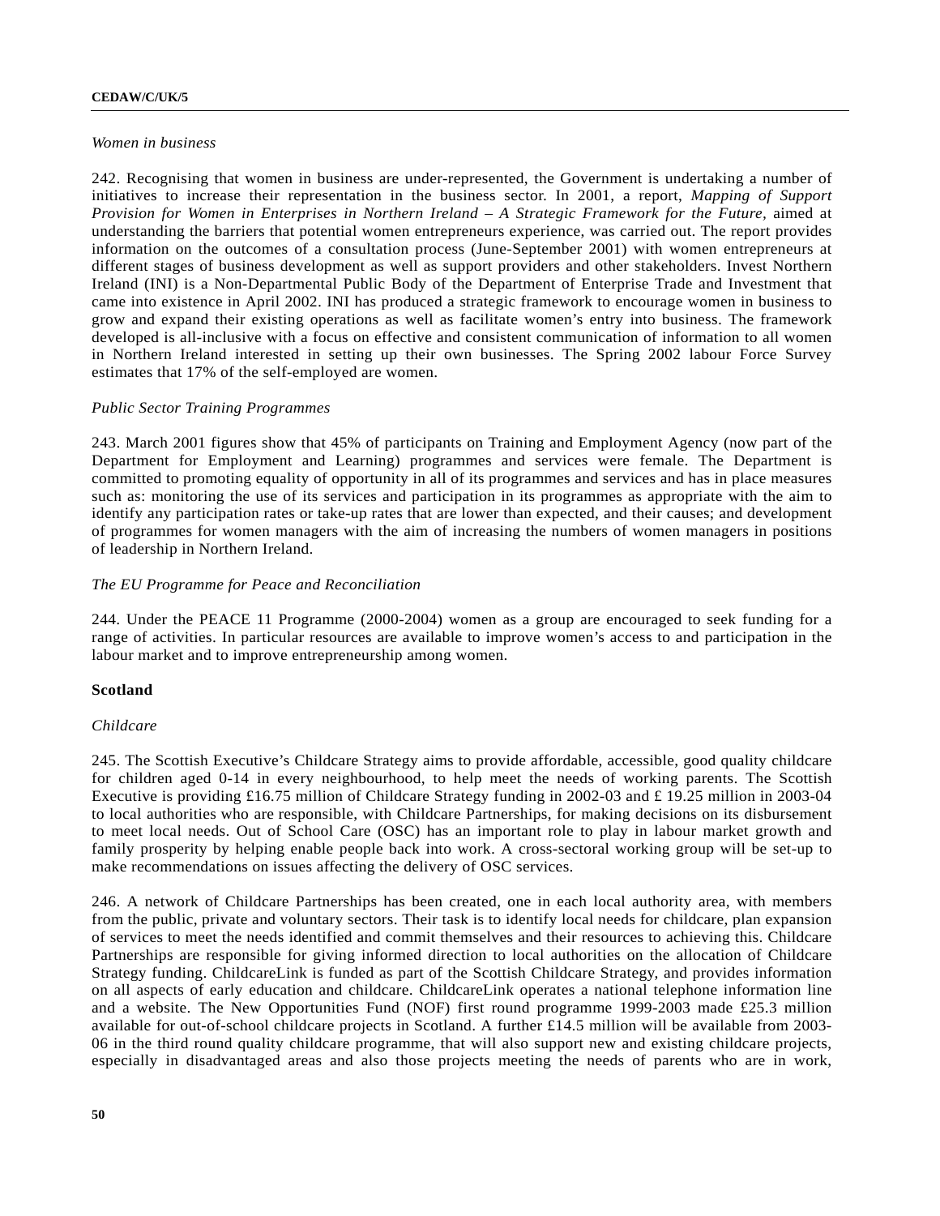*Women in business*

242. Recognising that women in business are under-represented, the Government is undertaking a number of initiatives to increase their representation in the business sector. In 2001, a report, *Mapping of Support Provision for Women in Enterprises in Northern Ireland – A Strategic Framework for the Future*, aimed at understanding the barriers that potential women entrepreneurs experience, was carried out. The report provides information on the outcomes of a consultation process (June-September 2001) with women entrepreneurs at different stages of business development as well as support providers and other stakeholders. Invest Northern Ireland (INI) is a Non-Departmental Public Body of the Department of Enterprise Trade and Investment that came into existence in April 2002. INI has produced a strategic framework to encourage women in business to grow and expand their existing operations as well as facilitate women's entry into business. The framework developed is all-inclusive with a focus on effective and consistent communication of information to all women in Northern Ireland interested in setting up their own businesses. The Spring 2002 labour Force Survey estimates that 17% of the self-employed are women.

*Public Sector Training Programmes*

243. March 2001 figures show that 45% of participants on Training and Employment Agency (now part of the Department for Employment and Learning) programmes and services were female. The Department is committed to promoting equality of opportunity in all of its programmes and services and has in place measures such as: monitoring the use of its services and participation in its programmes as appropriate with the aim to identify any participation rates or take-up rates that are lower than expected, and their causes; and development of programmes for women managers with the aim of increasing the numbers of women managers in positions of leadership in Northern Ireland.

*The EU Programme for Peace and Reconciliation*

244. Under the PEACE 11 Programme (2000-2004) women as a group are encouraged to seek funding for a range of activities. In particular resources are available to improve women's access to and participation in the labour market and to improve entrepreneurship among women.

**Scotland**

*Childcare*

245. The Scottish Executive's Childcare Strategy aims to provide affordable, accessible, good quality childcare for children aged 0-14 in every neighbourhood, to help meet the needs of working parents. The Scottish Executive is providing £16.75 million of Childcare Strategy funding in 2002-03 and £ 19.25 million in 2003-04 to local authorities who are responsible, with Childcare Partnerships, for making decisions on its disbursement to meet local needs. Out of School Care (OSC) has an important role to play in labour market growth and family prosperity by helping enable people back into work. A cross-sectoral working group will be set-up to make recommendations on issues affecting the delivery of OSC services.

246. A network of Childcare Partnerships has been created, one in each local authority area, with members from the public, private and voluntary sectors. Their task is to identify local needs for childcare, plan expansion of services to meet the needs identified and commit themselves and their resources to achieving this. Childcare Partnerships are responsible for giving informed direction to local authorities on the allocation of Childcare Strategy funding. ChildcareLink is funded as part of the Scottish Childcare Strategy, and provides information on all aspects of early education and childcare. ChildcareLink operates a national telephone information line and a website. The New Opportunities Fund (NOF) first round programme 1999-2003 made £25.3 million available for out-of-school childcare projects in Scotland. A further £14.5 million will be available from 2003-06 in the third round quality childcare programme, that will also support new and existing childcare projects, especially in disadvantaged areas and also those projects meeting the needs of parents who are in work,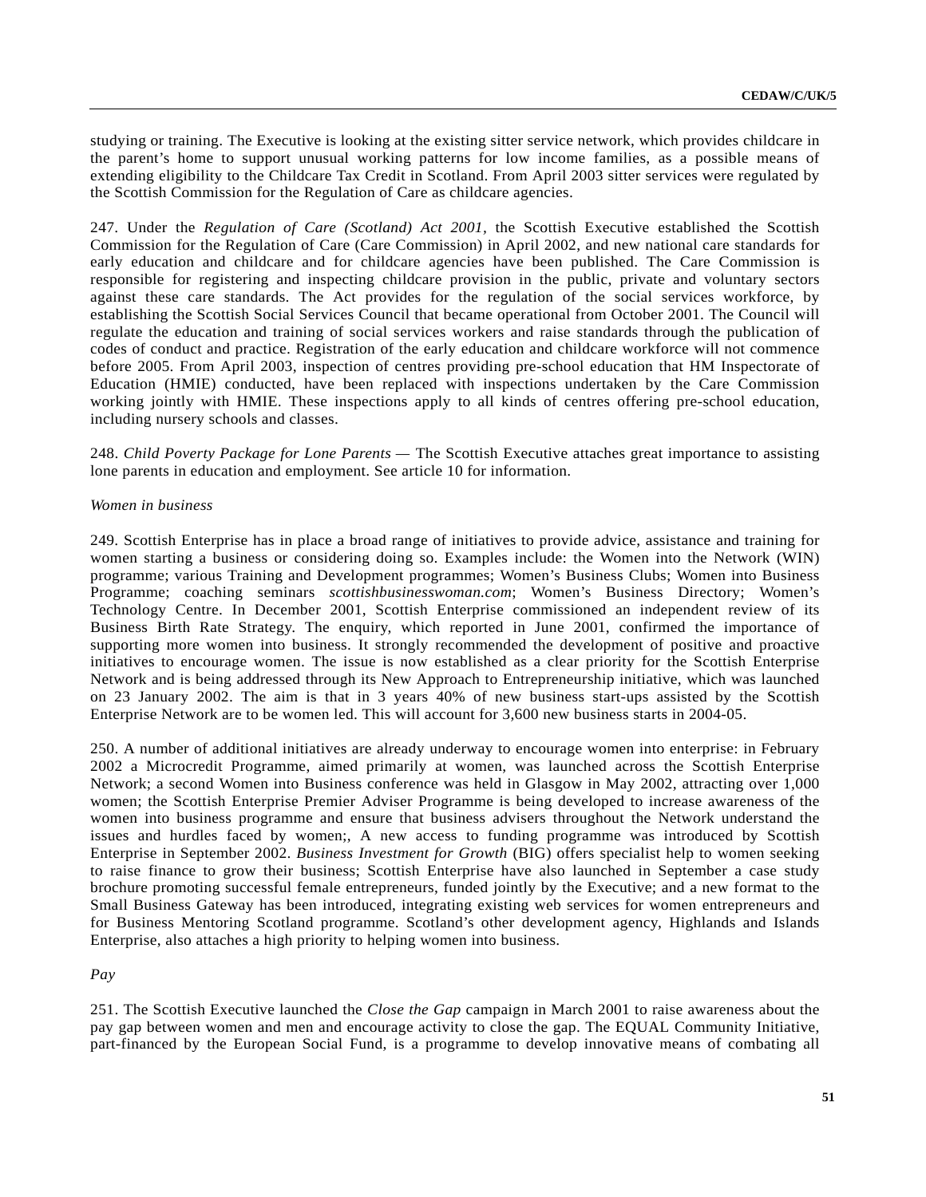studying or training. The Executive is looking at the existing sitter service network, which provides childcare in the parent's home to support unusual working patterns for low income families, as a possible means of extending eligibility to the Childcare Tax Credit in Scotland. From April 2003 sitter services were regulated by the Scottish Commission for the Regulation of Care as childcare agencies.

247. Under the *Regulation of Care (Scotland) Act 2001*, the Scottish Executive established the Scottish Commission for the Regulation of Care (Care Commission) in April 2002, and new national care standards for early education and childcare and for childcare agencies have been published. The Care Commission is responsible for registering and inspecting childcare provision in the public, private and voluntary sectors against these care standards. The Act provides for the regulation of the social services workforce, by establishing the Scottish Social Services Council that became operational from October 2001. The Council will regulate the education and training of social services workers and raise standards through the publication of codes of conduct and practice. Registration of the early education and childcare workforce will not commence before 2005. From April 2003, inspection of centres providing pre-school education that HM Inspectorate of Education (HMIE) conducted, have been replaced with inspections undertaken by the Care Commission working jointly with HMIE. These inspections apply to all kinds of centres offering pre-school education, including nursery schools and classes.

248. *Child Poverty Package for Lone Parents* — The Scottish Executive attaches great importance to assisting lone parents in education and employment. See article 10 for information.

*Women in business*

249. Scottish Enterprise has in place a broad range of initiatives to provide advice, assistance and training for women starting a business or considering doing so. Examples include: the Women into the Network (WIN) programme; various Training and Development programmes; Women's Business Clubs; Women into Business Programme; coaching seminars *scottishbusinesswoman.com*; Women's Business Directory; Women's Technology Centre. In December 2001, Scottish Enterprise commissioned an independent review of its Business Birth Rate Strategy. The enquiry, which reported in June 2001, confirmed the importance of supporting more women into business. It strongly recommended the development of positive and proactive initiatives to encourage women. The issue is now established as a clear priority for the Scottish Enterprise Network and is being addressed through its New Approach to Entrepreneurship initiative, which was launched on 23 January 2002. The aim is that in 3 years 40% of new business start-ups assisted by the Scottish Enterprise Network are to be women led. This will account for 3,600 new business starts in 2004-05.

250. A number of additional initiatives are already underway to encourage women into enterprise: in February 2002 a Microcredit Programme, aimed primarily at women, was launched across the Scottish Enterprise Network; a second Women into Business conference was held in Glasgow in May 2002, attracting over 1,000 women; the Scottish Enterprise Premier Adviser Programme is being developed to increase awareness of the women into business programme and ensure that business advisers throughout the Network understand the issues and hurdles faced by women;, A new access to funding programme was introduced by Scottish Enterprise in September 2002. *Business Investment for Growth* (BIG) offers specialist help to women seeking to raise finance to grow their business; Scottish Enterprise have also launched in September a case study brochure promoting successful female entrepreneurs, funded jointly by the Executive; and a new format to the Small Business Gateway has been introduced, integrating existing web services for women entrepreneurs and for Business Mentoring Scotland programme. Scotland's other development agency, Highlands and Islands Enterprise, also attaches a high priority to helping women into business.

*Pay*

251. The Scottish Executive launched the *Close the Gap* campaign in March 2001 to raise awareness about the pay gap between women and men and encourage activity to close the gap. The EQUAL Community Initiative, part-financed by the European Social Fund, is a programme to develop innovative means of combating all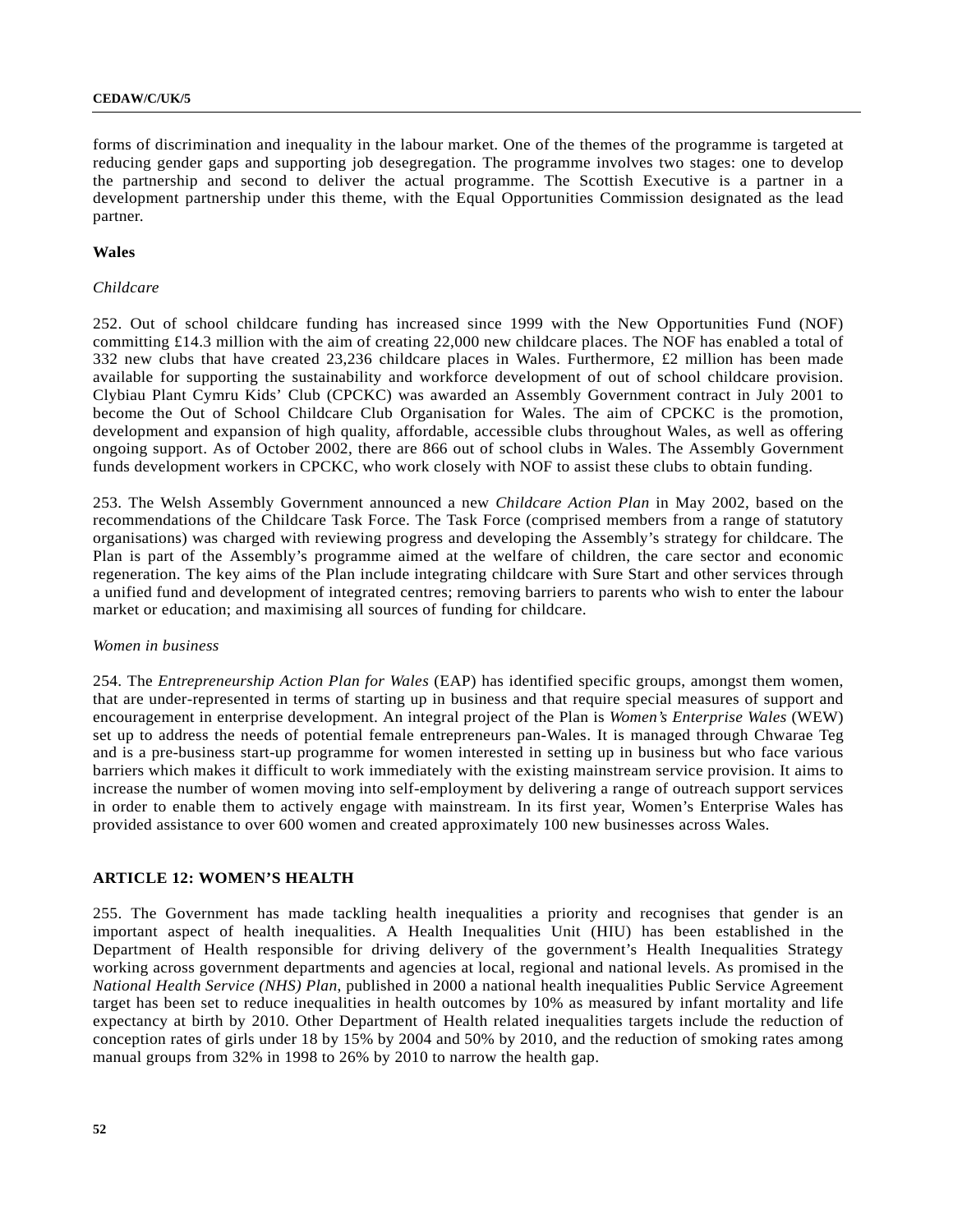forms of discrimination and inequality in the labour market. One of the themes of the programme is targeted at reducing gender gaps and supporting job desegregation. The programme involves two stages: one to develop the partnership and second to deliver the actual programme. The Scottish Executive is a partner in a development partnership under this theme, with the Equal Opportunities Commission designated as the lead partner.

### Wales

*Childcare*

252. Out of school childcare funding has increased since 1999 with the New Opportunities Fund (NOF) committing £14.3 million with the aim of creating 22,000 new childcare places. The NOF has enabled a total of 332 new clubs that have created 23,236 childcare places in Wales. Furthermore, £2 million has been made available for supporting the sustainability and workforce development of out of school childcare provision. Clybiau Plant Cymru Kids' Club (CPCKC) was awarded an Assembly Government contract in July 2001 to become the Out of School Childcare Club Organisation for Wales. The aim of CPCKC is the promotion, development and expansion of high quality, affordable, accessible clubs throughout Wales, as well as offering ongoing support. As of October 2002, there are 866 out of school clubs in Wales. The Assembly Government funds development workers in CPCKC, who work closely with NOF to assist these clubs to obtain funding.

253. The Welsh Assembly Government announced a new *Childcare Action Plan* in May 2002, based on the recommendations of the Childcare Task Force. The Task Force (comprised members from a range of statutory organisations) was charged with reviewing progress and developing the Assembly's strategy for childcare. The Plan is part of the Assembly's programme aimed at the welfare of children, the care sector and economic regeneration. The key aims of the Plan include integrating childcare with Sure Start and other services through a unified fund and development of integrated centres; removing barriers to parents who wish to enter the labour market or education; and maximising all sources of funding for childcare.

*Women in business*

254. The *Entrepreneurship Action Plan for Wales* (EAP) has identified specific groups, amongst them women, that are under-represented in terms of starting up in business and that require special measures of support and encouragement in enterprise development. An integral project of the Plan is *Women's Enterprise Wales* (WEW) set up to address the needs of potential female entrepreneurs pan-Wales. It is managed through Chwarae Teg and is a pre-business start-up programme for women interested in setting up in business but who face various barriers which makes it difficult to work immediately with the existing mainstream service provision. It aims to increase the number of women moving into self-employment by delivering a range of outreach support services in order to enable them to actively engage with mainstream. In its first year, Women's Enterprise Wales has provided assistance to over 600 women and created approximately 100 new businesses across Wales.

## ARTICLE 12: WOMEN'S HEALTH

255. The Government has made tackling health inequalities a priority and recognises that gender is an important aspect of health inequalities. A Health Inequalities Unit (HIU) has been established in the Department of Health responsible for driving delivery of the government's Health Inequalities Strategy working across government departments and agencies at local, regional and national levels. As promised in the *National Health Service (NHS) Plan*, published in 2000 a national health inequalities Public Service Agreement target has been set to reduce inequalities in health outcomes by 10% as measured by infant mortality and life expectancy at birth by 2010. Other Department of Health related inequalities targets include the reduction of conception rates of girls under 18 by 15% by 2004 and 50% by 2010, and the reduction of smoking rates among manual groups from 32% in 1998 to 26% by 2010 to narrow the health gap.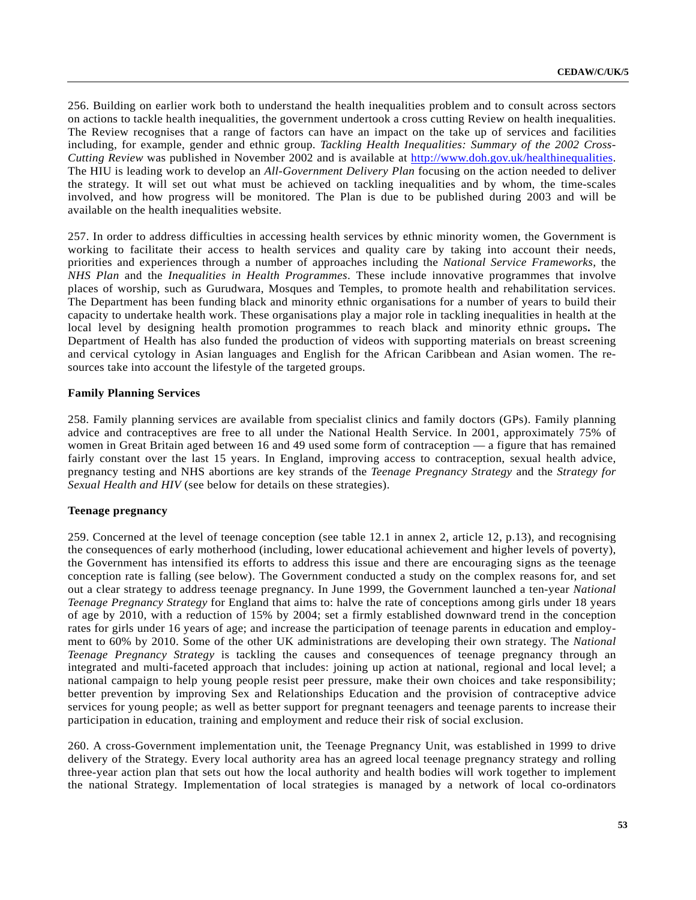256. Building on earlier work both to understand the health inequalities problem and to consult across sectors on actions to tackle health inequalities, the government undertook a cross cutting Review on health inequalities. The Review recognises that a range of factors can have an impact on the take up of services and facilities including, for example, gender and ethnic group. *Tackling Health Inequalities: Summary of the 2002 Cross-Cutting Review* was published in November 2002 and is available at http://www.doh.gov.uk/healthinequalities. The HIU is leading work to develop an *All-Government Delivery Plan* focusing on the action needed to deliver the strategy. It will set out what must be achieved on tackling inequalities and by whom, the time-scales involved, and how progress will be monitored. The Plan is due to be published during 2003 and will be available on the health inequalities website.

257. In order to address difficulties in accessing health services by ethnic minority women, the Government is working to facilitate their access to health services and quality care by taking into account their needs, priorities and experiences through a number of approaches including the *National Service Frameworks*, the *NHS Plan* and the *Inequalities in Health Programmes*. These include innovative programmes that involve places of worship, such as Gurudwara, Mosques and Temples, to promote health and rehabilitation services. The Department has been funding black and minority ethnic organisations for a number of years to build their capacity to undertake health work. These organisations play a major role in tackling inequalities in health at the local level by designing health promotion programmes to reach black and minority ethnic groups**.** The Department of Health has also funded the production of videos with supporting materials on breast screening and cervical cytology in Asian languages and English for the African Caribbean and Asian women. The resources take into account the lifestyle of the targeted groups.

**Family Planning Services**

258. Family planning services are available from specialist clinics and family doctors (GPs). Family planning advice and contraceptives are free to all under the National Health Service. In 2001, approximately 75% of women in Great Britain aged between 16 and 49 used some form of contraception — a figure that has remained fairly constant over the last 15 years. In England, improving access to contraception, sexual health advice, pregnancy testing and NHS abortions are key strands of the *Teenage Pregnancy Strategy* and the *Strategy for Sexual Health and HIV* (see below for details on these strategies).

**Teenage pregnancy**

259. Concerned at the level of teenage conception (see table 12.1 in annex 2, article 12, p.13), and recognising the consequences of early motherhood (including, lower educational achievement and higher levels of poverty), the Government has intensified its efforts to address this issue and there are encouraging signs as the teenage conception rate is falling (see below). The Government conducted a study on the complex reasons for, and set out a clear strategy to address teenage pregnancy. In June 1999, the Government launched a ten-year *National Teenage Pregnancy Strategy* for England that aims to: halve the rate of conceptions among girls under 18 years of age by 2010, with a reduction of 15% by 2004; set a firmly established downward trend in the conception rates for girls under 16 years of age; and increase the participation of teenage parents in education and employment to 60% by 2010. Some of the other UK administrations are developing their own strategy. The *National Teenage Pregnancy Strategy* is tackling the causes and consequences of teenage pregnancy through an integrated and multi-faceted approach that includes: joining up action at national, regional and local level; a national campaign to help young people resist peer pressure, make their own choices and take responsibility; better prevention by improving Sex and Relationships Education and the provision of contraceptive advice services for young people; as well as better support for pregnant teenagers and teenage parents to increase their participation in education, training and employment and reduce their risk of social exclusion.

260. A cross-Government implementation unit, the Teenage Pregnancy Unit, was established in 1999 to drive delivery of the Strategy. Every local authority area has an agreed local teenage pregnancy strategy and rolling three-year action plan that sets out how the local authority and health bodies will work together to implement the national Strategy. Implementation of local strategies is managed by a network of local co-ordinators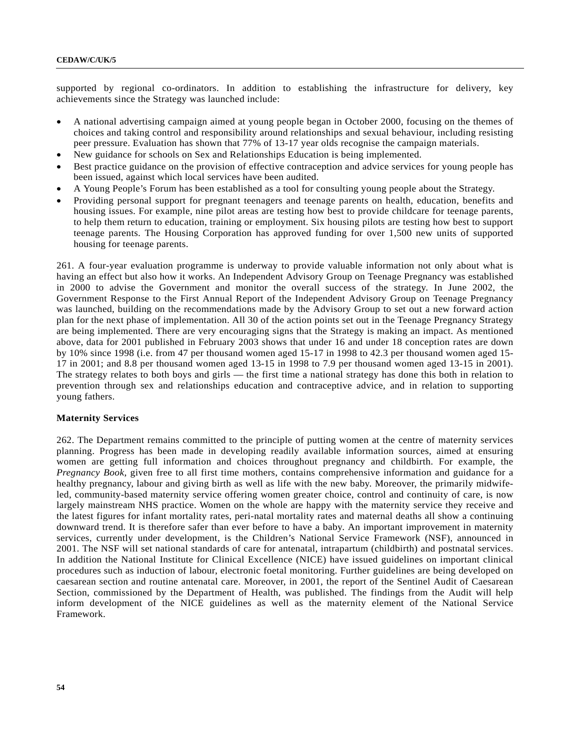supported by regional co-ordinators. In addition to establishing the infrastructure for delivery, key achievements since the Strategy was launched include:

- A national advertising campaign aimed at young people began in October 2000, focusing on the themes of choices and taking control and responsibility around relationships and sexual behaviour, including resisting peer pressure. Evaluation has shown that 77% of 13-17 year olds recognise the campaign materials.
- New guidance for schools on Sex and Relationships Education is being implemented.
- Best practice guidance on the provision of effective contraception and advice services for young people has been issued, against which local services have been audited.
- A Young People's Forum has been established as a tool for consulting young people about the Strategy.
- Providing personal support for pregnant teenagers and teenage parents on health, education, benefits and housing issues. For example, nine pilot areas are testing how best to provide childcare for teenage parents, to help them return to education, training or employment. Six housing pilots are testing how best to support teenage parents. The Housing Corporation has approved funding for over 1,500 new units of supported housing for teenage parents.

261. A four-year evaluation programme is underway to provide valuable information not only about what is having an effect but also how it works. An Independent Advisory Group on Teenage Pregnancy was established in 2000 to advise the Government and monitor the overall success of the strategy. In June 2002, the Government Response to the First Annual Report of the Independent Advisory Group on Teenage Pregnancy was launched, building on the recommendations made by the Advisory Group to set out a new forward action plan for the next phase of implementation. All 30 of the action points set out in the Teenage Pregnancy Strategy are being implemented. There are very encouraging signs that the Strategy is making an impact. As mentioned above, data for 2001 published in February 2003 shows that under 16 and under 18 conception rates are down by 10% since 1998 (i.e. from 47 per thousand women aged 15-17 in 1998 to 42.3 per thousand women aged 15-17 in 2001; and 8.8 per thousand women aged 13-15 in 1998 to 7.9 per thousand women aged 13-15 in 2001). The strategy relates to both boys and girls — the first time a national strategy has done this both in relation to prevention through sex and relationships education and contraceptive advice, and in relation to supporting young fathers.

### Maternity Services

262. The Department remains committed to the principle of putting women at the centre of maternity services planning. Progress has been made in developing readily available information sources, aimed at ensuring women are getting full information and choices throughout pregnancy and childbirth. For example, the *Pregnancy Book,* given free to all first time mothers, contains comprehensive information and guidance for a healthy pregnancy, labour and giving birth as well as life with the new baby. Moreover, the primarily midwife-led, community-based maternity service offering women greater choice, control and continuity of care, is now largely mainstream NHS practice. Women on the whole are happy with the maternity service they receive and the latest figures for infant mortality rates, peri-natal mortality rates and maternal deaths all show a continuing downward trend. It is therefore safer than ever before to have a baby. An important improvement in maternity services, currently under development, is the Children's National Service Framework (NSF), announced in 2001. The NSF will set national standards of care for antenatal, intrapartum (childbirth) and postnatal services. In addition the National Institute for Clinical Excellence (NICE) have issued guidelines on important clinical procedures such as induction of labour, electronic foetal monitoring. Further guidelines are being developed on caesarean section and routine antenatal care. Moreover, in 2001, the report of the Sentinel Audit of Caesarean Section, commissioned by the Department of Health, was published. The findings from the Audit will help inform development of the NICE guidelines as well as the maternity element of the National Service Framework.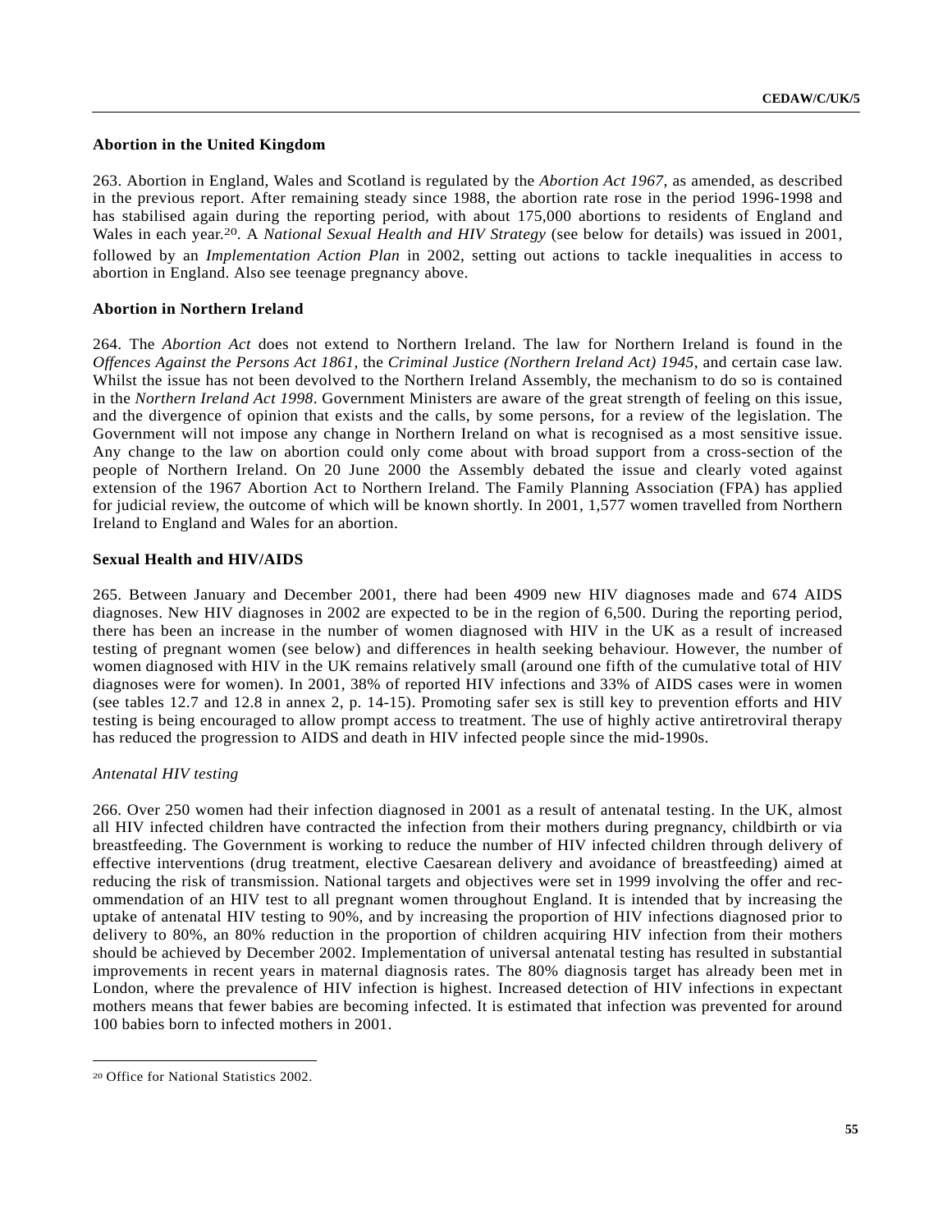**Abortion in the United Kingdom**

263. Abortion in England, Wales and Scotland is regulated by the *Abortion Act 1967*, as amended, as described in the previous report. After remaining steady since 1988, the abortion rate rose in the period 1996-1998 and has stabilised again during the reporting period, with about 175,000 abortions to residents of England and Wales in each year.[20]. A *National Sexual Health and HIV Strategy* (see below for details) was issued in 2001, followed by an *Implementation Action Plan* in 2002, setting out actions to tackle inequalities in access to abortion in England. Also see teenage pregnancy above.

**Abortion in Northern Ireland**

264. The *Abortion Act* does not extend to Northern Ireland. The law for Northern Ireland is found in the *Offences Against the Persons Act 1861*, the *Criminal Justice (Northern Ireland Act) 1945*, and certain case law. Whilst the issue has not been devolved to the Northern Ireland Assembly, the mechanism to do so is contained in the *Northern Ireland Act 1998*. Government Ministers are aware of the great strength of feeling on this issue, and the divergence of opinion that exists and the calls, by some persons, for a review of the legislation. The Government will not impose any change in Northern Ireland on what is recognised as a most sensitive issue. Any change to the law on abortion could only come about with broad support from a cross-section of the people of Northern Ireland. On 20 June 2000 the Assembly debated the issue and clearly voted against extension of the 1967 Abortion Act to Northern Ireland. The Family Planning Association (FPA) has applied for judicial review, the outcome of which will be known shortly. In 2001, 1,577 women travelled from Northern Ireland to England and Wales for an abortion.

**Sexual Health and HIV/AIDS**

265. Between January and December 2001, there had been 4909 new HIV diagnoses made and 674 AIDS diagnoses. New HIV diagnoses in 2002 are expected to be in the region of 6,500. During the reporting period, there has been an increase in the number of women diagnosed with HIV in the UK as a result of increased testing of pregnant women (see below) and differences in health seeking behaviour. However, the number of women diagnosed with HIV in the UK remains relatively small (around one fifth of the cumulative total of HIV diagnoses were for women). In 2001, 38% of reported HIV infections and 33% of AIDS cases were in women (see tables 12.7 and 12.8 in annex 2, p. 14-15). Promoting safer sex is still key to prevention efforts and HIV testing is being encouraged to allow prompt access to treatment. The use of highly active antiretroviral therapy has reduced the progression to AIDS and death in HIV infected people since the mid-1990s.

*Antenatal HIV testing*

266. Over 250 women had their infection diagnosed in 2001 as a result of antenatal testing. In the UK, almost all HIV infected children have contracted the infection from their mothers during pregnancy, childbirth or via breastfeeding. The Government is working to reduce the number of HIV infected children through delivery of effective interventions (drug treatment, elective Caesarean delivery and avoidance of breastfeeding) aimed at reducing the risk of transmission. National targets and objectives were set in 1999 involving the offer and recommendation of an HIV test to all pregnant women throughout England. It is intended that by increasing the uptake of antenatal HIV testing to 90%, and by increasing the proportion of HIV infections diagnosed prior to delivery to 80%, an 80% reduction in the proportion of children acquiring HIV infection from their mothers should be achieved by December 2002. Implementation of universal antenatal testing has resulted in substantial improvements in recent years in maternal diagnosis rates. The 80% diagnosis target has already been met in London, where the prevalence of HIV infection is highest. Increased detection of HIV infections in expectant mothers means that fewer babies are becoming infected. It is estimated that infection was prevented for around 100 babies born to infected mothers in 2001.

[20] Office for National Statistics 2002.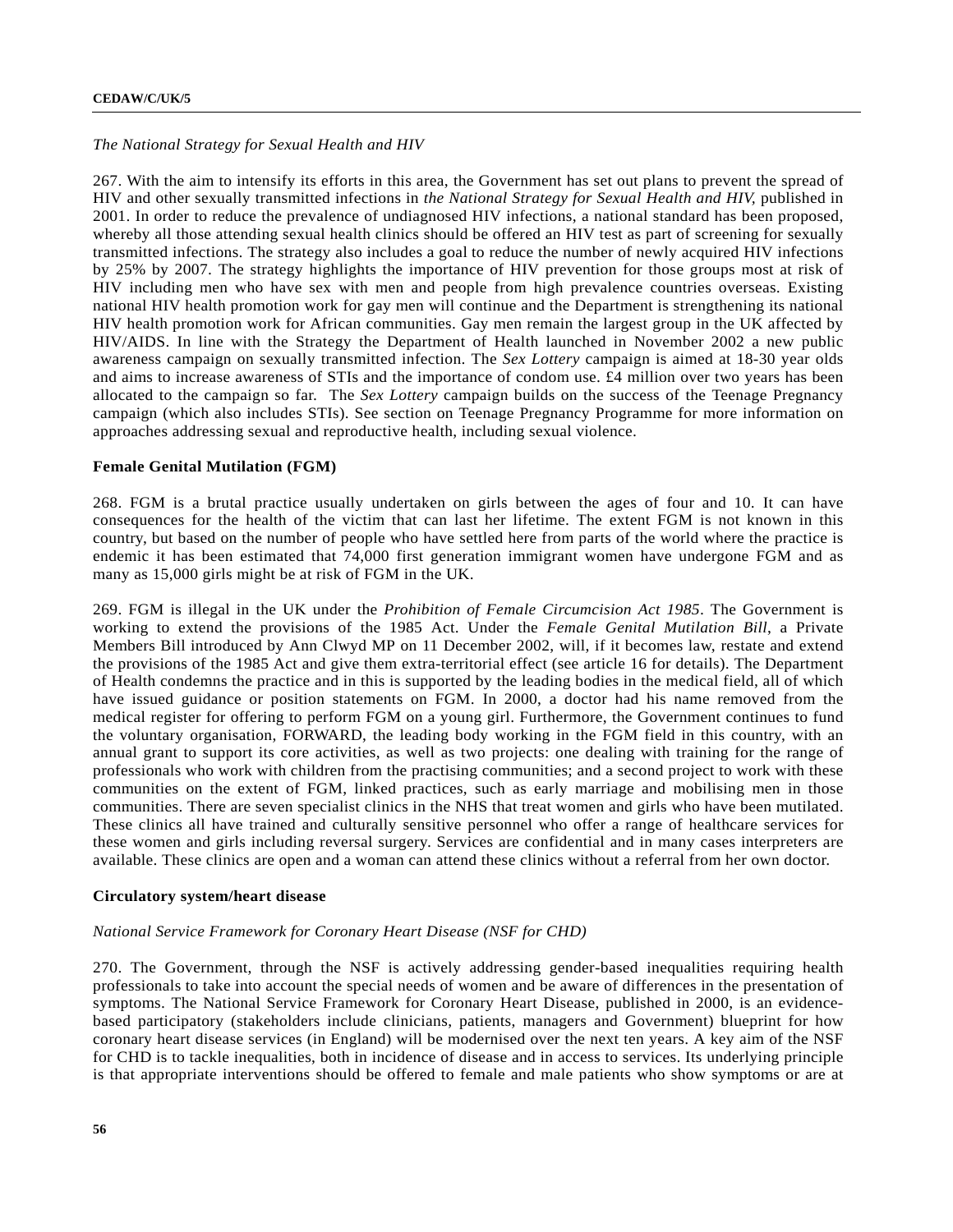*The National Strategy for Sexual Health and HIV*

267. With the aim to intensify its efforts in this area, the Government has set out plans to prevent the spread of HIV and other sexually transmitted infections in *the National Strategy for Sexual Health and HIV,* published in 2001. In order to reduce the prevalence of undiagnosed HIV infections, a national standard has been proposed, whereby all those attending sexual health clinics should be offered an HIV test as part of screening for sexually transmitted infections. The strategy also includes a goal to reduce the number of newly acquired HIV infections by 25% by 2007. The strategy highlights the importance of HIV prevention for those groups most at risk of HIV including men who have sex with men and people from high prevalence countries overseas. Existing national HIV health promotion work for gay men will continue and the Department is strengthening its national HIV health promotion work for African communities. Gay men remain the largest group in the UK affected by HIV/AIDS. In line with the Strategy the Department of Health launched in November 2002 a new public awareness campaign on sexually transmitted infection. The *Sex Lottery* campaign is aimed at 18-30 year olds and aims to increase awareness of STIs and the importance of condom use. £4 million over two years has been allocated to the campaign so far. The *Sex Lottery* campaign builds on the success of the Teenage Pregnancy campaign (which also includes STIs). See section on Teenage Pregnancy Programme for more information on approaches addressing sexual and reproductive health, including sexual violence.

**Female Genital Mutilation (FGM)**

268. FGM is a brutal practice usually undertaken on girls between the ages of four and 10. It can have consequences for the health of the victim that can last her lifetime. The extent FGM is not known in this country, but based on the number of people who have settled here from parts of the world where the practice is endemic it has been estimated that 74,000 first generation immigrant women have undergone FGM and as many as 15,000 girls might be at risk of FGM in the UK.

269. FGM is illegal in the UK under the *Prohibition of Female Circumcision Act 1985*. The Government is working to extend the provisions of the 1985 Act. Under the *Female Genital Mutilation Bill*, a Private Members Bill introduced by Ann Clwyd MP on 11 December 2002, will, if it becomes law, restate and extend the provisions of the 1985 Act and give them extra-territorial effect (see article 16 for details). The Department of Health condemns the practice and in this is supported by the leading bodies in the medical field, all of which have issued guidance or position statements on FGM. In 2000, a doctor had his name removed from the medical register for offering to perform FGM on a young girl. Furthermore, the Government continues to fund the voluntary organisation, FORWARD, the leading body working in the FGM field in this country, with an annual grant to support its core activities, as well as two projects: one dealing with training for the range of professionals who work with children from the practising communities; and a second project to work with these communities on the extent of FGM, linked practices, such as early marriage and mobilising men in those communities. There are seven specialist clinics in the NHS that treat women and girls who have been mutilated. These clinics all have trained and culturally sensitive personnel who offer a range of healthcare services for these women and girls including reversal surgery. Services are confidential and in many cases interpreters are available. These clinics are open and a woman can attend these clinics without a referral from her own doctor.

**Circulatory system/heart disease**

*National Service Framework for Coronary Heart Disease (NSF for CHD)*

270. The Government, through the NSF is actively addressing gender-based inequalities requiring health professionals to take into account the special needs of women and be aware of differences in the presentation of symptoms. The National Service Framework for Coronary Heart Disease, published in 2000, is an evidence-based participatory (stakeholders include clinicians, patients, managers and Government) blueprint for how coronary heart disease services (in England) will be modernised over the next ten years. A key aim of the NSF for CHD is to tackle inequalities, both in incidence of disease and in access to services. Its underlying principle is that appropriate interventions should be offered to female and male patients who show symptoms or are at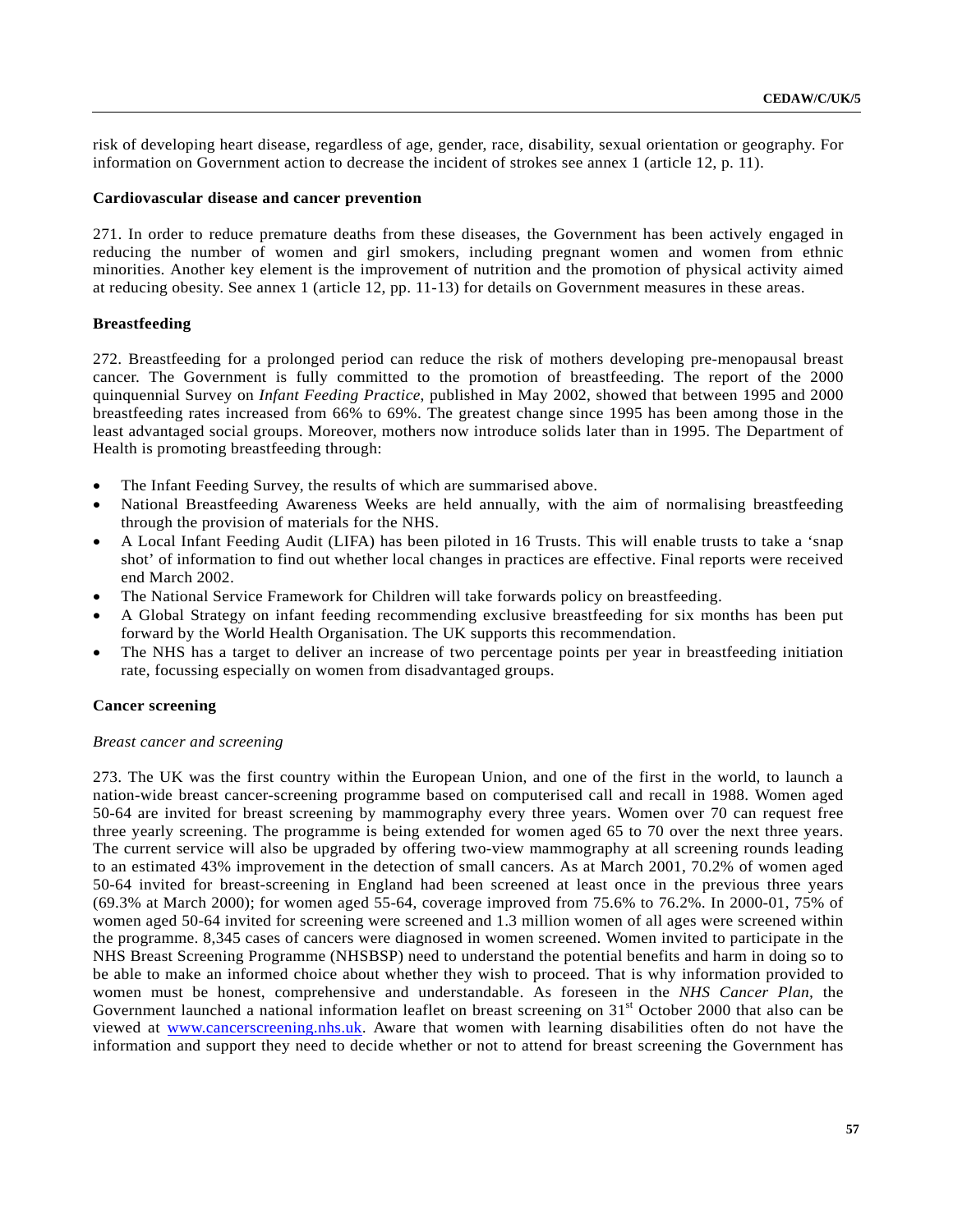risk of developing heart disease, regardless of age, gender, race, disability, sexual orientation or geography. For information on Government action to decrease the incident of strokes see annex 1 (article 12, p. 11).

**Cardiovascular disease and cancer prevention**

271. In order to reduce premature deaths from these diseases, the Government has been actively engaged in reducing the number of women and girl smokers, including pregnant women and women from ethnic minorities. Another key element is the improvement of nutrition and the promotion of physical activity aimed at reducing obesity. See annex 1 (article 12, pp. 11-13) for details on Government measures in these areas.

**Breastfeeding**

272. Breastfeeding for a prolonged period can reduce the risk of mothers developing pre-menopausal breast cancer. The Government is fully committed to the promotion of breastfeeding. The report of the 2000 quinquennial Survey on *Infant Feeding Practice*, published in May 2002, showed that between 1995 and 2000 breastfeeding rates increased from 66% to 69%. The greatest change since 1995 has been among those in the least advantaged social groups. Moreover, mothers now introduce solids later than in 1995. The Department of Health is promoting breastfeeding through:

- The Infant Feeding Survey, the results of which are summarised above.
- National Breastfeeding Awareness Weeks are held annually, with the aim of normalising breastfeeding through the provision of materials for the NHS.
- A Local Infant Feeding Audit (LIFA) has been piloted in 16 Trusts. This will enable trusts to take a 'snap shot' of information to find out whether local changes in practices are effective. Final reports were received end March 2002.
- The National Service Framework for Children will take forwards policy on breastfeeding.
- A Global Strategy on infant feeding recommending exclusive breastfeeding for six months has been put forward by the World Health Organisation. The UK supports this recommendation.
- The NHS has a target to deliver an increase of two percentage points per year in breastfeeding initiation rate, focussing especially on women from disadvantaged groups.

**Cancer screening**

*Breast cancer and screening*

273. The UK was the first country within the European Union, and one of the first in the world, to launch a nation-wide breast cancer-screening programme based on computerised call and recall in 1988. Women aged 50-64 are invited for breast screening by mammography every three years. Women over 70 can request free three yearly screening. The programme is being extended for women aged 65 to 70 over the next three years. The current service will also be upgraded by offering two-view mammography at all screening rounds leading to an estimated 43% improvement in the detection of small cancers. As at March 2001, 70.2% of women aged 50-64 invited for breast-screening in England had been screened at least once in the previous three years (69.3% at March 2000); for women aged 55-64, coverage improved from 75.6% to 76.2%. In 2000-01, 75% of women aged 50-64 invited for screening were screened and 1.3 million women of all ages were screened within the programme. 8,345 cases of cancers were diagnosed in women screened. Women invited to participate in the NHS Breast Screening Programme (NHSBSP) need to understand the potential benefits and harm in doing so to be able to make an informed choice about whether they wish to proceed. That is why information provided to women must be honest, comprehensive and understandable. As foreseen in the *NHS Cancer Plan*, the Government launched a national information leaflet on breast screening on 31st October 2000 that also can be viewed at www.cancerscreening.nhs.uk. Aware that women with learning disabilities often do not have the information and support they need to decide whether or not to attend for breast screening the Government has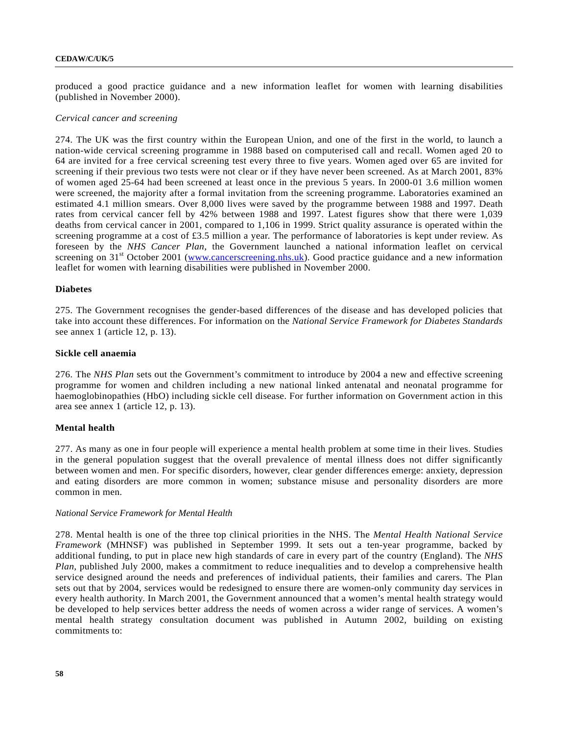produced a good practice guidance and a new information leaflet for women with learning disabilities (published in November 2000).

*Cervical cancer and screening*

274. The UK was the first country within the European Union, and one of the first in the world, to launch a nation-wide cervical screening programme in 1988 based on computerised call and recall. Women aged 20 to 64 are invited for a free cervical screening test every three to five years. Women aged over 65 are invited for screening if their previous two tests were not clear or if they have never been screened. As at March 2001, 83% of women aged 25-64 had been screened at least once in the previous 5 years. In 2000-01 3.6 million women were screened, the majority after a formal invitation from the screening programme. Laboratories examined an estimated 4.1 million smears. Over 8,000 lives were saved by the programme between 1988 and 1997. Death rates from cervical cancer fell by 42% between 1988 and 1997. Latest figures show that there were 1,039 deaths from cervical cancer in 2001, compared to 1,106 in 1999. Strict quality assurance is operated within the screening programme at a cost of £3.5 million a year. The performance of laboratories is kept under review. As foreseen by the *NHS Cancer Plan*, the Government launched a national information leaflet on cervical screening on 31st October 2001 (www.cancerscreening.nhs.uk). Good practice guidance and a new information leaflet for women with learning disabilities were published in November 2000.

**Diabetes**

275. The Government recognises the gender-based differences of the disease and has developed policies that take into account these differences. For information on the *National Service Framework for Diabetes Standards* see annex 1 (article 12, p. 13).

**Sickle cell anaemia**

276. The *NHS Plan* sets out the Government's commitment to introduce by 2004 a new and effective screening programme for women and children including a new national linked antenatal and neonatal programme for haemoglobinopathies (HbO) including sickle cell disease. For further information on Government action in this area see annex 1 (article 12, p. 13).

**Mental health**

277. As many as one in four people will experience a mental health problem at some time in their lives. Studies in the general population suggest that the overall prevalence of mental illness does not differ significantly between women and men. For specific disorders, however, clear gender differences emerge: anxiety, depression and eating disorders are more common in women; substance misuse and personality disorders are more common in men.

*National Service Framework for Mental Health*

278. Mental health is one of the three top clinical priorities in the NHS. The *Mental Health National Service Framework* (MHNSF) was published in September 1999. It sets out a ten-year programme, backed by additional funding, to put in place new high standards of care in every part of the country (England). The *NHS Plan*, published July 2000, makes a commitment to reduce inequalities and to develop a comprehensive health service designed around the needs and preferences of individual patients, their families and carers. The Plan sets out that by 2004, services would be redesigned to ensure there are women-only community day services in every health authority. In March 2001, the Government announced that a women's mental health strategy would be developed to help services better address the needs of women across a wider range of services. A women's mental health strategy consultation document was published in Autumn 2002, building on existing commitments to: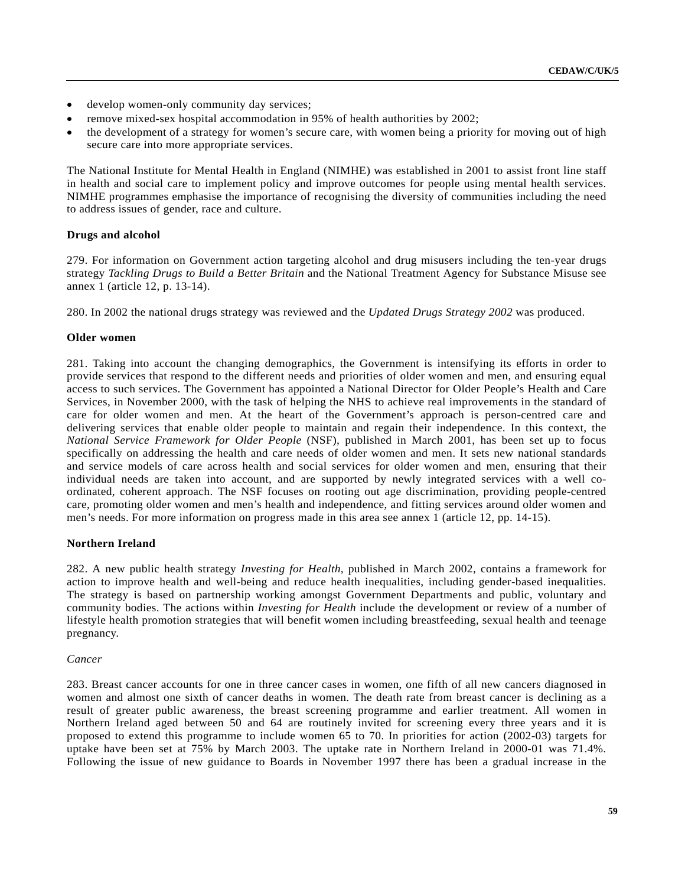- develop women-only community day services;
- remove mixed-sex hospital accommodation in 95% of health authorities by 2002;
- the development of a strategy for women's secure care, with women being a priority for moving out of high secure care into more appropriate services.

The National Institute for Mental Health in England (NIMHE) was established in 2001 to assist front line staff in health and social care to implement policy and improve outcomes for people using mental health services. NIMHE programmes emphasise the importance of recognising the diversity of communities including the need to address issues of gender, race and culture.

**Drugs and alcohol**

279. For information on Government action targeting alcohol and drug misusers including the ten-year drugs strategy *Tackling Drugs to Build a Better Britain* and the National Treatment Agency for Substance Misuse see annex 1 (article 12, p. 13-14).

280. In 2002 the national drugs strategy was reviewed and the *Updated Drugs Strategy 2002* was produced.

**Older women**

281. Taking into account the changing demographics, the Government is intensifying its efforts in order to provide services that respond to the different needs and priorities of older women and men, and ensuring equal access to such services. The Government has appointed a National Director for Older People's Health and Care Services, in November 2000, with the task of helping the NHS to achieve real improvements in the standard of care for older women and men. At the heart of the Government's approach is person-centred care and delivering services that enable older people to maintain and regain their independence. In this context, the *National Service Framework for Older People* (NSF), published in March 2001, has been set up to focus specifically on addressing the health and care needs of older women and men. It sets new national standards and service models of care across health and social services for older women and men, ensuring that their individual needs are taken into account, and are supported by newly integrated services with a well co-ordinated, coherent approach. The NSF focuses on rooting out age discrimination, providing people-centred care, promoting older women and men's health and independence, and fitting services around older women and men's needs. For more information on progress made in this area see annex 1 (article 12, pp. 14-15).

**Northern Ireland**

282. A new public health strategy *Investing for Health*, published in March 2002, contains a framework for action to improve health and well-being and reduce health inequalities, including gender-based inequalities. The strategy is based on partnership working amongst Government Departments and public, voluntary and community bodies. The actions within *Investing for Health* include the development or review of a number of lifestyle health promotion strategies that will benefit women including breastfeeding, sexual health and teenage pregnancy.

*Cancer*

283. Breast cancer accounts for one in three cancer cases in women, one fifth of all new cancers diagnosed in women and almost one sixth of cancer deaths in women. The death rate from breast cancer is declining as a result of greater public awareness, the breast screening programme and earlier treatment. All women in Northern Ireland aged between 50 and 64 are routinely invited for screening every three years and it is proposed to extend this programme to include women 65 to 70. In priorities for action (2002-03) targets for uptake have been set at 75% by March 2003. The uptake rate in Northern Ireland in 2000-01 was 71.4%. Following the issue of new guidance to Boards in November 1997 there has been a gradual increase in the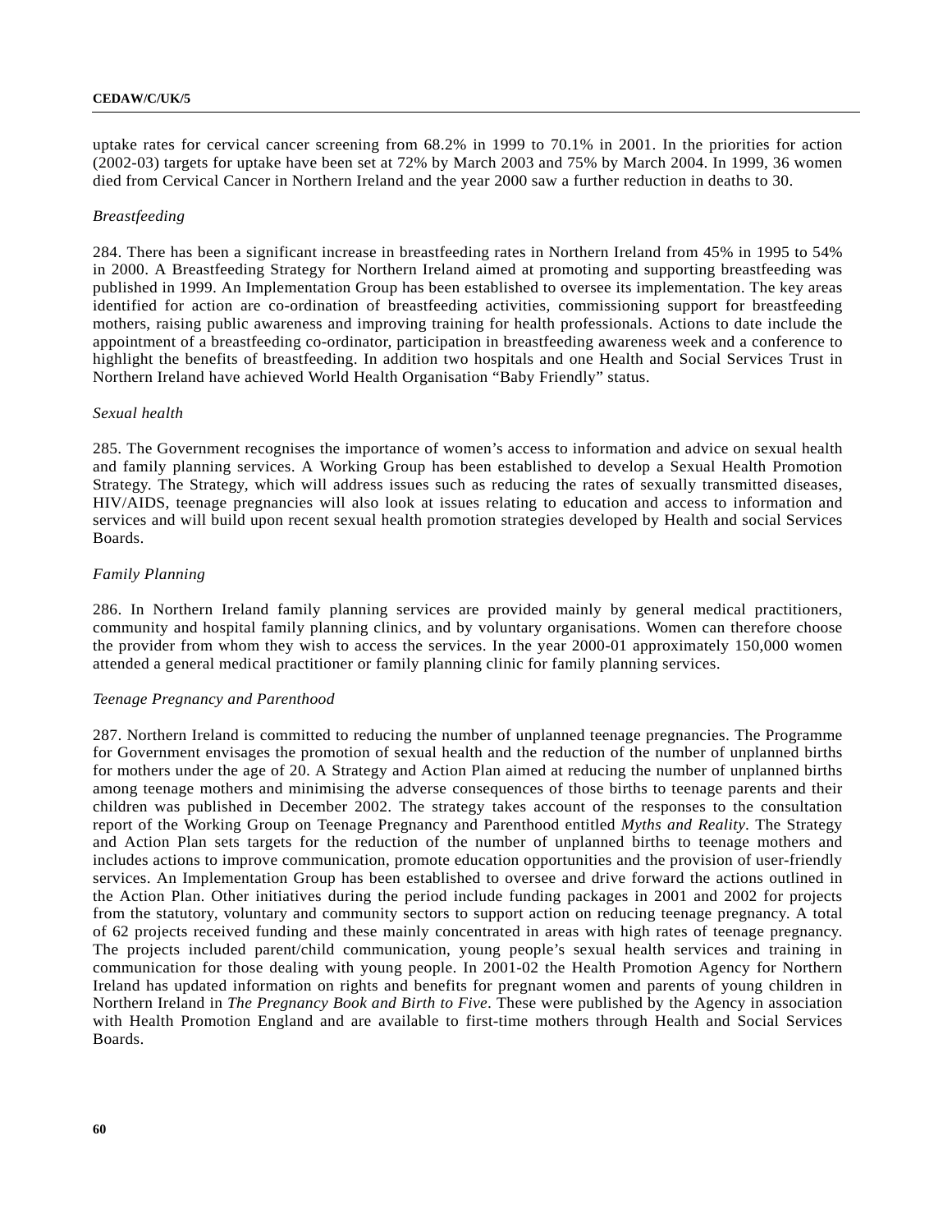uptake rates for cervical cancer screening from 68.2% in 1999 to 70.1% in 2001. In the priorities for action (2002-03) targets for uptake have been set at 72% by March 2003 and 75% by March 2004. In 1999, 36 women died from Cervical Cancer in Northern Ireland and the year 2000 saw a further reduction in deaths to 30.

*Breastfeeding*

284. There has been a significant increase in breastfeeding rates in Northern Ireland from 45% in 1995 to 54% in 2000. A Breastfeeding Strategy for Northern Ireland aimed at promoting and supporting breastfeeding was published in 1999. An Implementation Group has been established to oversee its implementation. The key areas identified for action are co-ordination of breastfeeding activities, commissioning support for breastfeeding mothers, raising public awareness and improving training for health professionals. Actions to date include the appointment of a breastfeeding co-ordinator, participation in breastfeeding awareness week and a conference to highlight the benefits of breastfeeding. In addition two hospitals and one Health and Social Services Trust in Northern Ireland have achieved World Health Organisation "Baby Friendly" status.

*Sexual health*

285. The Government recognises the importance of women's access to information and advice on sexual health and family planning services. A Working Group has been established to develop a Sexual Health Promotion Strategy. The Strategy, which will address issues such as reducing the rates of sexually transmitted diseases, HIV/AIDS, teenage pregnancies will also look at issues relating to education and access to information and services and will build upon recent sexual health promotion strategies developed by Health and social Services Boards.

*Family Planning*

286. In Northern Ireland family planning services are provided mainly by general medical practitioners, community and hospital family planning clinics, and by voluntary organisations. Women can therefore choose the provider from whom they wish to access the services. In the year 2000-01 approximately 150,000 women attended a general medical practitioner or family planning clinic for family planning services.

*Teenage Pregnancy and Parenthood*

287. Northern Ireland is committed to reducing the number of unplanned teenage pregnancies. The Programme for Government envisages the promotion of sexual health and the reduction of the number of unplanned births for mothers under the age of 20. A Strategy and Action Plan aimed at reducing the number of unplanned births among teenage mothers and minimising the adverse consequences of those births to teenage parents and their children was published in December 2002. The strategy takes account of the responses to the consultation report of the Working Group on Teenage Pregnancy and Parenthood entitled *Myths and Reality*. The Strategy and Action Plan sets targets for the reduction of the number of unplanned births to teenage mothers and includes actions to improve communication, promote education opportunities and the provision of user-friendly services. An Implementation Group has been established to oversee and drive forward the actions outlined in the Action Plan. Other initiatives during the period include funding packages in 2001 and 2002 for projects from the statutory, voluntary and community sectors to support action on reducing teenage pregnancy. A total of 62 projects received funding and these mainly concentrated in areas with high rates of teenage pregnancy. The projects included parent/child communication, young people's sexual health services and training in communication for those dealing with young people. In 2001-02 the Health Promotion Agency for Northern Ireland has updated information on rights and benefits for pregnant women and parents of young children in Northern Ireland in *The Pregnancy Book and Birth to Five*. These were published by the Agency in association with Health Promotion England and are available to first-time mothers through Health and Social Services Boards.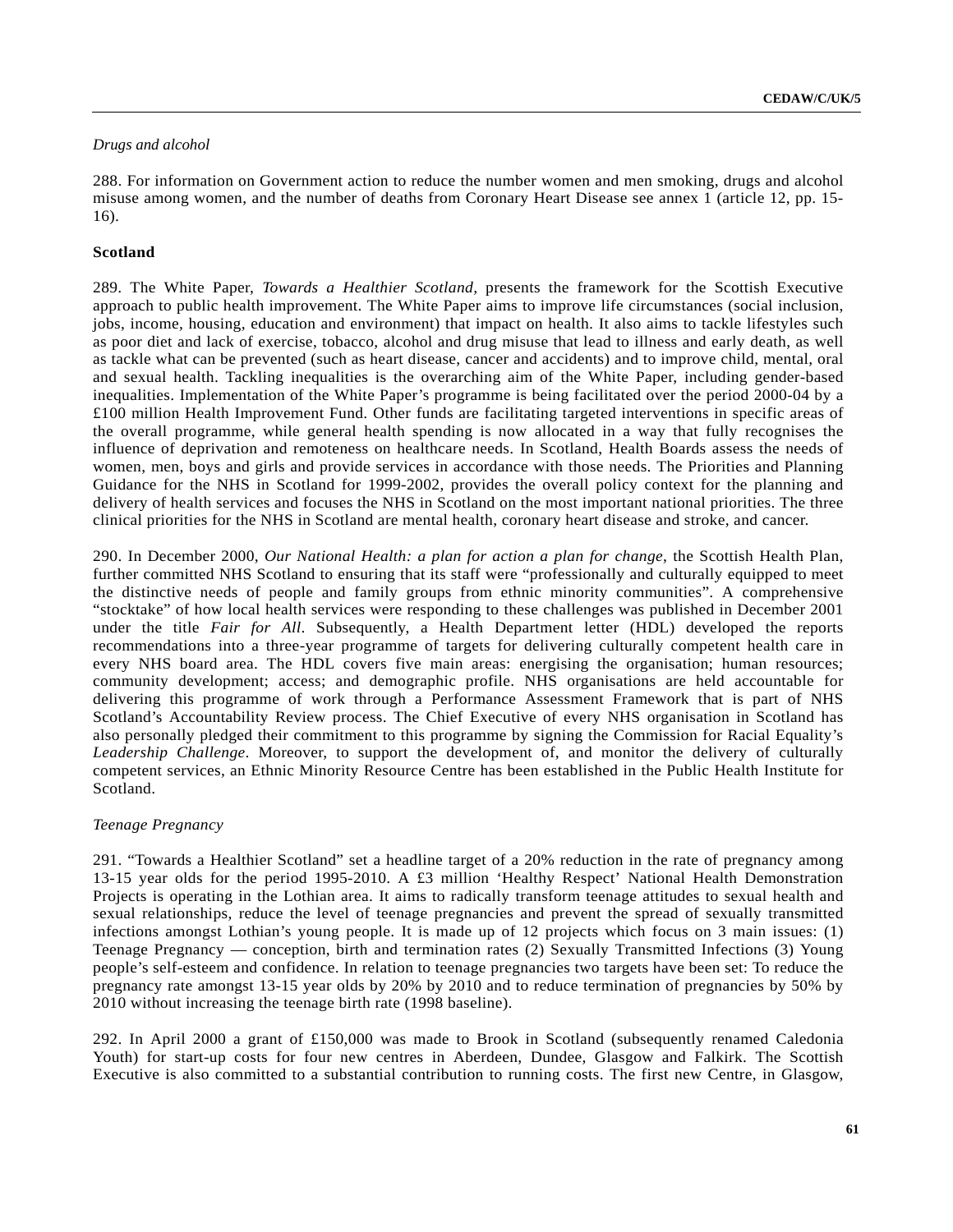*Drugs and alcohol*

288. For information on Government action to reduce the number women and men smoking, drugs and alcohol misuse among women, and the number of deaths from Coronary Heart Disease see annex 1 (article 12, pp. 15-16).

**Scotland**

289. The White Paper, *Towards a Healthier Scotland*, presents the framework for the Scottish Executive approach to public health improvement. The White Paper aims to improve life circumstances (social inclusion, jobs, income, housing, education and environment) that impact on health. It also aims to tackle lifestyles such as poor diet and lack of exercise, tobacco, alcohol and drug misuse that lead to illness and early death, as well as tackle what can be prevented (such as heart disease, cancer and accidents) and to improve child, mental, oral and sexual health. Tackling inequalities is the overarching aim of the White Paper, including gender-based inequalities. Implementation of the White Paper's programme is being facilitated over the period 2000-04 by a £100 million Health Improvement Fund. Other funds are facilitating targeted interventions in specific areas of the overall programme, while general health spending is now allocated in a way that fully recognises the influence of deprivation and remoteness on healthcare needs. In Scotland, Health Boards assess the needs of women, men, boys and girls and provide services in accordance with those needs. The Priorities and Planning Guidance for the NHS in Scotland for 1999-2002, provides the overall policy context for the planning and delivery of health services and focuses the NHS in Scotland on the most important national priorities. The three clinical priorities for the NHS in Scotland are mental health, coronary heart disease and stroke, and cancer.

290. In December 2000, *Our National Health: a plan for action a plan for change*, the Scottish Health Plan, further committed NHS Scotland to ensuring that its staff were "professionally and culturally equipped to meet the distinctive needs of people and family groups from ethnic minority communities". A comprehensive "stocktake" of how local health services were responding to these challenges was published in December 2001 under the title *Fair for All*. Subsequently, a Health Department letter (HDL) developed the reports recommendations into a three-year programme of targets for delivering culturally competent health care in every NHS board area. The HDL covers five main areas: energising the organisation; human resources; community development; access; and demographic profile. NHS organisations are held accountable for delivering this programme of work through a Performance Assessment Framework that is part of NHS Scotland's Accountability Review process. The Chief Executive of every NHS organisation in Scotland has also personally pledged their commitment to this programme by signing the Commission for Racial Equality's *Leadership Challenge*. Moreover, to support the development of, and monitor the delivery of culturally competent services, an Ethnic Minority Resource Centre has been established in the Public Health Institute for Scotland.

*Teenage Pregnancy*

291. "Towards a Healthier Scotland" set a headline target of a 20% reduction in the rate of pregnancy among 13-15 year olds for the period 1995-2010. A £3 million 'Healthy Respect' National Health Demonstration Projects is operating in the Lothian area. It aims to radically transform teenage attitudes to sexual health and sexual relationships, reduce the level of teenage pregnancies and prevent the spread of sexually transmitted infections amongst Lothian's young people. It is made up of 12 projects which focus on 3 main issues: (1) Teenage Pregnancy — conception, birth and termination rates (2) Sexually Transmitted Infections (3) Young people's self-esteem and confidence. In relation to teenage pregnancies two targets have been set: To reduce the pregnancy rate amongst 13-15 year olds by 20% by 2010 and to reduce termination of pregnancies by 50% by 2010 without increasing the teenage birth rate (1998 baseline).

292. In April 2000 a grant of £150,000 was made to Brook in Scotland (subsequently renamed Caledonia Youth) for start-up costs for four new centres in Aberdeen, Dundee, Glasgow and Falkirk. The Scottish Executive is also committed to a substantial contribution to running costs. The first new Centre, in Glasgow,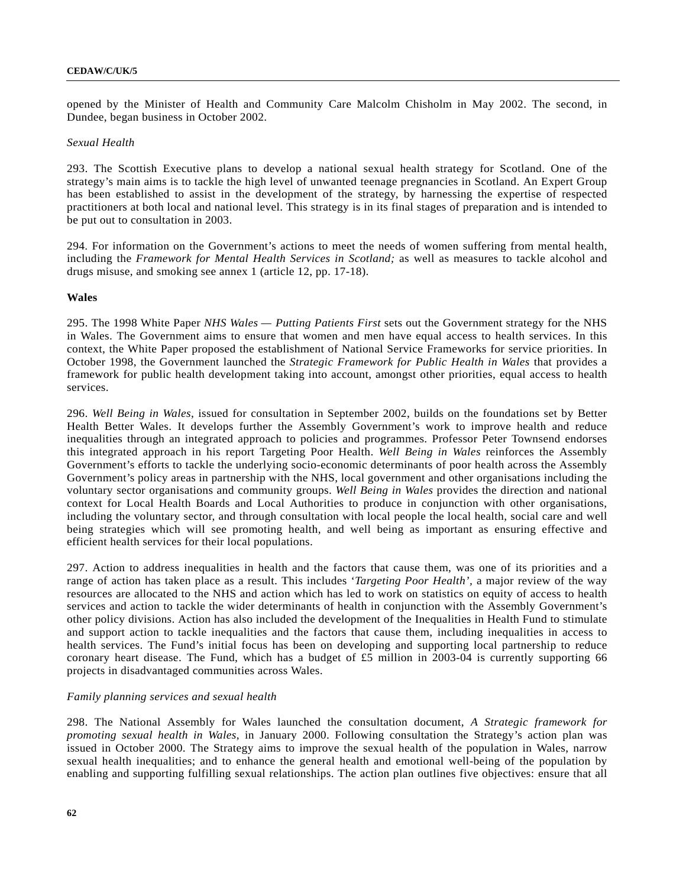opened by the Minister of Health and Community Care Malcolm Chisholm in May 2002. The second, in Dundee, began business in October 2002.

*Sexual Health*

293. The Scottish Executive plans to develop a national sexual health strategy for Scotland. One of the strategy's main aims is to tackle the high level of unwanted teenage pregnancies in Scotland. An Expert Group has been established to assist in the development of the strategy, by harnessing the expertise of respected practitioners at both local and national level. This strategy is in its final stages of preparation and is intended to be put out to consultation in 2003.

294. For information on the Government's actions to meet the needs of women suffering from mental health, including the *Framework for Mental Health Services in Scotland;* as well as measures to tackle alcohol and drugs misuse, and smoking see annex 1 (article 12, pp. 17-18).

**Wales**

295. The 1998 White Paper *NHS Wales — Putting Patients First* sets out the Government strategy for the NHS in Wales. The Government aims to ensure that women and men have equal access to health services. In this context, the White Paper proposed the establishment of National Service Frameworks for service priorities. In October 1998, the Government launched the *Strategic Framework for Public Health in Wales* that provides a framework for public health development taking into account, amongst other priorities, equal access to health services.

296. *Well Being in Wales*, issued for consultation in September 2002, builds on the foundations set by Better Health Better Wales. It develops further the Assembly Government's work to improve health and reduce inequalities through an integrated approach to policies and programmes. Professor Peter Townsend endorses this integrated approach in his report Targeting Poor Health. *Well Being in Wales* reinforces the Assembly Government's efforts to tackle the underlying socio-economic determinants of poor health across the Assembly Government's policy areas in partnership with the NHS, local government and other organisations including the voluntary sector organisations and community groups. *Well Being in Wales* provides the direction and national context for Local Health Boards and Local Authorities to produce in conjunction with other organisations, including the voluntary sector, and through consultation with local people the local health, social care and well being strategies which will see promoting health, and well being as important as ensuring effective and efficient health services for their local populations.

297. Action to address inequalities in health and the factors that cause them, was one of its priorities and a range of action has taken place as a result. This includes '*Targeting Poor Health*', a major review of the way resources are allocated to the NHS and action which has led to work on statistics on equity of access to health services and action to tackle the wider determinants of health in conjunction with the Assembly Government's other policy divisions. Action has also included the development of the Inequalities in Health Fund to stimulate and support action to tackle inequalities and the factors that cause them, including inequalities in access to health services. The Fund's initial focus has been on developing and supporting local partnership to reduce coronary heart disease. The Fund, which has a budget of £5 million in 2003-04 is currently supporting 66 projects in disadvantaged communities across Wales.

*Family planning services and sexual health*

298. The National Assembly for Wales launched the consultation document, *A Strategic framework for promoting sexual health in Wales*, in January 2000. Following consultation the Strategy's action plan was issued in October 2000. The Strategy aims to improve the sexual health of the population in Wales, narrow sexual health inequalities; and to enhance the general health and emotional well-being of the population by enabling and supporting fulfilling sexual relationships. The action plan outlines five objectives: ensure that all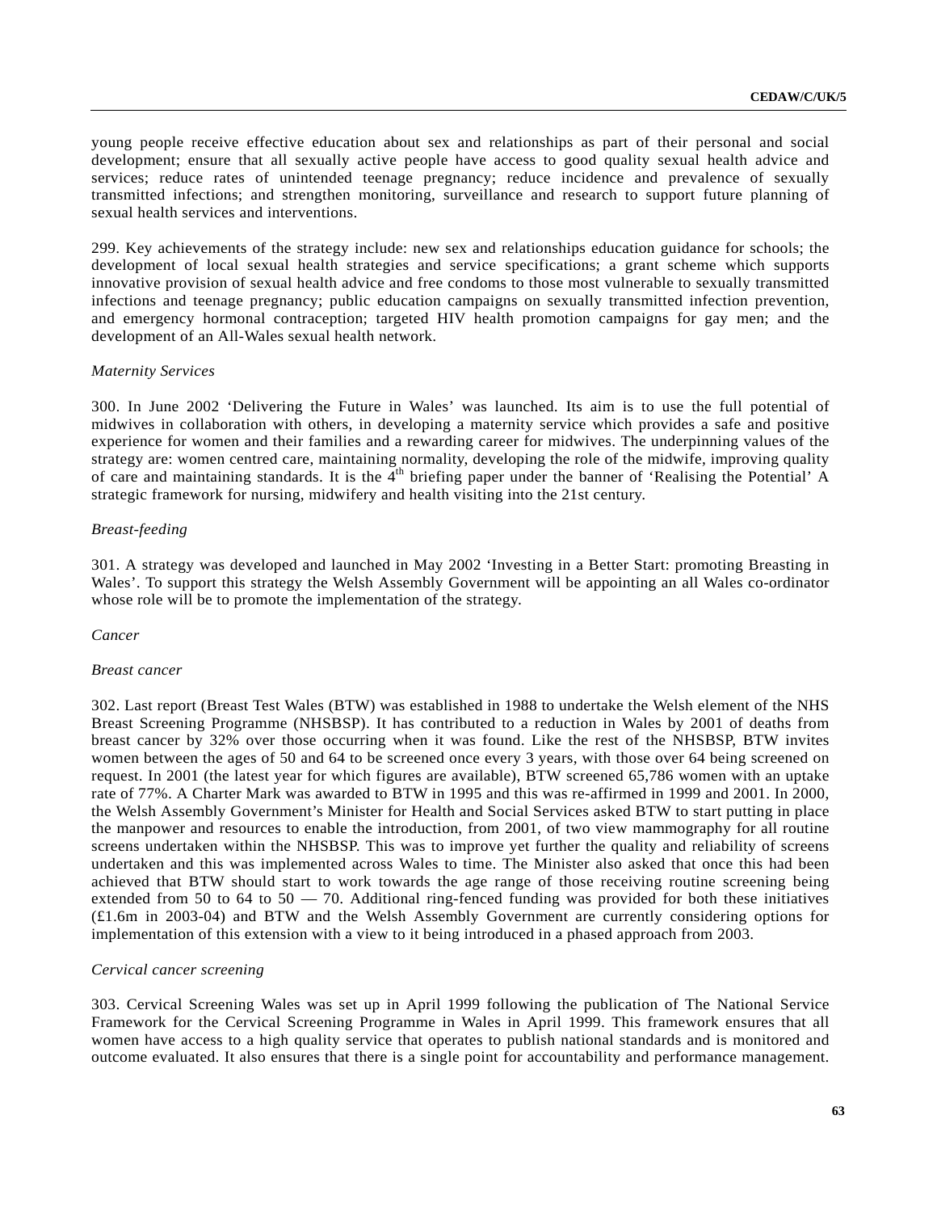young people receive effective education about sex and relationships as part of their personal and social development; ensure that all sexually active people have access to good quality sexual health advice and services; reduce rates of unintended teenage pregnancy; reduce incidence and prevalence of sexually transmitted infections; and strengthen monitoring, surveillance and research to support future planning of sexual health services and interventions.

299. Key achievements of the strategy include: new sex and relationships education guidance for schools; the development of local sexual health strategies and service specifications; a grant scheme which supports innovative provision of sexual health advice and free condoms to those most vulnerable to sexually transmitted infections and teenage pregnancy; public education campaigns on sexually transmitted infection prevention, and emergency hormonal contraception; targeted HIV health promotion campaigns for gay men; and the development of an All-Wales sexual health network.

*Maternity Services*

300. In June 2002 'Delivering the Future in Wales' was launched. Its aim is to use the full potential of midwives in collaboration with others, in developing a maternity service which provides a safe and positive experience for women and their families and a rewarding career for midwives. The underpinning values of the strategy are: women centred care, maintaining normality, developing the role of the midwife, improving quality of care and maintaining standards. It is the 4th briefing paper under the banner of 'Realising the Potential' A strategic framework for nursing, midwifery and health visiting into the 21st century.

*Breast-feeding*

301. A strategy was developed and launched in May 2002 'Investing in a Better Start: promoting Breasting in Wales'. To support this strategy the Welsh Assembly Government will be appointing an all Wales co-ordinator whose role will be to promote the implementation of the strategy.

*Cancer*

*Breast cancer*

302. Last report (Breast Test Wales (BTW) was established in 1988 to undertake the Welsh element of the NHS Breast Screening Programme (NHSBSP). It has contributed to a reduction in Wales by 2001 of deaths from breast cancer by 32% over those occurring when it was found. Like the rest of the NHSBSP, BTW invites women between the ages of 50 and 64 to be screened once every 3 years, with those over 64 being screened on request. In 2001 (the latest year for which figures are available), BTW screened 65,786 women with an uptake rate of 77%. A Charter Mark was awarded to BTW in 1995 and this was re-affirmed in 1999 and 2001. In 2000, the Welsh Assembly Government's Minister for Health and Social Services asked BTW to start putting in place the manpower and resources to enable the introduction, from 2001, of two view mammography for all routine screens undertaken within the NHSBSP. This was to improve yet further the quality and reliability of screens undertaken and this was implemented across Wales to time. The Minister also asked that once this had been achieved that BTW should start to work towards the age range of those receiving routine screening being extended from 50 to 64 to 50 — 70. Additional ring-fenced funding was provided for both these initiatives (£1.6m in 2003-04) and BTW and the Welsh Assembly Government are currently considering options for implementation of this extension with a view to it being introduced in a phased approach from 2003.

*Cervical cancer screening*

303. Cervical Screening Wales was set up in April 1999 following the publication of The National Service Framework for the Cervical Screening Programme in Wales in April 1999. This framework ensures that all women have access to a high quality service that operates to publish national standards and is monitored and outcome evaluated. It also ensures that there is a single point for accountability and performance management.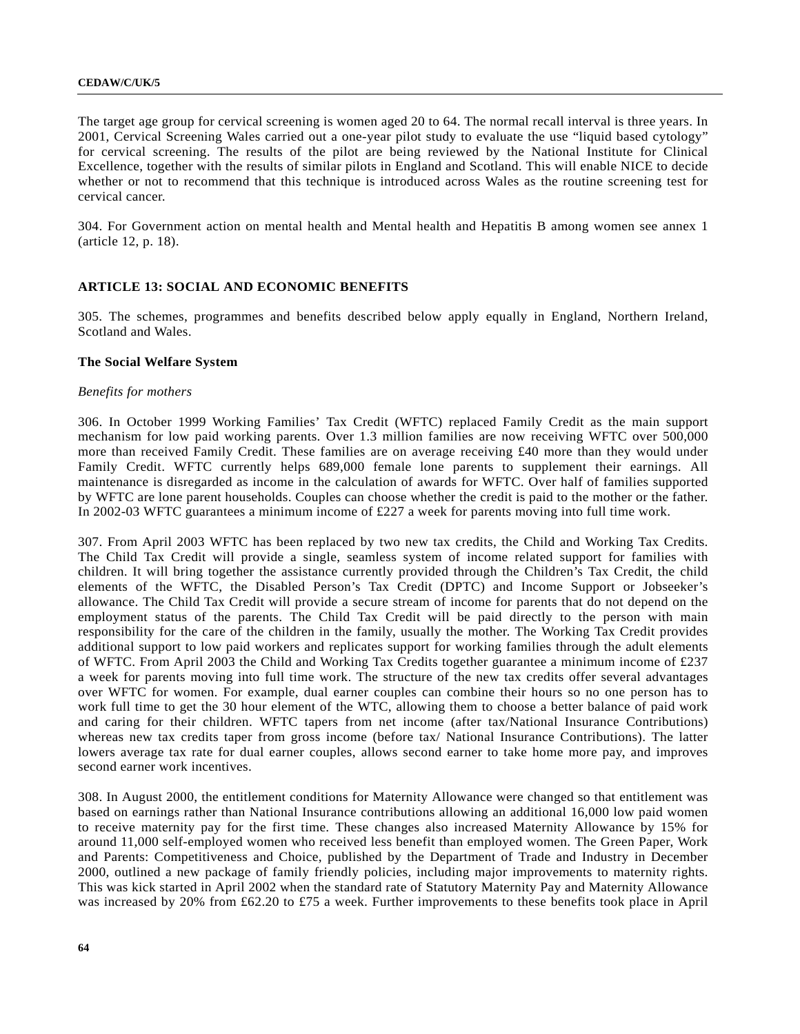The target age group for cervical screening is women aged 20 to 64. The normal recall interval is three years. In 2001, Cervical Screening Wales carried out a one-year pilot study to evaluate the use "liquid based cytology" for cervical screening. The results of the pilot are being reviewed by the National Institute for Clinical Excellence, together with the results of similar pilots in England and Scotland. This will enable NICE to decide whether or not to recommend that this technique is introduced across Wales as the routine screening test for cervical cancer.

304. For Government action on mental health and Mental health and Hepatitis B among women see annex 1 (article 12, p. 18).

## ARTICLE 13: SOCIAL AND ECONOMIC BENEFITS

305. The schemes, programmes and benefits described below apply equally in England, Northern Ireland, Scotland and Wales.

### The Social Welfare System

*Benefits for mothers*

306. In October 1999 Working Families' Tax Credit (WFTC) replaced Family Credit as the main support mechanism for low paid working parents. Over 1.3 million families are now receiving WFTC over 500,000 more than received Family Credit. These families are on average receiving £40 more than they would under Family Credit. WFTC currently helps 689,000 female lone parents to supplement their earnings. All maintenance is disregarded as income in the calculation of awards for WFTC. Over half of families supported by WFTC are lone parent households. Couples can choose whether the credit is paid to the mother or the father. In 2002-03 WFTC guarantees a minimum income of £227 a week for parents moving into full time work.

307. From April 2003 WFTC has been replaced by two new tax credits, the Child and Working Tax Credits. The Child Tax Credit will provide a single, seamless system of income related support for families with children. It will bring together the assistance currently provided through the Children's Tax Credit, the child elements of the WFTC, the Disabled Person's Tax Credit (DPTC) and Income Support or Jobseeker's allowance. The Child Tax Credit will provide a secure stream of income for parents that do not depend on the employment status of the parents. The Child Tax Credit will be paid directly to the person with main responsibility for the care of the children in the family, usually the mother. The Working Tax Credit provides additional support to low paid workers and replicates support for working families through the adult elements of WFTC. From April 2003 the Child and Working Tax Credits together guarantee a minimum income of £237 a week for parents moving into full time work. The structure of the new tax credits offer several advantages over WFTC for women. For example, dual earner couples can combine their hours so no one person has to work full time to get the 30 hour element of the WTC, allowing them to choose a better balance of paid work and caring for their children. WFTC tapers from net income (after tax/National Insurance Contributions) whereas new tax credits taper from gross income (before tax/ National Insurance Contributions). The latter lowers average tax rate for dual earner couples, allows second earner to take home more pay, and improves second earner work incentives.

308. In August 2000, the entitlement conditions for Maternity Allowance were changed so that entitlement was based on earnings rather than National Insurance contributions allowing an additional 16,000 low paid women to receive maternity pay for the first time. These changes also increased Maternity Allowance by 15% for around 11,000 self-employed women who received less benefit than employed women. The Green Paper, Work and Parents: Competitiveness and Choice, published by the Department of Trade and Industry in December 2000, outlined a new package of family friendly policies, including major improvements to maternity rights. This was kick started in April 2002 when the standard rate of Statutory Maternity Pay and Maternity Allowance was increased by 20% from £62.20 to £75 a week. Further improvements to these benefits took place in April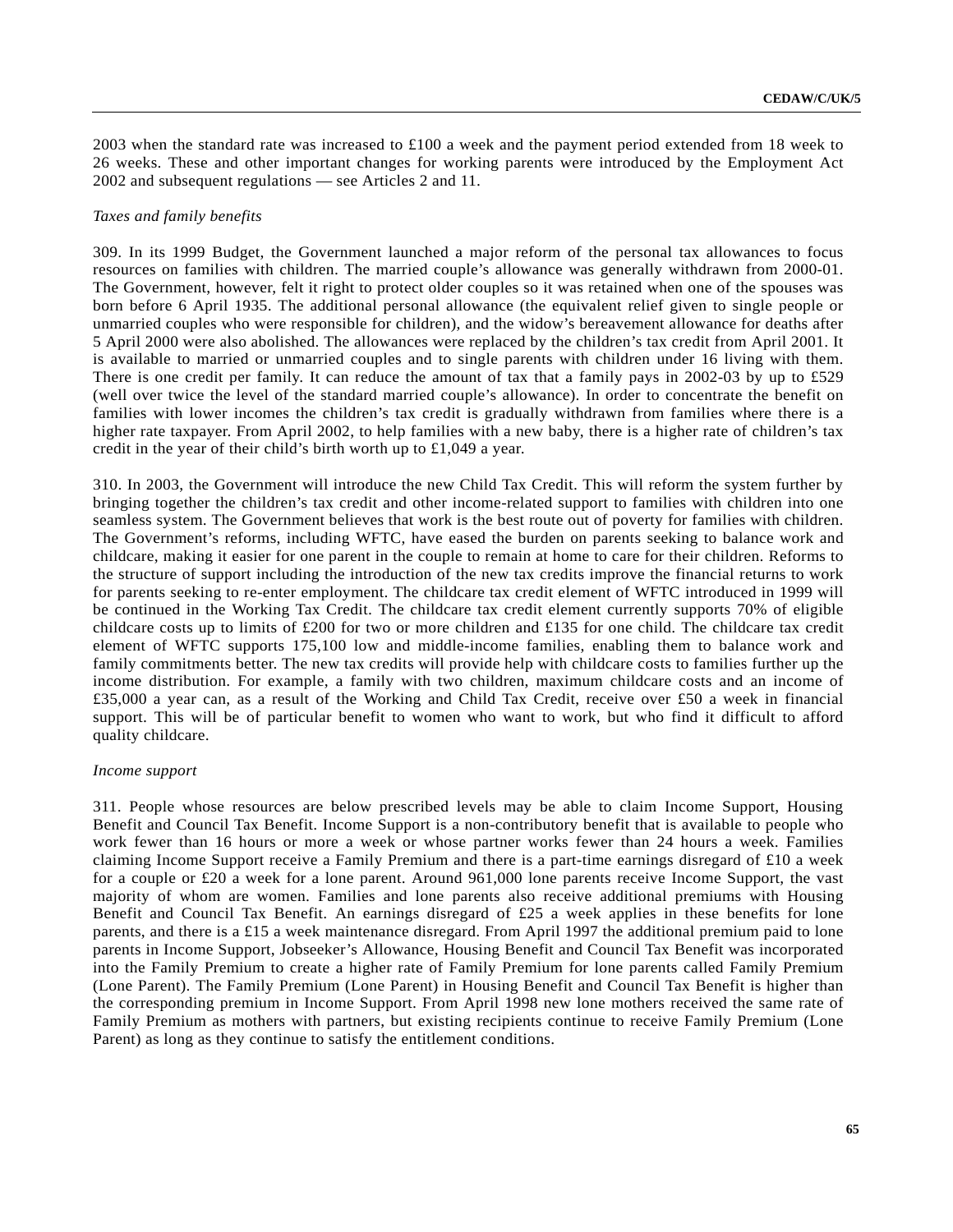2003 when the standard rate was increased to £100 a week and the payment period extended from 18 week to 26 weeks. These and other important changes for working parents were introduced by the Employment Act 2002 and subsequent regulations — see Articles 2 and 11.

*Taxes and family benefits*

309. In its 1999 Budget, the Government launched a major reform of the personal tax allowances to focus resources on families with children. The married couple's allowance was generally withdrawn from 2000-01. The Government, however, felt it right to protect older couples so it was retained when one of the spouses was born before 6 April 1935. The additional personal allowance (the equivalent relief given to single people or unmarried couples who were responsible for children), and the widow's bereavement allowance for deaths after 5 April 2000 were also abolished. The allowances were replaced by the children's tax credit from April 2001. It is available to married or unmarried couples and to single parents with children under 16 living with them. There is one credit per family. It can reduce the amount of tax that a family pays in 2002-03 by up to £529 (well over twice the level of the standard married couple's allowance). In order to concentrate the benefit on families with lower incomes the children's tax credit is gradually withdrawn from families where there is a higher rate taxpayer. From April 2002, to help families with a new baby, there is a higher rate of children's tax credit in the year of their child's birth worth up to £1,049 a year.

310. In 2003, the Government will introduce the new Child Tax Credit. This will reform the system further by bringing together the children's tax credit and other income-related support to families with children into one seamless system. The Government believes that work is the best route out of poverty for families with children. The Government's reforms, including WFTC, have eased the burden on parents seeking to balance work and childcare, making it easier for one parent in the couple to remain at home to care for their children. Reforms to the structure of support including the introduction of the new tax credits improve the financial returns to work for parents seeking to re-enter employment. The childcare tax credit element of WFTC introduced in 1999 will be continued in the Working Tax Credit. The childcare tax credit element currently supports 70% of eligible childcare costs up to limits of £200 for two or more children and £135 for one child. The childcare tax credit element of WFTC supports 175,100 low and middle-income families, enabling them to balance work and family commitments better. The new tax credits will provide help with childcare costs to families further up the income distribution. For example, a family with two children, maximum childcare costs and an income of £35,000 a year can, as a result of the Working and Child Tax Credit, receive over £50 a week in financial support. This will be of particular benefit to women who want to work, but who find it difficult to afford quality childcare.

*Income support*

311. People whose resources are below prescribed levels may be able to claim Income Support, Housing Benefit and Council Tax Benefit. Income Support is a non-contributory benefit that is available to people who work fewer than 16 hours or more a week or whose partner works fewer than 24 hours a week. Families claiming Income Support receive a Family Premium and there is a part-time earnings disregard of £10 a week for a couple or £20 a week for a lone parent. Around 961,000 lone parents receive Income Support, the vast majority of whom are women. Families and lone parents also receive additional premiums with Housing Benefit and Council Tax Benefit. An earnings disregard of £25 a week applies in these benefits for lone parents, and there is a £15 a week maintenance disregard. From April 1997 the additional premium paid to lone parents in Income Support, Jobseeker's Allowance, Housing Benefit and Council Tax Benefit was incorporated into the Family Premium to create a higher rate of Family Premium for lone parents called Family Premium (Lone Parent). The Family Premium (Lone Parent) in Housing Benefit and Council Tax Benefit is higher than the corresponding premium in Income Support. From April 1998 new lone mothers received the same rate of Family Premium as mothers with partners, but existing recipients continue to receive Family Premium (Lone Parent) as long as they continue to satisfy the entitlement conditions.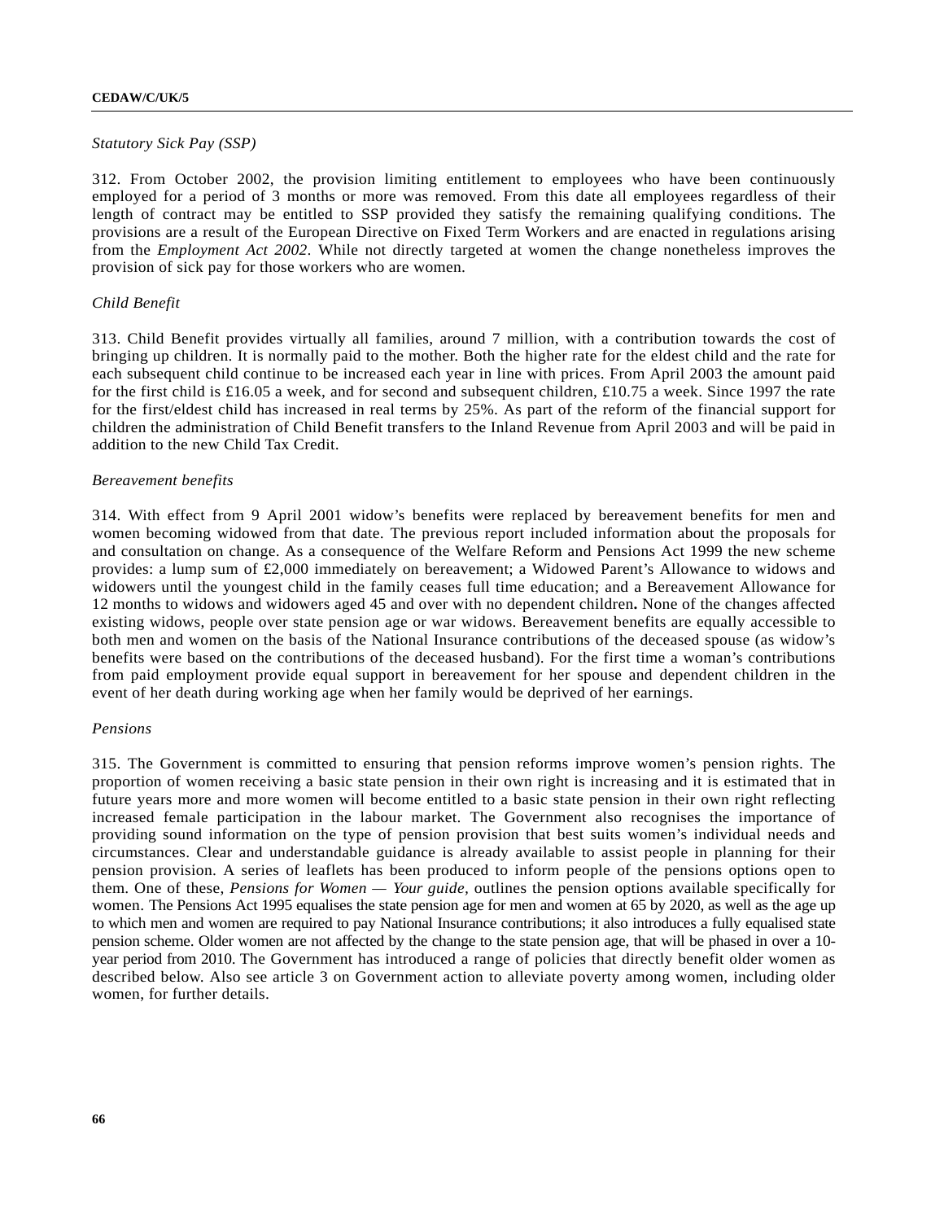*Statutory Sick Pay (SSP)*

312. From October 2002, the provision limiting entitlement to employees who have been continuously employed for a period of 3 months or more was removed. From this date all employees regardless of their length of contract may be entitled to SSP provided they satisfy the remaining qualifying conditions. The provisions are a result of the European Directive on Fixed Term Workers and are enacted in regulations arising from the *Employment Act 2002*. While not directly targeted at women the change nonetheless improves the provision of sick pay for those workers who are women.

*Child Benefit*

313. Child Benefit provides virtually all families, around 7 million, with a contribution towards the cost of bringing up children. It is normally paid to the mother. Both the higher rate for the eldest child and the rate for each subsequent child continue to be increased each year in line with prices. From April 2003 the amount paid for the first child is £16.05 a week, and for second and subsequent children, £10.75 a week. Since 1997 the rate for the first/eldest child has increased in real terms by 25%. As part of the reform of the financial support for children the administration of Child Benefit transfers to the Inland Revenue from April 2003 and will be paid in addition to the new Child Tax Credit.

*Bereavement benefits*

314. With effect from 9 April 2001 widow's benefits were replaced by bereavement benefits for men and women becoming widowed from that date. The previous report included information about the proposals for and consultation on change. As a consequence of the Welfare Reform and Pensions Act 1999 the new scheme provides: a lump sum of £2,000 immediately on bereavement; a Widowed Parent's Allowance to widows and widowers until the youngest child in the family ceases full time education; and a Bereavement Allowance for 12 months to widows and widowers aged 45 and over with no dependent children**.** None of the changes affected existing widows, people over state pension age or war widows. Bereavement benefits are equally accessible to both men and women on the basis of the National Insurance contributions of the deceased spouse (as widow's benefits were based on the contributions of the deceased husband). For the first time a woman's contributions from paid employment provide equal support in bereavement for her spouse and dependent children in the event of her death during working age when her family would be deprived of her earnings.

*Pensions*

315. The Government is committed to ensuring that pension reforms improve women's pension rights. The proportion of women receiving a basic state pension in their own right is increasing and it is estimated that in future years more and more women will become entitled to a basic state pension in their own right reflecting increased female participation in the labour market. The Government also recognises the importance of providing sound information on the type of pension provision that best suits women's individual needs and circumstances. Clear and understandable guidance is already available to assist people in planning for their pension provision. A series of leaflets has been produced to inform people of the pensions options open to them. One of these, *Pensions for Women — Your guide,* outlines the pension options available specifically for women. The Pensions Act 1995 equalises the state pension age for men and women at 65 by 2020, as well as the age up to which men and women are required to pay National Insurance contributions; it also introduces a fully equalised state pension scheme. Older women are not affected by the change to the state pension age, that will be phased in over a 10-year period from 2010. The Government has introduced a range of policies that directly benefit older women as described below. Also see article 3 on Government action to alleviate poverty among women, including older women, for further details.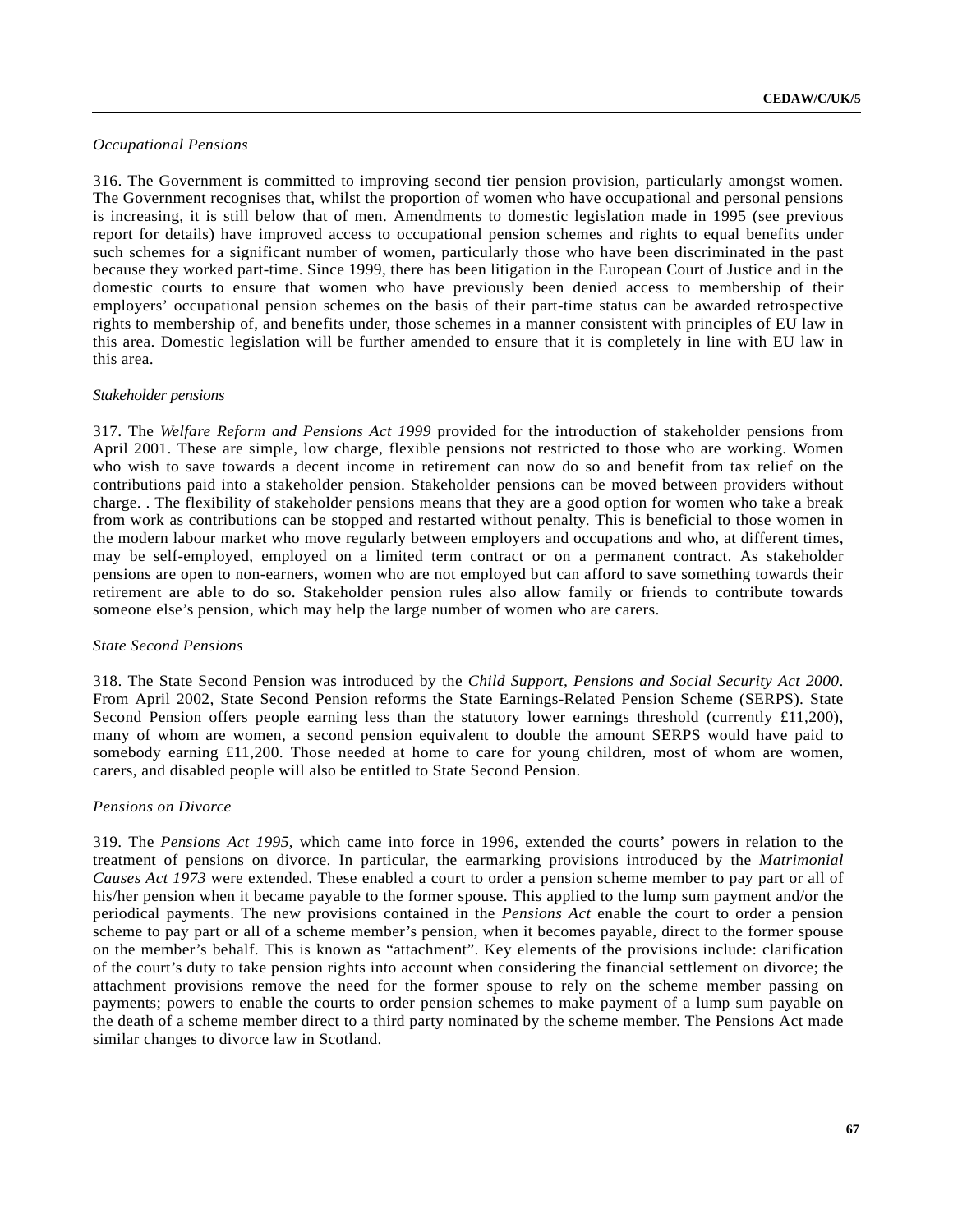*Occupational Pensions*

316. The Government is committed to improving second tier pension provision, particularly amongst women. The Government recognises that, whilst the proportion of women who have occupational and personal pensions is increasing, it is still below that of men. Amendments to domestic legislation made in 1995 (see previous report for details) have improved access to occupational pension schemes and rights to equal benefits under such schemes for a significant number of women, particularly those who have been discriminated in the past because they worked part-time. Since 1999, there has been litigation in the European Court of Justice and in the domestic courts to ensure that women who have previously been denied access to membership of their employers' occupational pension schemes on the basis of their part-time status can be awarded retrospective rights to membership of, and benefits under, those schemes in a manner consistent with principles of EU law in this area. Domestic legislation will be further amended to ensure that it is completely in line with EU law in this area.

*Stakeholder pensions*

317. The *Welfare Reform and Pensions Act 1999* provided for the introduction of stakeholder pensions from April 2001. These are simple, low charge, flexible pensions not restricted to those who are working. Women who wish to save towards a decent income in retirement can now do so and benefit from tax relief on the contributions paid into a stakeholder pension. Stakeholder pensions can be moved between providers without charge. . The flexibility of stakeholder pensions means that they are a good option for women who take a break from work as contributions can be stopped and restarted without penalty. This is beneficial to those women in the modern labour market who move regularly between employers and occupations and who, at different times, may be self-employed, employed on a limited term contract or on a permanent contract. As stakeholder pensions are open to non-earners, women who are not employed but can afford to save something towards their retirement are able to do so. Stakeholder pension rules also allow family or friends to contribute towards someone else's pension, which may help the large number of women who are carers.

*State Second Pensions*

318. The State Second Pension was introduced by the *Child Support, Pensions and Social Security Act 2000*. From April 2002, State Second Pension reforms the State Earnings-Related Pension Scheme (SERPS). State Second Pension offers people earning less than the statutory lower earnings threshold (currently £11,200), many of whom are women, a second pension equivalent to double the amount SERPS would have paid to somebody earning £11,200. Those needed at home to care for young children, most of whom are women, carers, and disabled people will also be entitled to State Second Pension.

*Pensions on Divorce*

319. The *Pensions Act 1995*, which came into force in 1996, extended the courts' powers in relation to the treatment of pensions on divorce. In particular, the earmarking provisions introduced by the *Matrimonial Causes Act 1973* were extended. These enabled a court to order a pension scheme member to pay part or all of his/her pension when it became payable to the former spouse. This applied to the lump sum payment and/or the periodical payments. The new provisions contained in the *Pensions Act* enable the court to order a pension scheme to pay part or all of a scheme member's pension, when it becomes payable, direct to the former spouse on the member's behalf. This is known as "attachment". Key elements of the provisions include: clarification of the court's duty to take pension rights into account when considering the financial settlement on divorce; the attachment provisions remove the need for the former spouse to rely on the scheme member passing on payments; powers to enable the courts to order pension schemes to make payment of a lump sum payable on the death of a scheme member direct to a third party nominated by the scheme member. The Pensions Act made similar changes to divorce law in Scotland.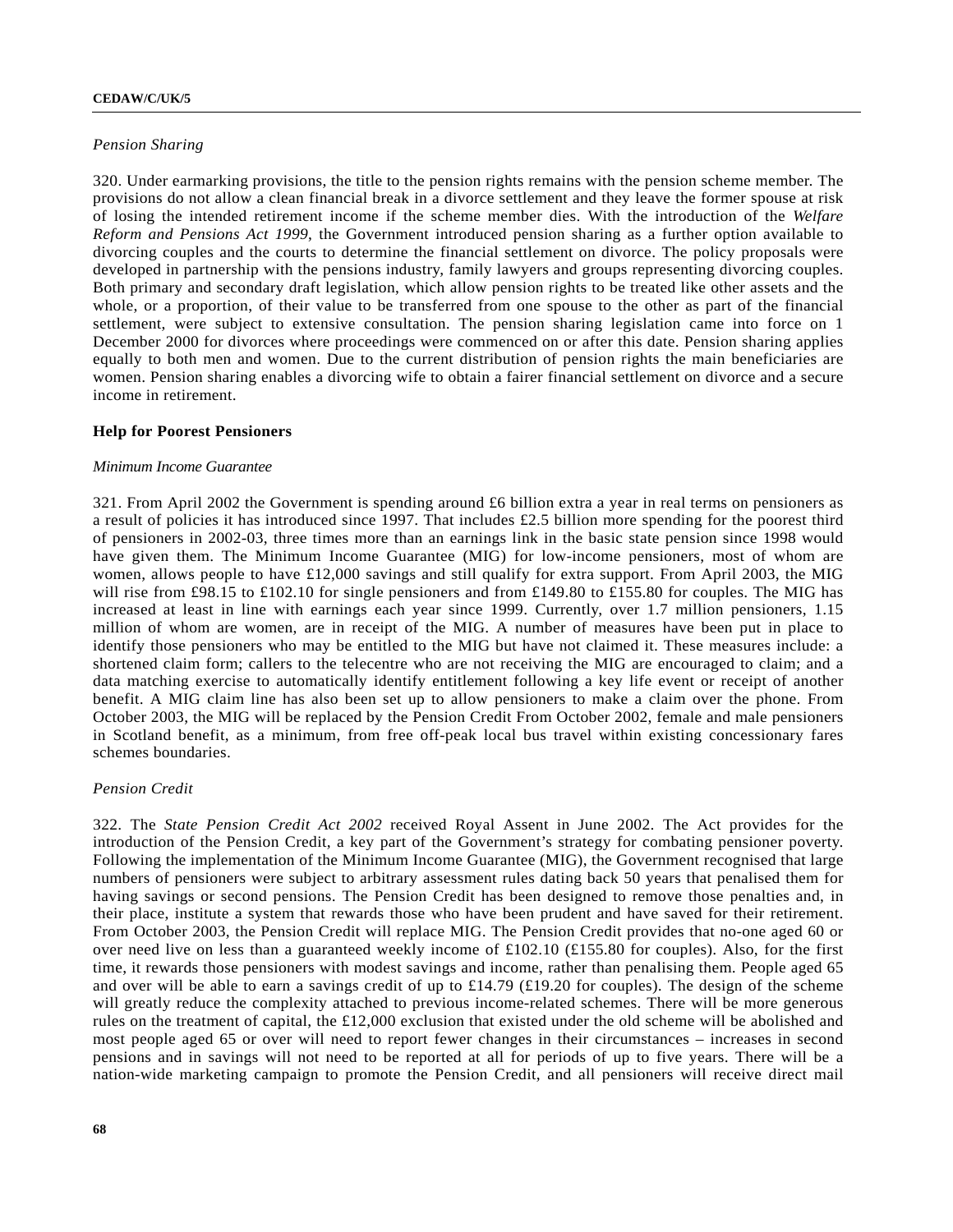*Pension Sharing*

320. Under earmarking provisions, the title to the pension rights remains with the pension scheme member. The provisions do not allow a clean financial break in a divorce settlement and they leave the former spouse at risk of losing the intended retirement income if the scheme member dies. With the introduction of the *Welfare Reform and Pensions Act 1999*, the Government introduced pension sharing as a further option available to divorcing couples and the courts to determine the financial settlement on divorce. The policy proposals were developed in partnership with the pensions industry, family lawyers and groups representing divorcing couples. Both primary and secondary draft legislation, which allow pension rights to be treated like other assets and the whole, or a proportion, of their value to be transferred from one spouse to the other as part of the financial settlement, were subject to extensive consultation. The pension sharing legislation came into force on 1 December 2000 for divorces where proceedings were commenced on or after this date. Pension sharing applies equally to both men and women. Due to the current distribution of pension rights the main beneficiaries are women. Pension sharing enables a divorcing wife to obtain a fairer financial settlement on divorce and a secure income in retirement.

**Help for Poorest Pensioners**

*Minimum Income Guarantee*

321. From April 2002 the Government is spending around £6 billion extra a year in real terms on pensioners as a result of policies it has introduced since 1997. That includes £2.5 billion more spending for the poorest third of pensioners in 2002-03, three times more than an earnings link in the basic state pension since 1998 would have given them. The Minimum Income Guarantee (MIG) for low-income pensioners, most of whom are women, allows people to have £12,000 savings and still qualify for extra support. From April 2003, the MIG will rise from £98.15 to £102.10 for single pensioners and from £149.80 to £155.80 for couples. The MIG has increased at least in line with earnings each year since 1999. Currently, over 1.7 million pensioners, 1.15 million of whom are women, are in receipt of the MIG. A number of measures have been put in place to identify those pensioners who may be entitled to the MIG but have not claimed it. These measures include: a shortened claim form; callers to the telecentre who are not receiving the MIG are encouraged to claim; and a data matching exercise to automatically identify entitlement following a key life event or receipt of another benefit. A MIG claim line has also been set up to allow pensioners to make a claim over the phone. From October 2003, the MIG will be replaced by the Pension Credit From October 2002, female and male pensioners in Scotland benefit, as a minimum, from free off-peak local bus travel within existing concessionary fares schemes boundaries.

*Pension Credit*

322. The *State Pension Credit Act 2002* received Royal Assent in June 2002. The Act provides for the introduction of the Pension Credit, a key part of the Government's strategy for combating pensioner poverty. Following the implementation of the Minimum Income Guarantee (MIG), the Government recognised that large numbers of pensioners were subject to arbitrary assessment rules dating back 50 years that penalised them for having savings or second pensions. The Pension Credit has been designed to remove those penalties and, in their place, institute a system that rewards those who have been prudent and have saved for their retirement. From October 2003, the Pension Credit will replace MIG. The Pension Credit provides that no-one aged 60 or over need live on less than a guaranteed weekly income of £102.10 (£155.80 for couples). Also, for the first time, it rewards those pensioners with modest savings and income, rather than penalising them. People aged 65 and over will be able to earn a savings credit of up to £14.79 (£19.20 for couples). The design of the scheme will greatly reduce the complexity attached to previous income-related schemes. There will be more generous rules on the treatment of capital, the £12,000 exclusion that existed under the old scheme will be abolished and most people aged 65 or over will need to report fewer changes in their circumstances – increases in second pensions and in savings will not need to be reported at all for periods of up to five years. There will be a nation-wide marketing campaign to promote the Pension Credit, and all pensioners will receive direct mail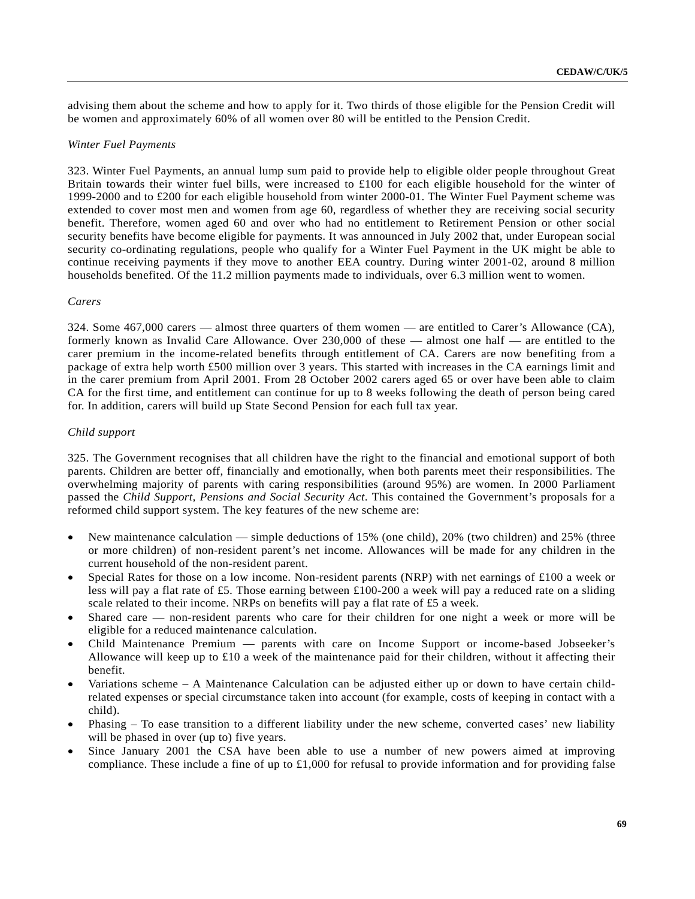advising them about the scheme and how to apply for it. Two thirds of those eligible for the Pension Credit will be women and approximately 60% of all women over 80 will be entitled to the Pension Credit.

*Winter Fuel Payments*

323. Winter Fuel Payments, an annual lump sum paid to provide help to eligible older people throughout Great Britain towards their winter fuel bills, were increased to £100 for each eligible household for the winter of 1999-2000 and to £200 for each eligible household from winter 2000-01. The Winter Fuel Payment scheme was extended to cover most men and women from age 60, regardless of whether they are receiving social security benefit. Therefore, women aged 60 and over who had no entitlement to Retirement Pension or other social security benefits have become eligible for payments. It was announced in July 2002 that, under European social security co-ordinating regulations, people who qualify for a Winter Fuel Payment in the UK might be able to continue receiving payments if they move to another EEA country. During winter 2001-02, around 8 million households benefited. Of the 11.2 million payments made to individuals, over 6.3 million went to women.

*Carers*

324. Some 467,000 carers — almost three quarters of them women — are entitled to Carer's Allowance (CA), formerly known as Invalid Care Allowance. Over 230,000 of these — almost one half — are entitled to the carer premium in the income-related benefits through entitlement of CA. Carers are now benefiting from a package of extra help worth £500 million over 3 years. This started with increases in the CA earnings limit and in the carer premium from April 2001. From 28 October 2002 carers aged 65 or over have been able to claim CA for the first time, and entitlement can continue for up to 8 weeks following the death of person being cared for. In addition, carers will build up State Second Pension for each full tax year.

*Child support*

325. The Government recognises that all children have the right to the financial and emotional support of both parents. Children are better off, financially and emotionally, when both parents meet their responsibilities. The overwhelming majority of parents with caring responsibilities (around 95%) are women. In 2000 Parliament passed the *Child Support, Pensions and Social Security Act*. This contained the Government's proposals for a reformed child support system. The key features of the new scheme are:

- New maintenance calculation — simple deductions of 15% (one child), 20% (two children) and 25% (three or more children) of non-resident parent's net income. Allowances will be made for any children in the current household of the non-resident parent.
- Special Rates for those on a low income. Non-resident parents (NRP) with net earnings of £100 a week or less will pay a flat rate of £5. Those earning between £100-200 a week will pay a reduced rate on a sliding scale related to their income. NRPs on benefits will pay a flat rate of £5 a week.
- Shared care — non-resident parents who care for their children for one night a week or more will be eligible for a reduced maintenance calculation.
- Child Maintenance Premium — parents with care on Income Support or income-based Jobseeker's Allowance will keep up to £10 a week of the maintenance paid for their children, without it affecting their benefit.
- Variations scheme – A Maintenance Calculation can be adjusted either up or down to have certain child-related expenses or special circumstance taken into account (for example, costs of keeping in contact with a child).
- Phasing – To ease transition to a different liability under the new scheme, converted cases' new liability will be phased in over (up to) five years.
- Since January 2001 the CSA have been able to use a number of new powers aimed at improving compliance. These include a fine of up to £1,000 for refusal to provide information and for providing false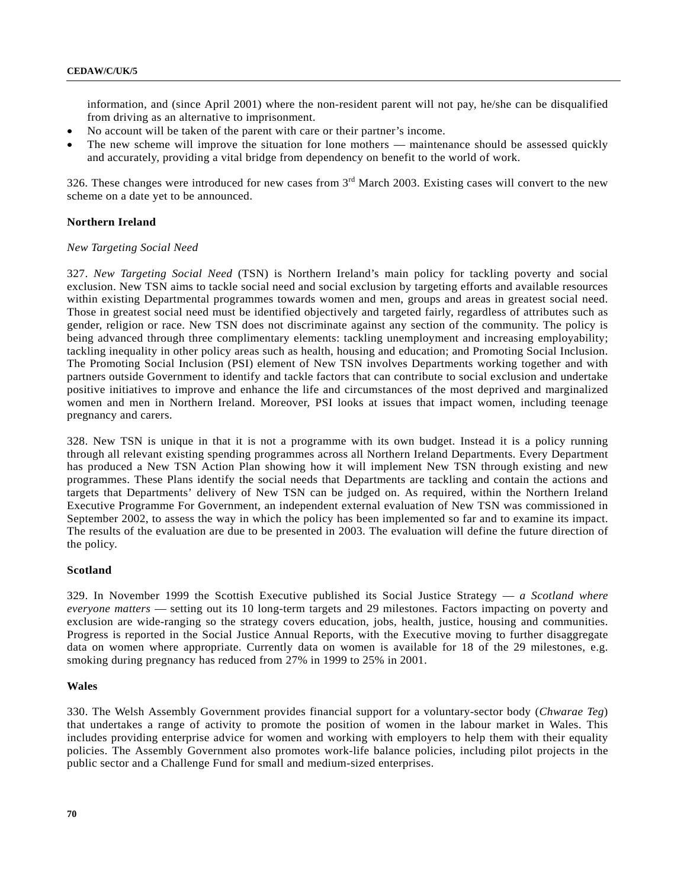information, and (since April 2001) where the non-resident parent will not pay, he/she can be disqualified from driving as an alternative to imprisonment.

- No account will be taken of the parent with care or their partner's income.
- The new scheme will improve the situation for lone mothers — maintenance should be assessed quickly and accurately, providing a vital bridge from dependency on benefit to the world of work.

326. These changes were introduced for new cases from 3rd March 2003. Existing cases will convert to the new scheme on a date yet to be announced.

**Northern Ireland**

*New Targeting Social Need*

327. *New Targeting Social Need* (TSN) is Northern Ireland's main policy for tackling poverty and social exclusion. New TSN aims to tackle social need and social exclusion by targeting efforts and available resources within existing Departmental programmes towards women and men, groups and areas in greatest social need. Those in greatest social need must be identified objectively and targeted fairly, regardless of attributes such as gender, religion or race. New TSN does not discriminate against any section of the community. The policy is being advanced through three complimentary elements: tackling unemployment and increasing employability; tackling inequality in other policy areas such as health, housing and education; and Promoting Social Inclusion. The Promoting Social Inclusion (PSI) element of New TSN involves Departments working together and with partners outside Government to identify and tackle factors that can contribute to social exclusion and undertake positive initiatives to improve and enhance the life and circumstances of the most deprived and marginalized women and men in Northern Ireland. Moreover, PSI looks at issues that impact women, including teenage pregnancy and carers.

328. New TSN is unique in that it is not a programme with its own budget. Instead it is a policy running through all relevant existing spending programmes across all Northern Ireland Departments. Every Department has produced a New TSN Action Plan showing how it will implement New TSN through existing and new programmes. These Plans identify the social needs that Departments are tackling and contain the actions and targets that Departments' delivery of New TSN can be judged on. As required, within the Northern Ireland Executive Programme For Government, an independent external evaluation of New TSN was commissioned in September 2002, to assess the way in which the policy has been implemented so far and to examine its impact. The results of the evaluation are due to be presented in 2003. The evaluation will define the future direction of the policy.

**Scotland**

329. In November 1999 the Scottish Executive published its Social Justice Strategy — *a Scotland where everyone matters* — setting out its 10 long-term targets and 29 milestones. Factors impacting on poverty and exclusion are wide-ranging so the strategy covers education, jobs, health, justice, housing and communities. Progress is reported in the Social Justice Annual Reports, with the Executive moving to further disaggregate data on women where appropriate. Currently data on women is available for 18 of the 29 milestones, e.g. smoking during pregnancy has reduced from 27% in 1999 to 25% in 2001.

**Wales**

330. The Welsh Assembly Government provides financial support for a voluntary-sector body (*Chwarae Teg*) that undertakes a range of activity to promote the position of women in the labour market in Wales. This includes providing enterprise advice for women and working with employers to help them with their equality policies. The Assembly Government also promotes work-life balance policies, including pilot projects in the public sector and a Challenge Fund for small and medium-sized enterprises.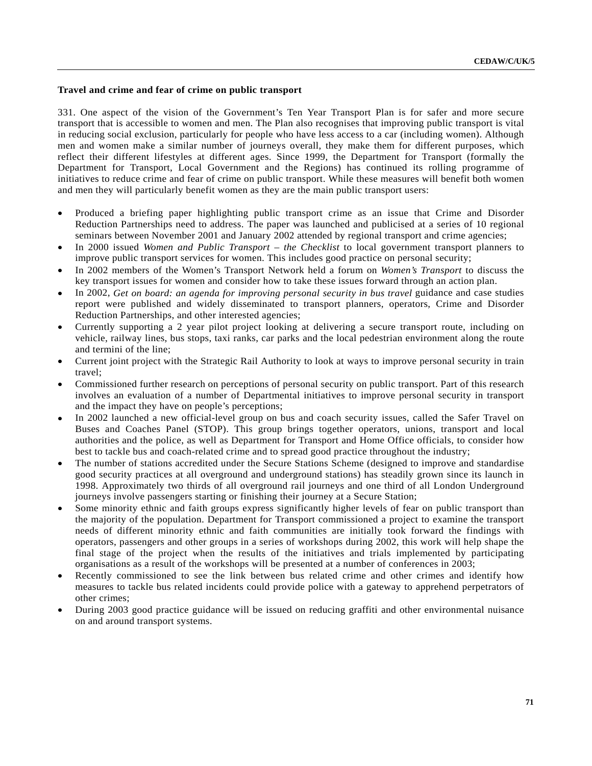### Travel and crime and fear of crime on public transport

331. One aspect of the vision of the Government's Ten Year Transport Plan is for safer and more secure transport that is accessible to women and men. The Plan also recognises that improving public transport is vital in reducing social exclusion, particularly for people who have less access to a car (including women). Although men and women make a similar number of journeys overall, they make them for different purposes, which reflect their different lifestyles at different ages. Since 1999, the Department for Transport (formally the Department for Transport, Local Government and the Regions) has continued its rolling programme of initiatives to reduce crime and fear of crime on public transport. While these measures will benefit both women and men they will particularly benefit women as they are the main public transport users:

- Produced a briefing paper highlighting public transport crime as an issue that Crime and Disorder Reduction Partnerships need to address. The paper was launched and publicised at a series of 10 regional seminars between November 2001 and January 2002 attended by regional transport and crime agencies;
- In 2000 issued *Women and Public Transport – the Checklist* to local government transport planners to improve public transport services for women. This includes good practice on personal security;
- In 2002 members of the Women's Transport Network held a forum on *Women's Transport* to discuss the key transport issues for women and consider how to take these issues forward through an action plan.
- In 2002, *Get on board: an agenda for improving personal security in bus travel* guidance and case studies report were published and widely disseminated to transport planners, operators, Crime and Disorder Reduction Partnerships, and other interested agencies;
- Currently supporting a 2 year pilot project looking at delivering a secure transport route, including on vehicle, railway lines, bus stops, taxi ranks, car parks and the local pedestrian environment along the route and termini of the line;
- Current joint project with the Strategic Rail Authority to look at ways to improve personal security in train travel;
- Commissioned further research on perceptions of personal security on public transport. Part of this research involves an evaluation of a number of Departmental initiatives to improve personal security in transport and the impact they have on people's perceptions;
- In 2002 launched a new official-level group on bus and coach security issues, called the Safer Travel on Buses and Coaches Panel (STOP). This group brings together operators, unions, transport and local authorities and the police, as well as Department for Transport and Home Office officials, to consider how best to tackle bus and coach-related crime and to spread good practice throughout the industry;
- The number of stations accredited under the Secure Stations Scheme (designed to improve and standardise good security practices at all overground and underground stations) has steadily grown since its launch in 1998. Approximately two thirds of all overground rail journeys and one third of all London Underground journeys involve passengers starting or finishing their journey at a Secure Station;
- Some minority ethnic and faith groups express significantly higher levels of fear on public transport than the majority of the population. Department for Transport commissioned a project to examine the transport needs of different minority ethnic and faith communities are initially took forward the findings with operators, passengers and other groups in a series of workshops during 2002, this work will help shape the final stage of the project when the results of the initiatives and trials implemented by participating organisations as a result of the workshops will be presented at a number of conferences in 2003;
- Recently commissioned to see the link between bus related crime and other crimes and identify how measures to tackle bus related incidents could provide police with a gateway to apprehend perpetrators of other crimes;
- During 2003 good practice guidance will be issued on reducing graffiti and other environmental nuisance on and around transport systems.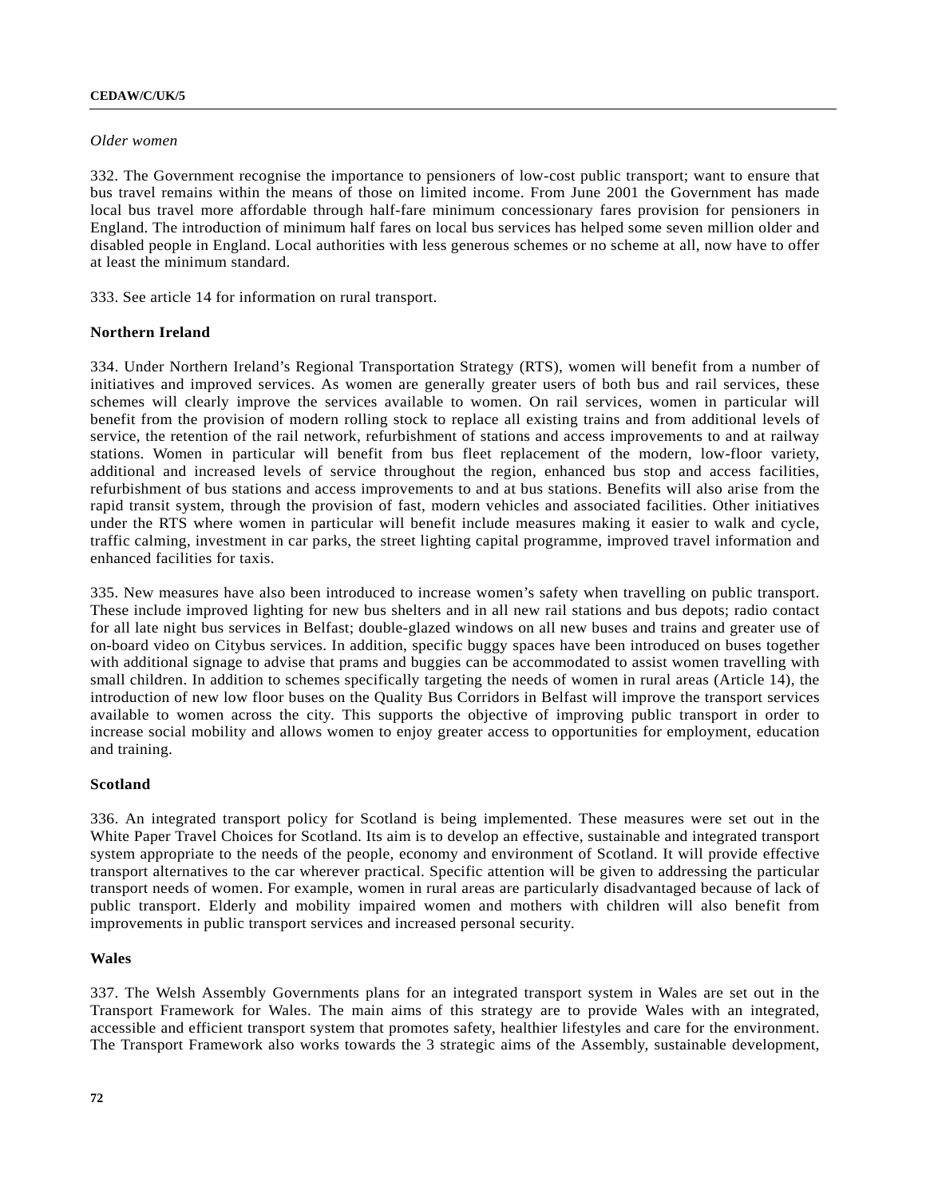*Older women*

332. The Government recognise the importance to pensioners of low-cost public transport; want to ensure that bus travel remains within the means of those on limited income. From June 2001 the Government has made local bus travel more affordable through half-fare minimum concessionary fares provision for pensioners in England. The introduction of minimum half fares on local bus services has helped some seven million older and disabled people in England. Local authorities with less generous schemes or no scheme at all, now have to offer at least the minimum standard.

333. See article 14 for information on rural transport.

**Northern Ireland**

334. Under Northern Ireland's Regional Transportation Strategy (RTS), women will benefit from a number of initiatives and improved services. As women are generally greater users of both bus and rail services, these schemes will clearly improve the services available to women. On rail services, women in particular will benefit from the provision of modern rolling stock to replace all existing trains and from additional levels of service, the retention of the rail network, refurbishment of stations and access improvements to and at railway stations. Women in particular will benefit from bus fleet replacement of the modern, low-floor variety, additional and increased levels of service throughout the region, enhanced bus stop and access facilities, refurbishment of bus stations and access improvements to and at bus stations. Benefits will also arise from the rapid transit system, through the provision of fast, modern vehicles and associated facilities. Other initiatives under the RTS where women in particular will benefit include measures making it easier to walk and cycle, traffic calming, investment in car parks, the street lighting capital programme, improved travel information and enhanced facilities for taxis.

335. New measures have also been introduced to increase women's safety when travelling on public transport. These include improved lighting for new bus shelters and in all new rail stations and bus depots; radio contact for all late night bus services in Belfast; double-glazed windows on all new buses and trains and greater use of on-board video on Citybus services. In addition, specific buggy spaces have been introduced on buses together with additional signage to advise that prams and buggies can be accommodated to assist women travelling with small children. In addition to schemes specifically targeting the needs of women in rural areas (Article 14), the introduction of new low floor buses on the Quality Bus Corridors in Belfast will improve the transport services available to women across the city. This supports the objective of improving public transport in order to increase social mobility and allows women to enjoy greater access to opportunities for employment, education and training.

**Scotland**

336. An integrated transport policy for Scotland is being implemented. These measures were set out in the White Paper Travel Choices for Scotland. Its aim is to develop an effective, sustainable and integrated transport system appropriate to the needs of the people, economy and environment of Scotland. It will provide effective transport alternatives to the car wherever practical. Specific attention will be given to addressing the particular transport needs of women. For example, women in rural areas are particularly disadvantaged because of lack of public transport. Elderly and mobility impaired women and mothers with children will also benefit from improvements in public transport services and increased personal security.

**Wales**

337. The Welsh Assembly Governments plans for an integrated transport system in Wales are set out in the Transport Framework for Wales. The main aims of this strategy are to provide Wales with an integrated, accessible and efficient transport system that promotes safety, healthier lifestyles and care for the environment. The Transport Framework also works towards the 3 strategic aims of the Assembly, sustainable development,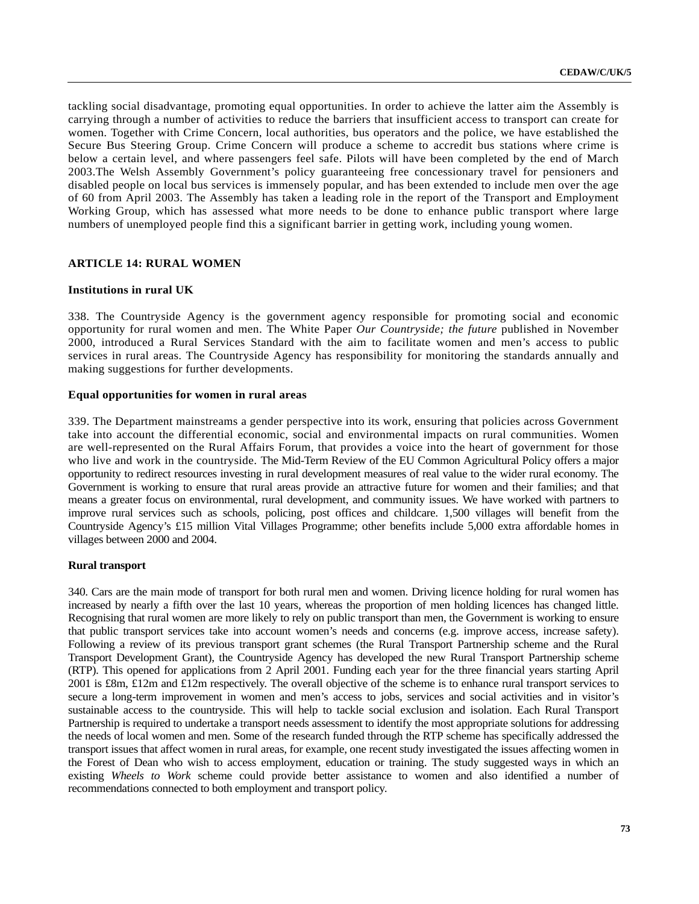tackling social disadvantage, promoting equal opportunities. In order to achieve the latter aim the Assembly is carrying through a number of activities to reduce the barriers that insufficient access to transport can create for women. Together with Crime Concern, local authorities, bus operators and the police, we have established the Secure Bus Steering Group. Crime Concern will produce a scheme to accredit bus stations where crime is below a certain level, and where passengers feel safe. Pilots will have been completed by the end of March 2003.The Welsh Assembly Government's policy guaranteeing free concessionary travel for pensioners and disabled people on local bus services is immensely popular, and has been extended to include men over the age of 60 from April 2003. The Assembly has taken a leading role in the report of the Transport and Employment Working Group, which has assessed what more needs to be done to enhance public transport where large numbers of unemployed people find this a significant barrier in getting work, including young women.

## ARTICLE 14: RURAL WOMEN

### Institutions in rural UK

338. The Countryside Agency is the government agency responsible for promoting social and economic opportunity for rural women and men. The White Paper *Our Countryside; the future* published in November 2000, introduced a Rural Services Standard with the aim to facilitate women and men's access to public services in rural areas. The Countryside Agency has responsibility for monitoring the standards annually and making suggestions for further developments.

### Equal opportunities for women in rural areas

339. The Department mainstreams a gender perspective into its work, ensuring that policies across Government take into account the differential economic, social and environmental impacts on rural communities. Women are well-represented on the Rural Affairs Forum, that provides a voice into the heart of government for those who live and work in the countryside. The Mid-Term Review of the EU Common Agricultural Policy offers a major opportunity to redirect resources investing in rural development measures of real value to the wider rural economy. The Government is working to ensure that rural areas provide an attractive future for women and their families; and that means a greater focus on environmental, rural development, and community issues. We have worked with partners to improve rural services such as schools, policing, post offices and childcare. 1,500 villages will benefit from the Countryside Agency's £15 million Vital Villages Programme; other benefits include 5,000 extra affordable homes in villages between 2000 and 2004.

### Rural transport

340. Cars are the main mode of transport for both rural men and women. Driving licence holding for rural women has increased by nearly a fifth over the last 10 years, whereas the proportion of men holding licences has changed little. Recognising that rural women are more likely to rely on public transport than men, the Government is working to ensure that public transport services take into account women's needs and concerns (e.g. improve access, increase safety). Following a review of its previous transport grant schemes (the Rural Transport Partnership scheme and the Rural Transport Development Grant), the Countryside Agency has developed the new Rural Transport Partnership scheme (RTP). This opened for applications from 2 April 2001. Funding each year for the three financial years starting April 2001 is £8m, £12m and £12m respectively. The overall objective of the scheme is to enhance rural transport services to secure a long-term improvement in women and men's access to jobs, services and social activities and in visitor's sustainable access to the countryside. This will help to tackle social exclusion and isolation. Each Rural Transport Partnership is required to undertake a transport needs assessment to identify the most appropriate solutions for addressing the needs of local women and men. Some of the research funded through the RTP scheme has specifically addressed the transport issues that affect women in rural areas, for example, one recent study investigated the issues affecting women in the Forest of Dean who wish to access employment, education or training. The study suggested ways in which an existing *Wheels to Work* scheme could provide better assistance to women and also identified a number of recommendations connected to both employment and transport policy.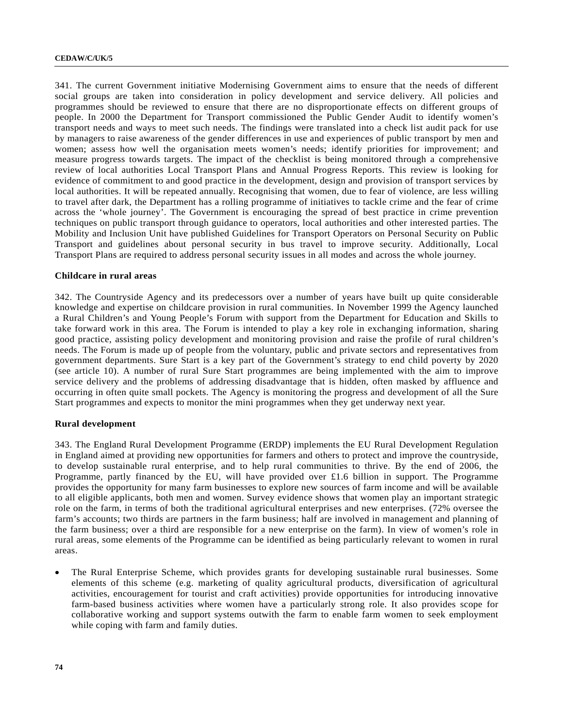341. The current Government initiative Modernising Government aims to ensure that the needs of different social groups are taken into consideration in policy development and service delivery. All policies and programmes should be reviewed to ensure that there are no disproportionate effects on different groups of people. In 2000 the Department for Transport commissioned the Public Gender Audit to identify women's transport needs and ways to meet such needs. The findings were translated into a check list audit pack for use by managers to raise awareness of the gender differences in use and experiences of public transport by men and women; assess how well the organisation meets women's needs; identify priorities for improvement; and measure progress towards targets. The impact of the checklist is being monitored through a comprehensive review of local authorities Local Transport Plans and Annual Progress Reports. This review is looking for evidence of commitment to and good practice in the development, design and provision of transport services by local authorities. It will be repeated annually. Recognising that women, due to fear of violence, are less willing to travel after dark, the Department has a rolling programme of initiatives to tackle crime and the fear of crime across the 'whole journey'. The Government is encouraging the spread of best practice in crime prevention techniques on public transport through guidance to operators, local authorities and other interested parties. The Mobility and Inclusion Unit have published Guidelines for Transport Operators on Personal Security on Public Transport and guidelines about personal security in bus travel to improve security. Additionally, Local Transport Plans are required to address personal security issues in all modes and across the whole journey.

**Childcare in rural areas**

342. The Countryside Agency and its predecessors over a number of years have built up quite considerable knowledge and expertise on childcare provision in rural communities. In November 1999 the Agency launched a Rural Children's and Young People's Forum with support from the Department for Education and Skills to take forward work in this area. The Forum is intended to play a key role in exchanging information, sharing good practice, assisting policy development and monitoring provision and raise the profile of rural children's needs. The Forum is made up of people from the voluntary, public and private sectors and representatives from government departments. Sure Start is a key part of the Government's strategy to end child poverty by 2020 (see article 10). A number of rural Sure Start programmes are being implemented with the aim to improve service delivery and the problems of addressing disadvantage that is hidden, often masked by affluence and occurring in often quite small pockets. The Agency is monitoring the progress and development of all the Sure Start programmes and expects to monitor the mini programmes when they get underway next year.

**Rural development**

343. The England Rural Development Programme (ERDP) implements the EU Rural Development Regulation in England aimed at providing new opportunities for farmers and others to protect and improve the countryside, to develop sustainable rural enterprise, and to help rural communities to thrive. By the end of 2006, the Programme, partly financed by the EU, will have provided over £1.6 billion in support. The Programme provides the opportunity for many farm businesses to explore new sources of farm income and will be available to all eligible applicants, both men and women. Survey evidence shows that women play an important strategic role on the farm, in terms of both the traditional agricultural enterprises and new enterprises. (72% oversee the farm's accounts; two thirds are partners in the farm business; half are involved in management and planning of the farm business; over a third are responsible for a new enterprise on the farm). In view of women's role in rural areas, some elements of the Programme can be identified as being particularly relevant to women in rural areas.

- The Rural Enterprise Scheme, which provides grants for developing sustainable rural businesses. Some elements of this scheme (e.g. marketing of quality agricultural products, diversification of agricultural activities, encouragement for tourist and craft activities) provide opportunities for introducing innovative farm-based business activities where women have a particularly strong role. It also provides scope for collaborative working and support systems outwith the farm to enable farm women to seek employment while coping with farm and family duties.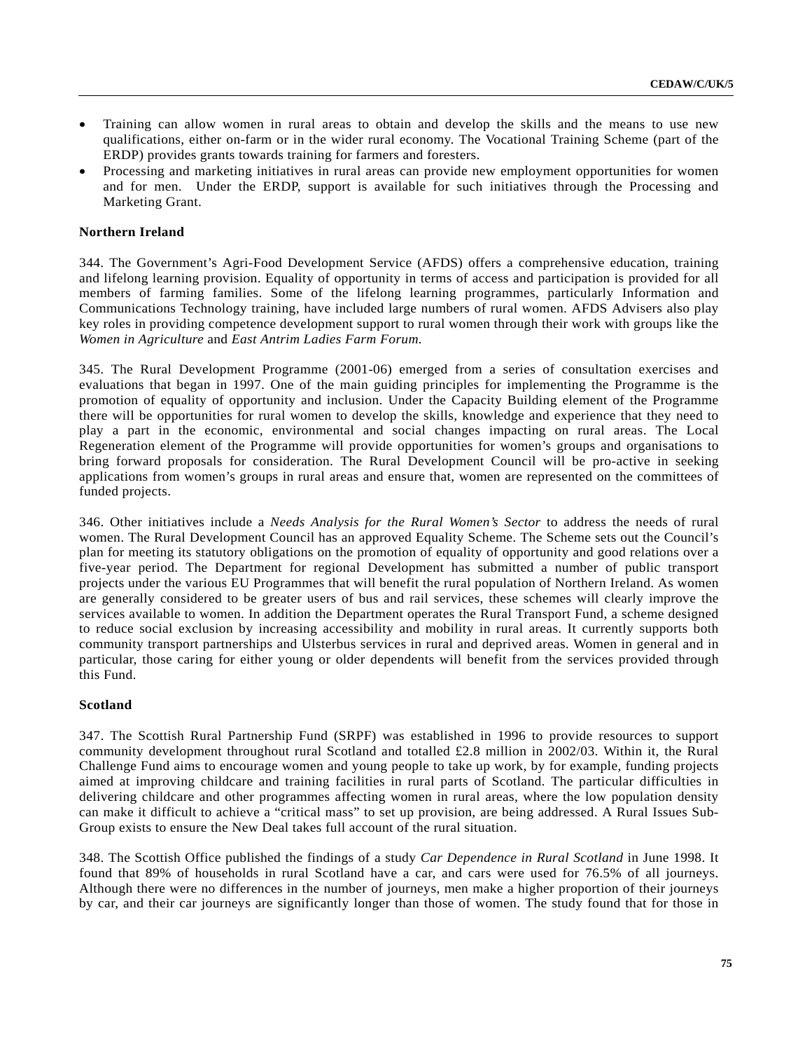- Training can allow women in rural areas to obtain and develop the skills and the means to use new qualifications, either on-farm or in the wider rural economy. The Vocational Training Scheme (part of the ERDP) provides grants towards training for farmers and foresters.
- Processing and marketing initiatives in rural areas can provide new employment opportunities for women and for men. Under the ERDP, support is available for such initiatives through the Processing and Marketing Grant.

**Northern Ireland**

344. The Government's Agri-Food Development Service (AFDS) offers a comprehensive education, training and lifelong learning provision. Equality of opportunity in terms of access and participation is provided for all members of farming families. Some of the lifelong learning programmes, particularly Information and Communications Technology training, have included large numbers of rural women. AFDS Advisers also play key roles in providing competence development support to rural women through their work with groups like the *Women in Agriculture* and *East Antrim Ladies Farm Forum.*

345. The Rural Development Programme (2001-06) emerged from a series of consultation exercises and evaluations that began in 1997. One of the main guiding principles for implementing the Programme is the promotion of equality of opportunity and inclusion. Under the Capacity Building element of the Programme there will be opportunities for rural women to develop the skills, knowledge and experience that they need to play a part in the economic, environmental and social changes impacting on rural areas. The Local Regeneration element of the Programme will provide opportunities for women's groups and organisations to bring forward proposals for consideration. The Rural Development Council will be pro-active in seeking applications from women's groups in rural areas and ensure that, women are represented on the committees of funded projects.

346. Other initiatives include a *Needs Analysis for the Rural Women's Sector* to address the needs of rural women. The Rural Development Council has an approved Equality Scheme. The Scheme sets out the Council's plan for meeting its statutory obligations on the promotion of equality of opportunity and good relations over a five-year period. The Department for regional Development has submitted a number of public transport projects under the various EU Programmes that will benefit the rural population of Northern Ireland. As women are generally considered to be greater users of bus and rail services, these schemes will clearly improve the services available to women. In addition the Department operates the Rural Transport Fund, a scheme designed to reduce social exclusion by increasing accessibility and mobility in rural areas. It currently supports both community transport partnerships and Ulsterbus services in rural and deprived areas. Women in general and in particular, those caring for either young or older dependents will benefit from the services provided through this Fund.

**Scotland**

347. The Scottish Rural Partnership Fund (SRPF) was established in 1996 to provide resources to support community development throughout rural Scotland and totalled £2.8 million in 2002/03. Within it, the Rural Challenge Fund aims to encourage women and young people to take up work, by for example, funding projects aimed at improving childcare and training facilities in rural parts of Scotland. The particular difficulties in delivering childcare and other programmes affecting women in rural areas, where the low population density can make it difficult to achieve a "critical mass" to set up provision, are being addressed. A Rural Issues Sub-Group exists to ensure the New Deal takes full account of the rural situation.

348. The Scottish Office published the findings of a study *Car Dependence in Rural Scotland* in June 1998. It found that 89% of households in rural Scotland have a car, and cars were used for 76.5% of all journeys. Although there were no differences in the number of journeys, men make a higher proportion of their journeys by car, and their car journeys are significantly longer than those of women. The study found that for those in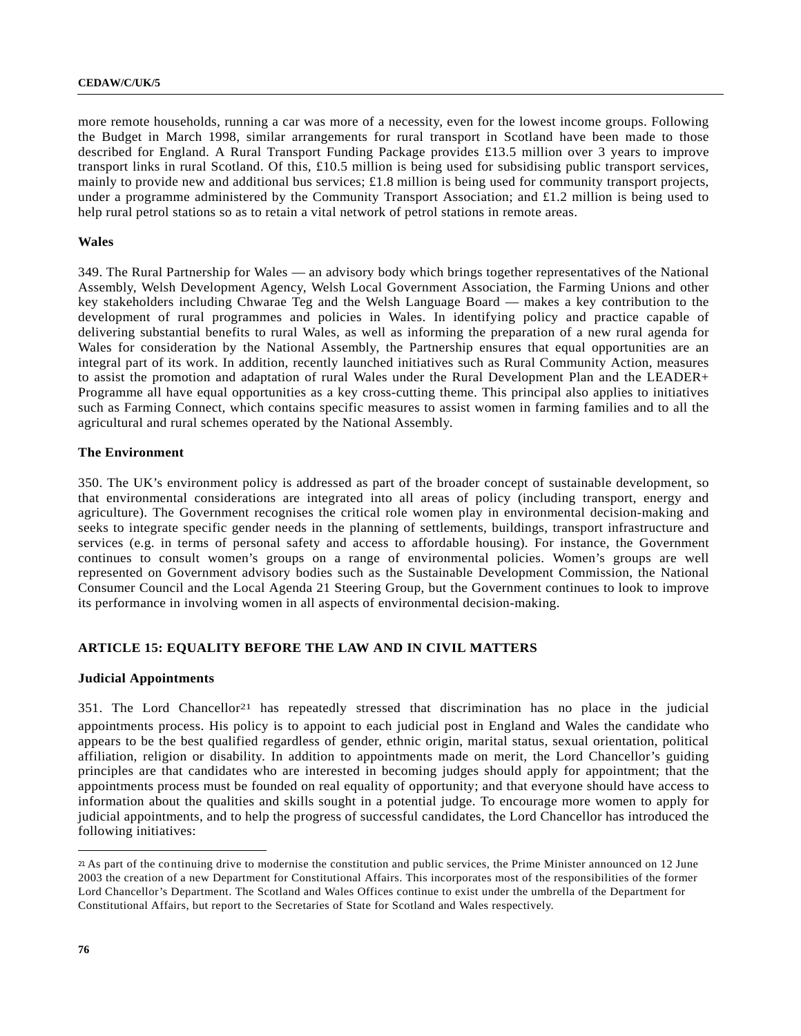more remote households, running a car was more of a necessity, even for the lowest income groups. Following the Budget in March 1998, similar arrangements for rural transport in Scotland have been made to those described for England. A Rural Transport Funding Package provides £13.5 million over 3 years to improve transport links in rural Scotland. Of this, £10.5 million is being used for subsidising public transport services, mainly to provide new and additional bus services; £1.8 million is being used for community transport projects, under a programme administered by the Community Transport Association; and £1.2 million is being used to help rural petrol stations so as to retain a vital network of petrol stations in remote areas.

### Wales

349. The Rural Partnership for Wales — an advisory body which brings together representatives of the National Assembly, Welsh Development Agency, Welsh Local Government Association, the Farming Unions and other key stakeholders including Chwarae Teg and the Welsh Language Board — makes a key contribution to the development of rural programmes and policies in Wales. In identifying policy and practice capable of delivering substantial benefits to rural Wales, as well as informing the preparation of a new rural agenda for Wales for consideration by the National Assembly, the Partnership ensures that equal opportunities are an integral part of its work. In addition, recently launched initiatives such as Rural Community Action, measures to assist the promotion and adaptation of rural Wales under the Rural Development Plan and the LEADER+ Programme all have equal opportunities as a key cross-cutting theme. This principal also applies to initiatives such as Farming Connect, which contains specific measures to assist women in farming families and to all the agricultural and rural schemes operated by the National Assembly.

### The Environment

350. The UK's environment policy is addressed as part of the broader concept of sustainable development, so that environmental considerations are integrated into all areas of policy (including transport, energy and agriculture). The Government recognises the critical role women play in environmental decision-making and seeks to integrate specific gender needs in the planning of settlements, buildings, transport infrastructure and services (e.g. in terms of personal safety and access to affordable housing). For instance, the Government continues to consult women's groups on a range of environmental policies. Women's groups are well represented on Government advisory bodies such as the Sustainable Development Commission, the National Consumer Council and the Local Agenda 21 Steering Group, but the Government continues to look to improve its performance in involving women in all aspects of environmental decision-making.

## ARTICLE 15: EQUALITY BEFORE THE LAW AND IN CIVIL MATTERS

### Judicial Appointments

351. The Lord Chancellor[21] has repeatedly stressed that discrimination has no place in the judicial appointments process. His policy is to appoint to each judicial post in England and Wales the candidate who appears to be the best qualified regardless of gender, ethnic origin, marital status, sexual orientation, political affiliation, religion or disability. In addition to appointments made on merit, the Lord Chancellor's guiding principles are that candidates who are interested in becoming judges should apply for appointment; that the appointments process must be founded on real equality of opportunity; and that everyone should have access to information about the qualities and skills sought in a potential judge. To encourage more women to apply for judicial appointments, and to help the progress of successful candidates, the Lord Chancellor has introduced the following initiatives:

---

[21] As part of the continuing drive to modernise the constitution and public services, the Prime Minister announced on 12 June 2003 the creation of a new Department for Constitutional Affairs. This incorporates most of the responsibilities of the former Lord Chancellor's Department. The Scotland and Wales Offices continue to exist under the umbrella of the Department for Constitutional Affairs, but report to the Secretaries of State for Scotland and Wales respectively.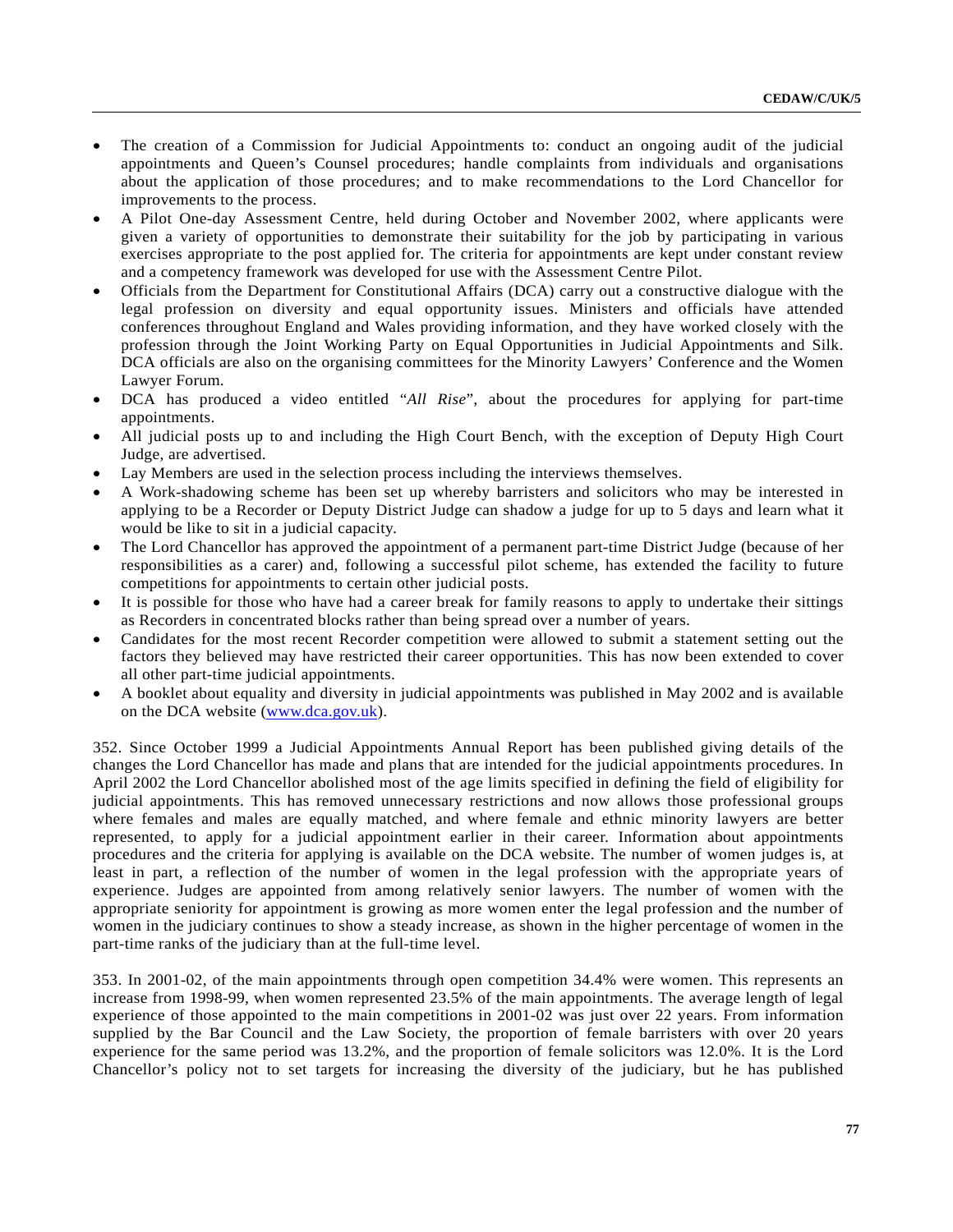- The creation of a Commission for Judicial Appointments to: conduct an ongoing audit of the judicial appointments and Queen's Counsel procedures; handle complaints from individuals and organisations about the application of those procedures; and to make recommendations to the Lord Chancellor for improvements to the process.
- A Pilot One-day Assessment Centre, held during October and November 2002, where applicants were given a variety of opportunities to demonstrate their suitability for the job by participating in various exercises appropriate to the post applied for. The criteria for appointments are kept under constant review and a competency framework was developed for use with the Assessment Centre Pilot.
- Officials from the Department for Constitutional Affairs (DCA) carry out a constructive dialogue with the legal profession on diversity and equal opportunity issues. Ministers and officials have attended conferences throughout England and Wales providing information, and they have worked closely with the profession through the Joint Working Party on Equal Opportunities in Judicial Appointments and Silk. DCA officials are also on the organising committees for the Minority Lawyers' Conference and the Women Lawyer Forum.
- DCA has produced a video entitled "*All Rise*", about the procedures for applying for part-time appointments.
- All judicial posts up to and including the High Court Bench, with the exception of Deputy High Court Judge, are advertised.
- Lay Members are used in the selection process including the interviews themselves.
- A Work-shadowing scheme has been set up whereby barristers and solicitors who may be interested in applying to be a Recorder or Deputy District Judge can shadow a judge for up to 5 days and learn what it would be like to sit in a judicial capacity.
- The Lord Chancellor has approved the appointment of a permanent part-time District Judge (because of her responsibilities as a carer) and, following a successful pilot scheme, has extended the facility to future competitions for appointments to certain other judicial posts.
- It is possible for those who have had a career break for family reasons to apply to undertake their sittings as Recorders in concentrated blocks rather than being spread over a number of years.
- Candidates for the most recent Recorder competition were allowed to submit a statement setting out the factors they believed may have restricted their career opportunities. This has now been extended to cover all other part-time judicial appointments.
- A booklet about equality and diversity in judicial appointments was published in May 2002 and is available on the DCA website (www.dca.gov.uk).

352. Since October 1999 a Judicial Appointments Annual Report has been published giving details of the changes the Lord Chancellor has made and plans that are intended for the judicial appointments procedures. In April 2002 the Lord Chancellor abolished most of the age limits specified in defining the field of eligibility for judicial appointments. This has removed unnecessary restrictions and now allows those professional groups where females and males are equally matched, and where female and ethnic minority lawyers are better represented, to apply for a judicial appointment earlier in their career. Information about appointments procedures and the criteria for applying is available on the DCA website. The number of women judges is, at least in part, a reflection of the number of women in the legal profession with the appropriate years of experience. Judges are appointed from among relatively senior lawyers. The number of women with the appropriate seniority for appointment is growing as more women enter the legal profession and the number of women in the judiciary continues to show a steady increase, as shown in the higher percentage of women in the part-time ranks of the judiciary than at the full-time level.

353. In 2001-02, of the main appointments through open competition 34.4% were women. This represents an increase from 1998-99, when women represented 23.5% of the main appointments. The average length of legal experience of those appointed to the main competitions in 2001-02 was just over 22 years. From information supplied by the Bar Council and the Law Society, the proportion of female barristers with over 20 years experience for the same period was 13.2%, and the proportion of female solicitors was 12.0%. It is the Lord Chancellor's policy not to set targets for increasing the diversity of the judiciary, but he has published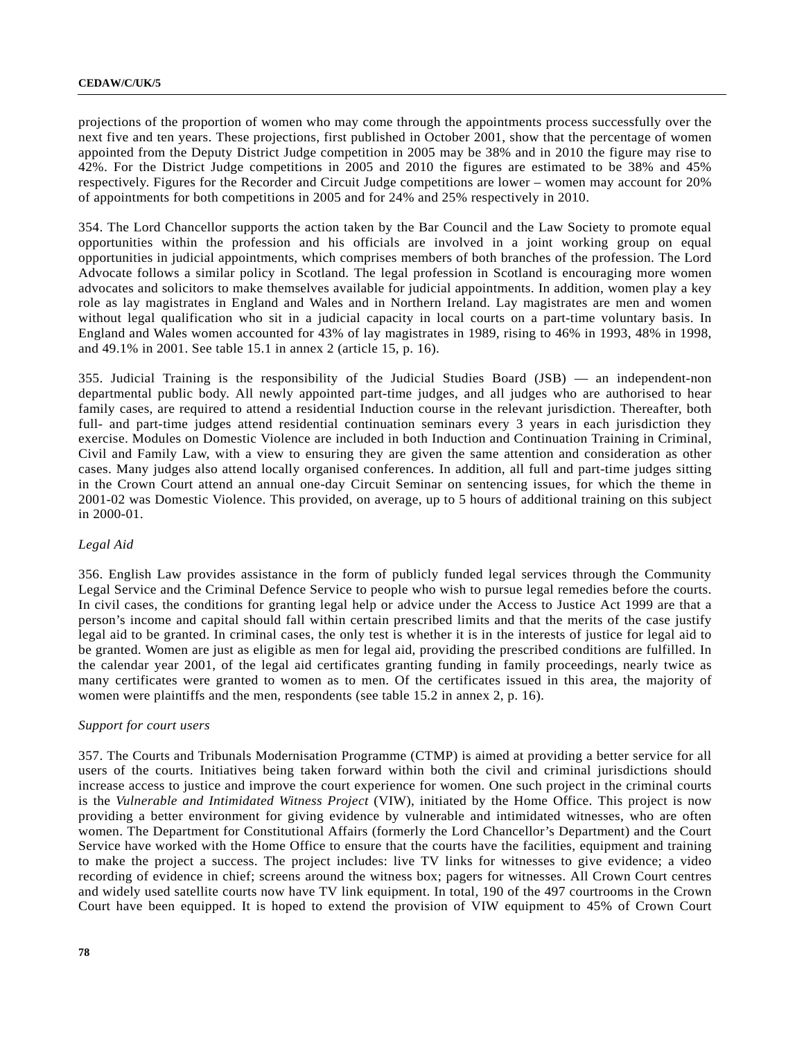projections of the proportion of women who may come through the appointments process successfully over the next five and ten years. These projections, first published in October 2001, show that the percentage of women appointed from the Deputy District Judge competition in 2005 may be 38% and in 2010 the figure may rise to 42%. For the District Judge competitions in 2005 and 2010 the figures are estimated to be 38% and 45% respectively. Figures for the Recorder and Circuit Judge competitions are lower – women may account for 20% of appointments for both competitions in 2005 and for 24% and 25% respectively in 2010.

354. The Lord Chancellor supports the action taken by the Bar Council and the Law Society to promote equal opportunities within the profession and his officials are involved in a joint working group on equal opportunities in judicial appointments, which comprises members of both branches of the profession. The Lord Advocate follows a similar policy in Scotland. The legal profession in Scotland is encouraging more women advocates and solicitors to make themselves available for judicial appointments. In addition, women play a key role as lay magistrates in England and Wales and in Northern Ireland. Lay magistrates are men and women without legal qualification who sit in a judicial capacity in local courts on a part-time voluntary basis. In England and Wales women accounted for 43% of lay magistrates in 1989, rising to 46% in 1993, 48% in 1998, and 49.1% in 2001. See table 15.1 in annex 2 (article 15, p. 16).

355. Judicial Training is the responsibility of the Judicial Studies Board (JSB) — an independent-non departmental public body. All newly appointed part-time judges, and all judges who are authorised to hear family cases, are required to attend a residential Induction course in the relevant jurisdiction. Thereafter, both full- and part-time judges attend residential continuation seminars every 3 years in each jurisdiction they exercise. Modules on Domestic Violence are included in both Induction and Continuation Training in Criminal, Civil and Family Law, with a view to ensuring they are given the same attention and consideration as other cases. Many judges also attend locally organised conferences. In addition, all full and part-time judges sitting in the Crown Court attend an annual one-day Circuit Seminar on sentencing issues, for which the theme in 2001-02 was Domestic Violence. This provided, on average, up to 5 hours of additional training on this subject in 2000-01.

*Legal Aid*

356. English Law provides assistance in the form of publicly funded legal services through the Community Legal Service and the Criminal Defence Service to people who wish to pursue legal remedies before the courts. In civil cases, the conditions for granting legal help or advice under the Access to Justice Act 1999 are that a person's income and capital should fall within certain prescribed limits and that the merits of the case justify legal aid to be granted. In criminal cases, the only test is whether it is in the interests of justice for legal aid to be granted. Women are just as eligible as men for legal aid, providing the prescribed conditions are fulfilled. In the calendar year 2001, of the legal aid certificates granting funding in family proceedings, nearly twice as many certificates were granted to women as to men. Of the certificates issued in this area, the majority of women were plaintiffs and the men, respondents (see table 15.2 in annex 2, p. 16).

*Support for court users*

357. The Courts and Tribunals Modernisation Programme (CTMP) is aimed at providing a better service for all users of the courts. Initiatives being taken forward within both the civil and criminal jurisdictions should increase access to justice and improve the court experience for women. One such project in the criminal courts is the *Vulnerable and Intimidated Witness Project* (VIW), initiated by the Home Office. This project is now providing a better environment for giving evidence by vulnerable and intimidated witnesses, who are often women. The Department for Constitutional Affairs (formerly the Lord Chancellor's Department) and the Court Service have worked with the Home Office to ensure that the courts have the facilities, equipment and training to make the project a success. The project includes: live TV links for witnesses to give evidence; a video recording of evidence in chief; screens around the witness box; pagers for witnesses. All Crown Court centres and widely used satellite courts now have TV link equipment. In total, 190 of the 497 courtrooms in the Crown Court have been equipped. It is hoped to extend the provision of VIW equipment to 45% of Crown Court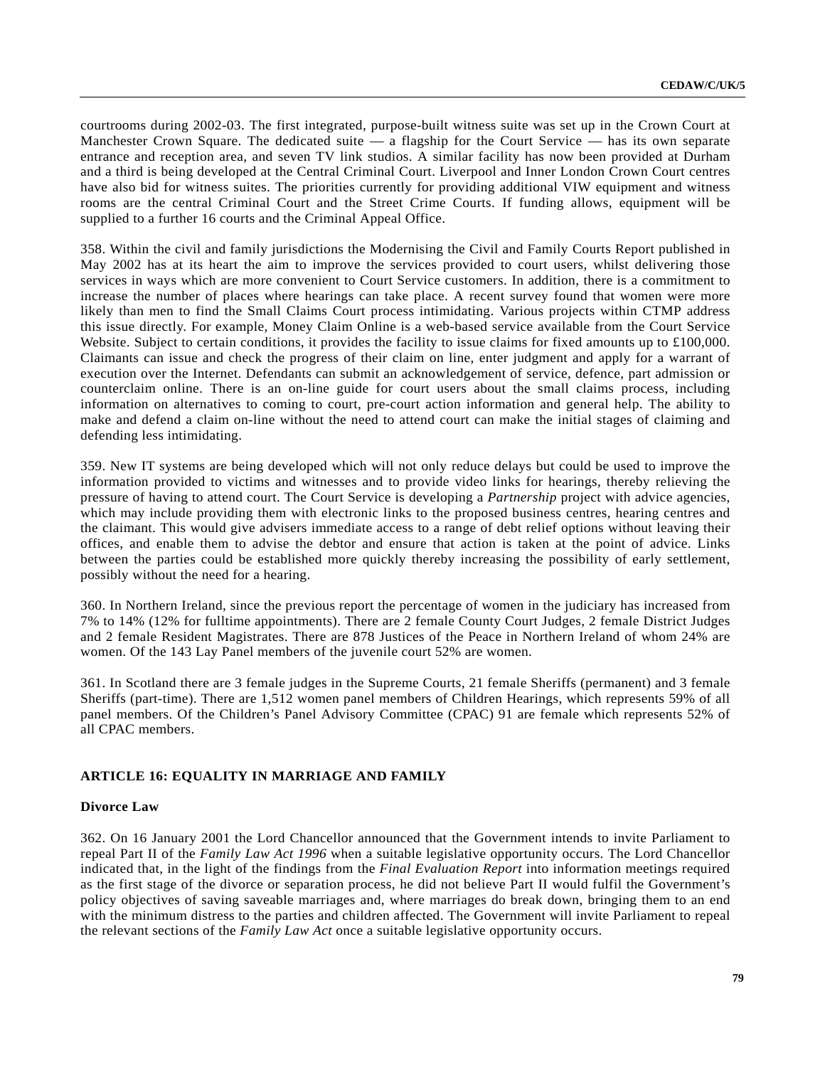courtrooms during 2002-03. The first integrated, purpose-built witness suite was set up in the Crown Court at Manchester Crown Square. The dedicated suite — a flagship for the Court Service — has its own separate entrance and reception area, and seven TV link studios. A similar facility has now been provided at Durham and a third is being developed at the Central Criminal Court. Liverpool and Inner London Crown Court centres have also bid for witness suites. The priorities currently for providing additional VIW equipment and witness rooms are the central Criminal Court and the Street Crime Courts. If funding allows, equipment will be supplied to a further 16 courts and the Criminal Appeal Office.

358. Within the civil and family jurisdictions the Modernising the Civil and Family Courts Report published in May 2002 has at its heart the aim to improve the services provided to court users, whilst delivering those services in ways which are more convenient to Court Service customers. In addition, there is a commitment to increase the number of places where hearings can take place. A recent survey found that women were more likely than men to find the Small Claims Court process intimidating. Various projects within CTMP address this issue directly. For example, Money Claim Online is a web-based service available from the Court Service Website. Subject to certain conditions, it provides the facility to issue claims for fixed amounts up to £100,000. Claimants can issue and check the progress of their claim on line, enter judgment and apply for a warrant of execution over the Internet. Defendants can submit an acknowledgement of service, defence, part admission or counterclaim online. There is an on-line guide for court users about the small claims process, including information on alternatives to coming to court, pre-court action information and general help. The ability to make and defend a claim on-line without the need to attend court can make the initial stages of claiming and defending less intimidating.

359. New IT systems are being developed which will not only reduce delays but could be used to improve the information provided to victims and witnesses and to provide video links for hearings, thereby relieving the pressure of having to attend court. The Court Service is developing a *Partnership* project with advice agencies, which may include providing them with electronic links to the proposed business centres, hearing centres and the claimant. This would give advisers immediate access to a range of debt relief options without leaving their offices, and enable them to advise the debtor and ensure that action is taken at the point of advice. Links between the parties could be established more quickly thereby increasing the possibility of early settlement, possibly without the need for a hearing.

360. In Northern Ireland, since the previous report the percentage of women in the judiciary has increased from 7% to 14% (12% for fulltime appointments). There are 2 female County Court Judges, 2 female District Judges and 2 female Resident Magistrates. There are 878 Justices of the Peace in Northern Ireland of whom 24% are women. Of the 143 Lay Panel members of the juvenile court 52% are women.

361. In Scotland there are 3 female judges in the Supreme Courts, 21 female Sheriffs (permanent) and 3 female Sheriffs (part-time). There are 1,512 women panel members of Children Hearings, which represents 59% of all panel members. Of the Children's Panel Advisory Committee (CPAC) 91 are female which represents 52% of all CPAC members.

## ARTICLE 16: EQUALITY IN MARRIAGE AND FAMILY

### Divorce Law

362. On 16 January 2001 the Lord Chancellor announced that the Government intends to invite Parliament to repeal Part II of the *Family Law Act 1996* when a suitable legislative opportunity occurs. The Lord Chancellor indicated that, in the light of the findings from the *Final Evaluation Report* into information meetings required as the first stage of the divorce or separation process, he did not believe Part II would fulfil the Government's policy objectives of saving saveable marriages and, where marriages do break down, bringing them to an end with the minimum distress to the parties and children affected. The Government will invite Parliament to repeal the relevant sections of the *Family Law Act* once a suitable legislative opportunity occurs.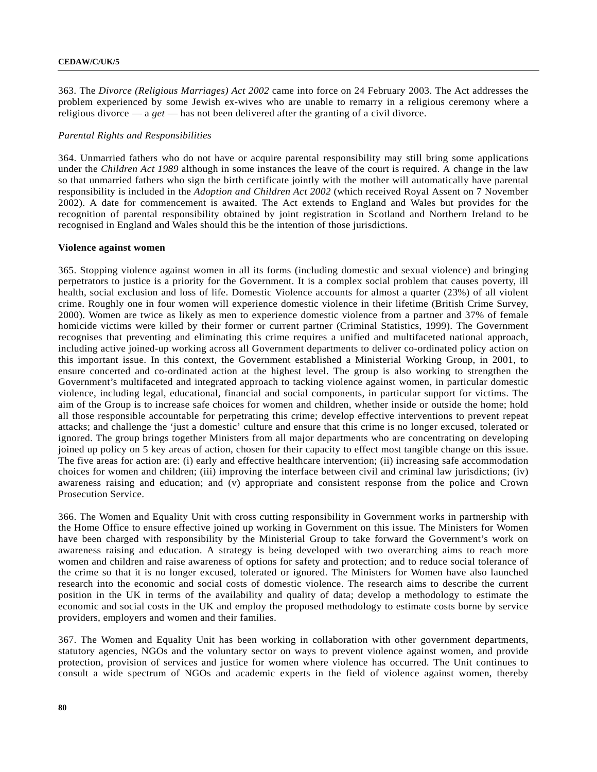363. The *Divorce (Religious Marriages) Act 2002* came into force on 24 February 2003. The Act addresses the problem experienced by some Jewish ex-wives who are unable to remarry in a religious ceremony where a religious divorce — a *get* — has not been delivered after the granting of a civil divorce.

*Parental Rights and Responsibilities*

364. Unmarried fathers who do not have or acquire parental responsibility may still bring some applications under the *Children Act 1989* although in some instances the leave of the court is required. A change in the law so that unmarried fathers who sign the birth certificate jointly with the mother will automatically have parental responsibility is included in the *Adoption and Children Act 2002* (which received Royal Assent on 7 November 2002). A date for commencement is awaited. The Act extends to England and Wales but provides for the recognition of parental responsibility obtained by joint registration in Scotland and Northern Ireland to be recognised in England and Wales should this be the intention of those jurisdictions.

**Violence against women**

365. Stopping violence against women in all its forms (including domestic and sexual violence) and bringing perpetrators to justice is a priority for the Government. It is a complex social problem that causes poverty, ill health, social exclusion and loss of life. Domestic Violence accounts for almost a quarter (23%) of all violent crime. Roughly one in four women will experience domestic violence in their lifetime (British Crime Survey, 2000). Women are twice as likely as men to experience domestic violence from a partner and 37% of female homicide victims were killed by their former or current partner (Criminal Statistics, 1999). The Government recognises that preventing and eliminating this crime requires a unified and multifaceted national approach, including active joined-up working across all Government departments to deliver co-ordinated policy action on this important issue. In this context, the Government established a Ministerial Working Group, in 2001, to ensure concerted and co-ordinated action at the highest level. The group is also working to strengthen the Government's multifaceted and integrated approach to tacking violence against women, in particular domestic violence, including legal, educational, financial and social components, in particular support for victims. The aim of the Group is to increase safe choices for women and children, whether inside or outside the home; hold all those responsible accountable for perpetrating this crime; develop effective interventions to prevent repeat attacks; and challenge the 'just a domestic' culture and ensure that this crime is no longer excused, tolerated or ignored. The group brings together Ministers from all major departments who are concentrating on developing joined up policy on 5 key areas of action, chosen for their capacity to effect most tangible change on this issue. The five areas for action are: (i) early and effective healthcare intervention; (ii) increasing safe accommodation choices for women and children; (iii) improving the interface between civil and criminal law jurisdictions; (iv) awareness raising and education; and (v) appropriate and consistent response from the police and Crown Prosecution Service.

366. The Women and Equality Unit with cross cutting responsibility in Government works in partnership with the Home Office to ensure effective joined up working in Government on this issue. The Ministers for Women have been charged with responsibility by the Ministerial Group to take forward the Government's work on awareness raising and education. A strategy is being developed with two overarching aims to reach more women and children and raise awareness of options for safety and protection; and to reduce social tolerance of the crime so that it is no longer excused, tolerated or ignored. The Ministers for Women have also launched research into the economic and social costs of domestic violence. The research aims to describe the current position in the UK in terms of the availability and quality of data; develop a methodology to estimate the economic and social costs in the UK and employ the proposed methodology to estimate costs borne by service providers, employers and women and their families.

367. The Women and Equality Unit has been working in collaboration with other government departments, statutory agencies, NGOs and the voluntary sector on ways to prevent violence against women, and provide protection, provision of services and justice for women where violence has occurred. The Unit continues to consult a wide spectrum of NGOs and academic experts in the field of violence against women, thereby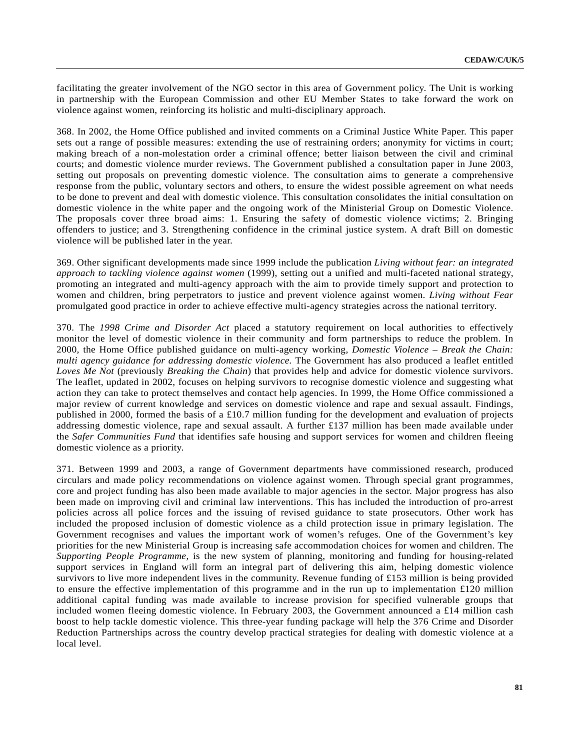facilitating the greater involvement of the NGO sector in this area of Government policy. The Unit is working in partnership with the European Commission and other EU Member States to take forward the work on violence against women, reinforcing its holistic and multi-disciplinary approach.

368. In 2002, the Home Office published and invited comments on a Criminal Justice White Paper. This paper sets out a range of possible measures: extending the use of restraining orders; anonymity for victims in court; making breach of a non-molestation order a criminal offence; better liaison between the civil and criminal courts; and domestic violence murder reviews. The Government published a consultation paper in June 2003, setting out proposals on preventing domestic violence. The consultation aims to generate a comprehensive response from the public, voluntary sectors and others, to ensure the widest possible agreement on what needs to be done to prevent and deal with domestic violence. This consultation consolidates the initial consultation on domestic violence in the white paper and the ongoing work of the Ministerial Group on Domestic Violence. The proposals cover three broad aims: 1. Ensuring the safety of domestic violence victims; 2. Bringing offenders to justice; and 3. Strengthening confidence in the criminal justice system. A draft Bill on domestic violence will be published later in the year.

369. Other significant developments made since 1999 include the publication *Living without fear: an integrated approach to tackling violence against women* (1999), setting out a unified and multi-faceted national strategy, promoting an integrated and multi-agency approach with the aim to provide timely support and protection to women and children, bring perpetrators to justice and prevent violence against women. *Living without Fear* promulgated good practice in order to achieve effective multi-agency strategies across the national territory.

370. The *1998 Crime and Disorder Act* placed a statutory requirement on local authorities to effectively monitor the level of domestic violence in their community and form partnerships to reduce the problem. In 2000, the Home Office published guidance on multi-agency working, *Domestic Violence – Break the Chain: multi agency guidance for addressing domestic violence.* The Government has also produced a leaflet entitled *Loves Me Not* (previously *Breaking the Chain*) that provides help and advice for domestic violence survivors. The leaflet, updated in 2002, focuses on helping survivors to recognise domestic violence and suggesting what action they can take to protect themselves and contact help agencies. In 1999, the Home Office commissioned a major review of current knowledge and services on domestic violence and rape and sexual assault. Findings, published in 2000, formed the basis of a £10.7 million funding for the development and evaluation of projects addressing domestic violence, rape and sexual assault. A further £137 million has been made available under the *Safer Communities Fund* that identifies safe housing and support services for women and children fleeing domestic violence as a priority.

371. Between 1999 and 2003, a range of Government departments have commissioned research, produced circulars and made policy recommendations on violence against women. Through special grant programmes, core and project funding has also been made available to major agencies in the sector. Major progress has also been made on improving civil and criminal law interventions. This has included the introduction of pro-arrest policies across all police forces and the issuing of revised guidance to state prosecutors. Other work has included the proposed inclusion of domestic violence as a child protection issue in primary legislation. The Government recognises and values the important work of women's refuges. One of the Government's key priorities for the new Ministerial Group is increasing safe accommodation choices for women and children. The *Supporting People Programme,* is the new system of planning, monitoring and funding for housing-related support services in England will form an integral part of delivering this aim, helping domestic violence survivors to live more independent lives in the community. Revenue funding of £153 million is being provided to ensure the effective implementation of this programme and in the run up to implementation £120 million additional capital funding was made available to increase provision for specified vulnerable groups that included women fleeing domestic violence. In February 2003, the Government announced a £14 million cash boost to help tackle domestic violence. This three-year funding package will help the 376 Crime and Disorder Reduction Partnerships across the country develop practical strategies for dealing with domestic violence at a local level.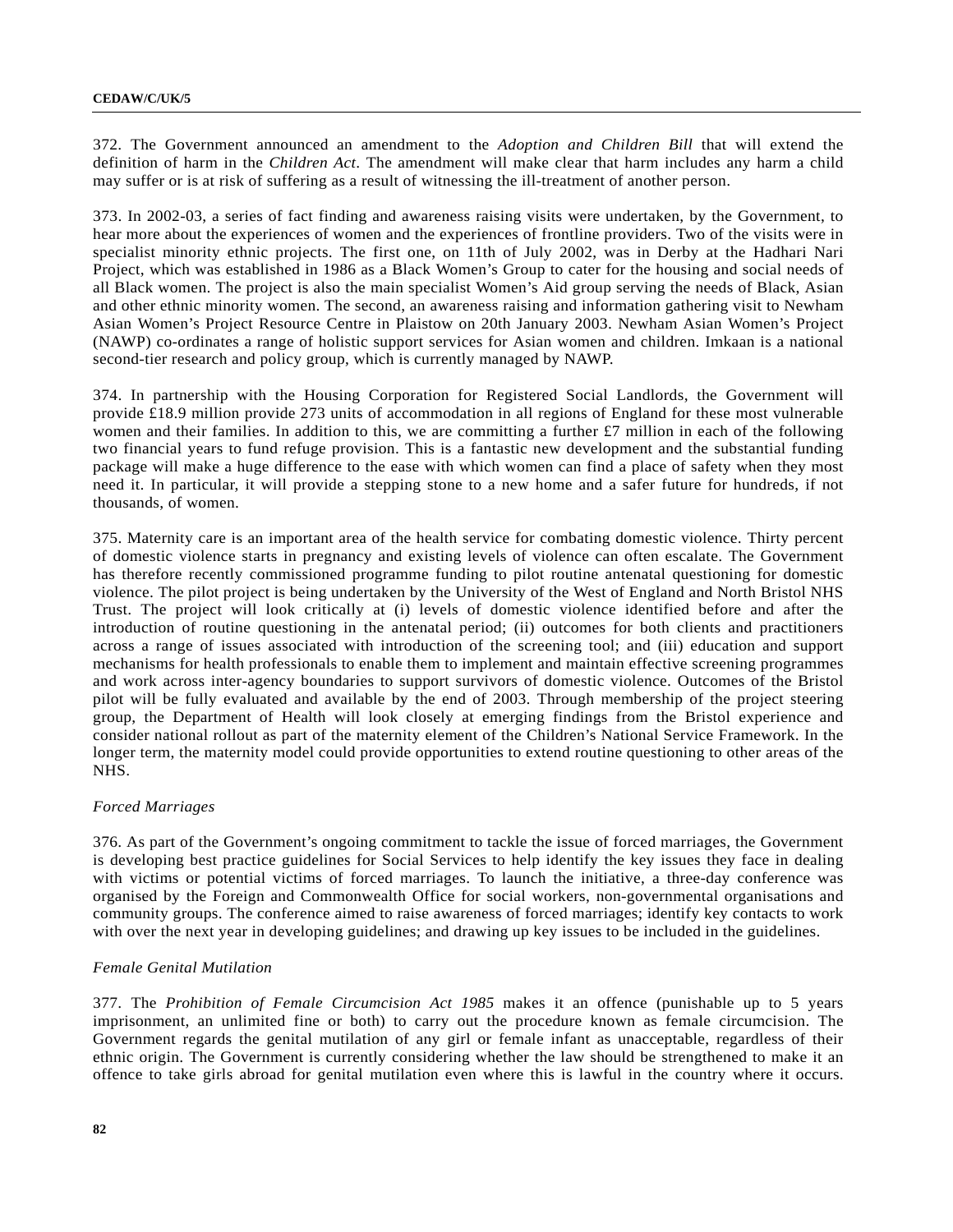372. The Government announced an amendment to the *Adoption and Children Bill* that will extend the definition of harm in the *Children Act*. The amendment will make clear that harm includes any harm a child may suffer or is at risk of suffering as a result of witnessing the ill-treatment of another person.

373. In 2002-03, a series of fact finding and awareness raising visits were undertaken, by the Government, to hear more about the experiences of women and the experiences of frontline providers. Two of the visits were in specialist minority ethnic projects. The first one, on 11th of July 2002, was in Derby at the Hadhari Nari Project, which was established in 1986 as a Black Women's Group to cater for the housing and social needs of all Black women. The project is also the main specialist Women's Aid group serving the needs of Black, Asian and other ethnic minority women. The second, an awareness raising and information gathering visit to Newham Asian Women's Project Resource Centre in Plaistow on 20th January 2003. Newham Asian Women's Project (NAWP) co-ordinates a range of holistic support services for Asian women and children. Imkaan is a national second-tier research and policy group, which is currently managed by NAWP.

374. In partnership with the Housing Corporation for Registered Social Landlords, the Government will provide £18.9 million provide 273 units of accommodation in all regions of England for these most vulnerable women and their families. In addition to this, we are committing a further £7 million in each of the following two financial years to fund refuge provision. This is a fantastic new development and the substantial funding package will make a huge difference to the ease with which women can find a place of safety when they most need it. In particular, it will provide a stepping stone to a new home and a safer future for hundreds, if not thousands, of women.

375. Maternity care is an important area of the health service for combating domestic violence. Thirty percent of domestic violence starts in pregnancy and existing levels of violence can often escalate. The Government has therefore recently commissioned programme funding to pilot routine antenatal questioning for domestic violence. The pilot project is being undertaken by the University of the West of England and North Bristol NHS Trust. The project will look critically at (i) levels of domestic violence identified before and after the introduction of routine questioning in the antenatal period; (ii) outcomes for both clients and practitioners across a range of issues associated with introduction of the screening tool; and (iii) education and support mechanisms for health professionals to enable them to implement and maintain effective screening programmes and work across inter-agency boundaries to support survivors of domestic violence. Outcomes of the Bristol pilot will be fully evaluated and available by the end of 2003. Through membership of the project steering group, the Department of Health will look closely at emerging findings from the Bristol experience and consider national rollout as part of the maternity element of the Children's National Service Framework. In the longer term, the maternity model could provide opportunities to extend routine questioning to other areas of the NHS.

*Forced Marriages*

376. As part of the Government's ongoing commitment to tackle the issue of forced marriages, the Government is developing best practice guidelines for Social Services to help identify the key issues they face in dealing with victims or potential victims of forced marriages. To launch the initiative, a three-day conference was organised by the Foreign and Commonwealth Office for social workers, non-governmental organisations and community groups. The conference aimed to raise awareness of forced marriages; identify key contacts to work with over the next year in developing guidelines; and drawing up key issues to be included in the guidelines.

*Female Genital Mutilation*

377. The *Prohibition of Female Circumcision Act 1985* makes it an offence (punishable up to 5 years imprisonment, an unlimited fine or both) to carry out the procedure known as female circumcision. The Government regards the genital mutilation of any girl or female infant as unacceptable, regardless of their ethnic origin. The Government is currently considering whether the law should be strengthened to make it an offence to take girls abroad for genital mutilation even where this is lawful in the country where it occurs.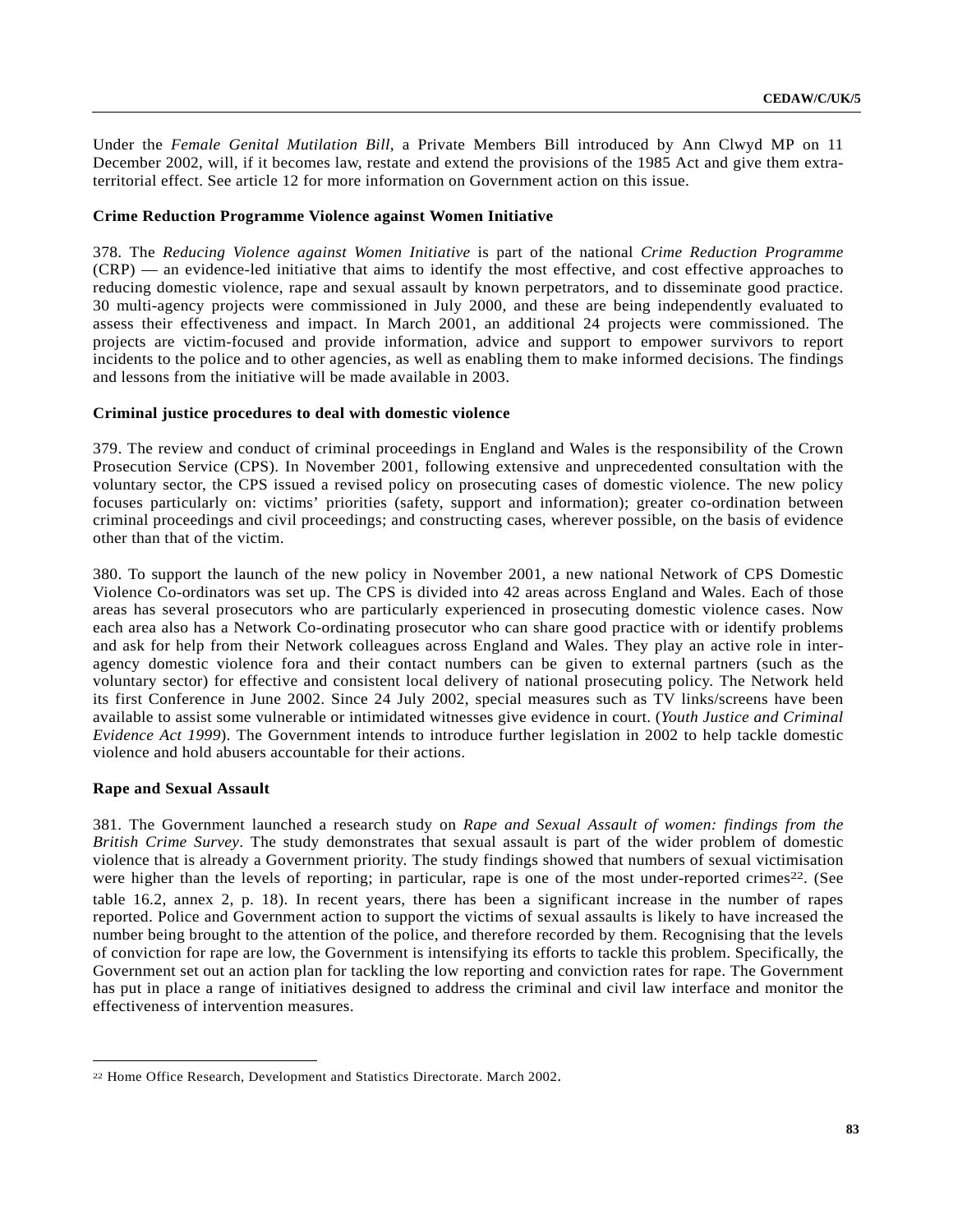Under the *Female Genital Mutilation Bill*, a Private Members Bill introduced by Ann Clwyd MP on 11 December 2002, will, if it becomes law, restate and extend the provisions of the 1985 Act and give them extra-territorial effect. See article 12 for more information on Government action on this issue.

**Crime Reduction Programme Violence against Women Initiative**

378. The *Reducing Violence against Women Initiative* is part of the national *Crime Reduction Programme* (CRP) — an evidence-led initiative that aims to identify the most effective, and cost effective approaches to reducing domestic violence, rape and sexual assault by known perpetrators, and to disseminate good practice. 30 multi-agency projects were commissioned in July 2000, and these are being independently evaluated to assess their effectiveness and impact. In March 2001, an additional 24 projects were commissioned. The projects are victim-focused and provide information, advice and support to empower survivors to report incidents to the police and to other agencies, as well as enabling them to make informed decisions. The findings and lessons from the initiative will be made available in 2003.

**Criminal justice procedures to deal with domestic violence**

379. The review and conduct of criminal proceedings in England and Wales is the responsibility of the Crown Prosecution Service (CPS). In November 2001, following extensive and unprecedented consultation with the voluntary sector, the CPS issued a revised policy on prosecuting cases of domestic violence. The new policy focuses particularly on: victims' priorities (safety, support and information); greater co-ordination between criminal proceedings and civil proceedings; and constructing cases, wherever possible, on the basis of evidence other than that of the victim.

380. To support the launch of the new policy in November 2001, a new national Network of CPS Domestic Violence Co-ordinators was set up. The CPS is divided into 42 areas across England and Wales. Each of those areas has several prosecutors who are particularly experienced in prosecuting domestic violence cases. Now each area also has a Network Co-ordinating prosecutor who can share good practice with or identify problems and ask for help from their Network colleagues across England and Wales. They play an active role in inter-agency domestic violence fora and their contact numbers can be given to external partners (such as the voluntary sector) for effective and consistent local delivery of national prosecuting policy. The Network held its first Conference in June 2002. Since 24 July 2002, special measures such as TV links/screens have been available to assist some vulnerable or intimidated witnesses give evidence in court. (*Youth Justice and Criminal Evidence Act 1999*). The Government intends to introduce further legislation in 2002 to help tackle domestic violence and hold abusers accountable for their actions.

**Rape and Sexual Assault**

381. The Government launched a research study on *Rape and Sexual Assault of women: findings from the British Crime Survey*. The study demonstrates that sexual assault is part of the wider problem of domestic violence that is already a Government priority. The study findings showed that numbers of sexual victimisation were higher than the levels of reporting; in particular, rape is one of the most under-reported crimes[22]. (See table 16.2, annex 2, p. 18). In recent years, there has been a significant increase in the number of rapes reported. Police and Government action to support the victims of sexual assaults is likely to have increased the number being brought to the attention of the police, and therefore recorded by them. Recognising that the levels of conviction for rape are low, the Government is intensifying its efforts to tackle this problem. Specifically, the Government set out an action plan for tackling the low reporting and conviction rates for rape. The Government has put in place a range of initiatives designed to address the criminal and civil law interface and monitor the effectiveness of intervention measures.

---

[22] Home Office Research, Development and Statistics Directorate. March 2002.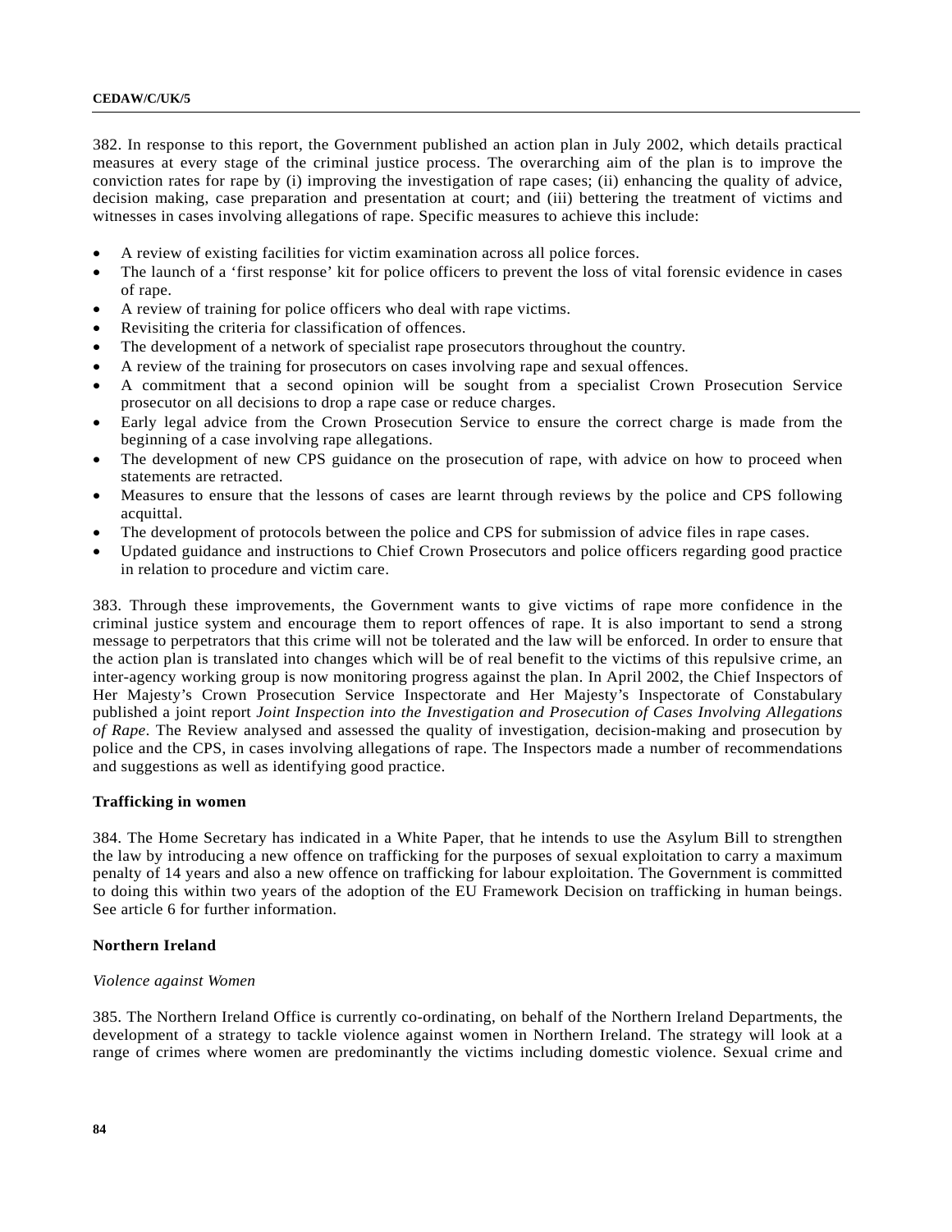382. In response to this report, the Government published an action plan in July 2002, which details practical measures at every stage of the criminal justice process. The overarching aim of the plan is to improve the conviction rates for rape by (i) improving the investigation of rape cases; (ii) enhancing the quality of advice, decision making, case preparation and presentation at court; and (iii) bettering the treatment of victims and witnesses in cases involving allegations of rape. Specific measures to achieve this include:

- A review of existing facilities for victim examination across all police forces.
- The launch of a 'first response' kit for police officers to prevent the loss of vital forensic evidence in cases of rape.
- A review of training for police officers who deal with rape victims.
- Revisiting the criteria for classification of offences.
- The development of a network of specialist rape prosecutors throughout the country.
- A review of the training for prosecutors on cases involving rape and sexual offences.
- A commitment that a second opinion will be sought from a specialist Crown Prosecution Service prosecutor on all decisions to drop a rape case or reduce charges.
- Early legal advice from the Crown Prosecution Service to ensure the correct charge is made from the beginning of a case involving rape allegations.
- The development of new CPS guidance on the prosecution of rape, with advice on how to proceed when statements are retracted.
- Measures to ensure that the lessons of cases are learnt through reviews by the police and CPS following acquittal.
- The development of protocols between the police and CPS for submission of advice files in rape cases.
- Updated guidance and instructions to Chief Crown Prosecutors and police officers regarding good practice in relation to procedure and victim care.

383. Through these improvements, the Government wants to give victims of rape more confidence in the criminal justice system and encourage them to report offences of rape. It is also important to send a strong message to perpetrators that this crime will not be tolerated and the law will be enforced. In order to ensure that the action plan is translated into changes which will be of real benefit to the victims of this repulsive crime, an inter-agency working group is now monitoring progress against the plan. In April 2002, the Chief Inspectors of Her Majesty's Crown Prosecution Service Inspectorate and Her Majesty's Inspectorate of Constabulary published a joint report *Joint Inspection into the Investigation and Prosecution of Cases Involving Allegations of Rape*. The Review analysed and assessed the quality of investigation, decision-making and prosecution by police and the CPS, in cases involving allegations of rape. The Inspectors made a number of recommendations and suggestions as well as identifying good practice.

**Trafficking in women**

384. The Home Secretary has indicated in a White Paper, that he intends to use the Asylum Bill to strengthen the law by introducing a new offence on trafficking for the purposes of sexual exploitation to carry a maximum penalty of 14 years and also a new offence on trafficking for labour exploitation. The Government is committed to doing this within two years of the adoption of the EU Framework Decision on trafficking in human beings. See article 6 for further information.

**Northern Ireland**

*Violence against Women*

385. The Northern Ireland Office is currently co-ordinating, on behalf of the Northern Ireland Departments, the development of a strategy to tackle violence against women in Northern Ireland. The strategy will look at a range of crimes where women are predominantly the victims including domestic violence. Sexual crime and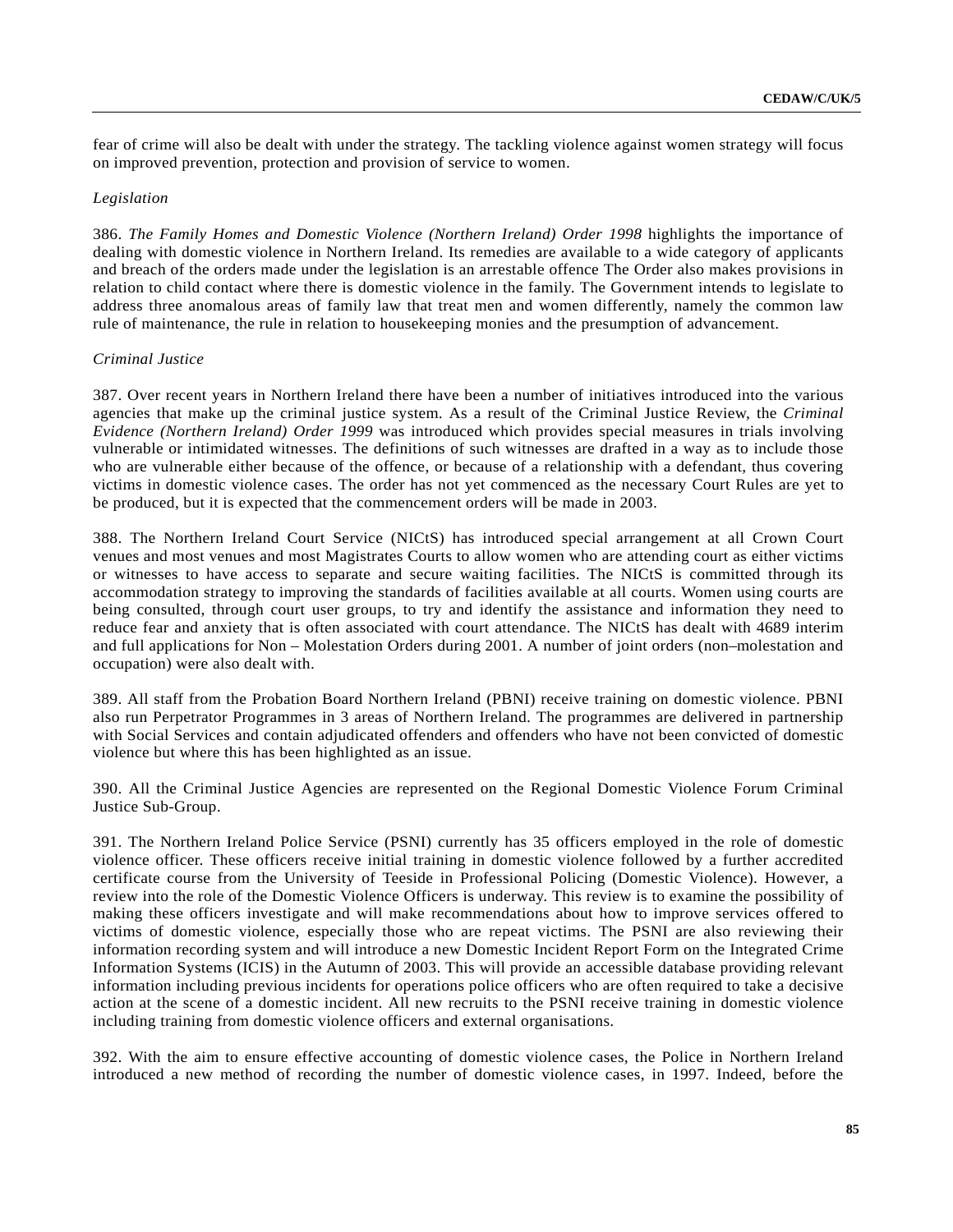fear of crime will also be dealt with under the strategy. The tackling violence against women strategy will focus on improved prevention, protection and provision of service to women.

*Legislation*

386. *The Family Homes and Domestic Violence (Northern Ireland) Order 1998* highlights the importance of dealing with domestic violence in Northern Ireland. Its remedies are available to a wide category of applicants and breach of the orders made under the legislation is an arrestable offence The Order also makes provisions in relation to child contact where there is domestic violence in the family. The Government intends to legislate to address three anomalous areas of family law that treat men and women differently, namely the common law rule of maintenance, the rule in relation to housekeeping monies and the presumption of advancement.

*Criminal Justice*

387. Over recent years in Northern Ireland there have been a number of initiatives introduced into the various agencies that make up the criminal justice system. As a result of the Criminal Justice Review, the *Criminal Evidence (Northern Ireland) Order 1999* was introduced which provides special measures in trials involving vulnerable or intimidated witnesses. The definitions of such witnesses are drafted in a way as to include those who are vulnerable either because of the offence, or because of a relationship with a defendant, thus covering victims in domestic violence cases. The order has not yet commenced as the necessary Court Rules are yet to be produced, but it is expected that the commencement orders will be made in 2003.

388. The Northern Ireland Court Service (NICtS) has introduced special arrangement at all Crown Court venues and most venues and most Magistrates Courts to allow women who are attending court as either victims or witnesses to have access to separate and secure waiting facilities. The NICtS is committed through its accommodation strategy to improving the standards of facilities available at all courts. Women using courts are being consulted, through court user groups, to try and identify the assistance and information they need to reduce fear and anxiety that is often associated with court attendance. The NICtS has dealt with 4689 interim and full applications for Non – Molestation Orders during 2001. A number of joint orders (non–molestation and occupation) were also dealt with.

389. All staff from the Probation Board Northern Ireland (PBNI) receive training on domestic violence. PBNI also run Perpetrator Programmes in 3 areas of Northern Ireland. The programmes are delivered in partnership with Social Services and contain adjudicated offenders and offenders who have not been convicted of domestic violence but where this has been highlighted as an issue.

390. All the Criminal Justice Agencies are represented on the Regional Domestic Violence Forum Criminal Justice Sub-Group.

391. The Northern Ireland Police Service (PSNI) currently has 35 officers employed in the role of domestic violence officer. These officers receive initial training in domestic violence followed by a further accredited certificate course from the University of Teeside in Professional Policing (Domestic Violence). However, a review into the role of the Domestic Violence Officers is underway. This review is to examine the possibility of making these officers investigate and will make recommendations about how to improve services offered to victims of domestic violence, especially those who are repeat victims. The PSNI are also reviewing their information recording system and will introduce a new Domestic Incident Report Form on the Integrated Crime Information Systems (ICIS) in the Autumn of 2003. This will provide an accessible database providing relevant information including previous incidents for operations police officers who are often required to take a decisive action at the scene of a domestic incident. All new recruits to the PSNI receive training in domestic violence including training from domestic violence officers and external organisations.

392. With the aim to ensure effective accounting of domestic violence cases, the Police in Northern Ireland introduced a new method of recording the number of domestic violence cases, in 1997. Indeed, before the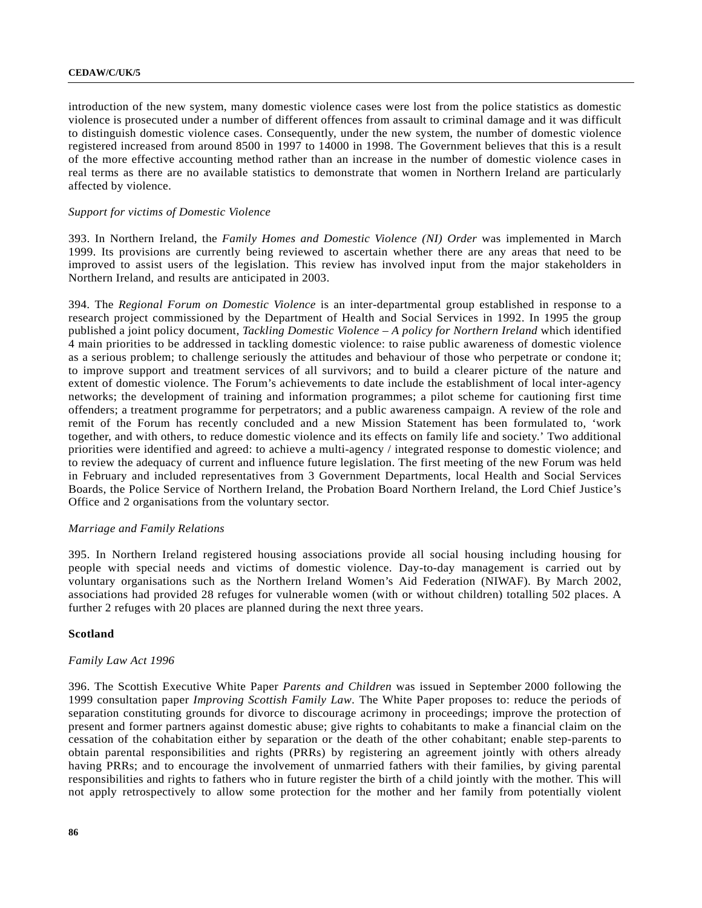introduction of the new system, many domestic violence cases were lost from the police statistics as domestic violence is prosecuted under a number of different offences from assault to criminal damage and it was difficult to distinguish domestic violence cases. Consequently, under the new system, the number of domestic violence registered increased from around 8500 in 1997 to 14000 in 1998. The Government believes that this is a result of the more effective accounting method rather than an increase in the number of domestic violence cases in real terms as there are no available statistics to demonstrate that women in Northern Ireland are particularly affected by violence.

*Support for victims of Domestic Violence*

393. In Northern Ireland, the *Family Homes and Domestic Violence (NI) Order* was implemented in March 1999. Its provisions are currently being reviewed to ascertain whether there are any areas that need to be improved to assist users of the legislation. This review has involved input from the major stakeholders in Northern Ireland, and results are anticipated in 2003.

394. The *Regional Forum on Domestic Violence* is an inter-departmental group established in response to a research project commissioned by the Department of Health and Social Services in 1992. In 1995 the group published a joint policy document, *Tackling Domestic Violence – A policy for Northern Ireland* which identified 4 main priorities to be addressed in tackling domestic violence: to raise public awareness of domestic violence as a serious problem; to challenge seriously the attitudes and behaviour of those who perpetrate or condone it; to improve support and treatment services of all survivors; and to build a clearer picture of the nature and extent of domestic violence. The Forum's achievements to date include the establishment of local inter-agency networks; the development of training and information programmes; a pilot scheme for cautioning first time offenders; a treatment programme for perpetrators; and a public awareness campaign. A review of the role and remit of the Forum has recently concluded and a new Mission Statement has been formulated to, 'work together, and with others, to reduce domestic violence and its effects on family life and society.' Two additional priorities were identified and agreed: to achieve a multi-agency / integrated response to domestic violence; and to review the adequacy of current and influence future legislation. The first meeting of the new Forum was held in February and included representatives from 3 Government Departments, local Health and Social Services Boards, the Police Service of Northern Ireland, the Probation Board Northern Ireland, the Lord Chief Justice's Office and 2 organisations from the voluntary sector.

*Marriage and Family Relations*

395. In Northern Ireland registered housing associations provide all social housing including housing for people with special needs and victims of domestic violence. Day-to-day management is carried out by voluntary organisations such as the Northern Ireland Women's Aid Federation (NIWAF). By March 2002, associations had provided 28 refuges for vulnerable women (with or without children) totalling 502 places. A further 2 refuges with 20 places are planned during the next three years.

**Scotland**

*Family Law Act 1996*

396. The Scottish Executive White Paper *Parents and Children* was issued in September 2000 following the 1999 consultation paper *Improving Scottish Family Law*. The White Paper proposes to: reduce the periods of separation constituting grounds for divorce to discourage acrimony in proceedings; improve the protection of present and former partners against domestic abuse; give rights to cohabitants to make a financial claim on the cessation of the cohabitation either by separation or the death of the other cohabitant; enable step-parents to obtain parental responsibilities and rights (PRRs) by registering an agreement jointly with others already having PRRs; and to encourage the involvement of unmarried fathers with their families, by giving parental responsibilities and rights to fathers who in future register the birth of a child jointly with the mother. This will not apply retrospectively to allow some protection for the mother and her family from potentially violent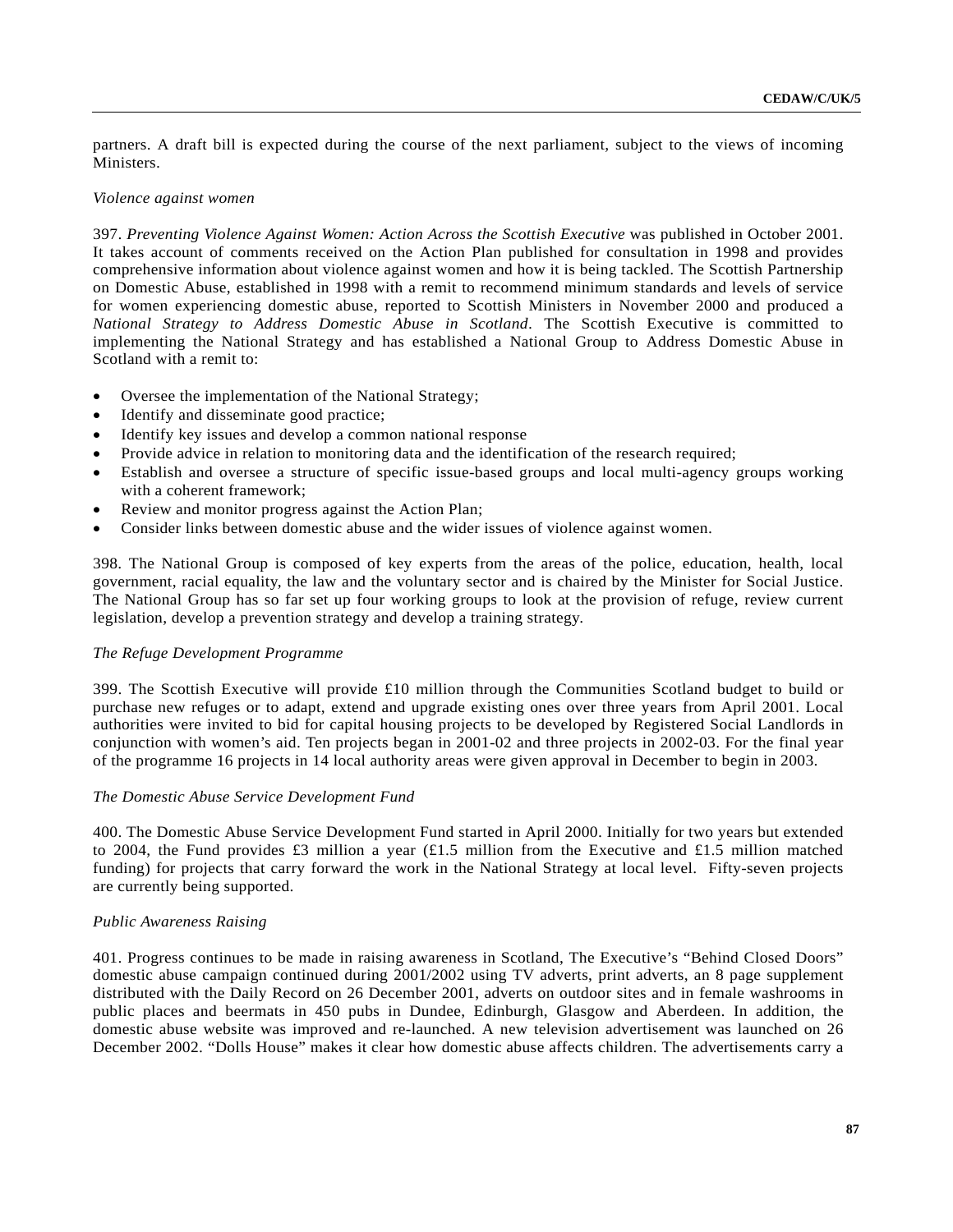partners. A draft bill is expected during the course of the next parliament, subject to the views of incoming Ministers.

*Violence against women*

397. *Preventing Violence Against Women: Action Across the Scottish Executive* was published in October 2001. It takes account of comments received on the Action Plan published for consultation in 1998 and provides comprehensive information about violence against women and how it is being tackled. The Scottish Partnership on Domestic Abuse, established in 1998 with a remit to recommend minimum standards and levels of service for women experiencing domestic abuse, reported to Scottish Ministers in November 2000 and produced a *National Strategy to Address Domestic Abuse in Scotland*. The Scottish Executive is committed to implementing the National Strategy and has established a National Group to Address Domestic Abuse in Scotland with a remit to:

- Oversee the implementation of the National Strategy;
- Identify and disseminate good practice;
- Identify key issues and develop a common national response
- Provide advice in relation to monitoring data and the identification of the research required;
- Establish and oversee a structure of specific issue-based groups and local multi-agency groups working with a coherent framework;
- Review and monitor progress against the Action Plan;
- Consider links between domestic abuse and the wider issues of violence against women.

398. The National Group is composed of key experts from the areas of the police, education, health, local government, racial equality, the law and the voluntary sector and is chaired by the Minister for Social Justice. The National Group has so far set up four working groups to look at the provision of refuge, review current legislation, develop a prevention strategy and develop a training strategy.

*The Refuge Development Programme*

399. The Scottish Executive will provide £10 million through the Communities Scotland budget to build or purchase new refuges or to adapt, extend and upgrade existing ones over three years from April 2001. Local authorities were invited to bid for capital housing projects to be developed by Registered Social Landlords in conjunction with women's aid. Ten projects began in 2001-02 and three projects in 2002-03. For the final year of the programme 16 projects in 14 local authority areas were given approval in December to begin in 2003.

*The Domestic Abuse Service Development Fund*

400. The Domestic Abuse Service Development Fund started in April 2000. Initially for two years but extended to 2004, the Fund provides £3 million a year (£1.5 million from the Executive and £1.5 million matched funding) for projects that carry forward the work in the National Strategy at local level. Fifty-seven projects are currently being supported.

*Public Awareness Raising*

401. Progress continues to be made in raising awareness in Scotland, The Executive's "Behind Closed Doors" domestic abuse campaign continued during 2001/2002 using TV adverts, print adverts, an 8 page supplement distributed with the Daily Record on 26 December 2001, adverts on outdoor sites and in female washrooms in public places and beermats in 450 pubs in Dundee, Edinburgh, Glasgow and Aberdeen. In addition, the domestic abuse website was improved and re-launched. A new television advertisement was launched on 26 December 2002. "Dolls House" makes it clear how domestic abuse affects children. The advertisements carry a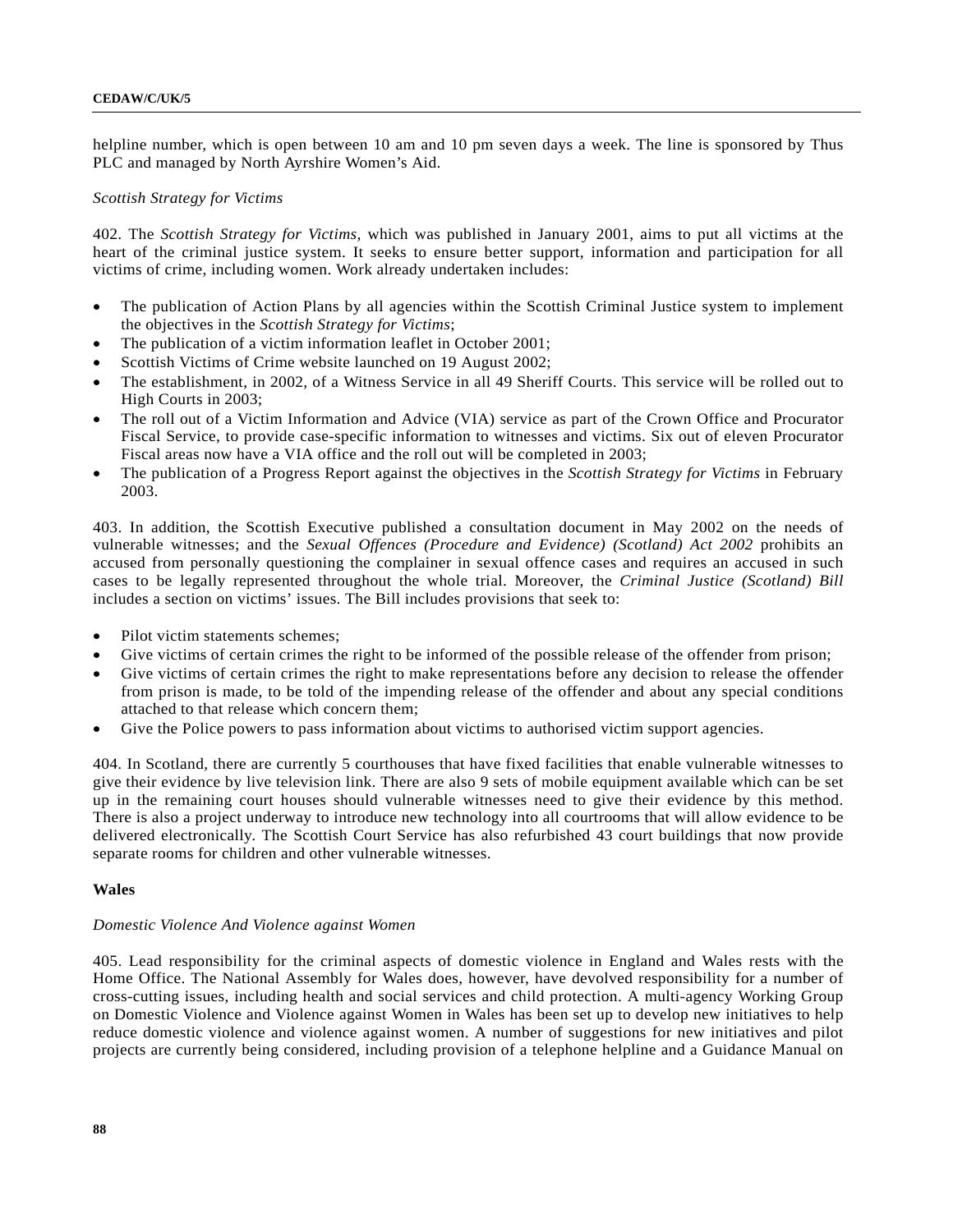helpline number, which is open between 10 am and 10 pm seven days a week. The line is sponsored by Thus PLC and managed by North Ayrshire Women's Aid.

*Scottish Strategy for Victims*

402. The *Scottish Strategy for Victims*, which was published in January 2001, aims to put all victims at the heart of the criminal justice system. It seeks to ensure better support, information and participation for all victims of crime, including women. Work already undertaken includes:

- The publication of Action Plans by all agencies within the Scottish Criminal Justice system to implement the objectives in the *Scottish Strategy for Victims*;
- The publication of a victim information leaflet in October 2001;
- Scottish Victims of Crime website launched on 19 August 2002;
- The establishment, in 2002, of a Witness Service in all 49 Sheriff Courts. This service will be rolled out to High Courts in 2003;
- The roll out of a Victim Information and Advice (VIA) service as part of the Crown Office and Procurator Fiscal Service, to provide case-specific information to witnesses and victims. Six out of eleven Procurator Fiscal areas now have a VIA office and the roll out will be completed in 2003;
- The publication of a Progress Report against the objectives in the *Scottish Strategy for Victims* in February 2003.

403. In addition, the Scottish Executive published a consultation document in May 2002 on the needs of vulnerable witnesses; and the *Sexual Offences (Procedure and Evidence) (Scotland) Act 2002* prohibits an accused from personally questioning the complainer in sexual offence cases and requires an accused in such cases to be legally represented throughout the whole trial. Moreover, the *Criminal Justice (Scotland) Bill* includes a section on victims' issues. The Bill includes provisions that seek to:

- Pilot victim statements schemes;
- Give victims of certain crimes the right to be informed of the possible release of the offender from prison;
- Give victims of certain crimes the right to make representations before any decision to release the offender from prison is made, to be told of the impending release of the offender and about any special conditions attached to that release which concern them;
- Give the Police powers to pass information about victims to authorised victim support agencies.

404. In Scotland, there are currently 5 courthouses that have fixed facilities that enable vulnerable witnesses to give their evidence by live television link. There are also 9 sets of mobile equipment available which can be set up in the remaining court houses should vulnerable witnesses need to give their evidence by this method. There is also a project underway to introduce new technology into all courtrooms that will allow evidence to be delivered electronically. The Scottish Court Service has also refurbished 43 court buildings that now provide separate rooms for children and other vulnerable witnesses.

## Wales

*Domestic Violence And Violence against Women*

405. Lead responsibility for the criminal aspects of domestic violence in England and Wales rests with the Home Office. The National Assembly for Wales does, however, have devolved responsibility for a number of cross-cutting issues, including health and social services and child protection. A multi-agency Working Group on Domestic Violence and Violence against Women in Wales has been set up to develop new initiatives to help reduce domestic violence and violence against women. A number of suggestions for new initiatives and pilot projects are currently being considered, including provision of a telephone helpline and a Guidance Manual on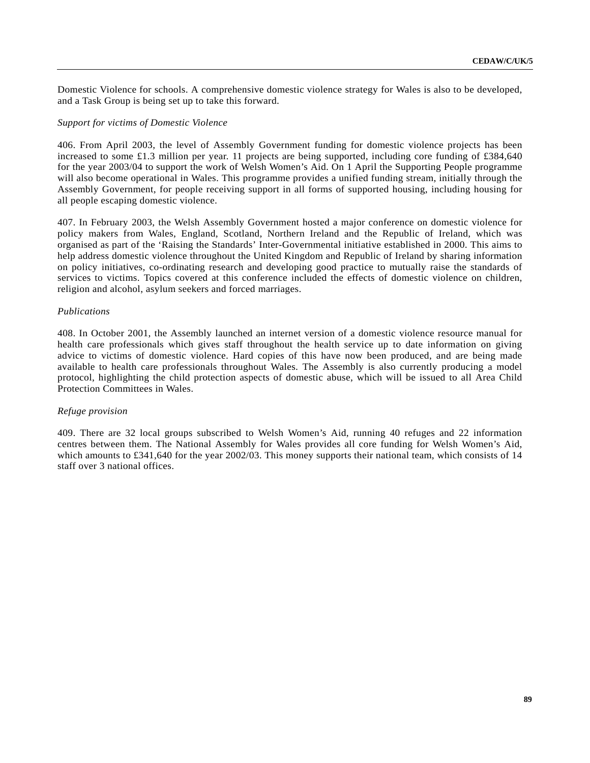Domestic Violence for schools. A comprehensive domestic violence strategy for Wales is also to be developed, and a Task Group is being set up to take this forward.

*Support for victims of Domestic Violence*

406. From April 2003, the level of Assembly Government funding for domestic violence projects has been increased to some £1.3 million per year. 11 projects are being supported, including core funding of £384,640 for the year 2003/04 to support the work of Welsh Women's Aid. On 1 April the Supporting People programme will also become operational in Wales. This programme provides a unified funding stream, initially through the Assembly Government, for people receiving support in all forms of supported housing, including housing for all people escaping domestic violence.

407. In February 2003, the Welsh Assembly Government hosted a major conference on domestic violence for policy makers from Wales, England, Scotland, Northern Ireland and the Republic of Ireland, which was organised as part of the 'Raising the Standards' Inter-Governmental initiative established in 2000. This aims to help address domestic violence throughout the United Kingdom and Republic of Ireland by sharing information on policy initiatives, co-ordinating research and developing good practice to mutually raise the standards of services to victims. Topics covered at this conference included the effects of domestic violence on children, religion and alcohol, asylum seekers and forced marriages.

*Publications*

408. In October 2001, the Assembly launched an internet version of a domestic violence resource manual for health care professionals which gives staff throughout the health service up to date information on giving advice to victims of domestic violence. Hard copies of this have now been produced, and are being made available to health care professionals throughout Wales. The Assembly is also currently producing a model protocol, highlighting the child protection aspects of domestic abuse, which will be issued to all Area Child Protection Committees in Wales.

*Refuge provision*

409. There are 32 local groups subscribed to Welsh Women's Aid, running 40 refuges and 22 information centres between them. The National Assembly for Wales provides all core funding for Welsh Women's Aid, which amounts to £341,640 for the year 2002/03. This money supports their national team, which consists of 14 staff over 3 national offices.